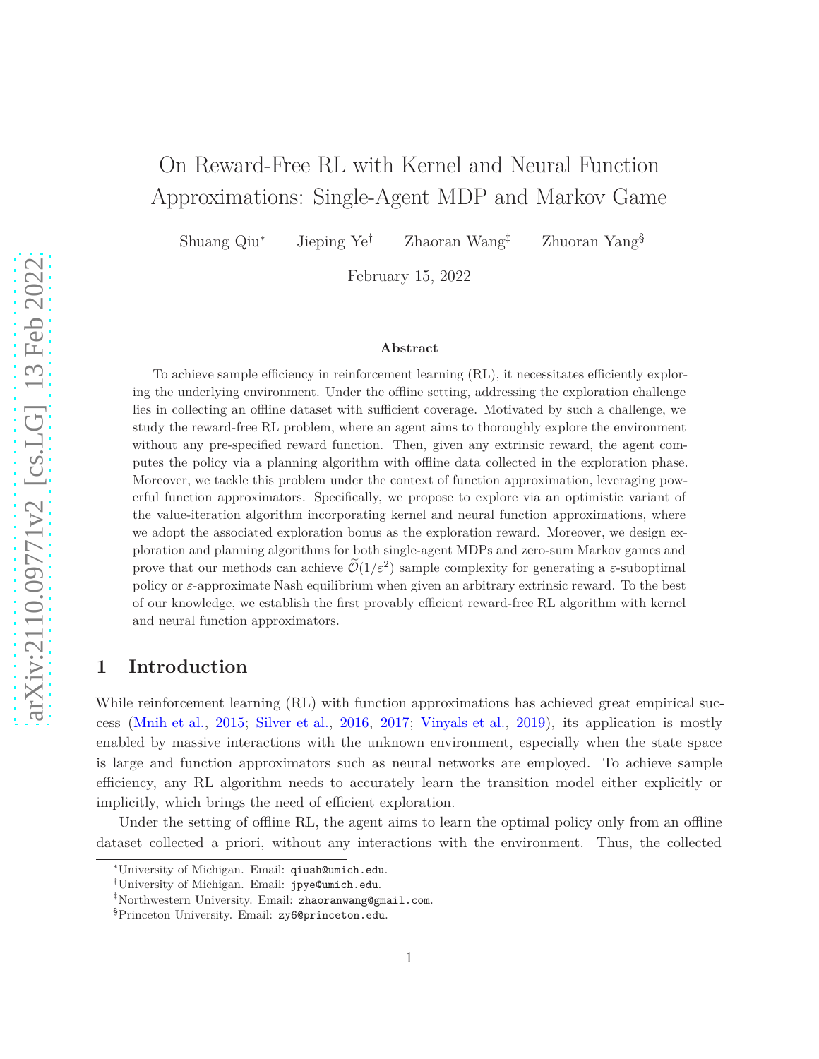# On Reward-Free RL with Kernel and Neural Function Approximations: Single-Agent MDP and Markov Game

Shuang Qiu[*] Jieping Ye[†] Zhaoran Wang[‡] Zhuoran Yang[§]

February 15, 2022

### Abstract

To achieve sample efficiency in reinforcement learning (RL), it necessitates efficiently exploring the underlying environment. Under the offline setting, addressing the exploration challenge lies in collecting an offline dataset with sufficient coverage. Motivated by such a challenge, we study the reward-free RL problem, where an agent aims to thoroughly explore the environment without any pre-specified reward function. Then, given any extrinsic reward, the agent computes the policy via a planning algorithm with offline data collected in the exploration phase. Moreover, we tackle this problem under the context of function approximation, leveraging powerful function approximators. Specifically, we propose to explore via an optimistic variant of the value-iteration algorithm incorporating kernel and neural function approximations, where we adopt the associated exploration bonus as the exploration reward. Moreover, we design exploration and planning algorithms for both single-agent MDPs and zero-sum Markov games and prove that our methods can achieve $\widetilde{\mathcal{O}}(1/\varepsilon^2)$ sample complexity for generating a $\varepsilon$-suboptimal policy or $\varepsilon$-approximate Nash equilibrium when given an arbitrary extrinsic reward. To the best of our knowledge, we establish the first provably efficient reward-free RL algorithm with kernel and neural function approximators.

## 1 Introduction

While reinforcement learning (RL) with function approximations has achieved great empirical success (Mnih et al., 2015; Silver et al., 2016, 2017; Vinyals et al., 2019), its application is mostly enabled by massive interactions with the unknown environment, especially when the state space is large and function approximators such as neural networks are employed. To achieve sample efficiency, any RL algorithm needs to accurately learn the transition model either explicitly or implicitly, which brings the need of efficient exploration.

Under the setting of offline RL, the agent aims to learn the optimal policy only from an offline dataset collected a priori, without any interactions with the environment. Thus, the collected

[*]University of Michigan. Email: qiush@umich.edu.

[†]University of Michigan. Email: jpye@umich.edu.

[‡]Northwestern University. Email: zhaoranwang@gmail.com.

[§]Princeton University. Email: zy6@princeton.edu.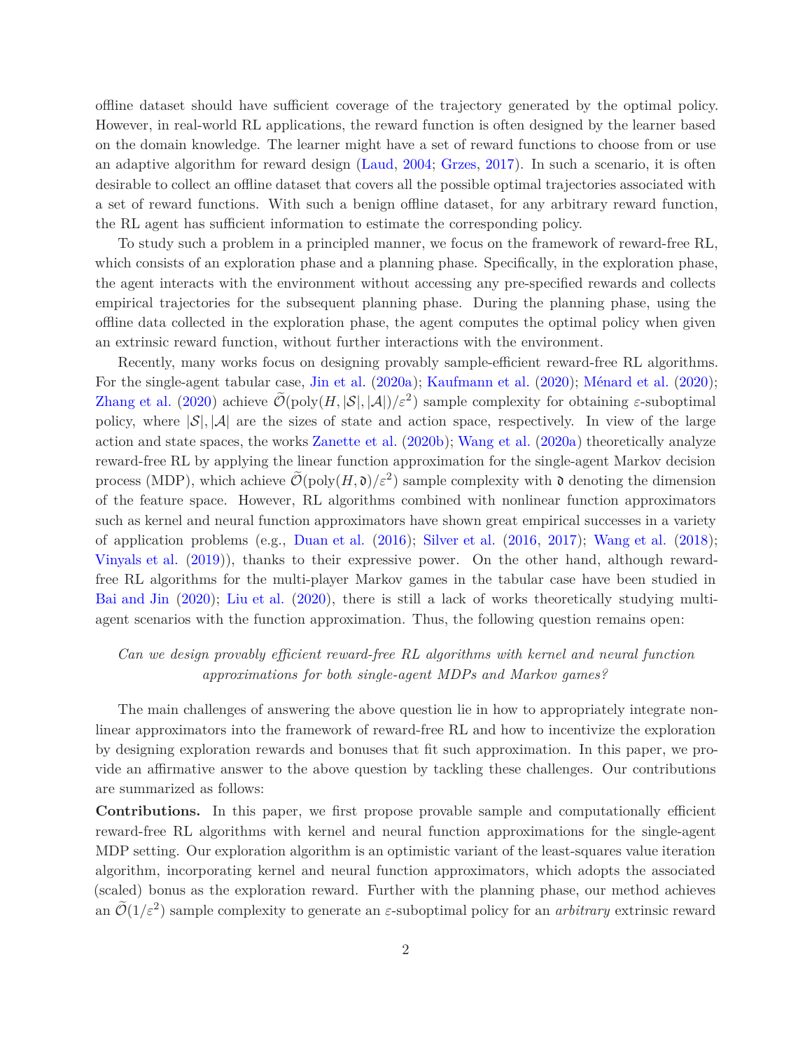offline dataset should have sufficient coverage of the trajectory generated by the optimal policy. However, in real-world RL applications, the reward function is often designed by the learner based on the domain knowledge. The learner might have a set of reward functions to choose from or use an adaptive algorithm for reward design (Laud, 2004; Grzes, 2017). In such a scenario, it is often desirable to collect an offline dataset that covers all the possible optimal trajectories associated with a set of reward functions. With such a benign offline dataset, for any arbitrary reward function, the RL agent has sufficient information to estimate the corresponding policy.

To study such a problem in a principled manner, we focus on the framework of reward-free RL, which consists of an exploration phase and a planning phase. Specifically, in the exploration phase, the agent interacts with the environment without accessing any pre-specified rewards and collects empirical trajectories for the subsequent planning phase. During the planning phase, using the offline data collected in the exploration phase, the agent computes the optimal policy when given an extrinsic reward function, without further interactions with the environment.

Recently, many works focus on designing provably sample-efficient reward-free RL algorithms. For the single-agent tabular case, Jin et al. (2020a); Kaufmann et al. (2020); Ménard et al. (2020); Zhang et al. (2020) achieve $\widetilde{\mathcal{O}}(\mathrm{poly}(H, |\mathcal{S}|, |\mathcal{A}|)/\varepsilon^2)$ sample complexity for obtaining $\varepsilon$-suboptimal policy, where $|\mathcal{S}|, |\mathcal{A}|$ are the sizes of state and action space, respectively. In view of the large action and state spaces, the works Zanette et al. (2020b); Wang et al. (2020a) theoretically analyze reward-free RL by applying the linear function approximation for the single-agent Markov decision process (MDP), which achieve $\widetilde{\mathcal{O}}(\mathrm{poly}(H, \mathfrak{d})/\varepsilon^2)$ sample complexity with $\mathfrak{d}$ denoting the dimension of the feature space. However, RL algorithms combined with nonlinear function approximators such as kernel and neural function approximators have shown great empirical successes in a variety of application problems (e.g., Duan et al. (2016); Silver et al. (2016, 2017); Wang et al. (2018); Vinyals et al. (2019)), thanks to their expressive power. On the other hand, although reward-free RL algorithms for the multi-player Markov games in the tabular case have been studied in Bai and Jin (2020); Liu et al. (2020), there is still a lack of works theoretically studying multi-agent scenarios with the function approximation. Thus, the following question remains open:

*Can we design provably efficient reward-free RL algorithms with kernel and neural function approximations for both single-agent MDPs and Markov games?*

The main challenges of answering the above question lie in how to appropriately integrate nonlinear approximators into the framework of reward-free RL and how to incentivize the exploration by designing exploration rewards and bonuses that fit such approximation. In this paper, we provide an affirmative answer to the above question by tackling these challenges. Our contributions are summarized as follows:

**Contributions.** In this paper, we first propose provable sample and computationally efficient reward-free RL algorithms with kernel and neural function approximations for the single-agent MDP setting. Our exploration algorithm is an optimistic variant of the least-squares value iteration algorithm, incorporating kernel and neural function approximators, which adopts the associated (scaled) bonus as the exploration reward. Further with the planning phase, our method achieves an $\widetilde{\mathcal{O}}(1/\varepsilon^2)$ sample complexity to generate an $\varepsilon$-suboptimal policy for an *arbitrary* extrinsic reward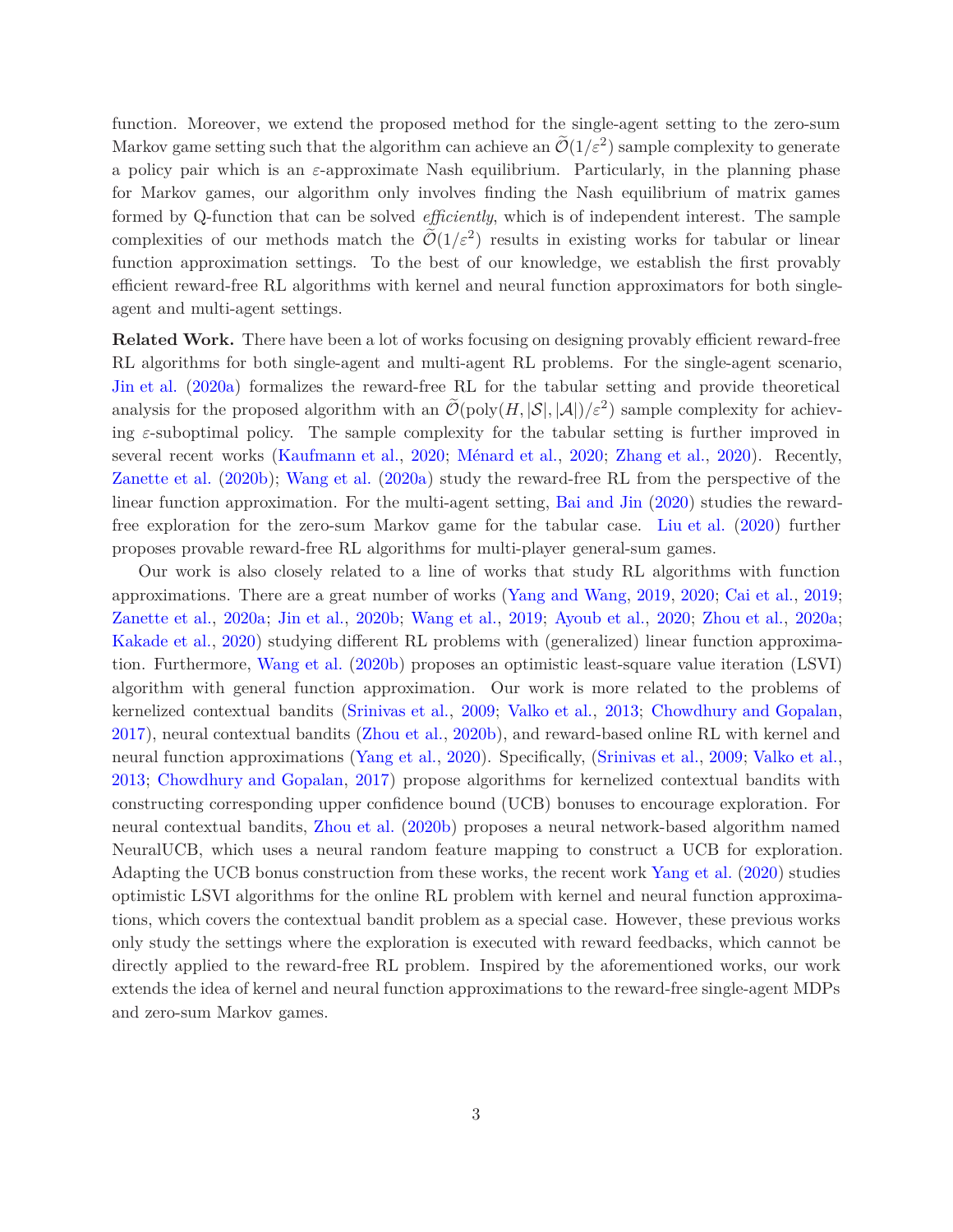function. Moreover, we extend the proposed method for the single-agent setting to the zero-sum Markov game setting such that the algorithm can achieve an $\widetilde{\mathcal{O}}(1/\varepsilon^2)$ sample complexity to generate a policy pair which is an $\varepsilon$-approximate Nash equilibrium. Particularly, in the planning phase for Markov games, our algorithm only involves finding the Nash equilibrium of matrix games formed by Q-function that can be solved *efficiently*, which is of independent interest. The sample complexities of our methods match the $\widetilde{\mathcal{O}}(1/\varepsilon^2)$ results in existing works for tabular or linear function approximation settings. To the best of our knowledge, we establish the first provably efficient reward-free RL algorithms with kernel and neural function approximators for both single-agent and multi-agent settings.

**Related Work.** There have been a lot of works focusing on designing provably efficient reward-free RL algorithms for both single-agent and multi-agent RL problems. For the single-agent scenario, Jin et al. (2020a) formalizes the reward-free RL for the tabular setting and provide theoretical analysis for the proposed algorithm with an $\widetilde{\mathcal{O}}(\mathrm{poly}(H, |\mathcal{S}|, |\mathcal{A}|)/\varepsilon^2)$ sample complexity for achieving $\varepsilon$-suboptimal policy. The sample complexity for the tabular setting is further improved in several recent works (Kaufmann et al., 2020; Ménard et al., 2020; Zhang et al., 2020). Recently, Zanette et al. (2020b); Wang et al. (2020a) study the reward-free RL from the perspective of the linear function approximation. For the multi-agent setting, Bai and Jin (2020) studies the reward-free exploration for the zero-sum Markov game for the tabular case. Liu et al. (2020) further proposes provable reward-free RL algorithms for multi-player general-sum games.

Our work is also closely related to a line of works that study RL algorithms with function approximations. There are a great number of works (Yang and Wang, 2019, 2020; Cai et al., 2019; Zanette et al., 2020a; Jin et al., 2020b; Wang et al., 2019; Ayoub et al., 2020; Zhou et al., 2020a; Kakade et al., 2020) studying different RL problems with (generalized) linear function approximation. Furthermore, Wang et al. (2020b) proposes an optimistic least-square value iteration (LSVI) algorithm with general function approximation. Our work is more related to the problems of kernelized contextual bandits (Srinivas et al., 2009; Valko et al., 2013; Chowdhury and Gopalan, 2017), neural contextual bandits (Zhou et al., 2020b), and reward-based online RL with kernel and neural function approximations (Yang et al., 2020). Specifically, (Srinivas et al., 2009; Valko et al., 2013; Chowdhury and Gopalan, 2017) propose algorithms for kernelized contextual bandits with constructing corresponding upper confidence bound (UCB) bonuses to encourage exploration. For neural contextual bandits, Zhou et al. (2020b) proposes a neural network-based algorithm named NeuralUCB, which uses a neural random feature mapping to construct a UCB for exploration. Adapting the UCB bonus construction from these works, the recent work Yang et al. (2020) studies optimistic LSVI algorithms for the online RL problem with kernel and neural function approximations, which covers the contextual bandit problem as a special case. However, these previous works only study the settings where the exploration is executed with reward feedbacks, which cannot be directly applied to the reward-free RL problem. Inspired by the aforementioned works, our work extends the idea of kernel and neural function approximations to the reward-free single-agent MDPs and zero-sum Markov games.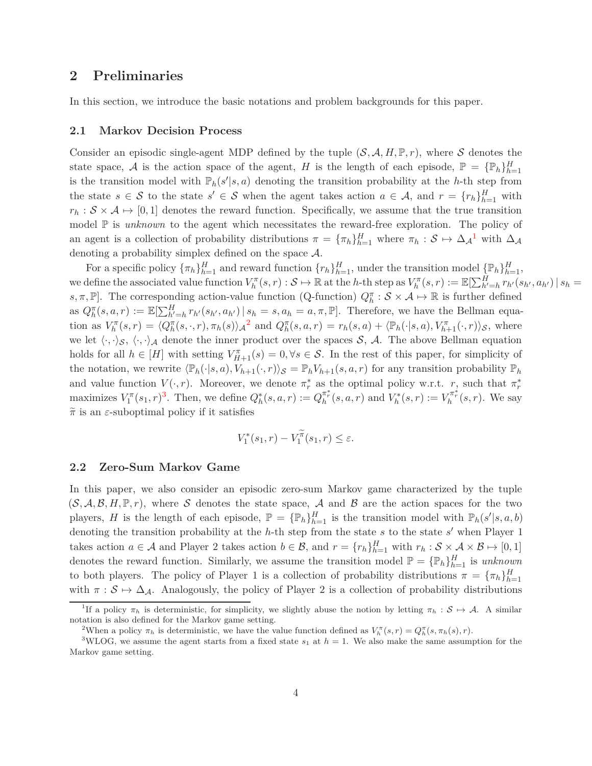## 2 Preliminaries

In this section, we introduce the basic notations and problem backgrounds for this paper.

### 2.1 Markov Decision Process

Consider an episodic single-agent MDP defined by the tuple $(\mathcal{S}, \mathcal{A}, H, \mathbb{P}, r)$, where $\mathcal{S}$ denotes the state space, $\mathcal{A}$ is the action space of the agent, $H$ is the length of each episode, $\mathbb{P} = \{\mathbb{P}_h\}_{h=1}^H$ is the transition model with $\mathbb{P}_h(s'|s,a)$ denoting the transition probability at the $h$-th step from the state $s \in \mathcal{S}$ to the state $s' \in \mathcal{S}$ when the agent takes action $a \in \mathcal{A}$, and $r = \{r_h\}_{h=1}^H$ with $r_h : \mathcal{S} \times \mathcal{A} \mapsto [0,1]$ denotes the reward function. Specifically, we assume that the true transition model $\mathbb{P}$ is *unknown* to the agent which necessitates the reward-free exploration. The policy of an agent is a collection of probability distributions $\pi = \{\pi_h\}_{h=1}^H$ where $\pi_h : \mathcal{S} \mapsto \Delta_{\mathcal{A}}$[1] with $\Delta_{\mathcal{A}}$ denoting a probability simplex defined on the space $\mathcal{A}$.

For a specific policy $\{\pi_h\}_{h=1}^H$ and reward function $\{r_h\}_{h=1}^H$, under the transition model $\{\mathbb{P}_h\}_{h=1}^H$, we define the associated value function $V_h^\pi(s,r) : \mathcal{S} \mapsto \mathbb{R}$ at the $h$-th step as $V_h^\pi(s,r) := \mathbb{E}[\sum_{h'=h}^H r_{h'}(s_{h'}, a_{h'}) \,|\, s_h = s, \pi, \mathbb{P}]$. The corresponding action-value function (Q-function) $Q_h^\pi : \mathcal{S} \times \mathcal{A} \mapsto \mathbb{R}$ is further defined as $Q_h^\pi(s,a,r) := \mathbb{E}[\sum_{h'=h}^H r_{h'}(s_{h'}, a_{h'}) \,|\, s_h = s, a_h = a, \pi, \mathbb{P}]$. Therefore, we have the Bellman equation as $V_h^\pi(s,r) = \langle Q_h^\pi(s,\cdot,r), \pi_h(s)\rangle_{\mathcal{A}}$[2] and $Q_h^\pi(s,a,r) = r_h(s,a) + \langle \mathbb{P}_h(\cdot|s,a), V_{h+1}^\pi(\cdot,r)\rangle_{\mathcal{S}}$, where we let $\langle\cdot,\cdot\rangle_{\mathcal{S}}$, $\langle\cdot,\cdot\rangle_{\mathcal{A}}$ denote the inner product over the spaces $\mathcal{S}$, $\mathcal{A}$. The above Bellman equation holds for all $h \in [H]$ with setting $V_{H+1}^\pi(s) = 0, \forall s \in \mathcal{S}$. In the rest of this paper, for simplicity of the notation, we rewrite $\langle \mathbb{P}_h(\cdot|s,a), V_{h+1}(\cdot,r)\rangle_{\mathcal{S}} = \mathbb{P}_h V_{h+1}(s,a,r)$ for any transition probability $\mathbb{P}_h$ and value function $V(\cdot,r)$. Moreover, we denote $\pi_r^*$ as the optimal policy w.r.t. $r$, such that $\pi_r^*$ maximizes $V_1^\pi(s_1,r)$[3]. Then, we define $Q_h^*(s,a,r) := Q_h^{\pi_r^*}(s,a,r)$ and $V_h^*(s,r) := V_h^{\pi_r^*}(s,r)$. We say $\widetilde{\pi}$ is an $\varepsilon$-suboptimal policy if it satisfies

$$V_1^*(s_1,r) - V_1^{\widetilde{\pi}}(s_1,r) \le \varepsilon.$$

### 2.2 Zero-Sum Markov Game

In this paper, we also consider an episodic zero-sum Markov game characterized by the tuple $(\mathcal{S}, \mathcal{A}, \mathcal{B}, H, \mathbb{P}, r)$, where $\mathcal{S}$ denotes the state space, $\mathcal{A}$ and $\mathcal{B}$ are the action spaces for the two players, $H$ is the length of each episode, $\mathbb{P} = \{\mathbb{P}_h\}_{h=1}^H$ is the transition model with $\mathbb{P}_h(s'|s,a,b)$ denoting the transition probability at the $h$-th step from the state $s$ to the state $s'$ when Player 1 takes $a \in \mathcal{A}$ and Player 2 takes action $b \in \mathcal{B}$, and $r = \{r_h\}_{h=1}^H$ with $r_h : \mathcal{S} \times \mathcal{A} \times \mathcal{B} \mapsto [0,1]$ denotes the reward function. Similarly, we assume the transition model $\mathbb{P} = \{\mathbb{P}_h\}_{h=1}^H$ is *unknown* to both players. The policy of Player 1 is a collection of probability distributions $\pi = \{\pi_h\}_{h=1}^H$ with $\pi : \mathcal{S} \mapsto \Delta_{\mathcal{A}}$. Analogously, the policy of Player 2 is a collection of probability distributions

[1] If a policy $\pi_h$ is deterministic, for simplicity, we slightly abuse the notion by letting $\pi_h : \mathcal{S} \mapsto \mathcal{A}$. A similar notation is also defined for the Markov game setting.

[2] When a policy $\pi_h$ is deterministic, we have the value function defined as $V_h^\pi(s,r) = Q_h^\pi(s, \pi_h(s), r)$.

[3] WLOG, we assume the agent starts from a fixed state $s_1$ at $h = 1$. We also make the same assumption for the Markov game setting.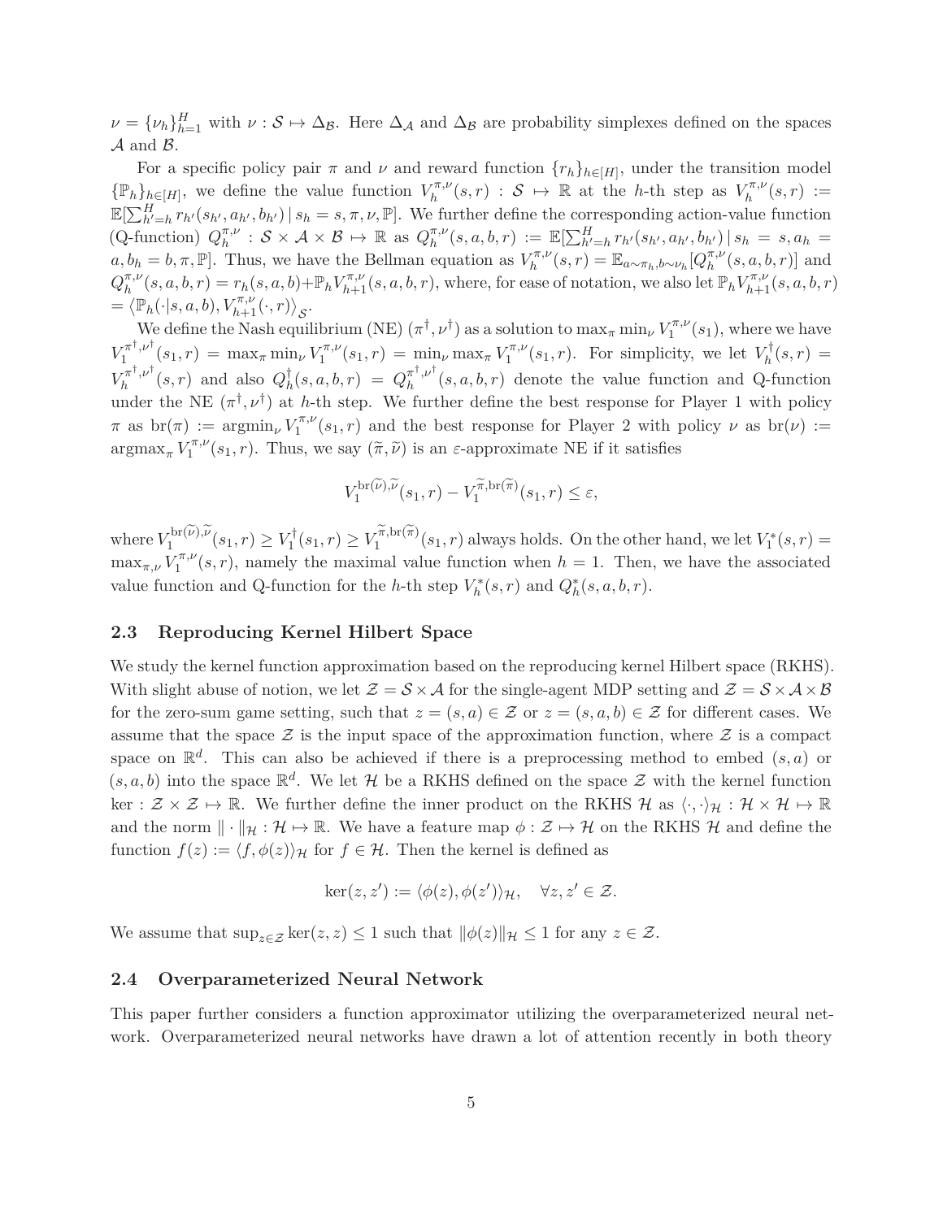$\nu = \{\nu_h\}_{h=1}^H$ with $\nu : \mathcal{S} \mapsto \Delta_{\mathcal{B}}$. Here $\Delta_{\mathcal{A}}$ and $\Delta_{\mathcal{B}}$ are probability simplexes defined on the spaces $\mathcal{A}$ and $\mathcal{B}$.

For a specific policy pair $\pi$ and $\nu$ and reward function $\{r_h\}_{h\in[H]}$, under the transition model $\{\mathbb{P}_h\}_{h\in[H]}$, we define the value function $V_h^{\pi,\nu}(s,r) : \mathcal{S} \mapsto \mathbb{R}$ at the $h$-th step as $V_h^{\pi,\nu}(s,r) := \mathbb{E}[\sum_{h'=h}^H r_{h'}(s_{h'}, a_{h'}, b_{h'}) \,|\, s_h = s, \pi, \nu, \mathbb{P}]$. We further define the corresponding action-value function (Q-function) $Q_h^{\pi,\nu} : \mathcal{S} \times \mathcal{A} \times \mathcal{B} \mapsto \mathbb{R}$ as $Q_h^{\pi,\nu}(s,a,b,r) := \mathbb{E}[\sum_{h'=h}^H r_{h'}(s_{h'}, a_{h'}, b_{h'}) \,|\, s_h = s, a_h = a, b_h = b, \pi, \mathbb{P}]$. Thus, we have the Bellman equation as $V_h^{\pi,\nu}(s,r) = \mathbb{E}_{a\sim\pi_h, b\sim\nu_h}[Q_h^{\pi,\nu}(s,a,b,r)]$ and $Q_h^{\pi,\nu}(s,a,b,r) = r_h(s,a,b) + \mathbb{P}_h V_{h+1}^{\pi,\nu}(s,a,b,r)$, where, for ease of notation, we also let $\mathbb{P}_h V_{h+1}^{\pi,\nu}(s,a,b,r) = \langle \mathbb{P}_h(\cdot|s,a,b), V_{h+1}^{\pi,\nu}(\cdot,r)\rangle_{\mathcal{S}}$.

We define the Nash equilibrium (NE) $(\pi^\dagger, \nu^\dagger)$ as a solution to $\max_\pi \min_\nu V_1^{\pi,\nu}(s_1)$, where we have $V_1^{\pi^\dagger,\nu^\dagger}(s_1,r) = \max_\pi \min_\nu V_1^{\pi,\nu}(s_1,r) = \min_\nu \max_\pi V_1^{\pi,\nu}(s_1,r)$. For simplicity, we let $V_h^\dagger(s,r) = V_h^{\pi^\dagger,\nu^\dagger}(s,r)$ and also $Q_h^\dagger(s,a,b,r) = Q_h^{\pi^\dagger,\nu^\dagger}(s,a,b,r)$ denote the value function and Q-function under the NE $(\pi^\dagger, \nu^\dagger)$ at $h$-th step. We further define the best response for Player 1 with policy $\pi$ as $\mathrm{br}(\pi) := \mathrm{argmin}_\nu V_1^{\pi,\nu}(s_1,r)$ and the best response for Player 2 with policy $\nu$ as $\mathrm{br}(\nu) := \mathrm{argmax}_\pi V_1^{\pi,\nu}(s_1,r)$. Thus, we say $(\widetilde{\pi}, \widetilde{\nu})$ is an $\varepsilon$-approximate NE if it satisfies

$$V_1^{\mathrm{br}(\widetilde{\nu}),\widetilde{\nu}}(s_1,r) - V_1^{\widetilde{\pi},\mathrm{br}(\widetilde{\pi})}(s_1,r) \leq \varepsilon,$$

where $V_1^{\mathrm{br}(\widetilde{\nu}),\widetilde{\nu}}(s_1,r) \geq V_1^\dagger(s_1,r) \geq V_1^{\widetilde{\pi},\mathrm{br}(\widetilde{\pi})}(s_1,r)$ always holds. On the other hand, we let $V_1^*(s,r) = \max_{\pi,\nu} V_1^{\pi,\nu}(s,r)$, namely the maximal value function when $h = 1$. Then, we have the associated value function and Q-function for the $h$-th step $V_h^*(s,r)$ and $Q_h^*(s,a,b,r)$.

### 2.3 Reproducing Kernel Hilbert Space

We study the kernel function approximation based on the reproducing kernel Hilbert space (RKHS). With slight abuse of notion, we let $\mathcal{Z} = \mathcal{S} \times \mathcal{A}$ for the single-agent MDP setting and $\mathcal{Z} = \mathcal{S} \times \mathcal{A} \times \mathcal{B}$ for the zero-sum game setting, such that $z = (s,a) \in \mathcal{Z}$ or $z = (s,a,b) \in \mathcal{Z}$ for different cases. We assume that the space $\mathcal{Z}$ is the input space of the approximation function, where $\mathcal{Z}$ is a compact space on $\mathbb{R}^d$. This can also be achieved if there is a preprocessing method to embed $(s,a)$ or $(s,a,b)$ into the space $\mathbb{R}^d$. We let $\mathcal{H}$ be a RKHS defined on the space $\mathcal{Z}$ with the kernel function $\ker : \mathcal{Z} \times \mathcal{Z} \mapsto \mathbb{R}$. We further define the inner product on the RKHS $\mathcal{H}$ as $\langle \cdot, \cdot \rangle_{\mathcal{H}} : \mathcal{H} \times \mathcal{H} \mapsto \mathbb{R}$ and the norm $\|\cdot\|_{\mathcal{H}} : \mathcal{H} \mapsto \mathbb{R}$. We have a feature map $\phi : \mathcal{Z} \mapsto \mathcal{H}$ on the RKHS $\mathcal{H}$ and define the function $f(z) := \langle f, \phi(z)\rangle_{\mathcal{H}}$ for $f \in \mathcal{H}$. Then the kernel is defined as

$$\ker(z, z') := \langle \phi(z), \phi(z')\rangle_{\mathcal{H}}, \quad \forall z, z' \in \mathcal{Z}.$$

We assume that $\sup_{z\in\mathcal{Z}} \ker(z,z) \leq 1$ such that $\|\phi(z)\|_{\mathcal{H}} \leq 1$ for any $z \in \mathcal{Z}$.

### 2.4 Overparameterized Neural Network

This paper further considers a function approximator utilizing the overparameterized neural network. Overparameterized neural networks have drawn a lot of attention recently in both theory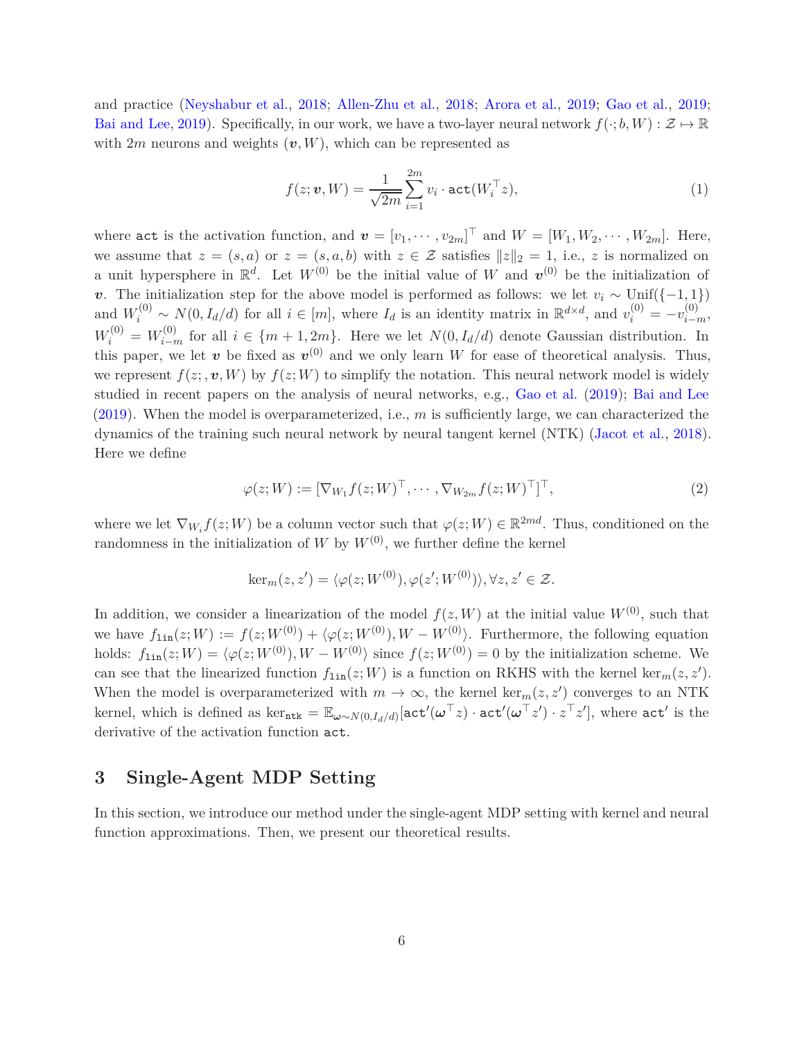and practice (Neyshabur et al., 2018; Allen-Zhu et al., 2018; Arora et al., 2019; Gao et al., 2019; Bai and Lee, 2019). Specifically, in our work, we have a two-layer neural network $f(\cdot; b, W) : \mathcal{Z} \mapsto \mathbb{R}$ with $2m$ neurons and weights $(\boldsymbol{v}, W)$, which can be represented as

$$
f(z; \boldsymbol{v}, W) = \frac{1}{\sqrt{2m}} \sum_{i=1}^{2m} v_i \cdot \mathtt{act}(W_i^\top z), \tag{1}
$$

where $\mathtt{act}$ is the activation function, and $\boldsymbol{v} = [v_1, \cdots, v_{2m}]^\top$ and $W = [W_1, W_2, \cdots, W_{2m}]$. Here, we assume that $z = (s, a)$ or $z = (s, a, b)$ with $z \in \mathcal{Z}$ satisfies $\|z\|_2 = 1$, i.e., $z$ is normalized on a unit hypersphere in $\mathbb{R}^d$. Let $W^{(0)}$ be the initial value of $W$ and $\boldsymbol{v}^{(0)}$ be the initialization of $\boldsymbol{v}$. The initialization step for the above model is performed as follows: we let $v_i \sim \mathrm{Unif}(\{-1, 1\})$ and $W_i^{(0)} \sim N(0, I_d/d)$ for all $i \in [m]$, where $I_d$ is an identity matrix in $\mathbb{R}^{d \times d}$, and $v_i^{(0)} = -v_{i-m}^{(0)}$, $W_i^{(0)} = W_{i-m}^{(0)}$ for all $i \in \{m+1, 2m\}$. Here we let $N(0, I_d/d)$ denote Gaussian distribution. In this paper, we let $\boldsymbol{v}$ be fixed as $\boldsymbol{v}^{(0)}$ and we only learn $W$ for ease of theoretical analysis. Thus, we represent $f(z; , \boldsymbol{v}, W)$ by $f(z; W)$ to simplify the notation. This neural network model is widely studied in recent papers on the analysis of neural networks, e.g., Gao et al. (2019); Bai and Lee (2019). When the model is overparameterized, i.e., $m$ is sufficiently large, we can characterized the dynamics of the training such neural network by neural tangent kernel (NTK) (Jacot et al., 2018). Here we define

$$
\varphi(z; W) := [\nabla_{W_1} f(z; W)^\top, \cdots, \nabla_{W_{2m}} f(z; W)^\top]^\top, \tag{2}
$$

where we let $\nabla_{W_i} f(z; W)$ be a column vector such that $\varphi(z; W) \in \mathbb{R}^{2md}$. Thus, conditioned on the randomness in the initialization of $W$ by $W^{(0)}$, we further define the kernel

$$
\ker_m(z, z') = \langle \varphi(z; W^{(0)}), \varphi(z'; W^{(0)}) \rangle, \forall z, z' \in \mathcal{Z}.
$$

In addition, we consider a linearization of the model $f(z, W)$ at the initial value $W^{(0)}$, such that we have $f_{\mathtt{lin}}(z; W) := f(z; W^{(0)}) + \langle \varphi(z; W^{(0)}), W - W^{(0)} \rangle$. Furthermore, the following equation holds: $f_{\mathtt{lin}}(z; W) = \langle \varphi(z; W^{(0)}), W - W^{(0)} \rangle$ since $f(z; W^{(0)}) = 0$ by the initialization scheme. We can see that the linearized function $f_{\mathtt{lin}}(z; W)$ is a function on RKHS with the kernel $\ker_m(z, z')$. When the model is overparameterized with $m \to \infty$, the kernel $\ker_m(z, z')$ converges to an NTK kernel, which is defined as $\ker_{\mathtt{ntk}} = \mathbb{E}_{\boldsymbol{\omega} \sim N(0, I_d/d)}[\mathtt{act}'(\boldsymbol{\omega}^\top z) \cdot \mathtt{act}'(\boldsymbol{\omega}^\top z') \cdot z^\top z']$, where $\mathtt{act}'$ is the derivative of the activation function $\mathtt{act}$.

# 3 Single-Agent MDP Setting

In this section, we introduce our method under the single-agent MDP setting with kernel and neural function approximations. Then, we present our theoretical results.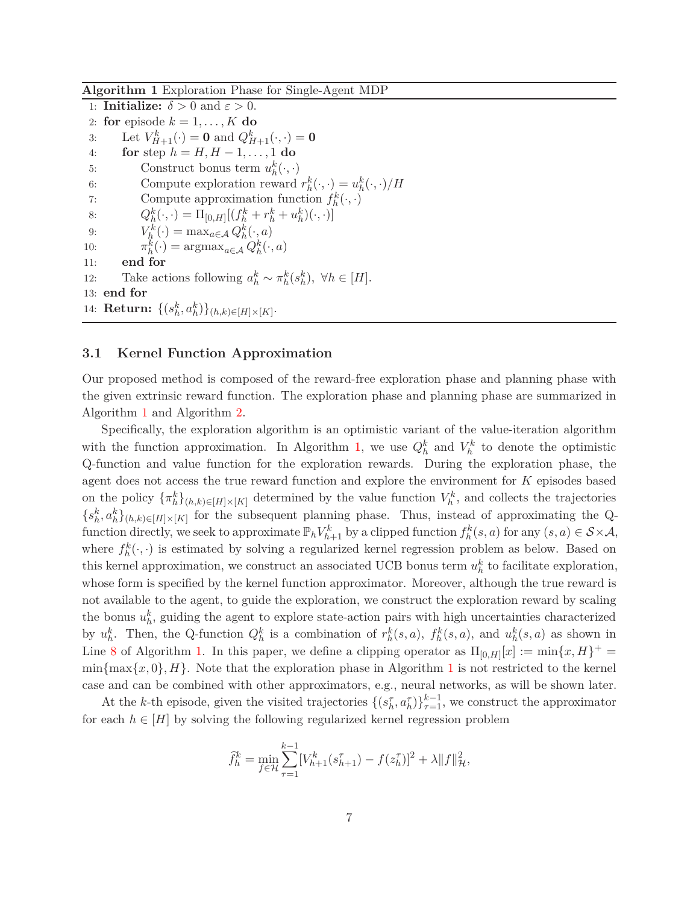**Algorithm 1** Exploration Phase for Single-Agent MDP

1: **Initialize:** $\delta > 0$ and $\varepsilon > 0$.
2: **for** episode $k = 1, \ldots, K$ **do**
3: Let $V_{H+1}^k(\cdot) = \mathbf{0}$ and $Q_{H+1}^k(\cdot, \cdot) = \mathbf{0}$
4: **for** step $h = H, H-1, \ldots, 1$ **do**
5: Construct bonus term $u_h^k(\cdot, \cdot)$
6: Compute exploration reward $r_h^k(\cdot, \cdot) = u_h^k(\cdot, \cdot)/H$
7: Compute approximation function $f_h^k(\cdot, \cdot)$
8: $Q_h^k(\cdot, \cdot) = \Pi_{[0,H]}[(f_h^k + r_h^k + u_h^k)(\cdot, \cdot)]$
9: $V_h^k(\cdot) = \max_{a \in \mathcal{A}} Q_h^k(\cdot, a)$
10: $\pi_h^k(\cdot) = \operatorname{argmax}_{a \in \mathcal{A}} Q_h^k(\cdot, a)$
11: **end for**
12: Take actions following $a_h^k \sim \pi_h^k(s_h^k), \ \forall h \in [H]$.
13: **end for**
14: **Return:** $\{(s_h^k, a_h^k)\}_{(h,k) \in [H] \times [K]}$.

### 3.1 Kernel Function Approximation

Our proposed method is composed of the reward-free exploration phase and planning phase with the given extrinsic reward function. The exploration phase and planning phase are summarized in Algorithm 1 and Algorithm 2.

Specifically, the exploration algorithm is an optimistic variant of the value-iteration algorithm with the function approximation. In Algorithm 1, we use $Q_h^k$ and $V_h^k$ to denote the optimistic Q-function and value function for the exploration rewards. During the exploration phase, the agent does not access the true reward function and explore the environment for $K$ episodes based on the policy $\{\pi_h^k\}_{(h,k) \in [H] \times [K]}$ determined by the value function $V_h^k$, and collects the trajectories $\{s_h^k, a_h^k\}_{(h,k) \in [H] \times [K]}$ for the subsequent planning phase. Thus, instead of approximating the Q-function directly, we seek to approximate $\mathbb{P}_h V_{h+1}^k$ by a clipped function $f_h^k(s, a)$ for any $(s, a) \in \mathcal{S} \times \mathcal{A}$, where $f_h^k(\cdot, \cdot)$ is estimated by solving a regularized kernel regression problem as below. Based on this kernel approximation, we construct an associated UCB bonus term $u_h^k$ to facilitate exploration, whose form is specified by the kernel function approximator. Moreover, although the true reward is not available to the agent, to guide the exploration, we construct the exploration reward by scaling the bonus $u_h^k$, guiding the agent to explore state-action pairs with high uncertainties characterized by $u_h^k$. Then, the Q-function $Q_h^k$ is a combination of $r_h^k(s, a)$, $f_h^k(s, a)$, and $u_h^k(s, a)$ as shown in Line 8 of Algorithm 1. In this paper, we define a clipping operator as $\Pi_{[0,H]}[x] := \min\{x, H\}^+ = \min\{\max\{x, 0\}, H\}$. Note that the exploration phase in Algorithm 1 is not restricted to the kernel case and can be combined with other approximators, e.g., neural networks, as will be shown later.

At the $k$-th episode, given the visited trajectories $\{(s_h^\tau, a_h^\tau)\}_{\tau=1}^{k-1}$, we construct the approximator for each $h \in [H]$ by solving the following regularized kernel regression problem

$$
\widehat{f}_h^k = \min_{f \in \mathcal{H}} \sum_{\tau=1}^{k-1} [V_{h+1}^k(s_{h+1}^\tau) - f(z_h^\tau)]^2 + \lambda \|f\|_{\mathcal{H}}^2,
$$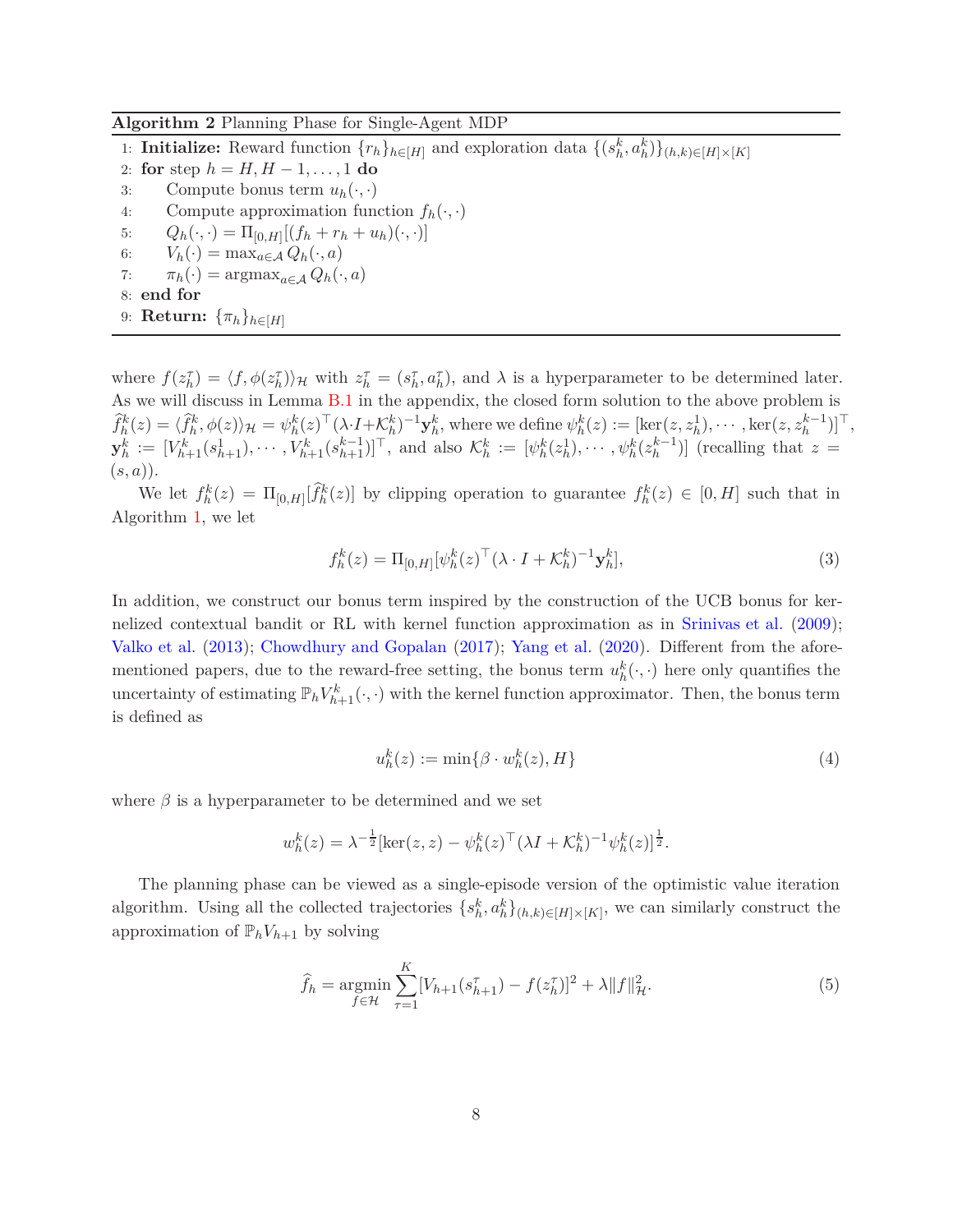**Algorithm 2** Planning Phase for Single-Agent MDP

1: **Initialize:** Reward function $\{r_h\}_{h\in[H]}$ and exploration data $\{(s_h^k, a_h^k)\}_{(h,k)\in[H]\times[K]}$
2: **for** step $h = H, H-1, \ldots, 1$ **do**
3: Compute bonus term $u_h(\cdot,\cdot)$
4: Compute approximation function $f_h(\cdot,\cdot)$
5: $Q_h(\cdot,\cdot) = \Pi_{[0,H]}[(f_h + r_h + u_h)(\cdot,\cdot)]$
6: $V_h(\cdot) = \max_{a\in\mathcal{A}} Q_h(\cdot, a)$
7: $\pi_h(\cdot) = \operatorname{argmax}_{a\in\mathcal{A}} Q_h(\cdot, a)$
8: **end for**
9: **Return:** $\{\pi_h\}_{h\in[H]}$

where $f(z_h^\tau) = \langle f, \phi(z_h^\tau)\rangle_{\mathcal{H}}$ with $z_h^\tau = (s_h^\tau, a_h^\tau)$, and $\lambda$ is a hyperparameter to be determined later. As we will discuss in Lemma B.1 in the appendix, the closed form solution to the above problem is $\widehat{f}_h^k(z) = \langle \widehat{f}_h^k, \phi(z)\rangle_{\mathcal{H}} = \psi_h^k(z)^\top(\lambda\cdot I + \mathcal{K}_h^k)^{-1}\mathbf{y}_h^k$, where we define $\psi_h^k(z) := [\ker(z, z_h^1), \cdots, \ker(z, z_h^{k-1})]^\top$, $\mathbf{y}_h^k := [V_{h+1}^k(s_{h+1}^1), \cdots, V_{h+1}^k(s_{h+1}^{k-1})]^\top$, and also $\mathcal{K}_h^k := [\psi_h^k(z_h^1), \cdots, \psi_h^k(z_h^{k-1})]$ (recalling that $z = (s,a)$).

We let $f_h^k(z) = \Pi_{[0,H]}[\widehat{f}_h^k(z)]$ by clipping operation to guarantee $f_h^k(z) \in [0, H]$ such that in Algorithm 1, we let

$$f_h^k(z) = \Pi_{[0,H]}[\psi_h^k(z)^\top(\lambda\cdot I + \mathcal{K}_h^k)^{-1}\mathbf{y}_h^k], \tag{3}$$

In addition, we construct our bonus term inspired by the construction of the UCB bonus for kernelized contextual bandit or RL with kernel function approximation as in Srinivas et al. (2009); Valko et al. (2013); Chowdhury and Gopalan (2017); Yang et al. (2020). Different from the aforementioned papers, due to the reward-free setting, the bonus term $u_h^k(\cdot,\cdot)$ here only quantifies the uncertainty of estimating $\mathbb{P}_h V_{h+1}^k(\cdot,\cdot)$ with the kernel function approximator. Then, the bonus term is defined as

$$u_h^k(z) := \min\{\beta \cdot w_h^k(z), H\} \tag{4}$$

where $\beta$ is a hyperparameter to be determined and we set

$$w_h^k(z) = \lambda^{-\frac{1}{2}}[\ker(z,z) - \psi_h^k(z)^\top(\lambda I + \mathcal{K}_h^k)^{-1}\psi_h^k(z)]^{\frac{1}{2}}.$$

The planning phase can be viewed as a single-episode version of the optimistic value iteration algorithm. Using all the collected trajectories $\{s_h^k, a_h^k\}_{(h,k)\in[H]\times[K]}$, we can similarly construct the approximation of $\mathbb{P}_h V_{h+1}$ by solving

$$\widehat{f}_h = \underset{f\in\mathcal{H}}{\operatorname{argmin}} \sum_{\tau=1}^{K}[V_{h+1}(s_{h+1}^\tau) - f(z_h^\tau)]^2 + \lambda\|f\|_{\mathcal{H}}^2. \tag{5}$$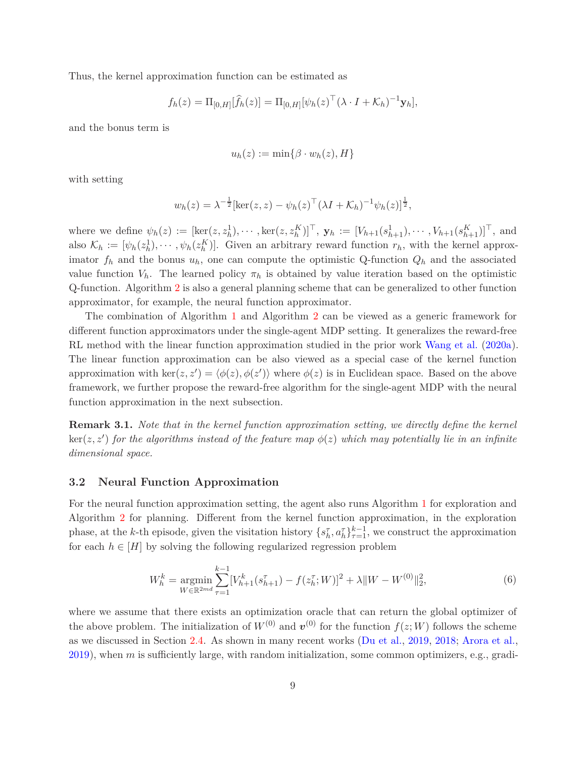Thus, the kernel approximation function can be estimated as

$$f_h(z) = \Pi_{[0,H]}[\widehat{f}_h(z)] = \Pi_{[0,H]}[\psi_h(z)^\top (\lambda \cdot I + \mathcal{K}_h)^{-1} \mathbf{y}_h],$$

and the bonus term is

$$u_h(z) := \min\{\beta \cdot w_h(z), H\}$$

with setting

$$w_h(z) = \lambda^{-\frac{1}{2}} [\ker(z, z) - \psi_h(z)^\top (\lambda I + \mathcal{K}_h)^{-1} \psi_h(z)]^{\frac{1}{2}},$$

where we define $\psi_h(z) := [\ker(z, z_h^1), \cdots, \ker(z, z_h^K)]^\top$, $\mathbf{y}_h := [V_{h+1}(s_{h+1}^1), \cdots, V_{h+1}(s_{h+1}^K)]^\top$, and also $\mathcal{K}_h := [\psi_h(z_h^1), \cdots, \psi_h(z_h^K)]$. Given an arbitrary reward function $r_h$, with the kernel approximator $f_h$ and the bonus $u_h$, one can compute the optimistic Q-function $Q_h$ and the associated value function $V_h$. The learned policy $\pi_h$ is obtained by value iteration based on the optimistic Q-function. Algorithm 2 is also a general planning scheme that can be generalized to other function approximator, for example, the neural function approximator.

The combination of Algorithm 1 and Algorithm 2 can be viewed as a generic framework for different function approximators under the single-agent MDP setting. It generalizes the reward-free RL method with the linear function approximation studied in the prior work Wang et al. (2020a). The linear function approximation can be also viewed as a special case of the kernel function approximation with $\ker(z, z') = \langle \phi(z), \phi(z') \rangle$ where $\phi(z)$ is in Euclidean space. Based on the above framework, we further propose the reward-free algorithm for the single-agent MDP with the neural function approximation in the next subsection.

**Remark 3.1.** *Note that in the kernel function approximation setting, we directly define the kernel* $\ker(z, z')$ *for the algorithms instead of the feature map* $\phi(z)$ *which may potentially lie in an infinite dimensional space.*

### 3.2 Neural Function Approximation

For the neural function approximation setting, the agent also runs Algorithm 1 for exploration and Algorithm 2 for planning. Different from the kernel function approximation, in the exploration phase, at the $k$-th episode, given the visitation history $\{s_h^\tau, a_h^\tau\}_{\tau=1}^{k-1}$, we construct the approximation for each $h \in [H]$ by solving the following regularized regression problem

$$W_h^k = \operatorname*{argmin}_{W \in \mathbb{R}^{2md}} \sum_{\tau=1}^{k-1} [V_{h+1}^k(s_{h+1}^\tau) - f(z_h^\tau; W)]^2 + \lambda \|W - W^{(0)}\|_2^2, \tag{6}$$

where we assume that there exists an optimization oracle that can return the global optimizer of the above problem. The initialization of $W^{(0)}$ and $\boldsymbol{v}^{(0)}$ for the function $f(z; W)$ follows the scheme as we discussed in Section 2.4. As shown in many recent works (Du et al., 2019, 2018; Arora et al., 2019), when $m$ is sufficiently large, with random initialization, some common optimizers, e.g., gradi-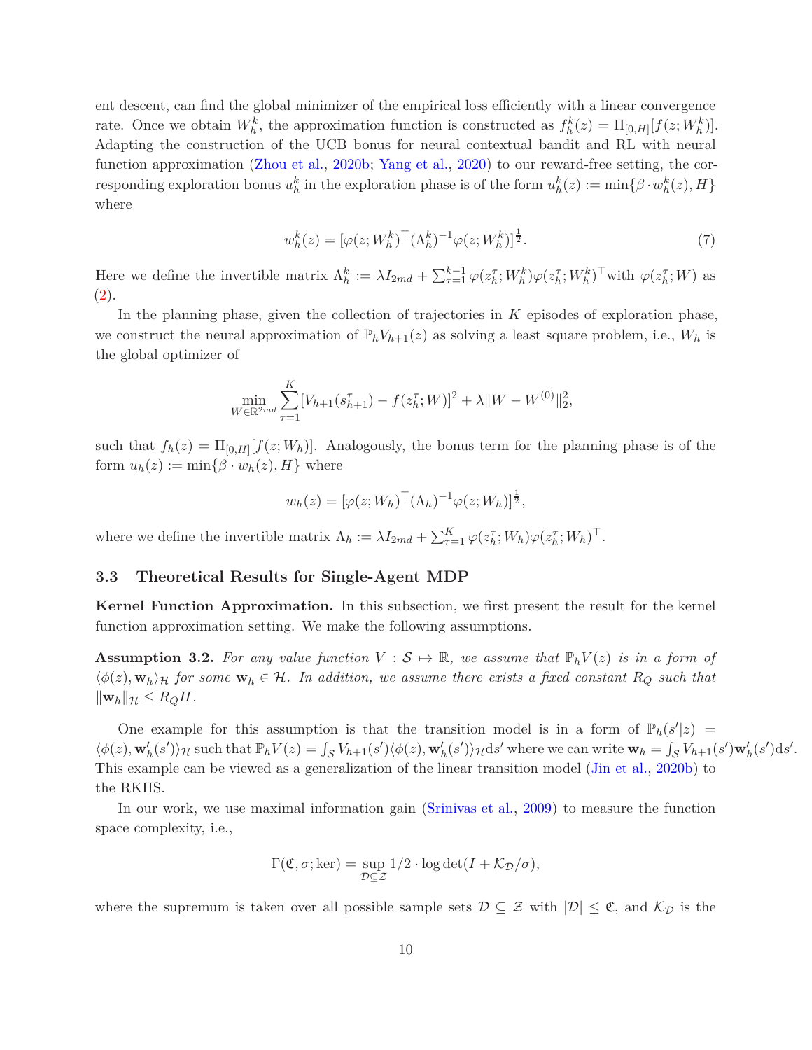ent descent, can find the global minimizer of the empirical loss efficiently with a linear convergence rate. Once we obtain $W_h^k$, the approximation function is constructed as $f_h^k(z) = \Pi_{[0,H]}[f(z; W_h^k)]$. Adapting the construction of the UCB bonus for neural contextual bandit and RL with neural function approximation (Zhou et al., 2020b; Yang et al., 2020) to our reward-free setting, the corresponding exploration bonus $u_h^k$ in the exploration phase is of the form $u_h^k(z) := \min\{\beta \cdot w_h^k(z), H\}$ where

$$w_h^k(z) = [\varphi(z; W_h^k)^\top (\Lambda_h^k)^{-1} \varphi(z; W_h^k)]^{\frac{1}{2}}. \tag{7}$$

Here we define the invertible matrix $\Lambda_h^k := \lambda I_{2md} + \sum_{\tau=1}^{k-1} \varphi(z_h^\tau; W_h^k)\varphi(z_h^\tau; W_h^k)^\top$ with $\varphi(z_h^\tau; W)$ as (2).

In the planning phase, given the collection of trajectories in $K$ episodes of exploration phase, we construct the neural approximation of $\mathbb{P}_h V_{h+1}(z)$ as solving a least square problem, i.e., $W_h$ is the global optimizer of

$$\min_{W \in \mathbb{R}^{2md}} \sum_{\tau=1}^{K} [V_{h+1}(s_{h+1}^\tau) - f(z_h^\tau; W)]^2 + \lambda \|W - W^{(0)}\|_2^2,$$

such that $f_h(z) = \Pi_{[0,H]}[f(z; W_h)]$. Analogously, the bonus term for the planning phase is of the form $u_h(z) := \min\{\beta \cdot w_h(z), H\}$ where

$$w_h(z) = [\varphi(z; W_h)^\top (\Lambda_h)^{-1} \varphi(z; W_h)]^{\frac{1}{2}},$$

where we define the invertible matrix $\Lambda_h := \lambda I_{2md} + \sum_{\tau=1}^{K} \varphi(z_h^\tau; W_h)\varphi(z_h^\tau; W_h)^\top$.

### 3.3 Theoretical Results for Single-Agent MDP

**Kernel Function Approximation.** In this subsection, we first present the result for the kernel function approximation setting. We make the following assumptions.

**Assumption 3.2.** *For any value function $V : \mathcal{S} \mapsto \mathbb{R}$, we assume that $\mathbb{P}_h V(z)$ is in a form of $\langle \phi(z), \mathbf{w}_h \rangle_{\mathcal{H}}$ for some $\mathbf{w}_h \in \mathcal{H}$. In addition, we assume there exists a fixed constant $R_Q$ such that $\|\mathbf{w}_h\|_{\mathcal{H}} \leq R_Q H$.*

One example for this assumption is that the transition model is in a form of $\mathbb{P}_h(s'|z) = \langle \phi(z), \mathbf{w}_h'(s') \rangle_{\mathcal{H}}$ such that $\mathbb{P}_h V(z) = \int_{\mathcal{S}} V_{h+1}(s') \langle \phi(z), \mathbf{w}_h'(s') \rangle_{\mathcal{H}} \mathrm{d}s'$ where we can write $\mathbf{w}_h = \int_{\mathcal{S}} V_{h+1}(s') \mathbf{w}_h'(s') \mathrm{d}s'$. This example can be viewed as a generalization of the linear transition model (Jin et al., 2020b) to the RKHS.

In our work, we use maximal information gain (Srinivas et al., 2009) to measure the function space complexity, i.e.,

$$\Gamma(\mathfrak{C}, \sigma; \ker) = \sup_{\mathcal{D} \subseteq \mathcal{Z}} 1/2 \cdot \log \det(I + \mathcal{K}_{\mathcal{D}}/\sigma),$$

where the supremum is taken over all possible sample sets $\mathcal{D} \subseteq \mathcal{Z}$ with $|\mathcal{D}| \leq \mathfrak{C}$, and $\mathcal{K}_{\mathcal{D}}$ is the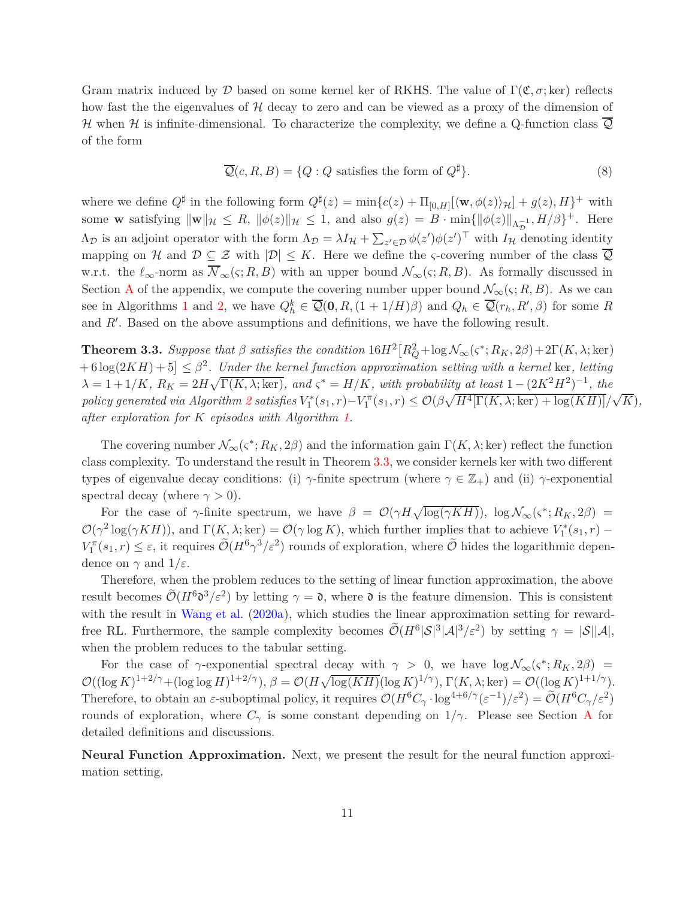Gram matrix induced by $\mathcal{D}$ based on some kernel ker of RKHS. The value of $\Gamma(\mathfrak{C}, \sigma; \text{ker})$ reflects how fast the the eigenvalues of $\mathcal{H}$ decay to zero and can be viewed as a proxy of the dimension of $\mathcal{H}$ when $\mathcal{H}$ is infinite-dimensional. To characterize the complexity, we define a Q-function class $\overline{\mathcal{Q}}$ of the form

$$\overline{\mathcal{Q}}(c, R, B) = \{Q : Q \text{ satisfies the form of } Q^\sharp\}. \tag{8}$$

where we define $Q^\sharp$ in the following form $Q^\sharp(z) = \min\{c(z) + \Pi_{[0,H]}[\langle \mathbf{w}, \phi(z)\rangle_{\mathcal{H}}] + g(z), H\}^+$ with some $\mathbf{w}$ satisfying $\|\mathbf{w}\|_{\mathcal{H}} \leq R$, $\|\phi(z)\|_{\mathcal{H}} \leq 1$, and also $g(z) = B \cdot \min\{\|\phi(z)\|_{\Lambda_{\mathcal{D}}^{-1}}, H/\beta\}^+$. Here $\Lambda_{\mathcal{D}}$ is an adjoint operator with the form $\Lambda_{\mathcal{D}} = \lambda I_{\mathcal{H}} + \sum_{z' \in \mathcal{D}} \phi(z')\phi(z')^\top$ with $I_{\mathcal{H}}$ denoting identity mapping on $\mathcal{H}$ and $\mathcal{D} \subseteq \mathcal{Z}$ with $|\mathcal{D}| \leq K$. Here we define the $\varsigma$-covering number of the class $\overline{\mathcal{Q}}$ w.r.t. the $\ell_\infty$-norm as $\overline{\mathcal{N}}_\infty(\varsigma; R, B)$ with an upper bound $\mathcal{N}_\infty(\varsigma; R, B)$. As formally discussed in Section A of the appendix, we compute the covering number upper bound $\mathcal{N}_\infty(\varsigma; R, B)$. As we can see in Algorithms 1 and 2, we have $Q_h^k \in \overline{\mathcal{Q}}(\mathbf{0}, R, (1 + 1/H)\beta)$ and $Q_h \in \overline{\mathcal{Q}}(r_h, R', \beta)$ for some $R$ and $R'$. Based on the above assumptions and definitions, we have the following result.

**Theorem 3.3.** *Suppose that $\beta$ satisfies the condition $16H^2[R_Q^2 + \log \mathcal{N}_\infty(\varsigma^*; R_K, 2\beta) + 2\Gamma(K, \lambda; \text{ker}) + 6\log(2KH) + 5] \leq \beta^2$. Under the kernel function approximation setting with a kernel* ker*, letting $\lambda = 1 + 1/K$, $R_K = 2H\sqrt{\Gamma(K, \lambda; \text{ker})}$, and $\varsigma^* = H/K$, with probability at least $1 - (2K^2H^2)^{-1}$, the policy generated via Algorithm 2 satisfies $V_1^*(s_1, r) - V_1^\pi(s_1, r) \leq \mathcal{O}(\beta\sqrt{H^4[\Gamma(K, \lambda; \text{ker}) + \log(KH)]}/\sqrt{K})$, after exploration for $K$ episodes with Algorithm 1.*

The covering number $\mathcal{N}_\infty(\varsigma^*; R_K, 2\beta)$ and the information gain $\Gamma(K, \lambda; \text{ker})$ reflect the function class complexity. To understand the result in Theorem 3.3, we consider kernels ker with two different types of eigenvalue decay conditions: (i) $\gamma$-finite spectrum (where $\gamma \in \mathbb{Z}_+$) and (ii) $\gamma$-exponential spectral decay (where $\gamma > 0$).

For the case of $\gamma$-finite spectrum, we have $\beta = \mathcal{O}(\gamma H\sqrt{\log(\gamma KH)})$, $\log \mathcal{N}_\infty(\varsigma^*; R_K, 2\beta) = \mathcal{O}(\gamma^2 \log(\gamma KH))$, and $\Gamma(K, \lambda; \text{ker}) = \mathcal{O}(\gamma \log K)$, which further implies that to achieve $V_1^*(s_1, r) - V_1^\pi(s_1, r) \leq \varepsilon$, it requires $\widetilde{\mathcal{O}}(H^6\gamma^3/\varepsilon^2)$ rounds of exploration, where $\widetilde{\mathcal{O}}$ hides the logarithmic dependence on $\gamma$ and $1/\varepsilon$.

Therefore, when the problem reduces to the setting of linear function approximation, the above result becomes $\widetilde{\mathcal{O}}(H^6\mathfrak{d}^3/\varepsilon^2)$ by letting $\gamma = \mathfrak{d}$, where $\mathfrak{d}$ is the feature dimension. This is consistent with the result in Wang et al. (2020a), which studies the linear approximation setting for reward-free RL. Furthermore, the sample complexity becomes $\widetilde{\mathcal{O}}(H^6|\mathcal{S}|^3|\mathcal{A}|^3/\varepsilon^2)$ by setting $\gamma = |\mathcal{S}||\mathcal{A}|$, when the problem reduces to the tabular setting.

For the case of $\gamma$-exponential spectral decay with $\gamma > 0$, we have $\log \mathcal{N}_\infty(\varsigma^*; R_K, 2\beta) = \mathcal{O}((\log K)^{1+2/\gamma} + (\log\log H)^{1+2/\gamma})$, $\beta = \mathcal{O}(H\sqrt{\log(KH)}(\log K)^{1/\gamma})$, $\Gamma(K, \lambda; \text{ker}) = \mathcal{O}((\log K)^{1+1/\gamma})$. Therefore, to obtain an $\varepsilon$-suboptimal policy, it requires $\mathcal{O}(H^6 C_\gamma \cdot \log^{4+6/\gamma}(\varepsilon^{-1})/\varepsilon^2) = \widetilde{\mathcal{O}}(H^6 C_\gamma/\varepsilon^2)$ rounds of exploration, where $C_\gamma$ is some constant depending on $1/\gamma$. Please see Section A for detailed definitions and discussions.

**Neural Function Approximation.** Next, we present the result for the neural function approximation setting.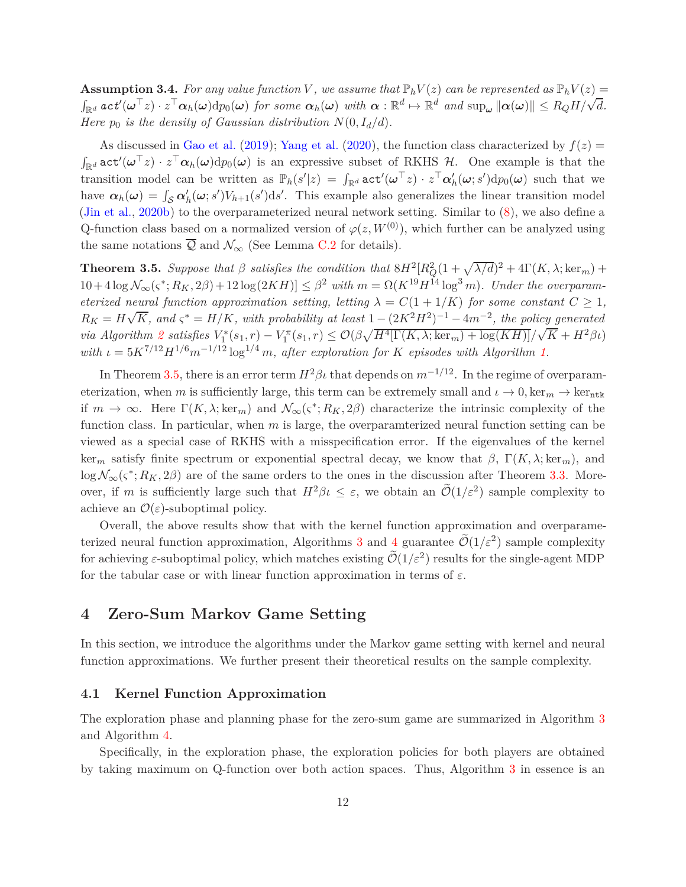**Assumption 3.4.** *For any value function $V$, we assume that $\mathbb{P}_h V(z)$ can be represented as $\mathbb{P}_h V(z) = \int_{\mathbb{R}^d} \mathtt{act}'(\boldsymbol{\omega}^\top z) \cdot z^\top \boldsymbol{\alpha}_h(\boldsymbol{\omega}) \mathrm{d}p_0(\boldsymbol{\omega})$ for some $\boldsymbol{\alpha}_h(\boldsymbol{\omega})$ with $\boldsymbol{\alpha} : \mathbb{R}^d \mapsto \mathbb{R}^d$ and $\sup_{\boldsymbol{\omega}} \|\boldsymbol{\alpha}(\boldsymbol{\omega})\| \leq R_Q H/\sqrt{d}$. Here $p_0$ is the density of Gaussian distribution $N(0, I_d/d)$.*

As discussed in Gao et al. (2019); Yang et al. (2020), the function class characterized by $f(z) = \int_{\mathbb{R}^d} \mathtt{act}'(\boldsymbol{\omega}^\top z) \cdot z^\top \boldsymbol{\alpha}_h(\boldsymbol{\omega}) \mathrm{d}p_0(\boldsymbol{\omega})$ is an expressive subset of RKHS $\mathcal{H}$. One example is that the transition model can be written as $\mathbb{P}_h(s'|z) = \int_{\mathbb{R}^d} \mathtt{act}'(\boldsymbol{\omega}^\top z) \cdot z^\top \boldsymbol{\alpha}'_h(\boldsymbol{\omega}; s') \mathrm{d}p_0(\boldsymbol{\omega})$ such that we have $\boldsymbol{\alpha}_h(\boldsymbol{\omega}) = \int_{\mathcal{S}} \boldsymbol{\alpha}'_h(\boldsymbol{\omega}; s') V_{h+1}(s') \mathrm{d}s'$. This example also generalizes the linear transition model (Jin et al., 2020b) to the overparameterized neural network setting. Similar to (8), we also define a Q-function class based on a normalized version of $\varphi(z, W^{(0)})$, which further can be analyzed using the same notations $\overline{\mathcal{Q}}$ and $\mathcal{N}_\infty$ (See Lemma C.2 for details).

**Theorem 3.5.** *Suppose that $\beta$ satisfies the condition that $8H^2[R_Q^2(1+\sqrt{\lambda/d})^2 + 4\Gamma(K, \lambda; \ker_m) + 10 + 4\log \mathcal{N}_\infty(\varsigma^*; R_K, 2\beta) + 12\log(2KH)] \leq \beta^2$ with $m = \Omega(K^{19} H^{14} \log^3 m)$. Under the overparameterized neural function approximation setting, letting $\lambda = C(1 + 1/K)$ for some constant $C \geq 1$, $R_K = H\sqrt{K}$, and $\varsigma^* = H/K$, with probability at least $1 - (2K^2H^2)^{-1} - 4m^{-2}$, the policy generated via Algorithm 2 satisfies $V_1^*(s_1, r) - V_1^\pi(s_1, r) \leq \mathcal{O}(\beta\sqrt{H^4[\Gamma(K, \lambda; \ker_m) + \log(KH)]}/\sqrt{K} + H^2\beta\iota)$ with $\iota = 5K^{7/12} H^{1/6} m^{-1/12} \log^{1/4} m$, after exploration for $K$ episodes with Algorithm 1.*

In Theorem 3.5, there is an error term $H^2\beta\iota$ that depends on $m^{-1/12}$. In the regime of overparameterization, when $m$ is sufficiently large, this term can be extremely small and $\iota \to 0, \ker_m \to \ker_{\mathtt{ntk}}$ if $m \to \infty$. Here $\Gamma(K, \lambda; \ker_m)$ and $\mathcal{N}_\infty(\varsigma^*; R_K, 2\beta)$ characterize the intrinsic complexity of the function class. In particular, when $m$ is large, the overparamterized neural function setting can be viewed as a special case of RKHS with a misspecification error. If the eigenvalues of the kernel $\ker_m$ satisfy finite spectrum or exponential spectral decay, we know that $\beta$, $\Gamma(K, \lambda; \ker_m)$, and $\log \mathcal{N}_\infty(\varsigma^*; R_K, 2\beta)$ are of the same orders to the ones in the discussion after Theorem 3.3. Moreover, if $m$ is sufficiently large such that $H^2\beta\iota \leq \varepsilon$, we obtain an $\widetilde{\mathcal{O}}(1/\varepsilon^2)$ sample complexity to achieve an $\mathcal{O}(\varepsilon)$-suboptimal policy.

Overall, the above results show that with the kernel function approximation and overparameterized neural function approximation, Algorithms 3 and 4 guarantee $\widetilde{\mathcal{O}}(1/\varepsilon^2)$ sample complexity for achieving $\varepsilon$-suboptimal policy, which matches existing $\widetilde{\mathcal{O}}(1/\varepsilon^2)$ results for the single-agent MDP for the tabular case or with linear function approximation in terms of $\varepsilon$.

# 4 Zero-Sum Markov Game Setting

In this section, we introduce the algorithms under the Markov game setting with kernel and neural function approximations. We further present their theoretical results on the sample complexity.

## 4.1 Kernel Function Approximation

The exploration phase and planning phase for the zero-sum game are summarized in Algorithm 3 and Algorithm 4.

Specifically, in the exploration phase, the exploration policies for both players are obtained by taking maximum on Q-function over both action spaces. Thus, Algorithm 3 in essence is an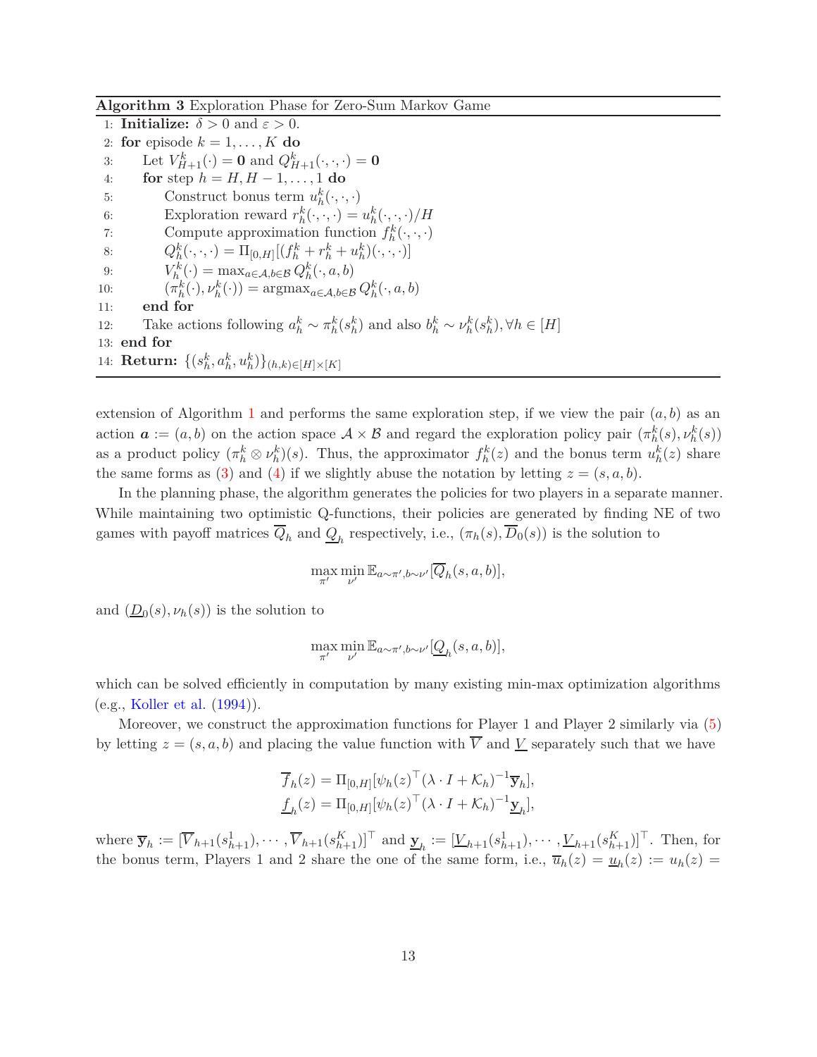**Algorithm 3** Exploration Phase for Zero-Sum Markov Game

```
1: Initialize: δ > 0 and ε > 0.
2: for episode k = 1, ..., K do
3:     Let V^k_{H+1}(·) = 0 and Q^k_{H+1}(·,·,·) = 0
4:     for step h = H, H − 1, ..., 1 do
5:         Construct bonus term u^k_h(·,·,·)
6:         Exploration reward r^k_h(·,·,·) = u^k_h(·,·,·)/H
7:         Compute approximation function f^k_h(·,·,·)
8:         Q^k_h(·,·,·) = Π_{[0,H]}[(f^k_h + r^k_h + u^k_h)(·,·,·)]
9:         V^k_h(·) = max_{a∈A,b∈B} Q^k_h(·,a,b)
10:        (π^k_h(·), ν^k_h(·)) = argmax_{a∈A,b∈B} Q^k_h(·,a,b)
11:    end for
12:    Take actions following a^k_h ∼ π^k_h(s^k_h) and also b^k_h ∼ ν^k_h(s^k_h), ∀h ∈ [H]
13: end for
14: Return: {(s^k_h, a^k_h, u^k_h)}_{(h,k)∈[H]×[K]}
```

extension of Algorithm 1 and performs the same exploration step, if we view the pair $(a, b)$ as an action $\boldsymbol{a} := (a, b)$ on the action space $\mathcal{A} \times \mathcal{B}$ and regard the exploration policy pair $(\pi_h^k(s), \nu_h^k(s))$ as a product policy $(\pi_h^k \otimes \nu_h^k)(s)$. Thus, the approximator $f_h^k(z)$ and the bonus term $u_h^k(z)$ share the same forms as (3) and (4) if we slightly abuse the notation by letting $z = (s, a, b)$.

In the planning phase, the algorithm generates the policies for two players in a separate manner. While maintaining two optimistic Q-functions, their policies are generated by finding NE of two games with payoff matrices $\overline{Q}_h$ and $\underline{Q}_h$ respectively, i.e., $(\pi_h(s), \overline{D}_0(s))$ is the solution to

$$\max_{\pi'} \min_{\nu'} \mathbb{E}_{a \sim \pi', b \sim \nu'}[\overline{Q}_h(s, a, b)],$$

and $(\underline{D}_0(s), \nu_h(s))$ is the solution to

$$\max_{\pi'} \min_{\nu'} \mathbb{E}_{a \sim \pi', b \sim \nu'}[\underline{Q}_h(s, a, b)],$$

which can be solved efficiently in computation by many existing min-max optimization algorithms (e.g., Koller et al. (1994)).

Moreover, we construct the approximation functions for Player 1 and Player 2 similarly via (5) by letting $z = (s, a, b)$ and placing the value function with $\overline{V}$ and $\underline{V}$ separately such that we have

$$\overline{f}_h(z) = \Pi_{[0,H]}[\psi_h(z)^\top (\lambda \cdot I + \mathcal{K}_h)^{-1} \overline{\mathbf{y}}_h],$$
$$\underline{f}_h(z) = \Pi_{[0,H]}[\psi_h(z)^\top (\lambda \cdot I + \mathcal{K}_h)^{-1} \underline{\mathbf{y}}_h],$$

where $\overline{\mathbf{y}}_h := [\overline{V}_{h+1}(s_{h+1}^1), \cdots, \overline{V}_{h+1}(s_{h+1}^K)]^\top$ and $\underline{\mathbf{y}}_h := [\underline{V}_{h+1}(s_{h+1}^1), \cdots, \underline{V}_{h+1}(s_{h+1}^K)]^\top$. Then, for the bonus term, Players 1 and 2 share the one of the same form, i.e., $\overline{u}_h(z) = \underline{u}_h(z) := u_h(z) =$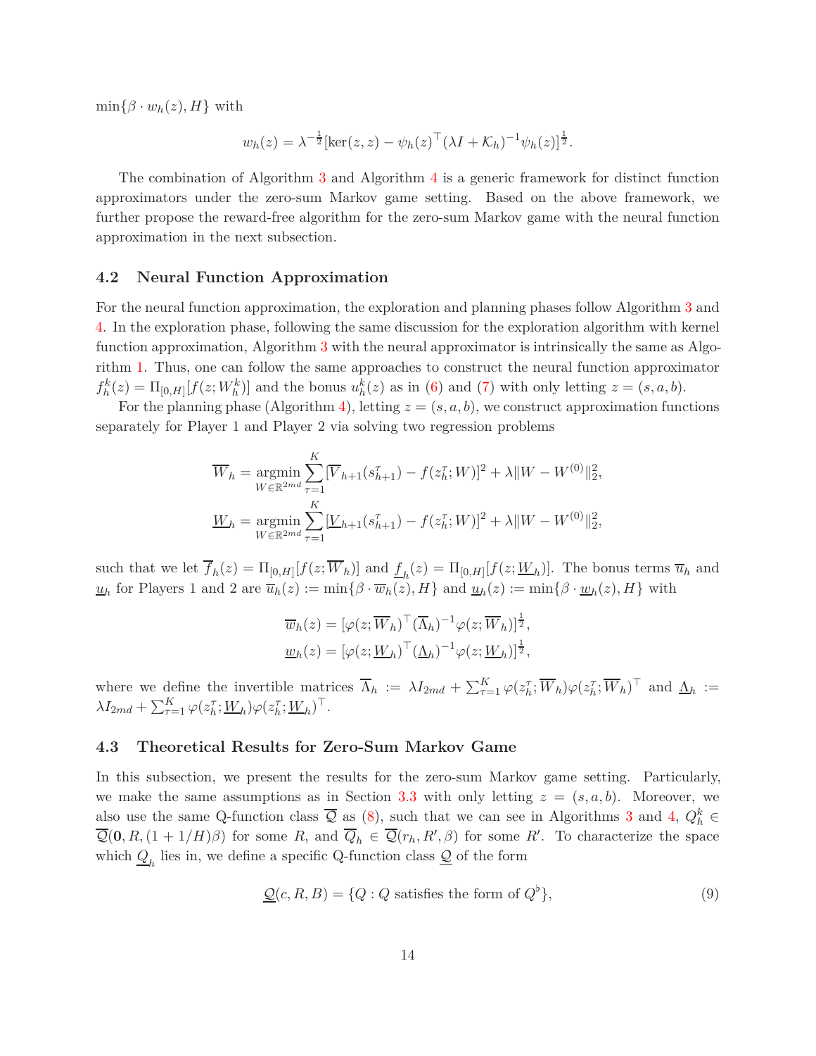$\min\{\beta \cdot w_h(z), H\}$ with

$$w_h(z) = \lambda^{-\frac{1}{2}}[\ker(z,z) - \psi_h(z)^\top(\lambda I + \mathcal{K}_h)^{-1}\psi_h(z)]^{\frac{1}{2}}.$$

The combination of Algorithm 3 and Algorithm 4 is a generic framework for distinct function approximators under the zero-sum Markov game setting. Based on the above framework, we further propose the reward-free algorithm for the zero-sum Markov game with the neural function approximation in the next subsection.

### 4.2 Neural Function Approximation

For the neural function approximation, the exploration and planning phases follow Algorithm 3 and 4. In the exploration phase, following the same discussion for the exploration algorithm with kernel function approximation, Algorithm 3 with the neural approximator is intrinsically the same as Algorithm 1. Thus, one can follow the same approaches to construct the neural function approximator $f_h^k(z) = \Pi_{[0,H]}[f(z; W_h^k)]$ and the bonus $u_h^k(z)$ as in (6) and (7) with only letting $z = (s, a, b)$.

For the planning phase (Algorithm 4), letting $z = (s, a, b)$, we construct approximation functions separately for Player 1 and Player 2 via solving two regression problems

$$\overline{W}_h = \operatorname*{argmin}_{W \in \mathbb{R}^{2md}} \sum_{\tau=1}^{K} [\overline{V}_{h+1}(s_{h+1}^\tau) - f(z_h^\tau; W)]^2 + \lambda \|W - W^{(0)}\|_2^2,$$

$$\underline{W}_h = \operatorname*{argmin}_{W \in \mathbb{R}^{2md}} \sum_{\tau=1}^{K} [\underline{V}_{h+1}(s_{h+1}^\tau) - f(z_h^\tau; W)]^2 + \lambda \|W - W^{(0)}\|_2^2,$$

such that we let $\overline{f}_h(z) = \Pi_{[0,H]}[f(z; \overline{W}_h)]$ and $\underline{f}_h(z) = \Pi_{[0,H]}[f(z; \underline{W}_h)]$. The bonus terms $\overline{u}_h$ and $\underline{u}_h$ for Players 1 and 2 are $\overline{u}_h(z) := \min\{\beta \cdot \overline{w}_h(z), H\}$ and $\underline{u}_h(z) := \min\{\beta \cdot \underline{w}_h(z), H\}$ with

$$\overline{w}_h(z) = [\varphi(z; \overline{W}_h)^\top (\overline{\Lambda}_h)^{-1} \varphi(z; \overline{W}_h)]^{\frac{1}{2}},$$

$$\underline{w}_h(z) = [\varphi(z; \underline{W}_h)^\top (\underline{\Lambda}_h)^{-1} \varphi(z; \underline{W}_h)]^{\frac{1}{2}},$$

where we define the invertible matrices $\overline{\Lambda}_h := \lambda I_{2md} + \sum_{\tau=1}^{K} \varphi(z_h^\tau; \overline{W}_h)\varphi(z_h^\tau; \overline{W}_h)^\top$ and $\underline{\Lambda}_h := \lambda I_{2md} + \sum_{\tau=1}^{K} \varphi(z_h^\tau; \underline{W}_h)\varphi(z_h^\tau; \underline{W}_h)^\top$.

### 4.3 Theoretical Results for Zero-Sum Markov Game

In this subsection, we present the results for the zero-sum Markov game setting. Particularly, we make the same assumptions as in Section 3.3 with only letting $z = (s, a, b)$. Moreover, we also use the same Q-function class $\overline{\mathcal{Q}}$ as (8), such that we can see in Algorithms 3 and 4, $Q_h^k \in \overline{\mathcal{Q}}(\mathbf{0}, R, (1 + 1/H)\beta)$ for some $R$, and $\overline{Q}_h \in \overline{\mathcal{Q}}(r_h, R', \beta)$ for some $R'$. To characterize the space which $\underline{Q}_h$ lies in, we define a specific Q-function class $\underline{\mathcal{Q}}$ of the form

$$\underline{\mathcal{Q}}(c, R, B) = \{Q : Q \text{ satisfies the form of } Q^\flat\}, \tag{9}$$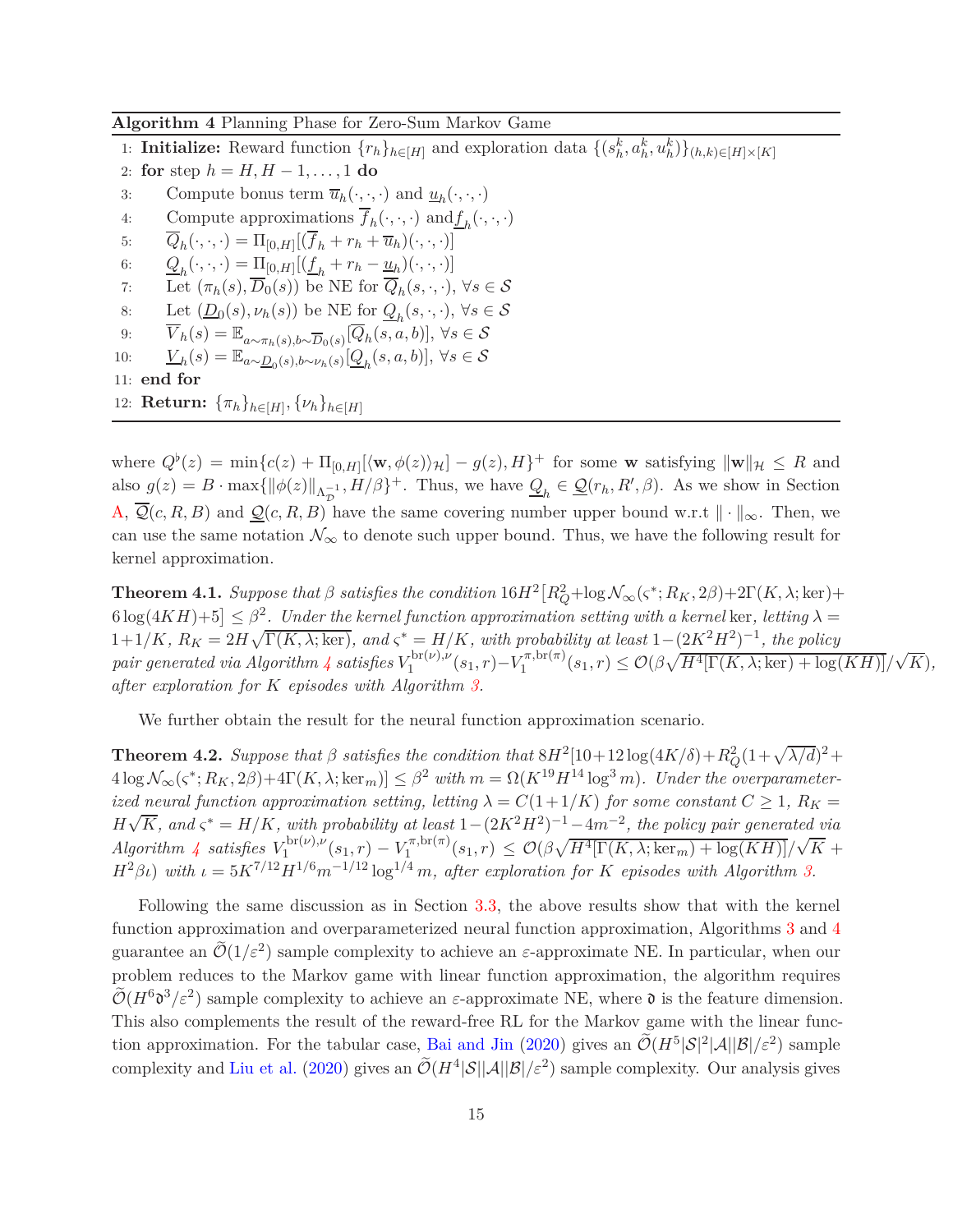**Algorithm 4** Planning Phase for Zero-Sum Markov Game

1: **Initialize:** Reward function $\{r_h\}_{h\in[H]}$ and exploration data $\{(s_h^k, a_h^k, u_h^k)\}_{(h,k)\in[H]\times[K]}$
2: **for** step $h = H, H-1, \ldots, 1$ **do**
3: Compute bonus term $\overline{u}_h(\cdot,\cdot,\cdot)$ and $\underline{u}_h(\cdot,\cdot,\cdot)$
4: Compute approximations $\overline{f}_h(\cdot,\cdot,\cdot)$ and $\underline{f}_h(\cdot,\cdot,\cdot)$
5: $\overline{Q}_h(\cdot,\cdot,\cdot) = \Pi_{[0,H]}[(\overline{f}_h + r_h + \overline{u}_h)(\cdot,\cdot,\cdot)]$
6: $\underline{Q}_h(\cdot,\cdot,\cdot) = \Pi_{[0,H]}[(\underline{f}_h + r_h - \underline{u}_h)(\cdot,\cdot,\cdot)]$
7: Let $(\pi_h(s), \overline{D}_0(s))$ be NE for $\overline{Q}_h(s,\cdot,\cdot)$, $\forall s\in\mathcal{S}$
8: Let $(\underline{D}_0(s), \nu_h(s))$ be NE for $\underline{Q}_h(s,\cdot,\cdot)$, $\forall s\in\mathcal{S}$
9: $\overline{V}_h(s) = \mathbb{E}_{a\sim\pi_h(s), b\sim\overline{D}_0(s)}[\overline{Q}_h(s,a,b)]$, $\forall s\in\mathcal{S}$
10: $\underline{V}_h(s) = \mathbb{E}_{a\sim\underline{D}_0(s), b\sim\nu_h(s)}[\underline{Q}_h(s,a,b)]$, $\forall s\in\mathcal{S}$
11: **end for**
12: **Return:** $\{\pi_h\}_{h\in[H]}, \{\nu_h\}_{h\in[H]}$

where $Q^\flat(z) = \min\{c(z) + \Pi_{[0,H]}[\langle \mathbf{w}, \phi(z)\rangle_{\mathcal{H}}] - g(z), H\}^+$ for some $\mathbf{w}$ satisfying $\|\mathbf{w}\|_{\mathcal{H}} \le R$ and also $g(z) = B\cdot\max\{\|\phi(z)\|_{\Lambda_{\mathcal{D}}^{-1}}, H/\beta\}^+$. Thus, we have $\underline{Q}_h \in \underline{\mathcal{Q}}(r_h, R', \beta)$. As we show in Section A, $\overline{\mathcal{Q}}(c,R,B)$ and $\underline{\mathcal{Q}}(c,R,B)$ have the same covering number upper bound w.r.t $\|\cdot\|_\infty$. Then, we can use the same notation $\mathcal{N}_\infty$ to denote such upper bound. Thus, we have the following result for kernel approximation.

**Theorem 4.1.** *Suppose that $\beta$ satisfies the condition $16H^2[R_Q^2 + \log\mathcal{N}_\infty(\varsigma^*; R_K, 2\beta) + 2\Gamma(K,\lambda;\ker) + 6\log(4KH)+5] \le \beta^2$. Under the kernel function approximation setting with a kernel $\ker$, letting $\lambda = 1+1/K$, $R_K = 2H\sqrt{\Gamma(K,\lambda;\ker)}$, and $\varsigma^* = H/K$, with probability at least $1-(2K^2H^2)^{-1}$, the policy pair generated via Algorithm 4 satisfies $V_1^{\mathrm{br}(\nu),\nu}(s_1,r) - V_1^{\pi,\mathrm{br}(\pi)}(s_1,r) \le \mathcal{O}(\beta\sqrt{H^4[\Gamma(K,\lambda;\ker)+\log(KH)]}/\sqrt{K})$, after exploration for $K$ episodes with Algorithm 3.*

We further obtain the result for the neural function approximation scenario.

**Theorem 4.2.** *Suppose that $\beta$ satisfies the condition that $8H^2[10+12\log(4K/\delta) + R_Q^2(1+\sqrt{\lambda/d})^2 + 4\log\mathcal{N}_\infty(\varsigma^*; R_K, 2\beta) + 4\Gamma(K,\lambda;\ker_m)] \le \beta^2$ with $m = \Omega(K^{19}H^{14}\log^3 m)$. Under the overparameterized neural function approximation setting, letting $\lambda = C(1+1/K)$ for some constant $C\ge 1$, $R_K = H\sqrt{K}$, and $\varsigma^* = H/K$, with probability at least $1-(2K^2H^2)^{-1} - 4m^{-2}$, the policy pair generated via Algorithm 4 satisfies $V_1^{\mathrm{br}(\nu),\nu}(s_1,r) - V_1^{\pi,\mathrm{br}(\pi)}(s_1,r) \le \mathcal{O}(\beta\sqrt{H^4[\Gamma(K,\lambda;\ker_m)+\log(KH)]}/\sqrt{K} + H^2\beta\iota)$ with $\iota = 5K^{7/12}H^{1/6}m^{-1/12}\log^{1/4} m$, after exploration for $K$ episodes with Algorithm 3.*

Following the same discussion as in Section 3.3, the above results show that with the kernel function approximation and overparameterized neural function approximation, Algorithms 3 and 4 guarantee an $\widetilde{\mathcal{O}}(1/\varepsilon^2)$ sample complexity to achieve an $\varepsilon$-approximate NE. In particular, when our problem reduces to the Markov game with linear function approximation, the algorithm requires $\widetilde{\mathcal{O}}(H^6\mathfrak{d}^3/\varepsilon^2)$ sample complexity to achieve an $\varepsilon$-approximate NE, where $\mathfrak{d}$ is the feature dimension. This also complements the result of the reward-free RL for the Markov game with the linear function approximation. For the tabular case, Bai and Jin (2020) gives an $\widetilde{\mathcal{O}}(H^5|\mathcal{S}|^2|\mathcal{A}||\mathcal{B}|/\varepsilon^2)$ sample complexity and Liu et al. (2020) gives an $\widetilde{\mathcal{O}}(H^4|\mathcal{S}||\mathcal{A}||\mathcal{B}|/\varepsilon^2)$ sample complexity. Our analysis gives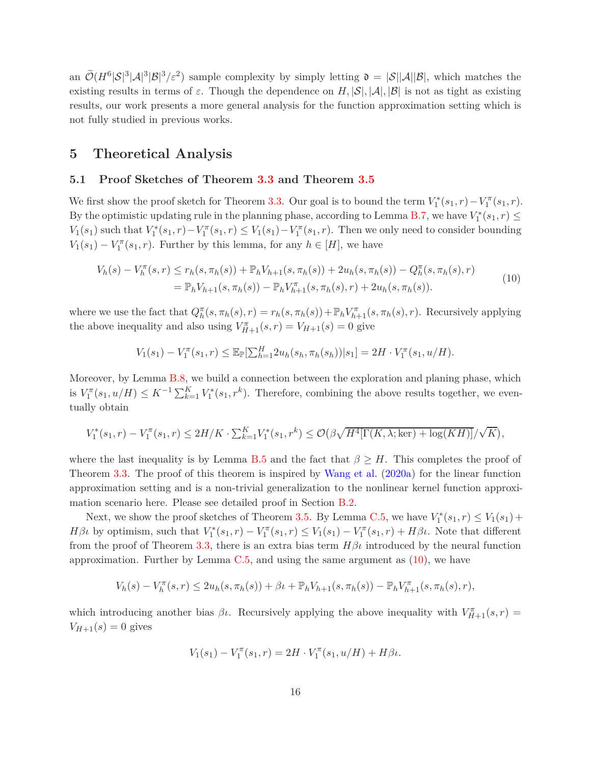an $\widetilde{\mathcal{O}}(H^6|\mathcal{S}|^3|\mathcal{A}|^3|\mathcal{B}|^3/\varepsilon^2)$ sample complexity by simply letting $\mathfrak{d} = |\mathcal{S}||\mathcal{A}||\mathcal{B}|$, which matches the existing results in terms of $\varepsilon$. Though the dependence on $H, |\mathcal{S}|, |\mathcal{A}|, |\mathcal{B}|$ is not as tight as existing results, our work presents a more general analysis for the function approximation setting which is not fully studied in previous works.

# 5 Theoretical Analysis

## 5.1 Proof Sketches of Theorem 3.3 and Theorem 3.5

We first show the proof sketch for Theorem 3.3. Our goal is to bound the term $V_1^*(s_1, r) - V_1^\pi(s_1, r)$. By the optimistic updating rule in the planning phase, according to Lemma B.7, we have $V_1^*(s_1, r) \leq V_1(s_1)$ such that $V_1^*(s_1, r) - V_1^\pi(s_1, r) \leq V_1(s_1) - V_1^\pi(s_1, r)$. Then we only need to consider bounding $V_1(s_1) - V_1^\pi(s_1, r)$. Further by this lemma, for any $h \in [H]$, we have

$$
\begin{aligned}
V_h(s) - V_h^\pi(s, r) &\leq r_h(s, \pi_h(s)) + \mathbb{P}_h V_{h+1}(s, \pi_h(s)) + 2u_h(s, \pi_h(s)) - Q_h^\pi(s, \pi_h(s), r) \\
&= \mathbb{P}_h V_{h+1}(s, \pi_h(s)) - \mathbb{P}_h V_{h+1}^\pi(s, \pi_h(s), r) + 2u_h(s, \pi_h(s)).
\end{aligned} \tag{10}
$$

where we use the fact that $Q_h^\pi(s, \pi_h(s), r) = r_h(s, \pi_h(s)) + \mathbb{P}_h V_{h+1}^\pi(s, \pi_h(s), r)$. Recursively applying the above inequality and also using $V_{H+1}^\pi(s, r) = V_{H+1}(s) = 0$ give

$$
V_1(s_1) - V_1^\pi(s_1, r) \leq \mathbb{E}_{\mathbb{P}}[\textstyle\sum_{h=1}^H 2u_h(s_h, \pi_h(s_h))|s_1] = 2H \cdot V_1^\pi(s_1, u/H).
$$

Moreover, by Lemma B.8, we build a connection between the exploration and planing phase, which is $V_1^\pi(s_1, u/H) \leq K^{-1}\sum_{k=1}^K V_1^*(s_1, r^k)$. Therefore, combining the above results together, we eventually obtain

$$
V_1^*(s_1, r) - V_1^\pi(s_1, r) \leq 2H/K \cdot \textstyle\sum_{k=1}^K V_1^*(s_1, r^k) \leq \mathcal{O}(\beta\sqrt{H^4[\Gamma(K, \lambda; \mathrm{ker}) + \log(KH)]}/\sqrt{K}),
$$

where the last inequality is by Lemma B.5 and the fact that $\beta \geq H$. This completes the proof of Theorem 3.3. The proof of this theorem is inspired by Wang et al. (2020a) for the linear function approximation setting and is a non-trivial generalization to the nonlinear kernel function approximation scenario here. Please see detailed proof in Section B.2.

Next, we show the proof sketches of Theorem 3.5. By Lemma C.5, we have $V_1^*(s_1, r) \leq V_1(s_1) + H\beta\iota$ by optimism, such that $V_1^*(s_1, r) - V_1^\pi(s_1, r) \leq V_1(s_1) - V_1^\pi(s_1, r) + H\beta\iota$. Note that different from the proof of Theorem 3.3, there is an extra bias term $H\beta\iota$ introduced by the neural function approximation. Further by Lemma C.5, and using the same argument as (10), we have

$$
V_h(s) - V_h^\pi(s, r) \leq 2u_h(s, \pi_h(s)) + \beta\iota + \mathbb{P}_h V_{h+1}(s, \pi_h(s)) - \mathbb{P}_h V_{h+1}^\pi(s, \pi_h(s), r),
$$

which introducing another bias $\beta\iota$. Recursively applying the above inequality with $V_{H+1}^\pi(s, r) = V_{H+1}(s) = 0$ gives

$$
V_1(s_1) - V_1^\pi(s_1, r) = 2H \cdot V_1^\pi(s_1, u/H) + H\beta\iota.
$$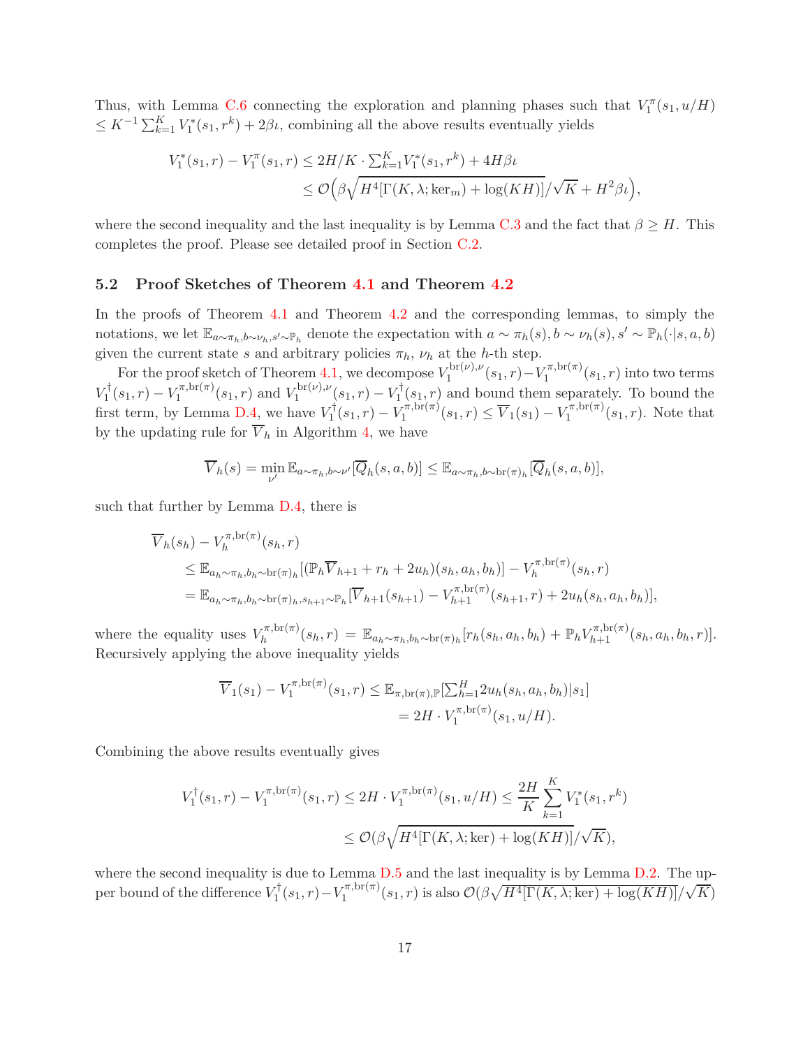Thus, with Lemma C.6 connecting the exploration and planning phases such that $V_1^\pi(s_1, u/H) \leq K^{-1}\sum_{k=1}^K V_1^*(s_1, r^k) + 2\beta\iota$, combining all the above results eventually yields

$$
\begin{aligned}
V_1^*(s_1, r) - V_1^\pi(s_1, r) &\leq 2H/K \cdot \textstyle\sum_{k=1}^K V_1^*(s_1, r^k) + 4H\beta\iota \\
&\leq \mathcal{O}\Big(\beta\sqrt{H^4[\Gamma(K, \lambda; \ker_m) + \log(KH)]}/\sqrt{K} + H^2\beta\iota\Big),
\end{aligned}
$$

where the second inequality and the last inequality is by Lemma C.3 and the fact that $\beta \geq H$. This completes the proof. Please see detailed proof in Section C.2.

### 5.2 Proof Sketches of Theorem 4.1 and Theorem 4.2

In the proofs of Theorem 4.1 and Theorem 4.2 and the corresponding lemmas, to simply the notations, we let $\mathbb{E}_{a\sim\pi_h, b\sim\nu_h, s'\sim\mathbb{P}_h}$ denote the expectation with $a \sim \pi_h(s), b \sim \nu_h(s), s' \sim \mathbb{P}_h(\cdot|s, a, b)$ given the current state $s$ and arbitrary policies $\pi_h$, $\nu_h$ at the $h$-th step.

For the proof sketch of Theorem 4.1, we decompose $V_1^{\mathrm{br}(\nu),\nu}(s_1, r) - V_1^{\pi,\mathrm{br}(\pi)}(s_1, r)$ into two terms $V_1^\dagger(s_1, r) - V_1^{\pi,\mathrm{br}(\pi)}(s_1, r)$ and $V_1^{\mathrm{br}(\nu),\nu}(s_1, r) - V_1^\dagger(s_1, r)$ and bound them separately. To bound the first term, by Lemma D.4, we have $V_1^\dagger(s_1, r) - V_1^{\pi,\mathrm{br}(\pi)}(s_1, r) \leq \overline{V}_1(s_1) - V_1^{\pi,\mathrm{br}(\pi)}(s_1, r)$. Note that by the updating rule for $\overline{V}_h$ in Algorithm 4, we have

$$
\overline{V}_h(s) = \min_{\nu'} \mathbb{E}_{a\sim\pi_h, b\sim\nu'}[\overline{Q}_h(s, a, b)] \leq \mathbb{E}_{a\sim\pi_h, b\sim\mathrm{br}(\pi)_h}[\overline{Q}_h(s, a, b)],
$$

such that further by Lemma D.4, there is

$$
\begin{aligned}
&\overline{V}_h(s_h) - V_h^{\pi,\mathrm{br}(\pi)}(s_h, r) \\
&\leq \mathbb{E}_{a_h\sim\pi_h, b_h\sim\mathrm{br}(\pi)_h}[(\mathbb{P}_h\overline{V}_{h+1} + r_h + 2u_h)(s_h, a_h, b_h)] - V_h^{\pi,\mathrm{br}(\pi)}(s_h, r) \\
&= \mathbb{E}_{a_h\sim\pi_h, b_h\sim\mathrm{br}(\pi)_h, s_{h+1}\sim\mathbb{P}_h}[\overline{V}_{h+1}(s_{h+1}) - V_{h+1}^{\pi,\mathrm{br}(\pi)}(s_{h+1}, r) + 2u_h(s_h, a_h, b_h)],
\end{aligned}
$$

where the equality uses $V_h^{\pi,\mathrm{br}(\pi)}(s_h, r) = \mathbb{E}_{a_h\sim\pi_h, b_h\sim\mathrm{br}(\pi)_h}[r_h(s_h, a_h, b_h) + \mathbb{P}_h V_{h+1}^{\pi,\mathrm{br}(\pi)}(s_h, a_h, b_h, r)]$. Recursively applying the above inequality yields

$$
\begin{aligned}
\overline{V}_1(s_1) - V_1^{\pi,\mathrm{br}(\pi)}(s_1, r) &\leq \mathbb{E}_{\pi,\mathrm{br}(\pi),\mathbb{P}}[\textstyle\sum_{h=1}^H 2u_h(s_h, a_h, b_h)|s_1] \\
&= 2H \cdot V_1^{\pi,\mathrm{br}(\pi)}(s_1, u/H).
\end{aligned}
$$

Combining the above results eventually gives

$$
\begin{aligned}
V_1^\dagger(s_1, r) - V_1^{\pi,\mathrm{br}(\pi)}(s_1, r) &\leq 2H \cdot V_1^{\pi,\mathrm{br}(\pi)}(s_1, u/H) \leq \frac{2H}{K}\sum_{k=1}^K V_1^*(s_1, r^k) \\
&\leq \mathcal{O}(\beta\sqrt{H^4[\Gamma(K, \lambda; \ker) + \log(KH)]}/\sqrt{K}),
\end{aligned}
$$

where the second inequality is due to Lemma D.5 and the last inequality is by Lemma D.2. The upper bound of the difference $V_1^\dagger(s_1, r) - V_1^{\pi,\mathrm{br}(\pi)}(s_1, r)$ is also $\mathcal{O}(\beta\sqrt{H^4[\Gamma(K, \lambda; \ker) + \log(KH)]}/\sqrt{K})$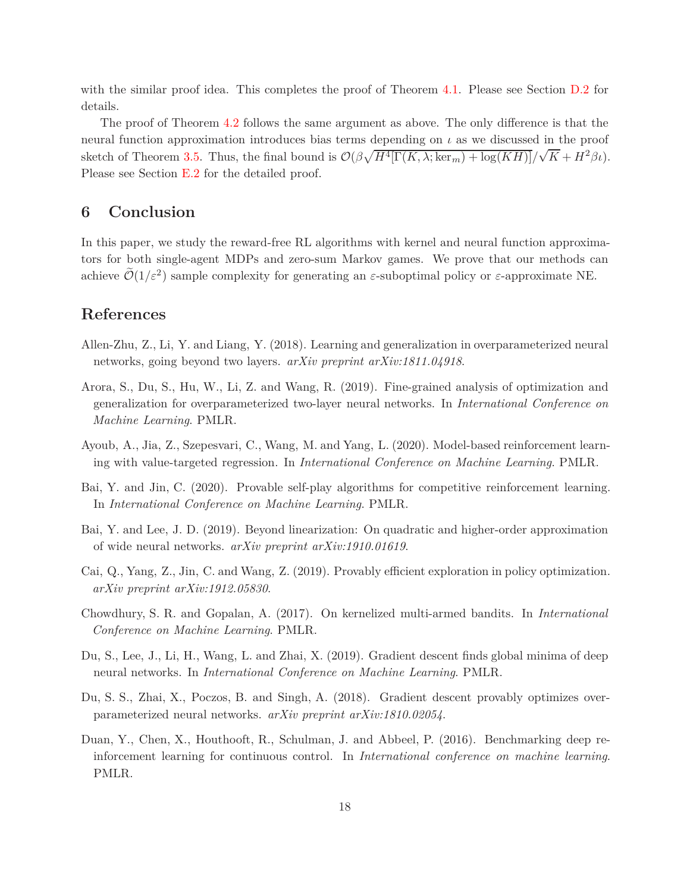with the similar proof idea. This completes the proof of Theorem 4.1. Please see Section D.2 for details.

The proof of Theorem 4.2 follows the same argument as above. The only difference is that the neural function approximation introduces bias terms depending on $\iota$ as we discussed in the proof sketch of Theorem 3.5. Thus, the final bound is $\mathcal{O}(\beta\sqrt{H^4[\Gamma(K,\lambda;\ker_m)+\log(KH)]}/\sqrt{K}+H^2\beta\iota)$. Please see Section E.2 for the detailed proof.

## 6 Conclusion

In this paper, we study the reward-free RL algorithms with kernel and neural function approximators for both single-agent MDPs and zero-sum Markov games. We prove that our methods can achieve $\widetilde{\mathcal{O}}(1/\varepsilon^2)$ sample complexity for generating an $\varepsilon$-suboptimal policy or $\varepsilon$-approximate NE.

## References

Allen-Zhu, Z., Li, Y. and Liang, Y. (2018). Learning and generalization in overparameterized neural networks, going beyond two layers. *arXiv preprint arXiv:1811.04918*.

Arora, S., Du, S., Hu, W., Li, Z. and Wang, R. (2019). Fine-grained analysis of optimization and generalization for overparameterized two-layer neural networks. In *International Conference on Machine Learning*. PMLR.

Ayoub, A., Jia, Z., Szepesvari, C., Wang, M. and Yang, L. (2020). Model-based reinforcement learning with value-targeted regression. In *International Conference on Machine Learning*. PMLR.

Bai, Y. and Jin, C. (2020). Provable self-play algorithms for competitive reinforcement learning. In *International Conference on Machine Learning*. PMLR.

Bai, Y. and Lee, J. D. (2019). Beyond linearization: On quadratic and higher-order approximation of wide neural networks. *arXiv preprint arXiv:1910.01619*.

Cai, Q., Yang, Z., Jin, C. and Wang, Z. (2019). Provably efficient exploration in policy optimization. *arXiv preprint arXiv:1912.05830*.

Chowdhury, S. R. and Gopalan, A. (2017). On kernelized multi-armed bandits. In *International Conference on Machine Learning*. PMLR.

Du, S., Lee, J., Li, H., Wang, L. and Zhai, X. (2019). Gradient descent finds global minima of deep neural networks. In *International Conference on Machine Learning*. PMLR.

Du, S. S., Zhai, X., Poczos, B. and Singh, A. (2018). Gradient descent provably optimizes overparameterized neural networks. *arXiv preprint arXiv:1810.02054*.

Duan, Y., Chen, X., Houthooft, R., Schulman, J. and Abbeel, P. (2016). Benchmarking deep reinforcement learning for continuous control. In *International conference on machine learning*. PMLR.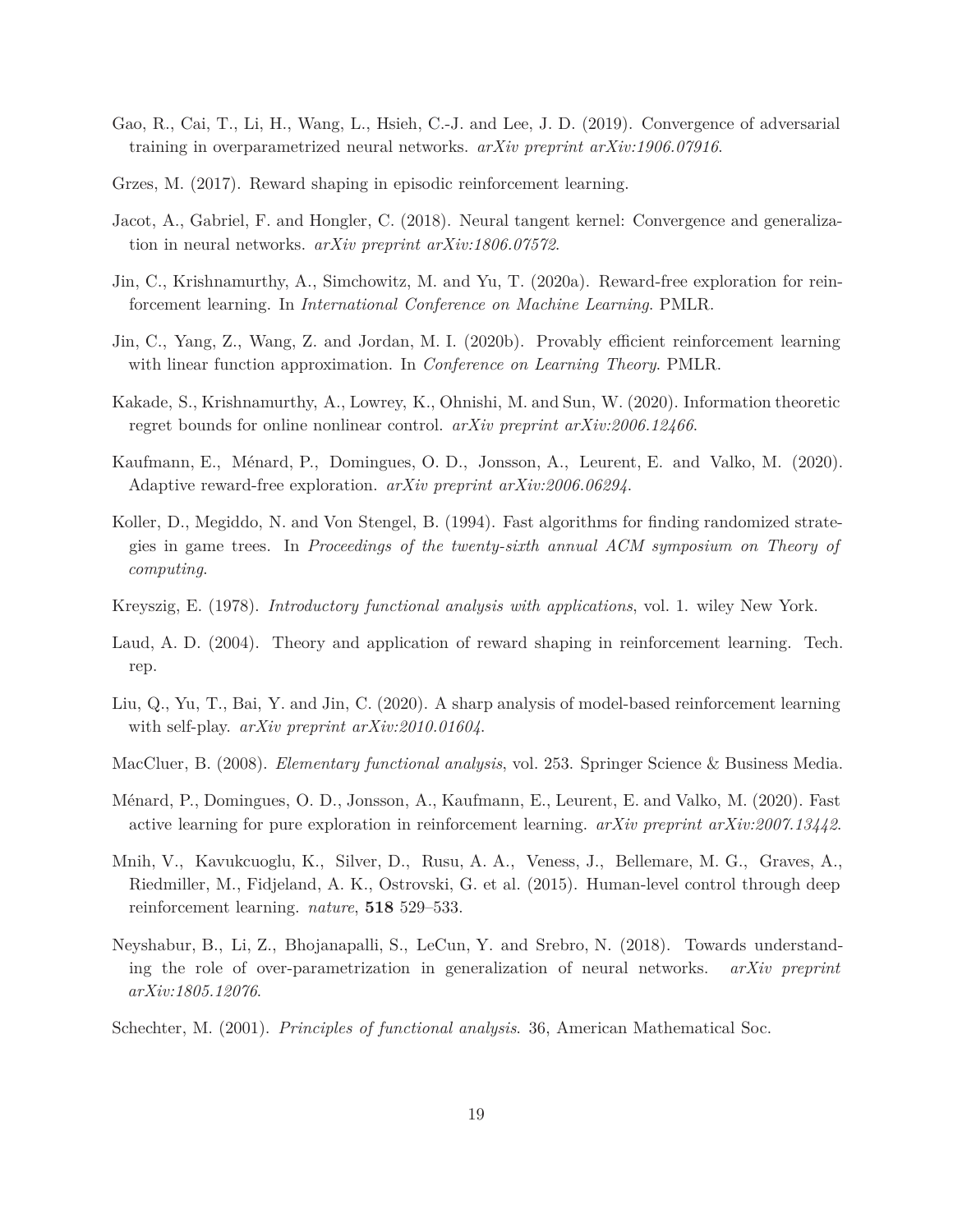Gao, R., Cai, T., Li, H., Wang, L., Hsieh, C.-J. and Lee, J. D. (2019). Convergence of adversarial training in overparametrized neural networks. *arXiv preprint arXiv:1906.07916*.

Grzes, M. (2017). Reward shaping in episodic reinforcement learning.

Jacot, A., Gabriel, F. and Hongler, C. (2018). Neural tangent kernel: Convergence and generalization in neural networks. *arXiv preprint arXiv:1806.07572*.

Jin, C., Krishnamurthy, A., Simchowitz, M. and Yu, T. (2020a). Reward-free exploration for reinforcement learning. In *International Conference on Machine Learning*. PMLR.

Jin, C., Yang, Z., Wang, Z. and Jordan, M. I. (2020b). Provably efficient reinforcement learning with linear function approximation. In *Conference on Learning Theory*. PMLR.

Kakade, S., Krishnamurthy, A., Lowrey, K., Ohnishi, M. and Sun, W. (2020). Information theoretic regret bounds for online nonlinear control. *arXiv preprint arXiv:2006.12466*.

Kaufmann, E., Ménard, P., Domingues, O. D., Jonsson, A., Leurent, E. and Valko, M. (2020). Adaptive reward-free exploration. *arXiv preprint arXiv:2006.06294*.

Koller, D., Megiddo, N. and Von Stengel, B. (1994). Fast algorithms for finding randomized strategies in game trees. In *Proceedings of the twenty-sixth annual ACM symposium on Theory of computing*.

Kreyszig, E. (1978). *Introductory functional analysis with applications*, vol. 1. wiley New York.

Laud, A. D. (2004). Theory and application of reward shaping in reinforcement learning. Tech. rep.

Liu, Q., Yu, T., Bai, Y. and Jin, C. (2020). A sharp analysis of model-based reinforcement learning with self-play. *arXiv preprint arXiv:2010.01604*.

MacCluer, B. (2008). *Elementary functional analysis*, vol. 253. Springer Science & Business Media.

Ménard, P., Domingues, O. D., Jonsson, A., Kaufmann, E., Leurent, E. and Valko, M. (2020). Fast active learning for pure exploration in reinforcement learning. *arXiv preprint arXiv:2007.13442*.

Mnih, V., Kavukcuoglu, K., Silver, D., Rusu, A. A., Veness, J., Bellemare, M. G., Graves, A., Riedmiller, M., Fidjeland, A. K., Ostrovski, G. et al. (2015). Human-level control through deep reinforcement learning. *nature*, **518** 529–533.

Neyshabur, B., Li, Z., Bhojanapalli, S., LeCun, Y. and Srebro, N. (2018). Towards understanding the role of over-parametrization in generalization of neural networks. *arXiv preprint arXiv:1805.12076*.

Schechter, M. (2001). *Principles of functional analysis*. 36, American Mathematical Soc.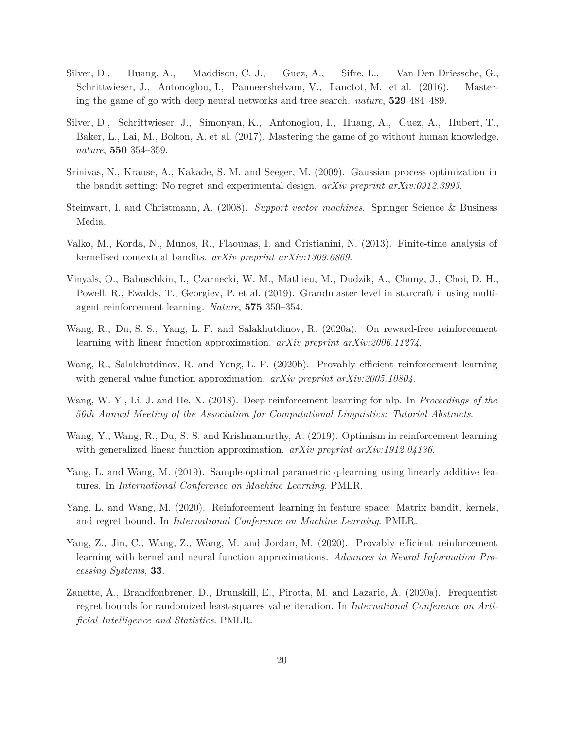Silver, D., Huang, A., Maddison, C. J., Guez, A., Sifre, L., Van Den Driessche, G., Schrittwieser, J., Antonoglou, I., Panneershelvam, V., Lanctot, M. et al. (2016). Mastering the game of go with deep neural networks and tree search. *nature*, **529** 484–489.

Silver, D., Schrittwieser, J., Simonyan, K., Antonoglou, I., Huang, A., Guez, A., Hubert, T., Baker, L., Lai, M., Bolton, A. et al. (2017). Mastering the game of go without human knowledge. *nature*, **550** 354–359.

Srinivas, N., Krause, A., Kakade, S. M. and Seeger, M. (2009). Gaussian process optimization in the bandit setting: No regret and experimental design. *arXiv preprint arXiv:0912.3995*.

Steinwart, I. and Christmann, A. (2008). *Support vector machines*. Springer Science & Business Media.

Valko, M., Korda, N., Munos, R., Flaounas, I. and Cristianini, N. (2013). Finite-time analysis of kernelised contextual bandits. *arXiv preprint arXiv:1309.6869*.

Vinyals, O., Babuschkin, I., Czarnecki, W. M., Mathieu, M., Dudzik, A., Chung, J., Choi, D. H., Powell, R., Ewalds, T., Georgiev, P. et al. (2019). Grandmaster level in starcraft ii using multi-agent reinforcement learning. *Nature*, **575** 350–354.

Wang, R., Du, S. S., Yang, L. F. and Salakhutdinov, R. (2020a). On reward-free reinforcement learning with linear function approximation. *arXiv preprint arXiv:2006.11274*.

Wang, R., Salakhutdinov, R. and Yang, L. F. (2020b). Provably efficient reinforcement learning with general value function approximation. *arXiv preprint arXiv:2005.10804*.

Wang, W. Y., Li, J. and He, X. (2018). Deep reinforcement learning for nlp. In *Proceedings of the 56th Annual Meeting of the Association for Computational Linguistics: Tutorial Abstracts*.

Wang, Y., Wang, R., Du, S. S. and Krishnamurthy, A. (2019). Optimism in reinforcement learning with generalized linear function approximation. *arXiv preprint arXiv:1912.04136*.

Yang, L. and Wang, M. (2019). Sample-optimal parametric q-learning using linearly additive features. In *International Conference on Machine Learning*. PMLR.

Yang, L. and Wang, M. (2020). Reinforcement learning in feature space: Matrix bandit, kernels, and regret bound. In *International Conference on Machine Learning*. PMLR.

Yang, Z., Jin, C., Wang, Z., Wang, M. and Jordan, M. (2020). Provably efficient reinforcement learning with kernel and neural function approximations. *Advances in Neural Information Processing Systems*, **33**.

Zanette, A., Brandfonbrener, D., Brunskill, E., Pirotta, M. and Lazaric, A. (2020a). Frequentist regret bounds for randomized least-squares value iteration. In *International Conference on Artificial Intelligence and Statistics*. PMLR.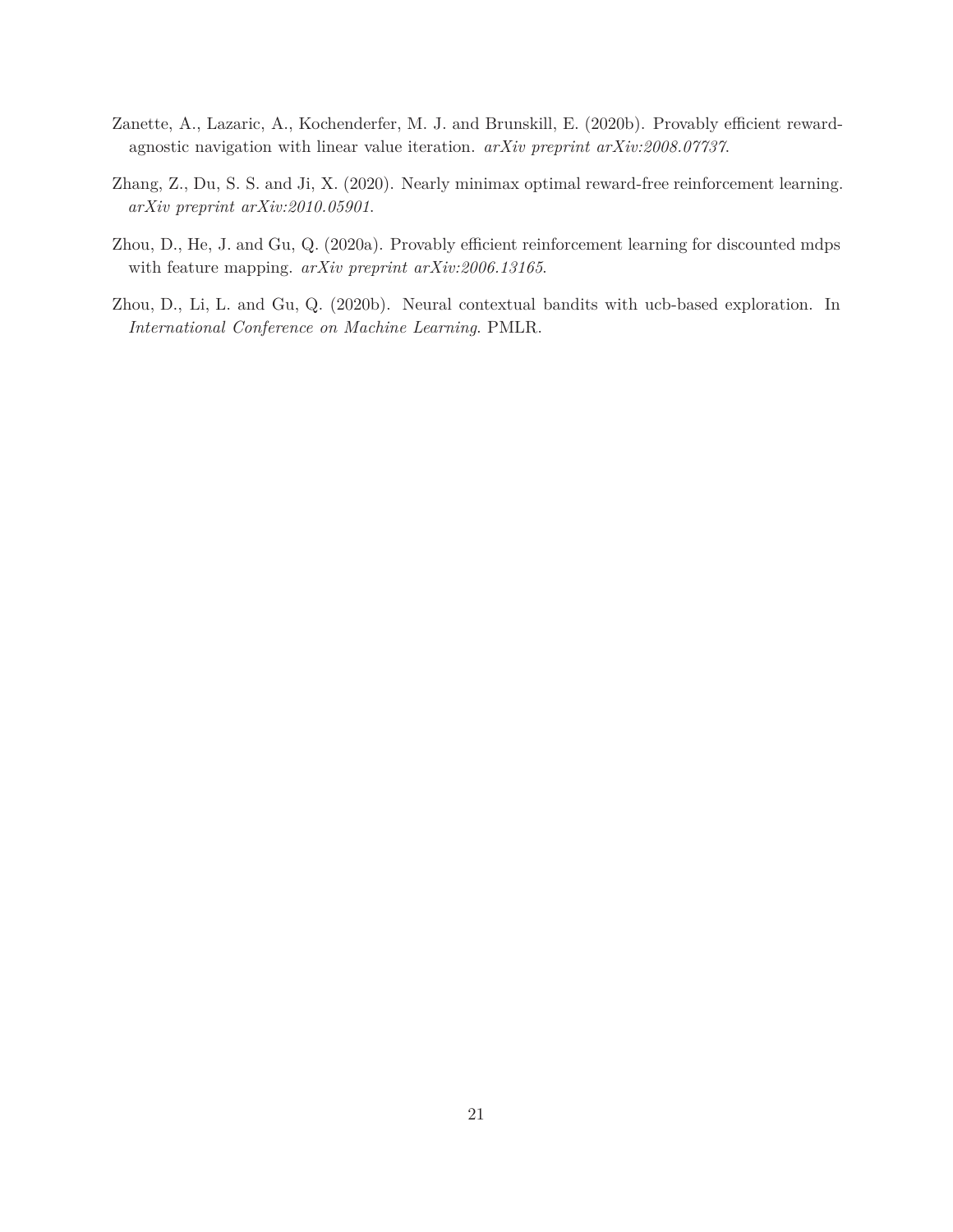Zanette, A., Lazaric, A., Kochenderfer, M. J. and Brunskill, E. (2020b). Provably efficient reward-agnostic navigation with linear value iteration. *arXiv preprint arXiv:2008.07737*.

Zhang, Z., Du, S. S. and Ji, X. (2020). Nearly minimax optimal reward-free reinforcement learning. *arXiv preprint arXiv:2010.05901*.

Zhou, D., He, J. and Gu, Q. (2020a). Provably efficient reinforcement learning for discounted mdps with feature mapping. *arXiv preprint arXiv:2006.13165*.

Zhou, D., Li, L. and Gu, Q. (2020b). Neural contextual bandits with ucb-based exploration. In *International Conference on Machine Learning*. PMLR.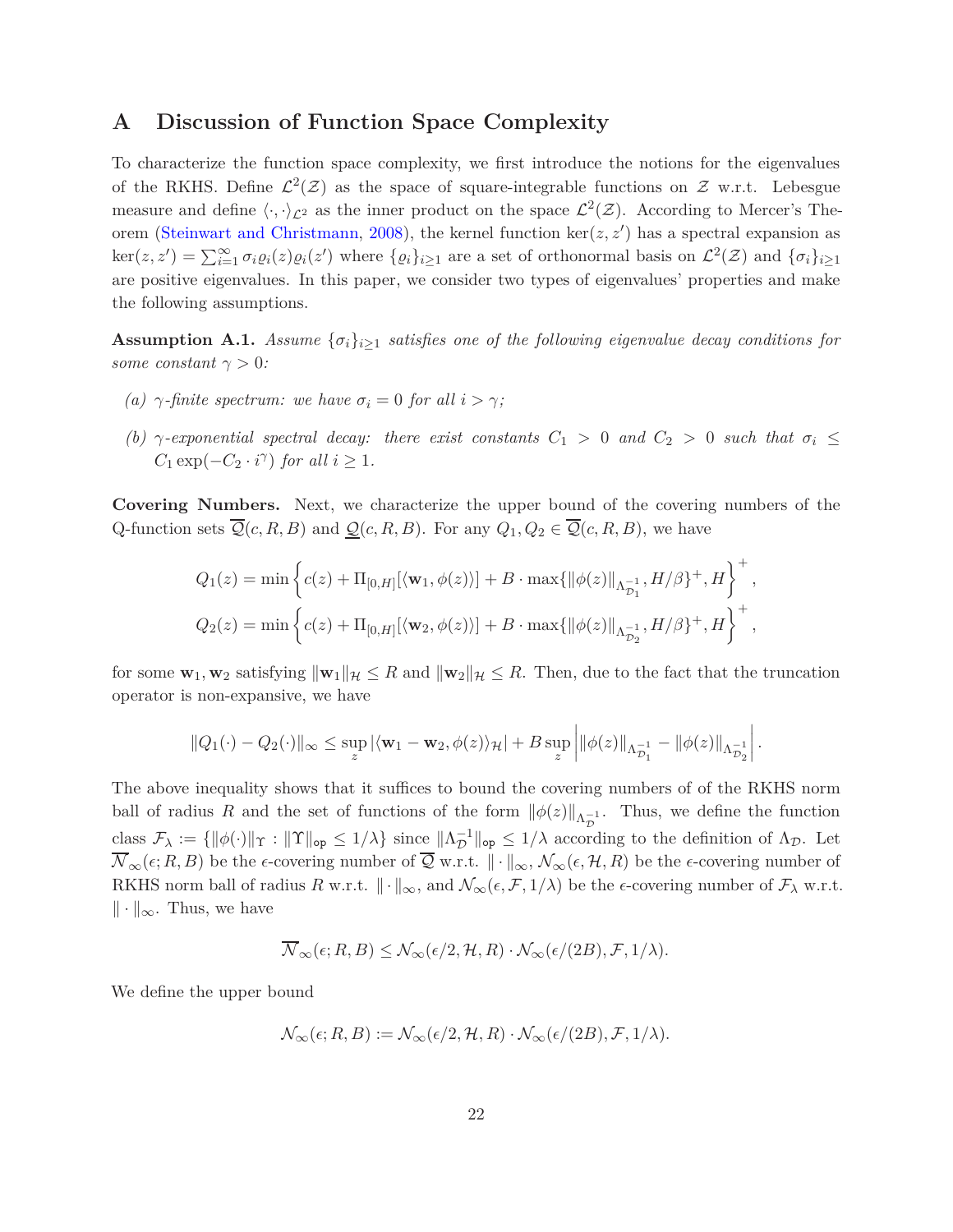# A Discussion of Function Space Complexity

To characterize the function space complexity, we first introduce the notions for the eigenvalues of the RKHS. Define $\mathcal{L}^2(\mathcal{Z})$ as the space of square-integrable functions on $\mathcal{Z}$ w.r.t. Lebesgue measure and define $\langle \cdot, \cdot \rangle_{\mathcal{L}^2}$ as the inner product on the space $\mathcal{L}^2(\mathcal{Z})$. According to Mercer's Theorem (Steinwart and Christmann, 2008), the kernel function $\ker(z, z')$ has a spectral expansion as $\ker(z, z') = \sum_{i=1}^{\infty} \sigma_i \varrho_i(z) \varrho_i(z')$ where $\{\varrho_i\}_{i \geq 1}$ are a set of orthonormal basis on $\mathcal{L}^2(\mathcal{Z})$ and $\{\sigma_i\}_{i \geq 1}$ are positive eigenvalues. In this paper, we consider two types of eigenvalues' properties and make the following assumptions.

**Assumption A.1.** *Assume $\{\sigma_i\}_{i \geq 1}$ satisfies one of the following eigenvalue decay conditions for some constant $\gamma > 0$:*

*(a) $\gamma$-finite spectrum: we have $\sigma_i = 0$ for all $i > \gamma$;*

*(b) $\gamma$-exponential spectral decay: there exist constants $C_1 > 0$ and $C_2 > 0$ such that $\sigma_i \leq C_1 \exp(-C_2 \cdot i^{\gamma})$ for all $i \geq 1$.*

**Covering Numbers.** Next, we characterize the upper bound of the covering numbers of the Q-function sets $\overline{\mathcal{Q}}(c, R, B)$ and $\underline{\mathcal{Q}}(c, R, B)$. For any $Q_1, Q_2 \in \overline{\mathcal{Q}}(c, R, B)$, we have

$$Q_1(z) = \min\left\{ c(z) + \Pi_{[0,H]}[\langle \mathbf{w}_1, \phi(z) \rangle] + B \cdot \max\{\|\phi(z)\|_{\Lambda_{\mathcal{D}_1}^{-1}}, H/\beta\}^+, H \right\}^+,$$

$$Q_2(z) = \min\left\{ c(z) + \Pi_{[0,H]}[\langle \mathbf{w}_2, \phi(z) \rangle] + B \cdot \max\{\|\phi(z)\|_{\Lambda_{\mathcal{D}_2}^{-1}}, H/\beta\}^+, H \right\}^+,$$

for some $\mathbf{w}_1, \mathbf{w}_2$ satisfying $\|\mathbf{w}_1\|_{\mathcal{H}} \leq R$ and $\|\mathbf{w}_2\|_{\mathcal{H}} \leq R$. Then, due to the fact that the truncation operator is non-expansive, we have

$$\|Q_1(\cdot) - Q_2(\cdot)\|_{\infty} \leq \sup_z |\langle \mathbf{w}_1 - \mathbf{w}_2, \phi(z) \rangle_{\mathcal{H}}| + B \sup_z \left| \|\phi(z)\|_{\Lambda_{\mathcal{D}_1}^{-1}} - \|\phi(z)\|_{\Lambda_{\mathcal{D}_2}^{-1}} \right|.$$

The above inequality shows that it suffices to bound the covering numbers of of the RKHS norm ball of radius $R$ and the set of functions of the form $\|\phi(z)\|_{\Lambda_{\mathcal{D}}^{-1}}$. Thus, we define the function class $\mathcal{F}_{\lambda} := \{\|\phi(\cdot)\|_{\Upsilon} : \|\Upsilon\|_{\mathsf{op}} \leq 1/\lambda\}$ since $\|\Lambda_{\mathcal{D}}^{-1}\|_{\mathsf{op}} \leq 1/\lambda$ according to the definition of $\Lambda_{\mathcal{D}}$. Let $\overline{\mathcal{N}}_{\infty}(\epsilon; R, B)$ be the $\epsilon$-covering number of $\overline{\mathcal{Q}}$ w.r.t. $\|\cdot\|_{\infty}$, $\mathcal{N}_{\infty}(\epsilon, \mathcal{H}, R)$ be the $\epsilon$-covering number of RKHS norm ball of radius $R$ w.r.t. $\|\cdot\|_{\infty}$, and $\mathcal{N}_{\infty}(\epsilon, \mathcal{F}, 1/\lambda)$ be the $\epsilon$-covering number of $\mathcal{F}_{\lambda}$ w.r.t. $\|\cdot\|_{\infty}$. Thus, we have

$$\overline{\mathcal{N}}_{\infty}(\epsilon; R, B) \leq \mathcal{N}_{\infty}(\epsilon/2, \mathcal{H}, R) \cdot \mathcal{N}_{\infty}(\epsilon/(2B), \mathcal{F}, 1/\lambda).$$

We define the upper bound

$$\mathcal{N}_{\infty}(\epsilon; R, B) := \mathcal{N}_{\infty}(\epsilon/2, \mathcal{H}, R) \cdot \mathcal{N}_{\infty}(\epsilon/(2B), \mathcal{F}, 1/\lambda).$$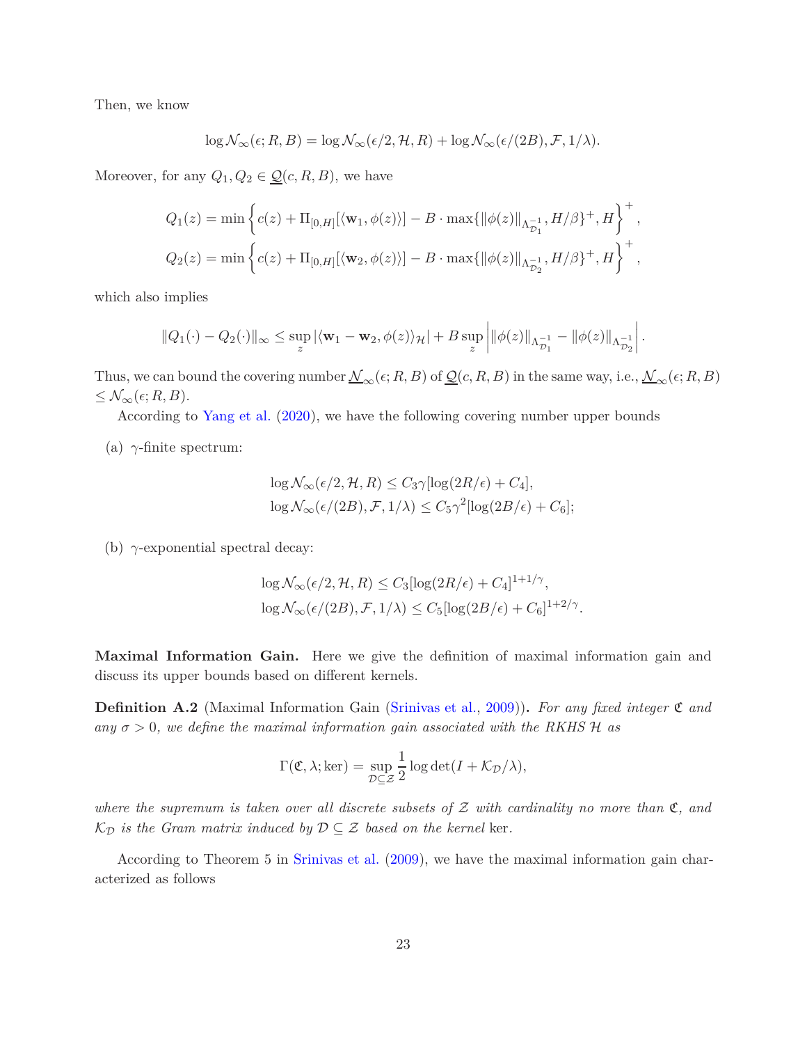Then, we know

$$\log \mathcal{N}_\infty(\epsilon; R, B) = \log \mathcal{N}_\infty(\epsilon/2, \mathcal{H}, R) + \log \mathcal{N}_\infty(\epsilon/(2B), \mathcal{F}, 1/\lambda).$$

Moreover, for any $Q_1, Q_2 \in \underline{\mathcal{Q}}(c, R, B)$, we have

$$Q_1(z) = \min\left\{ c(z) + \Pi_{[0,H]}[\langle \mathbf{w}_1, \phi(z)\rangle] - B \cdot \max\{\|\phi(z)\|_{\Lambda_{\mathcal{D}_1}^{-1}}, H/\beta\}^+, H \right\}^+,$$

$$Q_2(z) = \min\left\{ c(z) + \Pi_{[0,H]}[\langle \mathbf{w}_2, \phi(z)\rangle] - B \cdot \max\{\|\phi(z)\|_{\Lambda_{\mathcal{D}_2}^{-1}}, H/\beta\}^+, H \right\}^+,$$

which also implies

$$\|Q_1(\cdot) - Q_2(\cdot)\|_\infty \le \sup_z |\langle \mathbf{w}_1 - \mathbf{w}_2, \phi(z)\rangle_{\mathcal{H}}| + B \sup_z \left| \|\phi(z)\|_{\Lambda_{\mathcal{D}_1}^{-1}} - \|\phi(z)\|_{\Lambda_{\mathcal{D}_2}^{-1}} \right|.$$

Thus, we can bound the covering number $\underline{\mathcal{N}}_\infty(\epsilon; R, B)$ of $\underline{\mathcal{Q}}(c, R, B)$ in the same way, i.e., $\underline{\mathcal{N}}_\infty(\epsilon; R, B) \le \mathcal{N}_\infty(\epsilon; R, B)$.

According to Yang et al. (2020), we have the following covering number upper bounds

(a) $\gamma$-finite spectrum:

$$\log \mathcal{N}_\infty(\epsilon/2, \mathcal{H}, R) \le C_3\gamma[\log(2R/\epsilon) + C_4],$$
$$\log \mathcal{N}_\infty(\epsilon/(2B), \mathcal{F}, 1/\lambda) \le C_5\gamma^2[\log(2B/\epsilon) + C_6];$$

(b) $\gamma$-exponential spectral decay:

$$\log \mathcal{N}_\infty(\epsilon/2, \mathcal{H}, R) \le C_3[\log(2R/\epsilon) + C_4]^{1+1/\gamma},$$
$$\log \mathcal{N}_\infty(\epsilon/(2B), \mathcal{F}, 1/\lambda) \le C_5[\log(2B/\epsilon) + C_6]^{1+2/\gamma}.$$

**Maximal Information Gain.** Here we give the definition of maximal information gain and discuss its upper bounds based on different kernels.

**Definition A.2** (Maximal Information Gain (Srinivas et al., 2009)). *For any fixed integer $\mathfrak{C}$ and any $\sigma > 0$, we define the maximal information gain associated with the RKHS $\mathcal{H}$ as*

$$\Gamma(\mathfrak{C}, \lambda; \mathrm{ker}) = \sup_{\mathcal{D} \subseteq \mathcal{Z}} \frac{1}{2} \log \det(I + \mathcal{K}_{\mathcal{D}}/\lambda),$$

*where the supremum is taken over all discrete subsets of $\mathcal{Z}$ with cardinality no more than $\mathfrak{C}$, and $\mathcal{K}_{\mathcal{D}}$ is the Gram matrix induced by $\mathcal{D} \subseteq \mathcal{Z}$ based on the kernel* ker.

According to Theorem 5 in Srinivas et al. (2009), we have the maximal information gain characterized as follows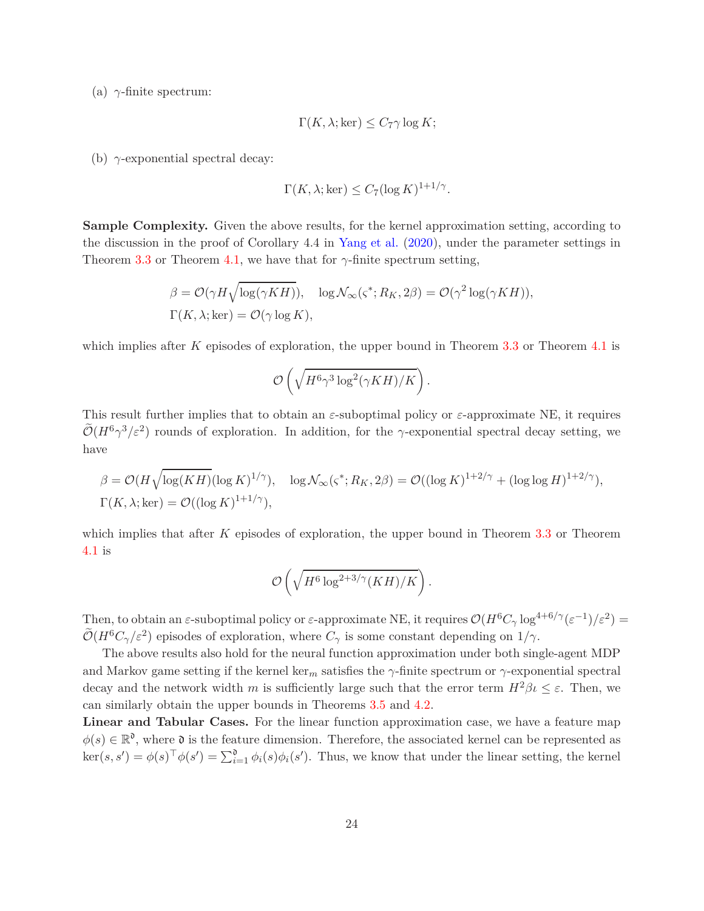(a) $\gamma$-finite spectrum:

$$\Gamma(K, \lambda; \mathrm{ker}) \leq C_7 \gamma \log K;$$

(b) $\gamma$-exponential spectral decay:

$$\Gamma(K, \lambda; \mathrm{ker}) \leq C_7 (\log K)^{1+1/\gamma}.$$

**Sample Complexity.** Given the above results, for the kernel approximation setting, according to the discussion in the proof of Corollary 4.4 in Yang et al. (2020), under the parameter settings in Theorem 3.3 or Theorem 4.1, we have that for $\gamma$-finite spectrum setting,

$$\beta = \mathcal{O}(\gamma H \sqrt{\log(\gamma K H)}), \quad \log \mathcal{N}_\infty(\varsigma^*; R_K, 2\beta) = \mathcal{O}(\gamma^2 \log(\gamma K H)),$$
$$\Gamma(K, \lambda; \mathrm{ker}) = \mathcal{O}(\gamma \log K),$$

which implies after $K$ episodes of exploration, the upper bound in Theorem 3.3 or Theorem 4.1 is

$$\mathcal{O}\left(\sqrt{H^6 \gamma^3 \log^2(\gamma K H)/K}\right).$$

This result further implies that to obtain an $\varepsilon$-suboptimal policy or $\varepsilon$-approximate NE, it requires $\widetilde{\mathcal{O}}(H^6 \gamma^3/\varepsilon^2)$ rounds of exploration. In addition, for the $\gamma$-exponential spectral decay setting, we have

$$\beta = \mathcal{O}(H \sqrt{\log(KH)} (\log K)^{1/\gamma}), \quad \log \mathcal{N}_\infty(\varsigma^*; R_K, 2\beta) = \mathcal{O}((\log K)^{1+2/\gamma} + (\log \log H)^{1+2/\gamma}),$$
$$\Gamma(K, \lambda; \mathrm{ker}) = \mathcal{O}((\log K)^{1+1/\gamma}),$$

which implies that after $K$ episodes of exploration, the upper bound in Theorem 3.3 or Theorem 4.1 is

$$\mathcal{O}\left(\sqrt{H^6 \log^{2+3/\gamma}(KH)/K}\right).$$

Then, to obtain an $\varepsilon$-suboptimal policy or $\varepsilon$-approximate NE, it requires $\mathcal{O}(H^6 C_\gamma \log^{4+6/\gamma}(\varepsilon^{-1})/\varepsilon^2) = \widetilde{\mathcal{O}}(H^6 C_\gamma/\varepsilon^2)$ episodes of exploration, where $C_\gamma$ is some constant depending on $1/\gamma$.

The above results also hold for the neural function approximation under both single-agent MDP and Markov game setting if the kernel $\mathrm{ker}_m$ satisfies the $\gamma$-finite spectrum or $\gamma$-exponential spectral decay and the network width $m$ is sufficiently large such that the error term $H^2 \beta \iota \leq \varepsilon$. Then, we can similarly obtain the upper bounds in Theorems 3.5 and 4.2.

**Linear and Tabular Cases.** For the linear function approximation case, we have a feature map $\phi(s) \in \mathbb{R}^{\mathfrak{d}}$, where $\mathfrak{d}$ is the feature dimension. Therefore, the associated kernel can be represented as $\mathrm{ker}(s, s') = \phi(s)^\top \phi(s') = \sum_{i=1}^{\mathfrak{d}} \phi_i(s) \phi_i(s')$. Thus, we know that under the linear setting, the kernel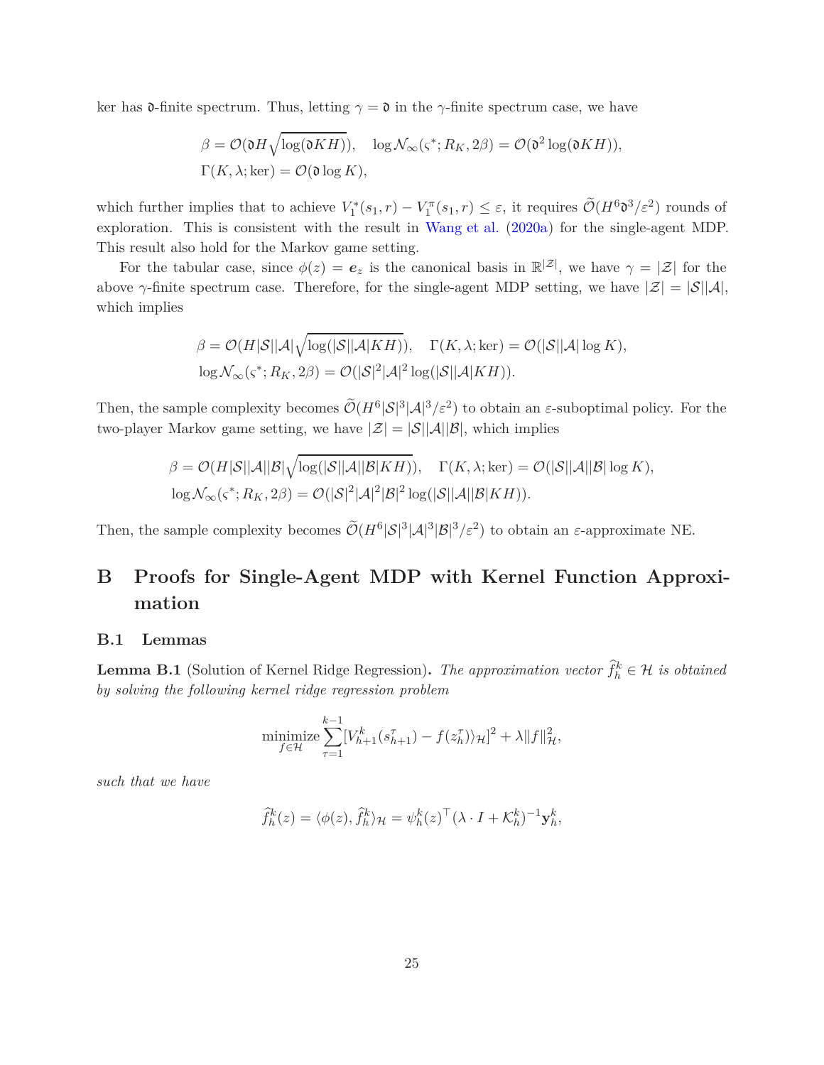ker has $\mathfrak{d}$-finite spectrum. Thus, letting $\gamma = \mathfrak{d}$ in the $\gamma$-finite spectrum case, we have

$$
\begin{aligned}
&\beta = \mathcal{O}(\mathfrak{d}H\sqrt{\log(\mathfrak{d}KH)}), \quad \log \mathcal{N}_\infty(\varsigma^*; R_K, 2\beta) = \mathcal{O}(\mathfrak{d}^2 \log(\mathfrak{d}KH)), \\
&\Gamma(K, \lambda; \mathrm{ker}) = \mathcal{O}(\mathfrak{d} \log K),
\end{aligned}
$$

which further implies that to achieve $V_1^*(s_1, r) - V_1^\pi(s_1, r) \le \varepsilon$, it requires $\widetilde{\mathcal{O}}(H^6\mathfrak{d}^3/\varepsilon^2)$ rounds of exploration. This is consistent with the result in Wang et al. (2020a) for the single-agent MDP. This result also hold for the Markov game setting.

For the tabular case, since $\phi(z) = \boldsymbol{e}_z$ is the canonical basis in $\mathbb{R}^{|\mathcal{Z}|}$, we have $\gamma = |\mathcal{Z}|$ for the above $\gamma$-finite spectrum case. Therefore, for the single-agent MDP setting, we have $|\mathcal{Z}| = |\mathcal{S}||\mathcal{A}|$, which implies

$$
\begin{aligned}
&\beta = \mathcal{O}(H|\mathcal{S}||\mathcal{A}|\sqrt{\log(|\mathcal{S}||\mathcal{A}|KH)}), \quad \Gamma(K, \lambda; \mathrm{ker}) = \mathcal{O}(|\mathcal{S}||\mathcal{A}| \log K), \\
&\log \mathcal{N}_\infty(\varsigma^*; R_K, 2\beta) = \mathcal{O}(|\mathcal{S}|^2|\mathcal{A}|^2 \log(|\mathcal{S}||\mathcal{A}|KH)).
\end{aligned}
$$

Then, the sample complexity becomes $\widetilde{\mathcal{O}}(H^6|\mathcal{S}|^3|\mathcal{A}|^3/\varepsilon^2)$ to obtain an $\varepsilon$-suboptimal policy. For the two-player Markov game setting, we have $|\mathcal{Z}| = |\mathcal{S}||\mathcal{A}||\mathcal{B}|$, which implies

$$
\begin{aligned}
&\beta = \mathcal{O}(H|\mathcal{S}||\mathcal{A}||\mathcal{B}|\sqrt{\log(|\mathcal{S}||\mathcal{A}||\mathcal{B}|KH)}), \quad \Gamma(K, \lambda; \mathrm{ker}) = \mathcal{O}(|\mathcal{S}||\mathcal{A}||\mathcal{B}| \log K), \\
&\log \mathcal{N}_\infty(\varsigma^*; R_K, 2\beta) = \mathcal{O}(|\mathcal{S}|^2|\mathcal{A}|^2|\mathcal{B}|^2 \log(|\mathcal{S}||\mathcal{A}||\mathcal{B}|KH)).
\end{aligned}
$$

Then, the sample complexity becomes $\widetilde{\mathcal{O}}(H^6|\mathcal{S}|^3|\mathcal{A}|^3|\mathcal{B}|^3/\varepsilon^2)$ to obtain an $\varepsilon$-approximate NE.

# B Proofs for Single-Agent MDP with Kernel Function Approximation

## B.1 Lemmas

**Lemma B.1** (Solution of Kernel Ridge Regression)**.** *The approximation vector $\widehat{f}_h^k \in \mathcal{H}$ is obtained by solving the following kernel ridge regression problem*

$$
\underset{f \in \mathcal{H}}{\mathrm{minimize}} \sum_{\tau=1}^{k-1} [V_{h+1}^k(s_{h+1}^\tau) - f(z_h^\tau)\rangle_{\mathcal{H}}]^2 + \lambda \|f\|_{\mathcal{H}}^2,
$$

*such that we have*

$$
\widehat{f}_h^k(z) = \langle \phi(z), \widehat{f}_h^k \rangle_{\mathcal{H}} = \psi_h^k(z)^\top (\lambda \cdot I + \mathcal{K}_h^k)^{-1} \mathbf{y}_h^k,
$$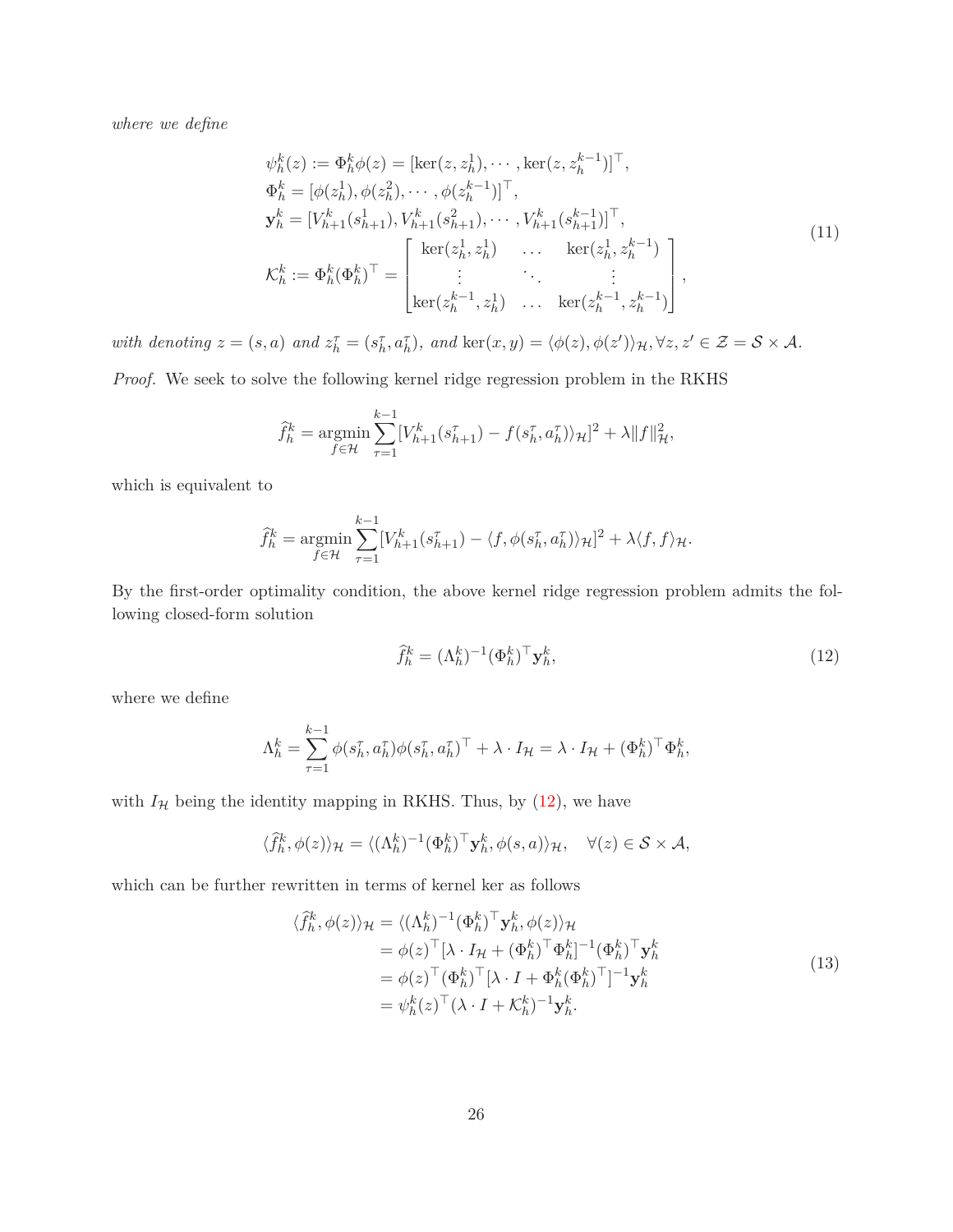*where we define*

$$
\begin{aligned}
&\psi_h^k(z) := \Phi_h^k \phi(z) = [\ker(z, z_h^1), \cdots, \ker(z, z_h^{k-1})]^\top, \\
&\Phi_h^k = [\phi(z_h^1), \phi(z_h^2), \cdots, \phi(z_h^{k-1})]^\top, \\
&\mathbf{y}_h^k = [V_{h+1}^k(s_{h+1}^1), V_{h+1}^k(s_{h+1}^2), \cdots, V_{h+1}^k(s_{h+1}^{k-1})]^\top, \\
&\mathcal{K}_h^k := \Phi_h^k (\Phi_h^k)^\top = \begin{bmatrix} \ker(z_h^1, z_h^1) & \dots & \ker(z_h^1, z_h^{k-1}) \\ \vdots & \ddots & \vdots \\ \ker(z_h^{k-1}, z_h^1) & \dots & \ker(z_h^{k-1}, z_h^{k-1}) \end{bmatrix},
\end{aligned}
\tag{11}
$$

*with denoting* $z = (s, a)$ *and* $z_h^\tau = (s_h^\tau, a_h^\tau)$*, and* $\ker(x, y) = \langle \phi(z), \phi(z') \rangle_{\mathcal{H}}, \forall z, z' \in \mathcal{Z} = \mathcal{S} \times \mathcal{A}$*.*

*Proof.* We seek to solve the following kernel ridge regression problem in the RKHS

$$
\widehat{f}_h^k = \operatorname*{argmin}_{f \in \mathcal{H}} \sum_{\tau=1}^{k-1} [V_{h+1}^k(s_{h+1}^\tau) - f(s_h^\tau, a_h^\tau) \rangle_{\mathcal{H}}]^2 + \lambda \|f\|_{\mathcal{H}}^2,
$$

which is equivalent to

$$
\widehat{f}_h^k = \operatorname*{argmin}_{f \in \mathcal{H}} \sum_{\tau=1}^{k-1} [V_{h+1}^k(s_{h+1}^\tau) - \langle f, \phi(s_h^\tau, a_h^\tau) \rangle_{\mathcal{H}}]^2 + \lambda \langle f, f \rangle_{\mathcal{H}}.
$$

By the first-order optimality condition, the above kernel ridge regression problem admits the following closed-form solution

$$
\widehat{f}_h^k = (\Lambda_h^k)^{-1} (\Phi_h^k)^\top \mathbf{y}_h^k, \tag{12}
$$

where we define

$$
\Lambda_h^k = \sum_{\tau=1}^{k-1} \phi(s_h^\tau, a_h^\tau) \phi(s_h^\tau, a_h^\tau)^\top + \lambda \cdot I_{\mathcal{H}} = \lambda \cdot I_{\mathcal{H}} + (\Phi_h^k)^\top \Phi_h^k,
$$

with $I_{\mathcal{H}}$ being the identity mapping in RKHS. Thus, by (12), we have

$$
\langle \widehat{f}_h^k, \phi(z) \rangle_{\mathcal{H}} = \langle (\Lambda_h^k)^{-1} (\Phi_h^k)^\top \mathbf{y}_h^k, \phi(s, a) \rangle_{\mathcal{H}}, \quad \forall (z) \in \mathcal{S} \times \mathcal{A},
$$

which can be further rewritten in terms of kernel ker as follows

$$
\begin{aligned}
\langle \widehat{f}_h^k, \phi(z) \rangle_{\mathcal{H}} &= \langle (\Lambda_h^k)^{-1} (\Phi_h^k)^\top \mathbf{y}_h^k, \phi(z) \rangle_{\mathcal{H}} \\
&= \phi(z)^\top [\lambda \cdot I_{\mathcal{H}} + (\Phi_h^k)^\top \Phi_h^k]^{-1} (\Phi_h^k)^\top \mathbf{y}_h^k \\
&= \phi(z)^\top (\Phi_h^k)^\top [\lambda \cdot I + \Phi_h^k (\Phi_h^k)^\top]^{-1} \mathbf{y}_h^k \\
&= \psi_h^k(z)^\top (\lambda \cdot I + \mathcal{K}_h^k)^{-1} \mathbf{y}_h^k.
\end{aligned}
\tag{13}
$$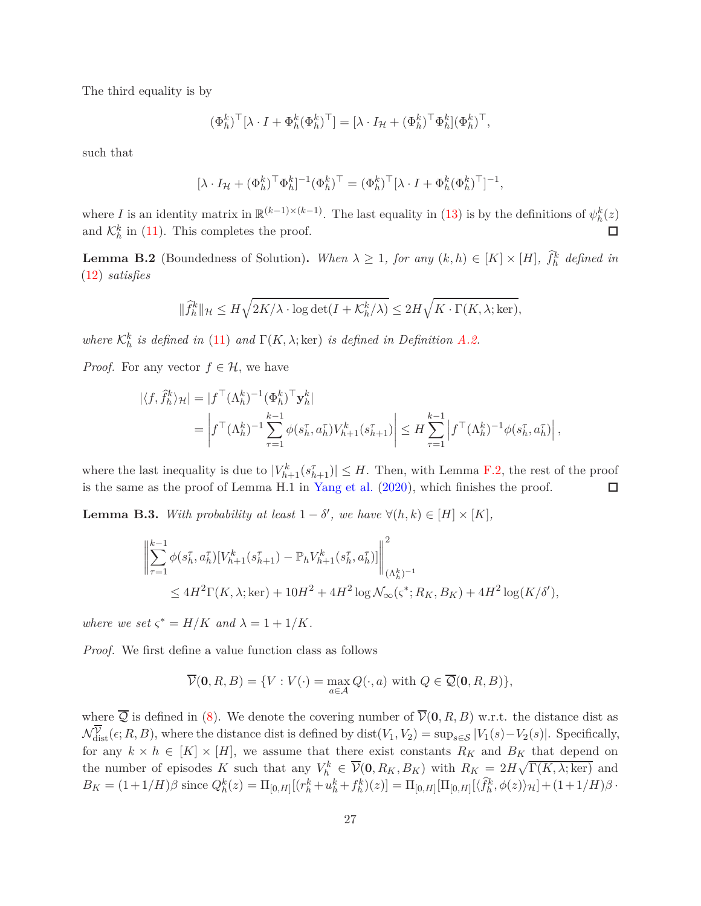The third equality is by

$$(\Phi_h^k)^\top [\lambda \cdot I + \Phi_h^k (\Phi_h^k)^\top] = [\lambda \cdot I_{\mathcal{H}} + (\Phi_h^k)^\top \Phi_h^k](\Phi_h^k)^\top,$$

such that

$$[\lambda \cdot I_{\mathcal{H}} + (\Phi_h^k)^\top \Phi_h^k]^{-1}(\Phi_h^k)^\top = (\Phi_h^k)^\top [\lambda \cdot I + \Phi_h^k (\Phi_h^k)^\top]^{-1},$$

where $I$ is an identity matrix in $\mathbb{R}^{(k-1)\times(k-1)}$. The last equality in (13) is by the definitions of $\psi_h^k(z)$ and $\mathcal{K}_h^k$ in (11). This completes the proof. $\square$

**Lemma B.2** (Boundedness of Solution)**.** *When $\lambda \geq 1$, for any $(k,h) \in [K] \times [H]$, $\widehat{f}_h^k$ defined in (12) satisfies*

$$\|\widehat{f}_h^k\|_{\mathcal{H}} \leq H\sqrt{2K/\lambda \cdot \log\det(I + \mathcal{K}_h^k/\lambda)} \leq 2H\sqrt{K \cdot \Gamma(K,\lambda;\ker)},$$

*where $\mathcal{K}_h^k$ is defined in (11) and $\Gamma(K,\lambda;\ker)$ is defined in Definition A.2.*

*Proof.* For any vector $f \in \mathcal{H}$, we have

$$\begin{aligned}
|\langle f, \widehat{f}_h^k\rangle_{\mathcal{H}}| &= |f^\top (\Lambda_h^k)^{-1}(\Phi_h^k)^\top \mathbf{y}_h^k| \\
&= \left| f^\top (\Lambda_h^k)^{-1} \sum_{\tau=1}^{k-1} \phi(s_h^\tau, a_h^\tau) V_{h+1}^k(s_{h+1}^\tau) \right| \leq H \sum_{\tau=1}^{k-1} \left| f^\top (\Lambda_h^k)^{-1} \phi(s_h^\tau, a_h^\tau) \right|,
\end{aligned}$$

where the last inequality is due to $|V_{h+1}^k(s_{h+1}^\tau)| \leq H$. Then, with Lemma F.2, the rest of the proof is the same as the proof of Lemma H.1 in Yang et al. (2020), which finishes the proof. $\square$

**Lemma B.3.** *With probability at least $1-\delta'$, we have $\forall (h,k) \in [H] \times [K]$,*

$$\begin{aligned}
&\left\| \sum_{\tau=1}^{k-1} \phi(s_h^\tau, a_h^\tau)[V_{h+1}^k(s_{h+1}^\tau) - \mathbb{P}_h V_{h+1}^k(s_h^\tau, a_h^\tau)] \right\|_{(\Lambda_h^k)^{-1}}^2 \\
&\qquad \leq 4H^2\Gamma(K,\lambda;\ker) + 10H^2 + 4H^2 \log \mathcal{N}_\infty(\varsigma^*; R_K, B_K) + 4H^2\log(K/\delta'),
\end{aligned}$$

*where we set $\varsigma^* = H/K$ and $\lambda = 1 + 1/K$.*

*Proof.* We first define a value function class as follows

$$\overline{\mathcal{V}}(\mathbf{0}, R, B) = \{V : V(\cdot) = \max_{a\in\mathcal{A}} Q(\cdot, a) \text{ with } Q \in \overline{\mathcal{Q}}(\mathbf{0}, R, B)\},$$

where $\overline{\mathcal{Q}}$ is defined in (8). We denote the covering number of $\overline{\mathcal{V}}(\mathbf{0}, R, B)$ w.r.t. the distance dist as $\mathcal{N}_{\mathrm{dist}}^{\overline{\mathcal{V}}}(\epsilon; R, B)$, where the distance dist is defined by $\mathrm{dist}(V_1, V_2) = \sup_{s\in\mathcal{S}} |V_1(s) - V_2(s)|$. Specifically, for any $k \times h \in [K] \times [H]$, we assume that there exist constants $R_K$ and $B_K$ that depend on the number of episodes $K$ such that any $V_h^k \in \overline{\mathcal{V}}(\mathbf{0}, R_K, B_K)$ with $R_K = 2H\sqrt{\Gamma(K,\lambda;\ker)}$ and $B_K = (1+1/H)\beta$ since $Q_h^k(z) = \Pi_{[0,H]}[(r_h^k + u_h^k + f_h^k)(z)] = \Pi_{[0,H]}[\Pi_{[0,H]}[\langle \widehat{f}_h^k, \phi(z)\rangle_{\mathcal{H}}] + (1+1/H)\beta \cdot$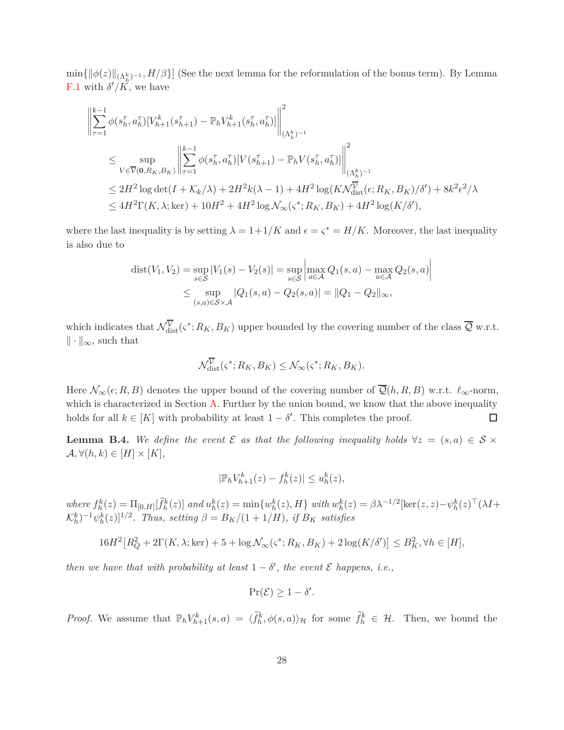$\min\{\|\phi(z)\|_{(\Lambda_h^k)^{-1}}, H/\beta\}]$ (See the next lemma for the reformulation of the bonus term). By Lemma F.1 with $\delta'/K$, we have

$$
\begin{aligned}
&\left\|\sum_{\tau=1}^{k-1}\phi(s_h^\tau,a_h^\tau)[V_{h+1}^k(s_{h+1}^\tau)-\mathbb{P}_hV_{h+1}^k(s_h^\tau,a_h^\tau)]\right\|_{(\Lambda_h^k)^{-1}}^2\\
&\quad\leq \sup_{V\in\overline{\mathcal{V}}(\mathbf{0},R_K,B_K)}\left\|\sum_{\tau=1}^{k-1}\phi(s_h^\tau,a_h^\tau)[V(s_{h+1}^\tau)-\mathbb{P}_hV(s_h^\tau,a_h^\tau)]\right\|_{(\Lambda_h^k)^{-1}}^2\\
&\quad\leq 2H^2\log\det(I+\mathcal{K}_k/\lambda)+2H^2k(\lambda-1)+4H^2\log(K\mathcal{N}_{\mathrm{dist}}^{\overline{\mathcal{V}}}(\epsilon;R_K,B_K)/\delta')+8k^2\epsilon^2/\lambda\\
&\quad\leq 4H^2\Gamma(K,\lambda;\ker)+10H^2+4H^2\log\mathcal{N}_\infty(\varsigma^*;R_K,B_K)+4H^2\log(K/\delta'),
\end{aligned}
$$

where the last inequality is by setting $\lambda=1+1/K$ and $\epsilon=\varsigma^*=H/K$. Moreover, the last inequality is also due to

$$
\begin{aligned}
\mathrm{dist}(V_1,V_2)=\sup_{s\in\mathcal{S}}|V_1(s)-V_2(s)|&=\sup_{s\in\mathcal{S}}\left|\max_{a\in\mathcal{A}}Q_1(s,a)-\max_{a\in\mathcal{A}}Q_2(s,a)\right|\\
&\leq \sup_{(s,a)\in\mathcal{S}\times\mathcal{A}}|Q_1(s,a)-Q_2(s,a)|=\|Q_1-Q_2\|_\infty,
\end{aligned}
$$

which indicates that $\mathcal{N}_{\mathrm{dist}}^{\overline{\mathcal{V}}}(\varsigma^*;R_K,B_K)$ upper bounded by the covering number of the class $\overline{\mathcal{Q}}$ w.r.t. $\|\cdot\|_\infty$, such that

$$
\mathcal{N}_{\mathrm{dist}}^{\overline{\mathcal{V}}}(\varsigma^*;R_K,B_K)\leq\mathcal{N}_\infty(\varsigma^*;R_K,B_K).
$$

Here $\mathcal{N}_\infty(\epsilon;R,B)$ denotes the upper bound of the covering number of $\overline{\mathcal{Q}}(h,R,B)$ w.r.t. $\ell_\infty$-norm, which is characterized in Section A. Further by the union bound, we know that the above inequality holds for all $k\in[K]$ with probability at least $1-\delta'$. This completes the proof. ∎

**Lemma B.4.** *We define the event $\mathcal{E}$ as that the following inequality holds $\forall z=(s,a)\in\mathcal{S}\times\mathcal{A},\forall(h,k)\in[H]\times[K]$,*

$$
|\mathbb{P}_hV_{h+1}^k(z)-f_h^k(z)|\leq u_h^k(z),
$$

*where $f_h^k(z)=\Pi_{[0,H]}[\widehat{f}_h^k(z)]$ and $u_h^k(z)=\min\{w_h^k(z),H\}$ with $w_h^k(z)=\beta\lambda^{-1/2}[\ker(z,z)-\psi_h^k(z)^\top(\lambda I+\mathcal{K}_h^k)^{-1}\psi_h^k(z)]^{1/2}$. Thus, setting $\beta=B_K/(1+1/H)$, if $B_K$ satisfies*

$$
16H^2\big[R_Q^2+2\Gamma(K,\lambda;\ker)+5+\log\mathcal{N}_\infty(\varsigma^*;R_K,B_K)+2\log(K/\delta')\big]\leq B_K^2,\forall h\in[H],
$$

*then we have that with probability at least $1-\delta'$, the event $\mathcal{E}$ happens, i.e.,*

$$
\Pr(\mathcal{E})\geq 1-\delta'.
$$

*Proof.* We assume that $\mathbb{P}_hV_{h+1}^k(s,a)=\langle\widetilde{f}_h^k,\phi(s,a)\rangle_{\mathcal{H}}$ for some $\widetilde{f}_h^k\in\mathcal{H}$. Then, we bound the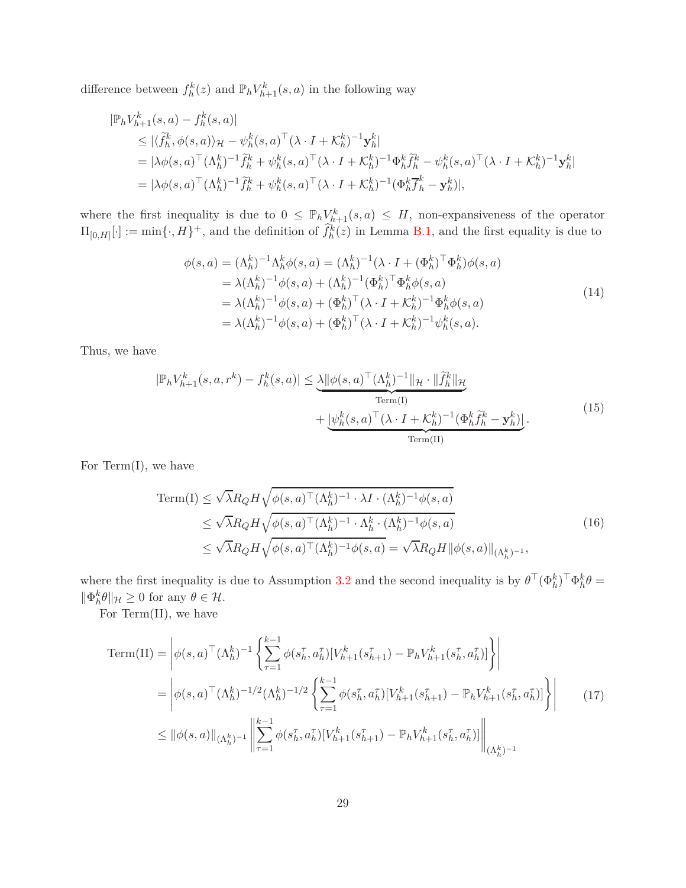difference between $f_h^k(z)$ and $\mathbb{P}_h V_{h+1}^k(s,a)$ in the following way

$$
\begin{aligned}
&|\mathbb{P}_h V_{h+1}^k(s,a) - f_h^k(s,a)| \\
&\quad \leq |\langle \widetilde{f}_h^k, \phi(s,a)\rangle_{\mathcal{H}} - \psi_h^k(s,a)^\top (\lambda \cdot I + \mathcal{K}_h^k)^{-1}\mathbf{y}_h^k| \\
&\quad = |\lambda \phi(s,a)^\top (\Lambda_h^k)^{-1} \widetilde{f}_h^k + \psi_h^k(s,a)^\top (\lambda \cdot I + \mathcal{K}_h^k)^{-1} \Phi_h^k \widetilde{f}_h^k - \psi_h^k(s,a)^\top (\lambda \cdot I + \mathcal{K}_h^k)^{-1}\mathbf{y}_h^k| \\
&\quad = |\lambda \phi(s,a)^\top (\Lambda_h^k)^{-1} \widetilde{f}_h^k + \psi_h^k(s,a)^\top (\lambda \cdot I + \mathcal{K}_h^k)^{-1} (\Phi_h^k \overline{f}_h^k - \mathbf{y}_h^k)|,
\end{aligned}
$$

where the first inequality is due to $0 \leq \mathbb{P}_h V_{h+1}^k(s,a) \leq H$, non-expansiveness of the operator $\Pi_{[0,H]}[\cdot] := \min\{\cdot, H\}^+$, and the definition of $\widehat{f}_h^k(z)$ in Lemma B.1, and the first equality is due to

$$
\begin{aligned}
\phi(s,a) &= (\Lambda_h^k)^{-1}\Lambda_h^k \phi(s,a) = (\Lambda_h^k)^{-1}(\lambda \cdot I + (\Phi_h^k)^\top \Phi_h^k)\phi(s,a) \\
&= \lambda (\Lambda_h^k)^{-1}\phi(s,a) + (\Lambda_h^k)^{-1}(\Phi_h^k)^\top \Phi_h^k \phi(s,a) \\
&= \lambda (\Lambda_h^k)^{-1}\phi(s,a) + (\Phi_h^k)^\top (\lambda \cdot I + \mathcal{K}_h^k)^{-1} \Phi_h^k \phi(s,a) \\
&= \lambda (\Lambda_h^k)^{-1}\phi(s,a) + (\Phi_h^k)^\top (\lambda \cdot I + \mathcal{K}_h^k)^{-1} \psi_h^k(s,a).
\end{aligned}
\tag{14}
$$

Thus, we have

$$
\begin{aligned}
|\mathbb{P}_h V_{h+1}^k(s,a,r^k) - f_h^k(s,a)| \leq\ & \underbrace{\lambda \|\phi(s,a)^\top (\Lambda_h^k)^{-1}\|_{\mathcal{H}} \cdot \|\widetilde{f}_h^k\|_{\mathcal{H}}}_{\text{Term(I)}} \\
&+ \underbrace{|\psi_h^k(s,a)^\top (\lambda \cdot I + \mathcal{K}_h^k)^{-1}(\Phi_h^k \widetilde{f}_h^k - \mathbf{y}_h^k)|}_{\text{Term(II)}}.
\end{aligned}
\tag{15}
$$

For Term(I), we have

$$
\begin{aligned}
\text{Term(I)} &\leq \sqrt{\lambda} R_Q H \sqrt{\phi(s,a)^\top (\Lambda_h^k)^{-1} \cdot \lambda I \cdot (\Lambda_h^k)^{-1}\phi(s,a)} \\
&\leq \sqrt{\lambda} R_Q H \sqrt{\phi(s,a)^\top (\Lambda_h^k)^{-1} \cdot \Lambda_h^k \cdot (\Lambda_h^k)^{-1}\phi(s,a)} \\
&\leq \sqrt{\lambda} R_Q H \sqrt{\phi(s,a)^\top (\Lambda_h^k)^{-1}\phi(s,a)} = \sqrt{\lambda} R_Q H \|\phi(s,a)\|_{(\Lambda_h^k)^{-1}},
\end{aligned}
\tag{16}
$$

where the first inequality is due to Assumption 3.2 and the second inequality is by $\theta^\top (\Phi_h^k)^\top \Phi_h^k \theta = \|\Phi_h^k \theta\|_{\mathcal{H}} \geq 0$ for any $\theta \in \mathcal{H}$.

For Term(II), we have

$$
\begin{aligned}
\text{Term(II)} &= \left| \phi(s,a)^\top (\Lambda_h^k)^{-1} \left\{ \sum_{\tau=1}^{k-1} \phi(s_h^\tau, a_h^\tau)[V_{h+1}^k(s_{h+1}^\tau) - \mathbb{P}_h V_{h+1}^k(s_h^\tau, a_h^\tau)] \right\} \right| \\
&= \left| \phi(s,a)^\top (\Lambda_h^k)^{-1/2} (\Lambda_h^k)^{-1/2} \left\{ \sum_{\tau=1}^{k-1} \phi(s_h^\tau, a_h^\tau)[V_{h+1}^k(s_{h+1}^\tau) - \mathbb{P}_h V_{h+1}^k(s_h^\tau, a_h^\tau)] \right\} \right| \\
&\leq \|\phi(s,a)\|_{(\Lambda_h^k)^{-1}} \left\| \sum_{\tau=1}^{k-1} \phi(s_h^\tau, a_h^\tau)[V_{h+1}^k(s_{h+1}^\tau) - \mathbb{P}_h V_{h+1}^k(s_h^\tau, a_h^\tau)] \right\|_{(\Lambda_h^k)^{-1}}
\end{aligned}
\tag{17}
$$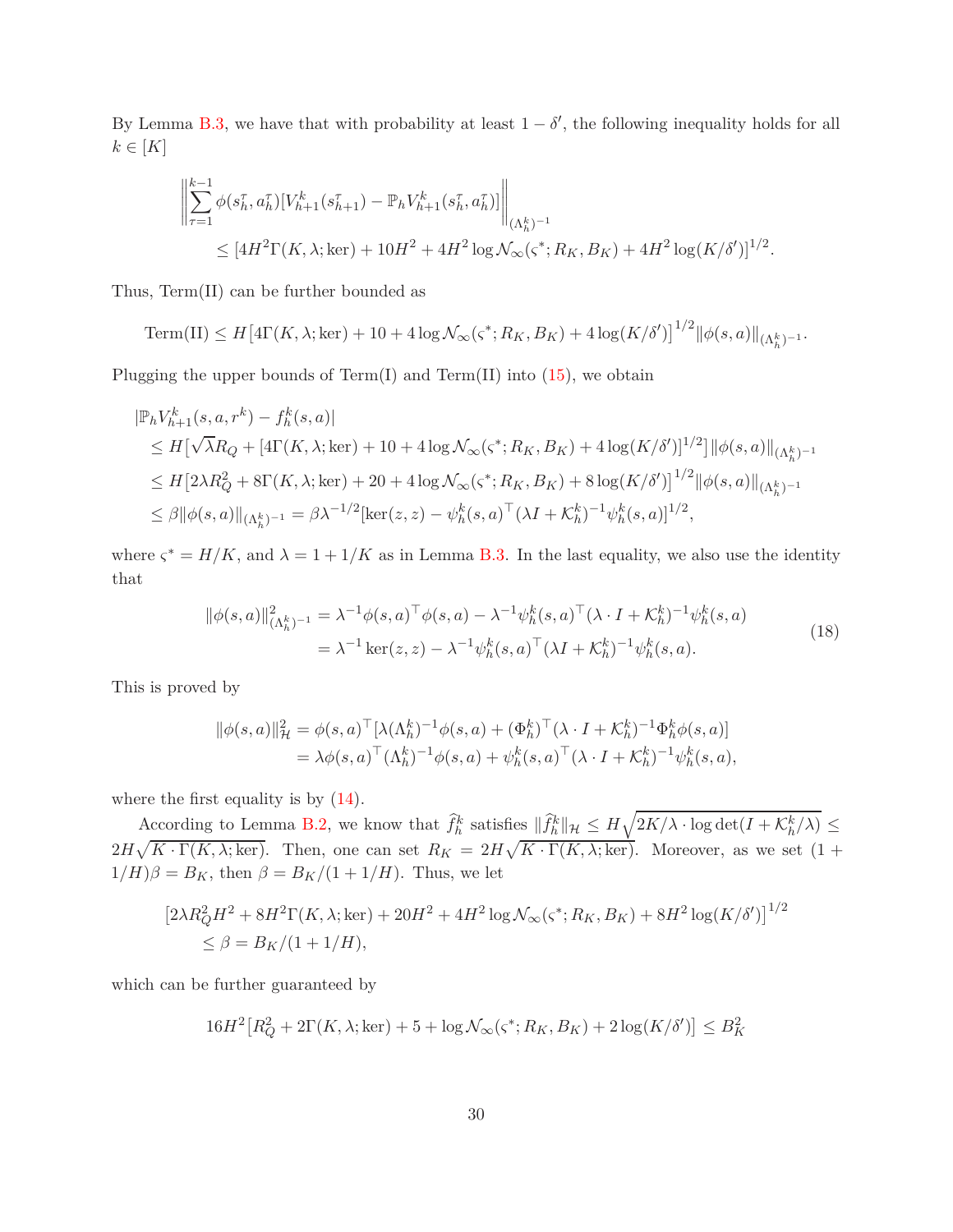By Lemma B.3, we have that with probability at least $1-\delta'$, the following inequality holds for all $k \in [K]$

$$
\begin{aligned}
&\left\| \sum_{\tau=1}^{k-1} \phi(s_h^\tau, a_h^\tau)[V_{h+1}^k(s_{h+1}^\tau) - \mathbb{P}_h V_{h+1}^k(s_h^\tau, a_h^\tau)] \right\|_{(\Lambda_h^k)^{-1}} \\
&\qquad \le [4H^2\Gamma(K,\lambda;\ker) + 10H^2 + 4H^2 \log \mathcal{N}_\infty(\varsigma^*; R_K, B_K) + 4H^2 \log(K/\delta')]^{1/2}.
\end{aligned}
$$

Thus, Term(II) can be further bounded as

$$
\text{Term(II)} \le H\big[4\Gamma(K,\lambda;\ker) + 10 + 4\log \mathcal{N}_\infty(\varsigma^*; R_K, B_K) + 4\log(K/\delta')\big]^{1/2} \|\phi(s,a)\|_{(\Lambda_h^k)^{-1}}.
$$

Plugging the upper bounds of Term(I) and Term(II) into (15), we obtain

$$
\begin{aligned}
&|\mathbb{P}_h V_{h+1}^k(s,a,r^k) - f_h^k(s,a)| \\
&\le H\big[\sqrt{\lambda} R_Q + [4\Gamma(K,\lambda;\ker) + 10 + 4\log \mathcal{N}_\infty(\varsigma^*; R_K, B_K) + 4\log(K/\delta')]^{1/2}\big] \|\phi(s,a)\|_{(\Lambda_h^k)^{-1}} \\
&\le H\big[2\lambda R_Q^2 + 8\Gamma(K,\lambda;\ker) + 20 + 4\log \mathcal{N}_\infty(\varsigma^*; R_K, B_K) + 8\log(K/\delta')\big]^{1/2} \|\phi(s,a)\|_{(\Lambda_h^k)^{-1}} \\
&\le \beta \|\phi(s,a)\|_{(\Lambda_h^k)^{-1}} = \beta \lambda^{-1/2} [\ker(z,z) - \psi_h^k(s,a)^\top (\lambda I + \mathcal{K}_h^k)^{-1} \psi_h^k(s,a)]^{1/2},
\end{aligned}
$$

where $\varsigma^* = H/K$, and $\lambda = 1 + 1/K$ as in Lemma B.3. In the last equality, we also use the identity that

$$
\begin{aligned}
\|\phi(s,a)\|_{(\Lambda_h^k)^{-1}}^2 &= \lambda^{-1} \phi(s,a)^\top \phi(s,a) - \lambda^{-1} \psi_h^k(s,a)^\top (\lambda \cdot I + \mathcal{K}_h^k)^{-1} \psi_h^k(s,a) \\
&= \lambda^{-1} \ker(z,z) - \lambda^{-1} \psi_h^k(s,a)^\top (\lambda I + \mathcal{K}_h^k)^{-1} \psi_h^k(s,a).
\end{aligned} \tag{18}
$$

This is proved by

$$
\begin{aligned}
\|\phi(s,a)\|_{\mathcal{H}}^2 &= \phi(s,a)^\top [\lambda (\Lambda_h^k)^{-1} \phi(s,a) + (\Phi_h^k)^\top (\lambda \cdot I + \mathcal{K}_h^k)^{-1} \Phi_h^k \phi(s,a)] \\
&= \lambda \phi(s,a)^\top (\Lambda_h^k)^{-1} \phi(s,a) + \psi_h^k(s,a)^\top (\lambda \cdot I + \mathcal{K}_h^k)^{-1} \psi_h^k(s,a),
\end{aligned}
$$

where the first equality is by (14).

According to Lemma B.2, we know that $\widehat{f}_h^k$ satisfies $\|\widehat{f}_h^k\|_{\mathcal{H}} \le H\sqrt{2K/\lambda \cdot \log\det(I + \mathcal{K}_h^k/\lambda)} \le 2H\sqrt{K \cdot \Gamma(K,\lambda;\ker)}$. Then, one can set $R_K = 2H\sqrt{K \cdot \Gamma(K,\lambda;\ker)}$. Moreover, as we set $(1 + 1/H)\beta = B_K$, then $\beta = B_K/(1+1/H)$. Thus, we let

$$
\begin{aligned}
&\big[2\lambda R_Q^2 H^2 + 8H^2\Gamma(K,\lambda;\ker) + 20H^2 + 4H^2 \log \mathcal{N}_\infty(\varsigma^*; R_K, B_K) + 8H^2 \log(K/\delta')\big]^{1/2} \\
&\qquad \le \beta = B_K/(1+1/H),
\end{aligned}
$$

which can be further guaranteed by

$$
16H^2\big[R_Q^2 + 2\Gamma(K,\lambda;\ker) + 5 + \log \mathcal{N}_\infty(\varsigma^*; R_K, B_K) + 2\log(K/\delta')\big] \le B_K^2
$$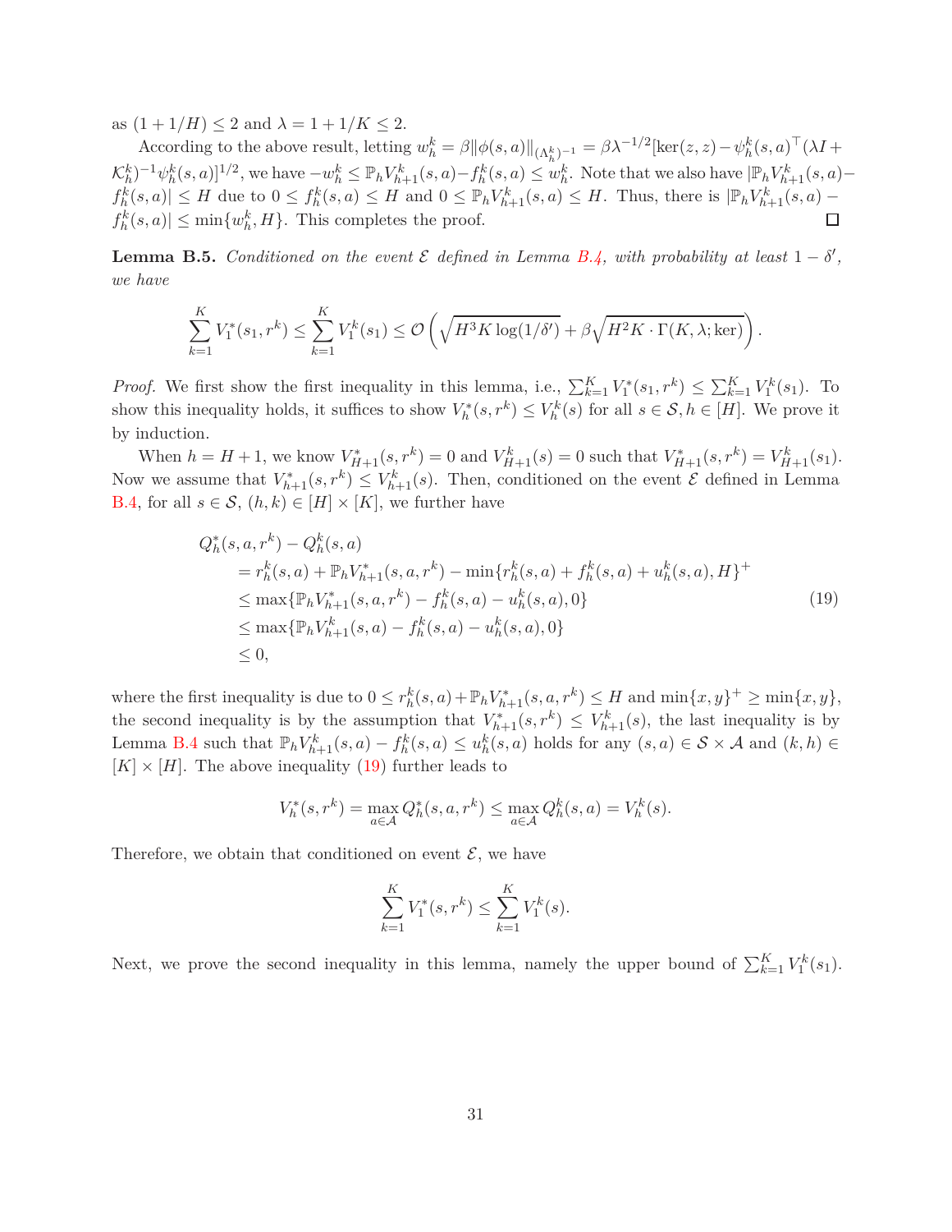as $(1+1/H) \leq 2$ and $\lambda = 1 + 1/K \leq 2$.

According to the above result, letting $w_h^k = \beta \|\phi(s,a)\|_{(\Lambda_h^k)^{-1}} = \beta\lambda^{-1/2}[\ker(z,z) - \psi_h^k(s,a)^\top(\lambda I + \mathcal{K}_h^k)^{-1}\psi_h^k(s,a)]^{1/2}$, we have $-w_h^k \leq \mathbb{P}_h V_{h+1}^k(s,a) - f_h^k(s,a) \leq w_h^k$. Note that we also have $|\mathbb{P}_h V_{h+1}^k(s,a) - f_h^k(s,a)| \leq H$ due to $0 \leq f_h^k(s,a) \leq H$ and $0 \leq \mathbb{P}_h V_{h+1}^k(s,a) \leq H$. Thus, there is $|\mathbb{P}_h V_{h+1}^k(s,a) - f_h^k(s,a)| \leq \min\{w_h^k, H\}$. This completes the proof. ◻

**Lemma B.5.** *Conditioned on the event $\mathcal{E}$ defined in Lemma B.4, with probability at least $1-\delta'$, we have*

$$\sum_{k=1}^K V_1^*(s_1, r^k) \leq \sum_{k=1}^K V_1^k(s_1) \leq \mathcal{O}\left(\sqrt{H^3 K \log(1/\delta')} + \beta\sqrt{H^2 K \cdot \Gamma(K,\lambda;\ker)}\right).$$

*Proof.* We first show the first inequality in this lemma, i.e., $\sum_{k=1}^K V_1^*(s_1, r^k) \leq \sum_{k=1}^K V_1^k(s_1)$. To show this inequality holds, it suffices to show $V_h^*(s, r^k) \leq V_h^k(s)$ for all $s \in \mathcal{S}, h \in [H]$. We prove it by induction.

When $h = H+1$, we know $V_{H+1}^*(s, r^k) = 0$ and $V_{H+1}^k(s) = 0$ such that $V_{H+1}^*(s, r^k) = V_{H+1}^k(s_1)$. Now we assume that $V_{h+1}^*(s, r^k) \leq V_{h+1}^k(s)$. Then, conditioned on the event $\mathcal{E}$ defined in Lemma B.4, for all $s \in \mathcal{S}$, $(h,k) \in [H] \times [K]$, we further have

$$\begin{aligned}
&Q_h^*(s,a,r^k) - Q_h^k(s,a) \\
&\quad = r_h^k(s,a) + \mathbb{P}_h V_{h+1}^*(s,a,r^k) - \min\{r_h^k(s,a) + f_h^k(s,a) + u_h^k(s,a), H\}^+ \\
&\quad \leq \max\{\mathbb{P}_h V_{h+1}^*(s,a,r^k) - f_h^k(s,a) - u_h^k(s,a), 0\} \\
&\quad \leq \max\{\mathbb{P}_h V_{h+1}^k(s,a) - f_h^k(s,a) - u_h^k(s,a), 0\} \\
&\quad \leq 0,
\end{aligned} \tag{19}$$

where the first inequality is due to $0 \leq r_h^k(s,a) + \mathbb{P}_h V_{h+1}^*(s,a,r^k) \leq H$ and $\min\{x,y\}^+ \geq \min\{x,y\}$, the second inequality is by the assumption that $V_{h+1}^*(s,r^k) \leq V_{h+1}^k(s)$, the last inequality is by Lemma B.4 such that $\mathbb{P}_h V_{h+1}^k(s,a) - f_h^k(s,a) \leq u_h^k(s,a)$ holds for any $(s,a) \in \mathcal{S} \times \mathcal{A}$ and $(k,h) \in [K] \times [H]$. The above inequality (19) further leads to

$$V_h^*(s, r^k) = \max_{a \in \mathcal{A}} Q_h^*(s,a,r^k) \leq \max_{a \in \mathcal{A}} Q_h^k(s,a) = V_h^k(s).$$

Therefore, we obtain that conditioned on event $\mathcal{E}$, we have

$$\sum_{k=1}^K V_1^*(s, r^k) \leq \sum_{k=1}^K V_1^k(s).$$

Next, we prove the second inequality in this lemma, namely the upper bound of $\sum_{k=1}^K V_1^k(s_1)$.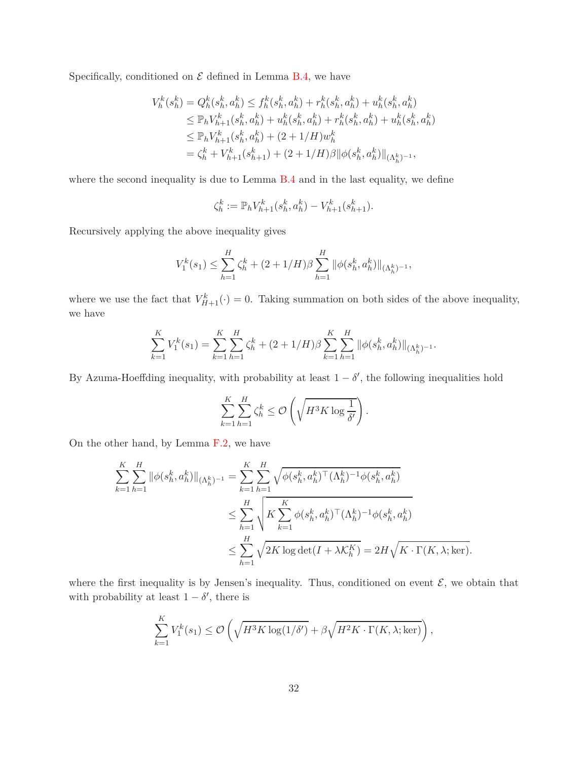Specifically, conditioned on $\mathcal{E}$ defined in Lemma B.4, we have

$$
\begin{aligned}
V_h^k(s_h^k) = Q_h^k(s_h^k, a_h^k) &\le f_h^k(s_h^k, a_h^k) + r_h^k(s_h^k, a_h^k) + u_h^k(s_h^k, a_h^k) \\
&\le \mathbb{P}_h V_{h+1}^k(s_h^k, a_h^k) + u_h^k(s_h^k, a_h^k) + r_h^k(s_h^k, a_h^k) + u_h^k(s_h^k, a_h^k) \\
&\le \mathbb{P}_h V_{h+1}^k(s_h^k, a_h^k) + (2 + 1/H) w_h^k \\
&= \zeta_h^k + V_{h+1}^k(s_{h+1}^k) + (2 + 1/H)\beta \|\phi(s_h^k, a_h^k)\|_{(\Lambda_h^k)^{-1}},
\end{aligned}
$$

where the second inequality is due to Lemma B.4 and in the last equality, we define

$$
\zeta_h^k := \mathbb{P}_h V_{h+1}^k(s_h^k, a_h^k) - V_{h+1}^k(s_{h+1}^k).
$$

Recursively applying the above inequality gives

$$
V_1^k(s_1) \le \sum_{h=1}^H \zeta_h^k + (2 + 1/H)\beta \sum_{h=1}^H \|\phi(s_h^k, a_h^k)\|_{(\Lambda_h^k)^{-1}},
$$

where we use the fact that $V_{H+1}^k(\cdot) = 0$. Taking summation on both sides of the above inequality, we have

$$
\sum_{k=1}^K V_1^k(s_1) = \sum_{k=1}^K \sum_{h=1}^H \zeta_h^k + (2 + 1/H)\beta \sum_{k=1}^K \sum_{h=1}^H \|\phi(s_h^k, a_h^k)\|_{(\Lambda_h^k)^{-1}}.
$$

By Azuma-Hoeffding inequality, with probability at least $1 - \delta'$, the following inequalities hold

$$
\sum_{k=1}^K \sum_{h=1}^H \zeta_h^k \le \mathcal{O}\left(\sqrt{H^3 K \log \frac{1}{\delta'}}\right).
$$

On the other hand, by Lemma F.2, we have

$$
\begin{aligned}
\sum_{k=1}^K \sum_{h=1}^H \|\phi(s_h^k, a_h^k)\|_{(\Lambda_h^k)^{-1}} &= \sum_{k=1}^K \sum_{h=1}^H \sqrt{\phi(s_h^k, a_h^k)^\top (\Lambda_h^k)^{-1} \phi(s_h^k, a_h^k)} \\
&\le \sum_{h=1}^H \sqrt{K \sum_{k=1}^K \phi(s_h^k, a_h^k)^\top (\Lambda_h^k)^{-1} \phi(s_h^k, a_h^k)} \\
&\le \sum_{h=1}^H \sqrt{2K \log \det(I + \lambda \mathcal{K}_h^K)} = 2H\sqrt{K \cdot \Gamma(K, \lambda; \mathrm{ker})}.
\end{aligned}
$$

where the first inequality is by Jensen's inequality. Thus, conditioned on event $\mathcal{E}$, we obtain that with probability at least $1 - \delta'$, there is

$$
\sum_{k=1}^K V_1^k(s_1) \le \mathcal{O}\left(\sqrt{H^3 K \log(1/\delta')} + \beta\sqrt{H^2 K \cdot \Gamma(K, \lambda; \mathrm{ker})}\right),
$$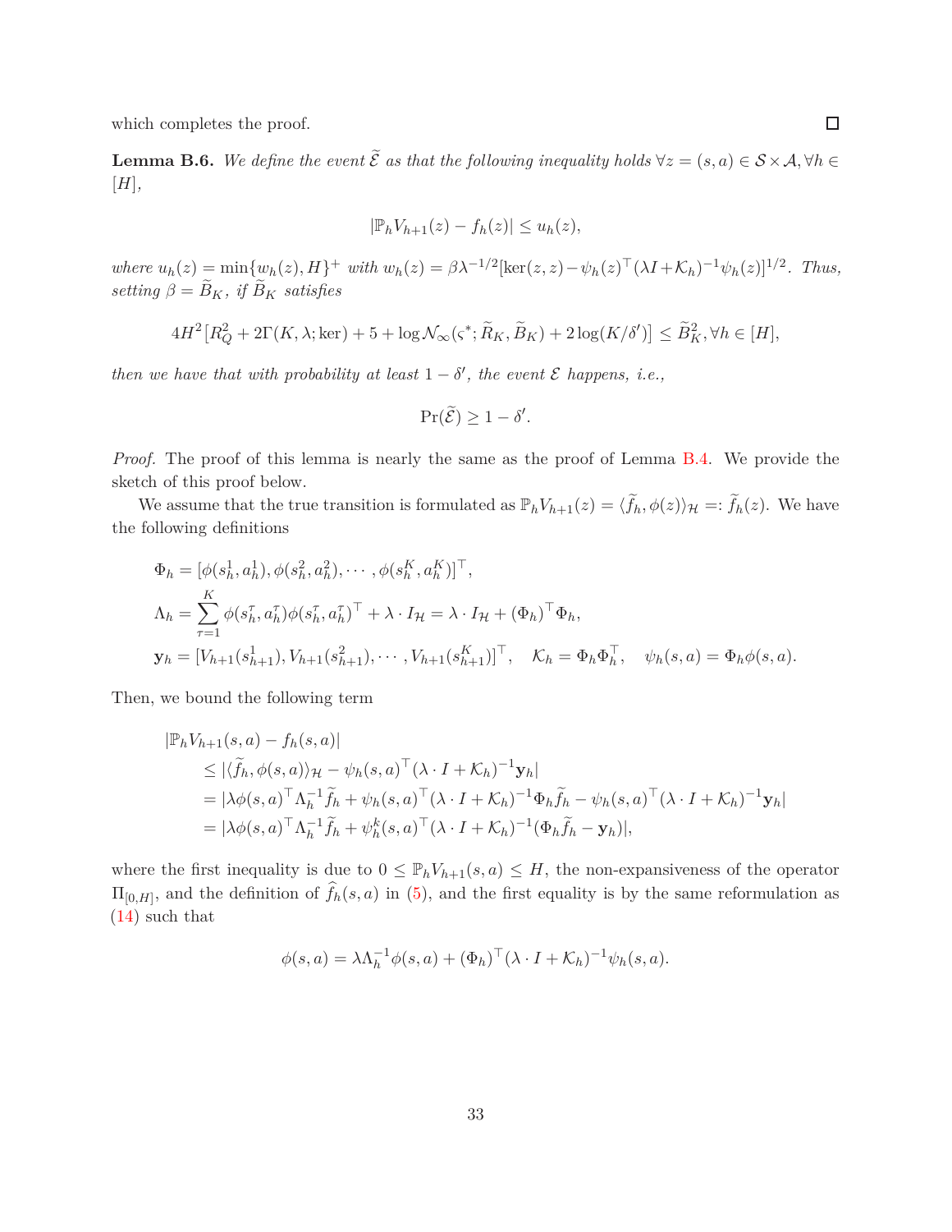which completes the proof. $\square$

**Lemma B.6.** *We define the event $\widetilde{\mathcal{E}}$ as that the following inequality holds $\forall z = (s,a) \in \mathcal{S} \times \mathcal{A}, \forall h \in [H]$,*

$$|\mathbb{P}_h V_{h+1}(z) - f_h(z)| \leq u_h(z),$$

*where $u_h(z) = \min\{w_h(z), H\}^+$ with $w_h(z) = \beta \lambda^{-1/2} [\ker(z,z) - \psi_h(z)^\top (\lambda I + \mathcal{K}_h)^{-1} \psi_h(z)]^{1/2}$. Thus, setting $\beta = \widetilde{B}_K$, if $\widetilde{B}_K$ satisfies*

$$4H^2 \big[R_Q^2 + 2\Gamma(K, \lambda; \ker) + 5 + \log \mathcal{N}_\infty(\varsigma^*; \widetilde{R}_K, \widetilde{B}_K) + 2\log(K/\delta')\big] \leq \widetilde{B}_K^2, \forall h \in [H],$$

*then we have that with probability at least $1 - \delta'$, the event $\mathcal{E}$ happens, i.e.,*

$$\Pr(\widetilde{\mathcal{E}}) \geq 1 - \delta'.$$

*Proof.* The proof of this lemma is nearly the same as the proof of Lemma B.4. We provide the sketch of this proof below.

We assume that the true transition is formulated as $\mathbb{P}_h V_{h+1}(z) = \langle \widetilde{f}_h, \phi(z) \rangle_{\mathcal{H}} =: \widetilde{f}_h(z)$. We have the following definitions

$$\begin{aligned}
&\Phi_h = [\phi(s_h^1, a_h^1), \phi(s_h^2, a_h^2), \cdots, \phi(s_h^K, a_h^K)]^\top, \\
&\Lambda_h = \sum_{\tau=1}^K \phi(s_h^\tau, a_h^\tau) \phi(s_h^\tau, a_h^\tau)^\top + \lambda \cdot I_{\mathcal{H}} = \lambda \cdot I_{\mathcal{H}} + (\Phi_h)^\top \Phi_h, \\
&\mathbf{y}_h = [V_{h+1}(s_{h+1}^1), V_{h+1}(s_{h+1}^2), \cdots, V_{h+1}(s_{h+1}^K)]^\top, \quad \mathcal{K}_h = \Phi_h \Phi_h^\top, \quad \psi_h(s,a) = \Phi_h \phi(s,a).
\end{aligned}$$

Then, we bound the following term

$$\begin{aligned}
&|\mathbb{P}_h V_{h+1}(s,a) - f_h(s,a)| \\
&\qquad \leq |\langle \widetilde{f}_h, \phi(s,a) \rangle_{\mathcal{H}} - \psi_h(s,a)^\top (\lambda \cdot I + \mathcal{K}_h)^{-1} \mathbf{y}_h| \\
&\qquad = |\lambda \phi(s,a)^\top \Lambda_h^{-1} \widetilde{f}_h + \psi_h(s,a)^\top (\lambda \cdot I + \mathcal{K}_h)^{-1} \Phi_h \widetilde{f}_h - \psi_h(s,a)^\top (\lambda \cdot I + \mathcal{K}_h)^{-1} \mathbf{y}_h| \\
&\qquad = |\lambda \phi(s,a)^\top \Lambda_h^{-1} \widetilde{f}_h + \psi_h^k(s,a)^\top (\lambda \cdot I + \mathcal{K}_h)^{-1} (\Phi_h \widetilde{f}_h - \mathbf{y}_h)|,
\end{aligned}$$

where the first inequality is due to $0 \leq \mathbb{P}_h V_{h+1}(s,a) \leq H$, the non-expansiveness of the operator $\Pi_{[0,H]}$, and the definition of $\widehat{f}_h(s,a)$ in (5), and the first equality is by the same reformulation as (14) such that

$$\phi(s,a) = \lambda \Lambda_h^{-1} \phi(s,a) + (\Phi_h)^\top (\lambda \cdot I + \mathcal{K}_h)^{-1} \psi_h(s,a).$$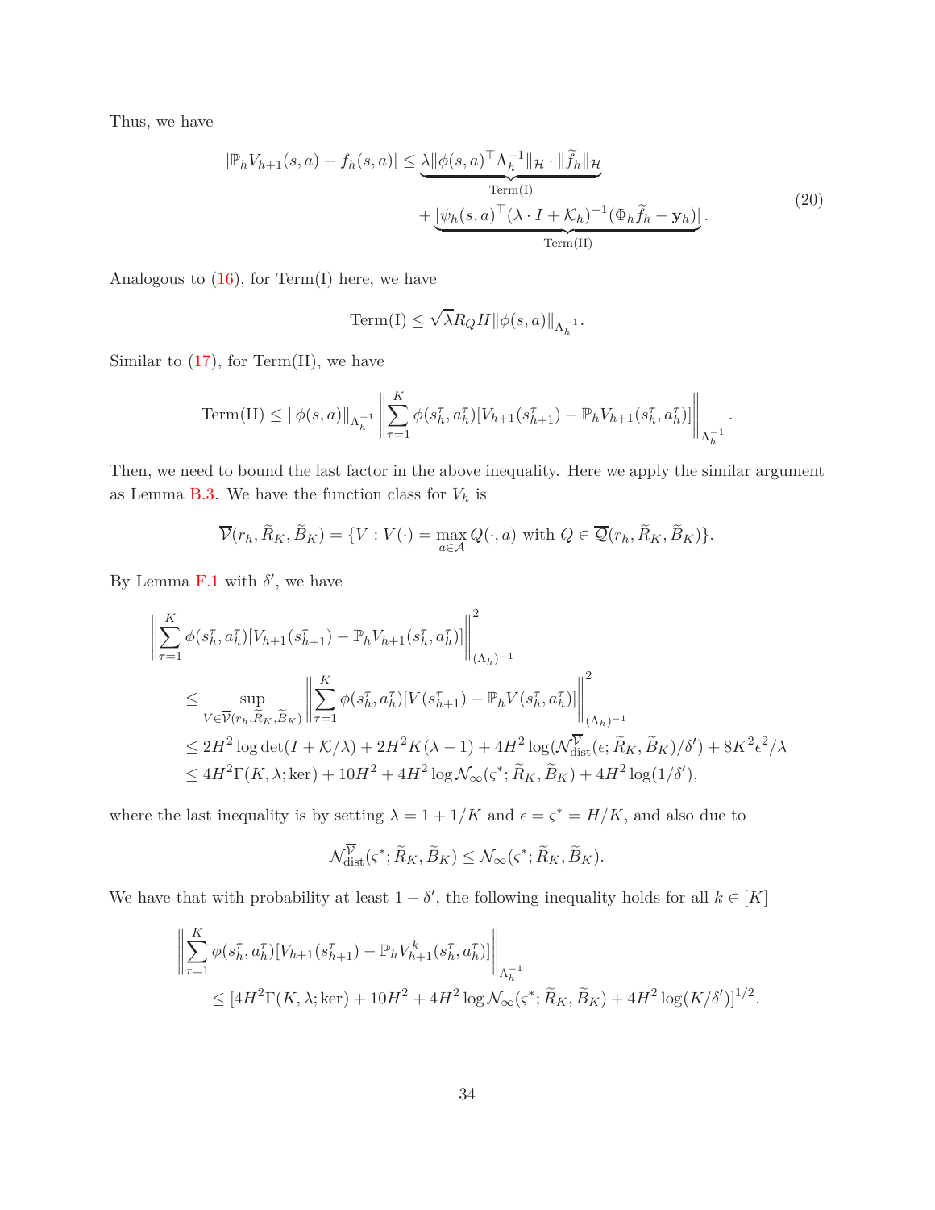Thus, we have

$$
\begin{aligned}
|\mathbb{P}_h V_{h+1}(s,a) - f_h(s,a)| \le \underbrace{\lambda \|\phi(s,a)^\top \Lambda_h^{-1}\|_{\mathcal{H}} \cdot \|\widetilde{f}_h\|_{\mathcal{H}}}_{\text{Term(I)}} \\
+ \underbrace{|\psi_h(s,a)^\top (\lambda \cdot I + \mathcal{K}_h)^{-1}(\Phi_h \widetilde{f}_h - \mathbf{y}_h)|}_{\text{Term(II)}}.
\end{aligned} \tag{20}
$$

Analogous to (16), for Term(I) here, we have

$$
\text{Term(I)} \le \sqrt{\lambda} R_Q H \|\phi(s,a)\|_{\Lambda_h^{-1}}.
$$

Similar to (17), for Term(II), we have

$$
\text{Term(II)} \le \|\phi(s,a)\|_{\Lambda_h^{-1}} \left\| \sum_{\tau=1}^{K} \phi(s_h^\tau, a_h^\tau)[V_{h+1}(s_{h+1}^\tau) - \mathbb{P}_h V_{h+1}(s_h^\tau, a_h^\tau)] \right\|_{\Lambda_h^{-1}}.
$$

Then, we need to bound the last factor in the above inequality. Here we apply the similar argument as Lemma B.3. We have the function class for $V_h$ is

$$
\overline{\mathcal{V}}(r_h, \widetilde{R}_K, \widetilde{B}_K) = \{V : V(\cdot) = \max_{a \in \mathcal{A}} Q(\cdot, a) \text{ with } Q \in \overline{\mathcal{Q}}(r_h, \widetilde{R}_K, \widetilde{B}_K)\}.
$$

By Lemma F.1 with $\delta'$, we have

$$
\begin{aligned}
&\left\| \sum_{\tau=1}^{K} \phi(s_h^\tau, a_h^\tau)[V_{h+1}(s_{h+1}^\tau) - \mathbb{P}_h V_{h+1}(s_h^\tau, a_h^\tau)] \right\|_{(\Lambda_h)^{-1}}^2 \\
&\quad \le \sup_{V \in \overline{\mathcal{V}}(r_h, \widetilde{R}_K, \widetilde{B}_K)} \left\| \sum_{\tau=1}^{K} \phi(s_h^\tau, a_h^\tau)[V(s_{h+1}^\tau) - \mathbb{P}_h V(s_h^\tau, a_h^\tau)] \right\|_{(\Lambda_h)^{-1}}^2 \\
&\quad \le 2H^2 \log\det(I + \mathcal{K}/\lambda) + 2H^2 K(\lambda - 1) + 4H^2 \log(\mathcal{N}_{\text{dist}}^{\overline{\mathcal{V}}}(\epsilon; \widetilde{R}_K, \widetilde{B}_K)/\delta') + 8K^2\epsilon^2/\lambda \\
&\quad \le 4H^2 \Gamma(K, \lambda; \text{ker}) + 10H^2 + 4H^2 \log \mathcal{N}_\infty(\varsigma^*; \widetilde{R}_K, \widetilde{B}_K) + 4H^2 \log(1/\delta'),
\end{aligned}
$$

where the last inequality is by setting $\lambda = 1 + 1/K$ and $\epsilon = \varsigma^* = H/K$, and also due to

$$
\mathcal{N}_{\text{dist}}^{\overline{\mathcal{V}}}(\varsigma^*; \widetilde{R}_K, \widetilde{B}_K) \le \mathcal{N}_\infty(\varsigma^*; \widetilde{R}_K, \widetilde{B}_K).
$$

We have that with probability at least $1 - \delta'$, the following inequality holds for all $k \in [K]$

$$
\begin{aligned}
&\left\| \sum_{\tau=1}^{K} \phi(s_h^\tau, a_h^\tau)[V_{h+1}(s_{h+1}^\tau) - \mathbb{P}_h V_{h+1}^k(s_h^\tau, a_h^\tau)] \right\|_{\Lambda_h^{-1}} \\
&\quad \le [4H^2 \Gamma(K, \lambda; \text{ker}) + 10H^2 + 4H^2 \log \mathcal{N}_\infty(\varsigma^*; \widetilde{R}_K, \widetilde{B}_K) + 4H^2 \log(K/\delta')]^{1/2}.
\end{aligned}
$$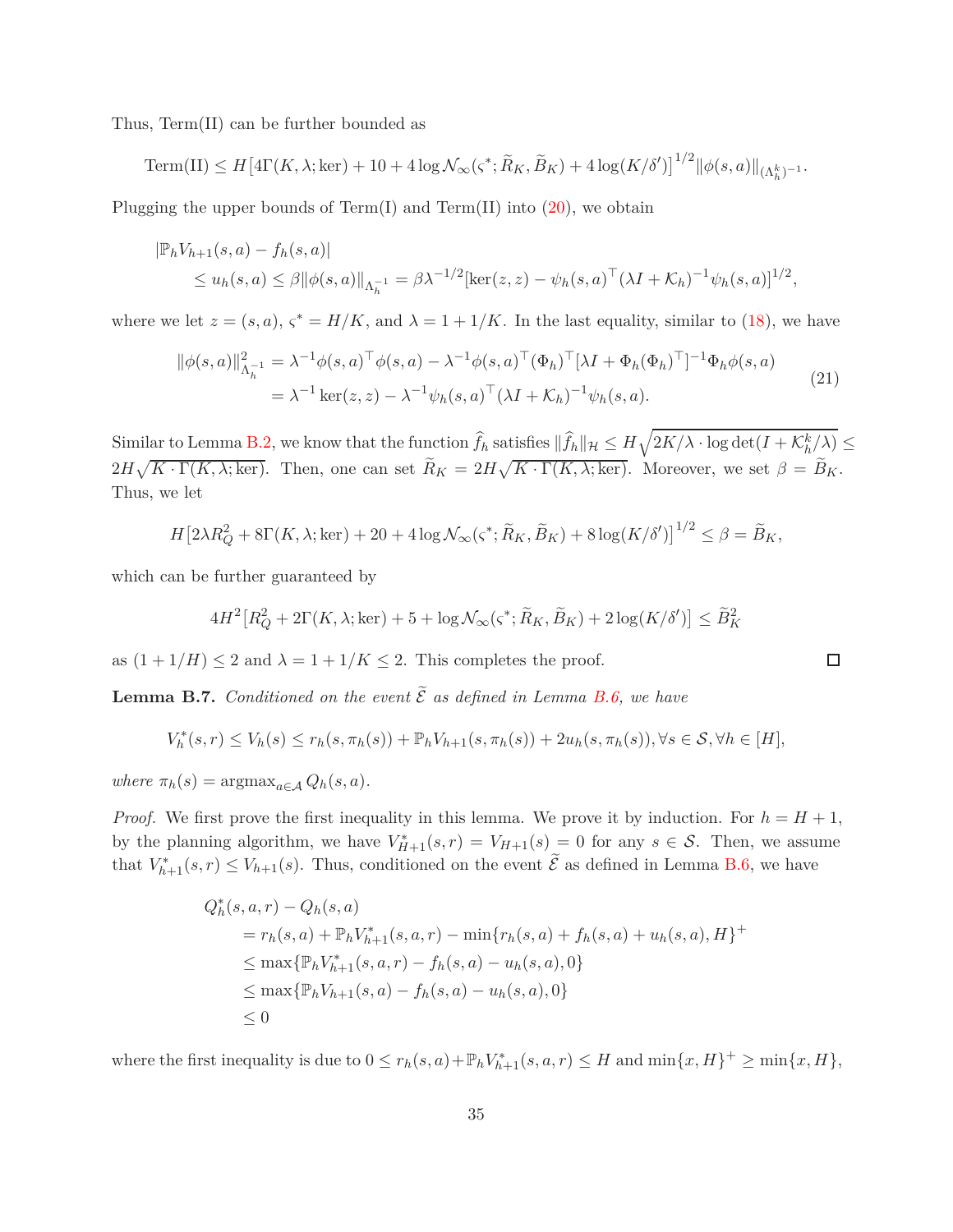Thus, Term(II) can be further bounded as

$$\text{Term(II)} \leq H\big[4\Gamma(K,\lambda;\ker) + 10 + 4\log \mathcal{N}_\infty(\varsigma^*; \widetilde{R}_K, \widetilde{B}_K) + 4\log(K/\delta')\big]^{1/2} \|\phi(s,a)\|_{(\Lambda_h^k)^{-1}}.$$

Plugging the upper bounds of Term(I) and Term(II) into (20), we obtain

$$\begin{aligned}
&|\mathbb{P}_h V_{h+1}(s,a) - f_h(s,a)| \\
&\quad \leq u_h(s,a) \leq \beta \|\phi(s,a)\|_{\Lambda_h^{-1}} = \beta \lambda^{-1/2} [\ker(z,z) - \psi_h(s,a)^\top (\lambda I + \mathcal{K}_h)^{-1} \psi_h(s,a)]^{1/2},
\end{aligned}$$

where we let $z = (s,a)$, $\varsigma^* = H/K$, and $\lambda = 1 + 1/K$. In the last equality, similar to (18), we have

$$\begin{aligned}
\|\phi(s,a)\|_{\Lambda_h^{-1}}^2 &= \lambda^{-1}\phi(s,a)^\top \phi(s,a) - \lambda^{-1}\phi(s,a)^\top (\Phi_h)^\top [\lambda I + \Phi_h (\Phi_h)^\top]^{-1} \Phi_h \phi(s,a) \\
&= \lambda^{-1} \ker(z,z) - \lambda^{-1} \psi_h(s,a)^\top (\lambda I + \mathcal{K}_h)^{-1} \psi_h(s,a).
\end{aligned} \tag{21}$$

Similar to Lemma B.2, we know that the function $\widehat{f}_h$ satisfies $\|\widehat{f}_h\|_{\mathcal{H}} \leq H\sqrt{2K/\lambda \cdot \log\det(I + \mathcal{K}_h^k/\lambda)} \leq 2H\sqrt{K \cdot \Gamma(K,\lambda;\ker)}$. Then, one can set $\widetilde{R}_K = 2H\sqrt{K \cdot \Gamma(K,\lambda;\ker)}$. Moreover, we set $\beta = \widetilde{B}_K$. Thus, we let

$$H\big[2\lambda R_Q^2 + 8\Gamma(K,\lambda;\ker) + 20 + 4\log\mathcal{N}_\infty(\varsigma^*; \widetilde{R}_K, \widetilde{B}_K) + 8\log(K/\delta')\big]^{1/2} \leq \beta = \widetilde{B}_K,$$

which can be further guaranteed by

$$4H^2\big[R_Q^2 + 2\Gamma(K,\lambda;\ker) + 5 + \log\mathcal{N}_\infty(\varsigma^*; \widetilde{R}_K, \widetilde{B}_K) + 2\log(K/\delta')\big] \leq \widetilde{B}_K^2$$

as $(1 + 1/H) \leq 2$ and $\lambda = 1 + 1/K \leq 2$. This completes the proof. ◻

**Lemma B.7.** *Conditioned on the event $\widetilde{\mathcal{E}}$ as defined in Lemma B.6, we have*

$$V_h^*(s,r) \leq V_h(s) \leq r_h(s,\pi_h(s)) + \mathbb{P}_h V_{h+1}(s,\pi_h(s)) + 2u_h(s,\pi_h(s)), \forall s \in \mathcal{S}, \forall h \in [H],$$

*where $\pi_h(s) = \operatorname{argmax}_{a\in\mathcal{A}} Q_h(s,a)$.*

*Proof.* We first prove the first inequality in this lemma. We prove it by induction. For $h = H+1$, by the planning algorithm, we have $V_{H+1}^*(s,r) = V_{H+1}(s) = 0$ for any $s \in \mathcal{S}$. Then, we assume that $V_{h+1}^*(s,r) \leq V_{h+1}(s)$. Thus, conditioned on the event $\widetilde{\mathcal{E}}$ as defined in Lemma B.6, we have

$$\begin{aligned}
&Q_h^*(s,a,r) - Q_h(s,a) \\
&\quad = r_h(s,a) + \mathbb{P}_h V_{h+1}^*(s,a,r) - \min\{r_h(s,a) + f_h(s,a) + u_h(s,a), H\}^+ \\
&\quad \leq \max\{\mathbb{P}_h V_{h+1}^*(s,a,r) - f_h(s,a) - u_h(s,a), 0\} \\
&\quad \leq \max\{\mathbb{P}_h V_{h+1}(s,a) - f_h(s,a) - u_h(s,a), 0\} \\
&\quad \leq 0
\end{aligned}$$

where the first inequality is due to $0 \leq r_h(s,a) + \mathbb{P}_h V_{h+1}^*(s,a,r) \leq H$ and $\min\{x,H\}^+ \geq \min\{x,H\}$,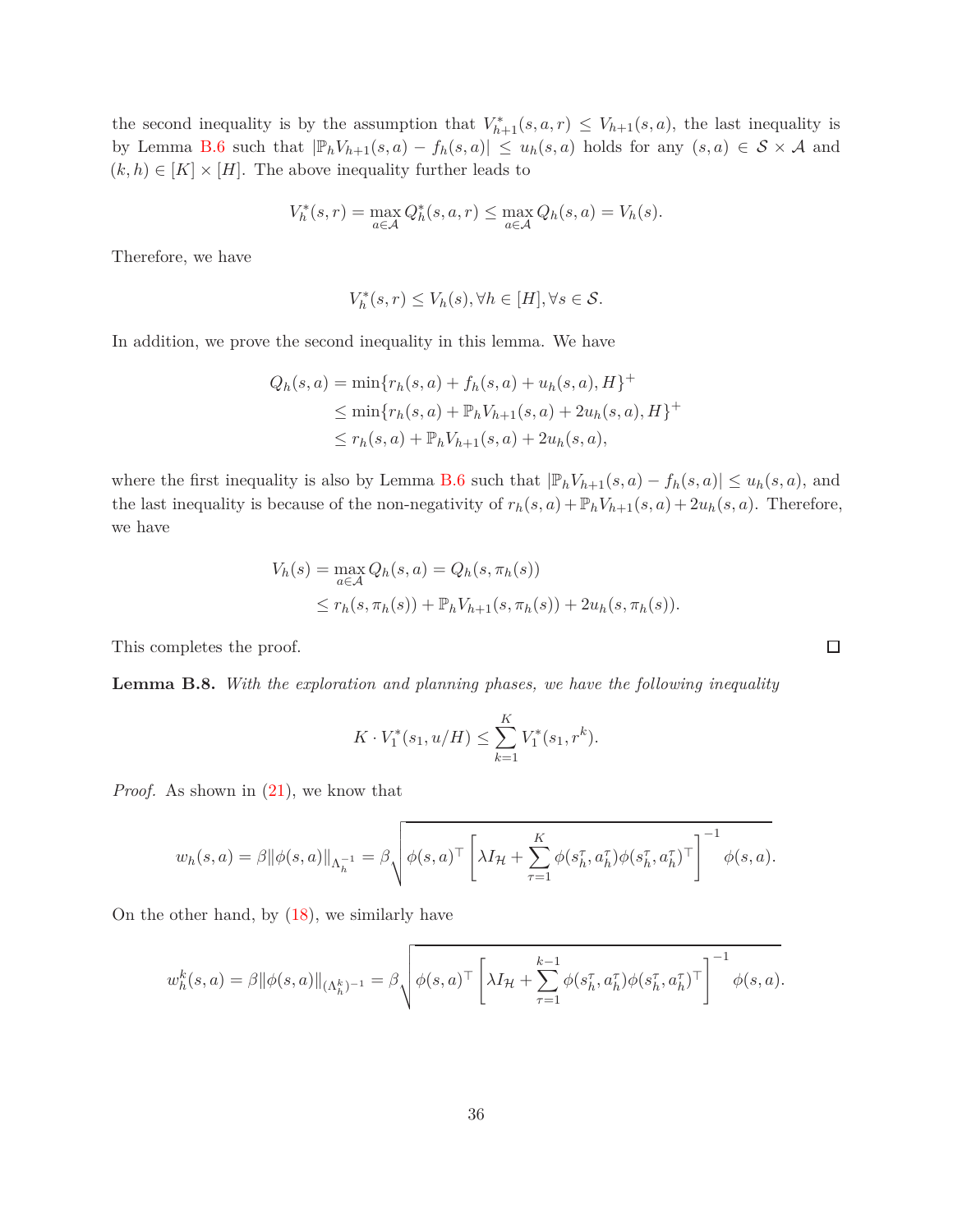the second inequality is by the assumption that $V_{h+1}^*(s,a,r) \le V_{h+1}(s,a)$, the last inequality is by Lemma B.6 such that $|\mathbb{P}_h V_{h+1}(s,a) - f_h(s,a)| \le u_h(s,a)$ holds for any $(s,a) \in \mathcal{S} \times \mathcal{A}$ and $(k,h) \in [K] \times [H]$. The above inequality further leads to

$$V_h^*(s,r) = \max_{a\in\mathcal{A}} Q_h^*(s,a,r) \le \max_{a\in\mathcal{A}} Q_h(s,a) = V_h(s).$$

Therefore, we have

$$V_h^*(s,r) \le V_h(s), \forall h \in [H], \forall s \in \mathcal{S}.$$

In addition, we prove the second inequality in this lemma. We have

$$\begin{aligned}
Q_h(s,a) &= \min\{r_h(s,a) + f_h(s,a) + u_h(s,a), H\}^+ \\
&\le \min\{r_h(s,a) + \mathbb{P}_h V_{h+1}(s,a) + 2u_h(s,a), H\}^+ \\
&\le r_h(s,a) + \mathbb{P}_h V_{h+1}(s,a) + 2u_h(s,a),
\end{aligned}$$

where the first inequality is also by Lemma B.6 such that $|\mathbb{P}_h V_{h+1}(s,a) - f_h(s,a)| \le u_h(s,a)$, and the last inequality is because of the non-negativity of $r_h(s,a) + \mathbb{P}_h V_{h+1}(s,a) + 2u_h(s,a)$. Therefore, we have

$$\begin{aligned}
V_h(s) &= \max_{a\in\mathcal{A}} Q_h(s,a) = Q_h(s,\pi_h(s)) \\
&\le r_h(s,\pi_h(s)) + \mathbb{P}_h V_{h+1}(s,\pi_h(s)) + 2u_h(s,\pi_h(s)).
\end{aligned}$$

This completes the proof. $\square$

**Lemma B.8.** *With the exploration and planning phases, we have the following inequality*

$$K \cdot V_1^*(s_1, u/H) \le \sum_{k=1}^K V_1^*(s_1, r^k).$$

*Proof.* As shown in (21), we know that

$$w_h(s,a) = \beta \|\phi(s,a)\|_{\Lambda_h^{-1}} = \beta \sqrt{\phi(s,a)^\top \left[\lambda I_{\mathcal{H}} + \sum_{\tau=1}^K \phi(s_h^\tau, a_h^\tau)\phi(s_h^\tau, a_h^\tau)^\top\right]^{-1} \phi(s,a)}.$$

On the other hand, by (18), we similarly have

$$w_h^k(s,a) = \beta \|\phi(s,a)\|_{(\Lambda_h^k)^{-1}} = \beta \sqrt{\phi(s,a)^\top \left[\lambda I_{\mathcal{H}} + \sum_{\tau=1}^{k-1} \phi(s_h^\tau, a_h^\tau)\phi(s_h^\tau, a_h^\tau)^\top\right]^{-1} \phi(s,a)}.$$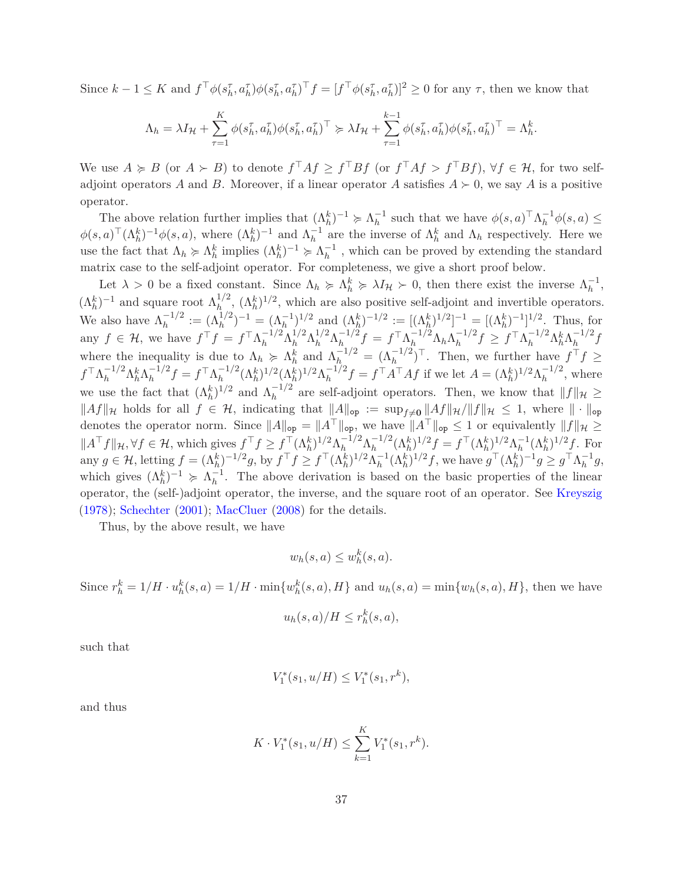Since $k-1 \leq K$ and $f^\top \phi(s_h^\tau, a_h^\tau)\phi(s_h^\tau, a_h^\tau)^\top f = [f^\top \phi(s_h^\tau, a_h^\tau)]^2 \geq 0$ for any $\tau$, then we know that

$$\Lambda_h = \lambda I_{\mathcal{H}} + \sum_{\tau=1}^{K} \phi(s_h^\tau, a_h^\tau)\phi(s_h^\tau, a_h^\tau)^\top \succcurlyeq \lambda I_{\mathcal{H}} + \sum_{\tau=1}^{k-1} \phi(s_h^\tau, a_h^\tau)\phi(s_h^\tau, a_h^\tau)^\top = \Lambda_h^k.$$

We use $A \succcurlyeq B$ (or $A \succ B$) to denote $f^\top A f \geq f^\top B f$ (or $f^\top A f > f^\top B f$), $\forall f \in \mathcal{H}$, for two self-adjoint operators $A$ and $B$. Moreover, if a linear operator $A$ satisfies $A \succ 0$, we say $A$ is a positive operator.

The above relation further implies that $(\Lambda_h^k)^{-1} \succcurlyeq \Lambda_h^{-1}$ such that we have $\phi(s,a)^\top \Lambda_h^{-1} \phi(s,a) \leq \phi(s,a)^\top (\Lambda_h^k)^{-1} \phi(s,a)$, where $(\Lambda_h^k)^{-1}$ and $\Lambda_h^{-1}$ are the inverse of $\Lambda_h^k$ and $\Lambda_h$ respectively. Here we use the fact that $\Lambda_h \succcurlyeq \Lambda_h^k$ implies $(\Lambda_h^k)^{-1} \succcurlyeq \Lambda_h^{-1}$ , which can be proved by extending the standard matrix case to the self-adjoint operator. For completeness, we give a short proof below.

Let $\lambda > 0$ be a fixed constant. Since $\Lambda_h \succcurlyeq \Lambda_h^k \succcurlyeq \lambda I_{\mathcal{H}} \succ 0$, then there exist the inverse $\Lambda_h^{-1}$, $(\Lambda_h^k)^{-1}$ and square root $\Lambda_h^{1/2}$, $(\Lambda_h^k)^{1/2}$, which are also positive self-adjoint and invertible operators. We also have $\Lambda_h^{-1/2} := (\Lambda_h^{1/2})^{-1} = (\Lambda_h^{-1})^{1/2}$ and $(\Lambda_h^k)^{-1/2} := [(\Lambda_h^k)^{1/2}]^{-1} = [(\Lambda_h^k)^{-1}]^{1/2}$. Thus, for any $f \in \mathcal{H}$, we have $f^\top f = f^\top \Lambda_h^{-1/2} \Lambda_h^{1/2} \Lambda_h^{1/2} \Lambda_h^{-1/2} f = f^\top \Lambda_h^{-1/2} \Lambda_h \Lambda_h^{-1/2} f \geq f^\top \Lambda_h^{-1/2} \Lambda_h^k \Lambda_h^{-1/2} f$ where the inequality is due to $\Lambda_h \succcurlyeq \Lambda_h^k$ and $\Lambda_h^{-1/2} = (\Lambda_h^{-1/2})^\top$. Then, we further have $f^\top f \geq f^\top \Lambda_h^{-1/2} \Lambda_h^k \Lambda_h^{-1/2} f = f^\top \Lambda_h^{-1/2} (\Lambda_h^k)^{1/2} (\Lambda_h^k)^{1/2} \Lambda_h^{-1/2} f = f^\top A^\top A f$ if we let $A = (\Lambda_h^k)^{1/2} \Lambda_h^{-1/2}$, where we use the fact that $(\Lambda_h^k)^{1/2}$ and $\Lambda_h^{-1/2}$ are self-adjoint operators. Then, we know that $\|f\|_{\mathcal{H}} \geq \|Af\|_{\mathcal{H}}$ holds for all $f \in \mathcal{H}$, indicating that $\|A\|_{\mathsf{op}} := \sup_{f \neq \mathbf{0}} \|Af\|_{\mathcal{H}} / \|f\|_{\mathcal{H}} \leq 1$, where $\|\cdot\|_{\mathsf{op}}$ denotes the operator norm. Since $\|A\|_{\mathsf{op}} = \|A^\top\|_{\mathsf{op}}$, we have $\|A^\top\|_{\mathsf{op}} \leq 1$ or equivalently $\|f\|_{\mathcal{H}} \geq \|A^\top f\|_{\mathcal{H}}, \forall f \in \mathcal{H}$, which gives $f^\top f \geq f^\top (\Lambda_h^k)^{1/2} \Lambda_h^{-1/2} \Lambda_h^{-1/2} (\Lambda_h^k)^{1/2} f = f^\top (\Lambda_h^k)^{1/2} \Lambda_h^{-1} (\Lambda_h^k)^{1/2} f$. For any $g \in \mathcal{H}$, letting $f = (\Lambda_h^k)^{-1/2} g$, by $f^\top f \geq f^\top (\Lambda_h^k)^{1/2} \Lambda_h^{-1} (\Lambda_h^k)^{1/2} f$, we have $g^\top (\Lambda_h^k)^{-1} g \geq g^\top \Lambda_h^{-1} g$, which gives $(\Lambda_h^k)^{-1} \succcurlyeq \Lambda_h^{-1}$. The above derivation is based on the basic properties of the linear operator, the (self-)adjoint operator, the inverse, and the square root of an operator. See Kreyszig (1978); Schechter (2001); MacCluer (2008) for the details.

Thus, by the above result, we have

$$w_h(s,a) \leq w_h^k(s,a).$$

Since $r_h^k = 1/H \cdot u_h^k(s,a) = 1/H \cdot \min\{w_h^k(s,a), H\}$ and $u_h(s,a) = \min\{w_h(s,a), H\}$, then we have

$$u_h(s,a)/H \leq r_h^k(s,a),$$

such that

$$V_1^*(s_1, u/H) \leq V_1^*(s_1, r^k),$$

and thus

$$K \cdot V_1^*(s_1, u/H) \leq \sum_{k=1}^{K} V_1^*(s_1, r^k).$$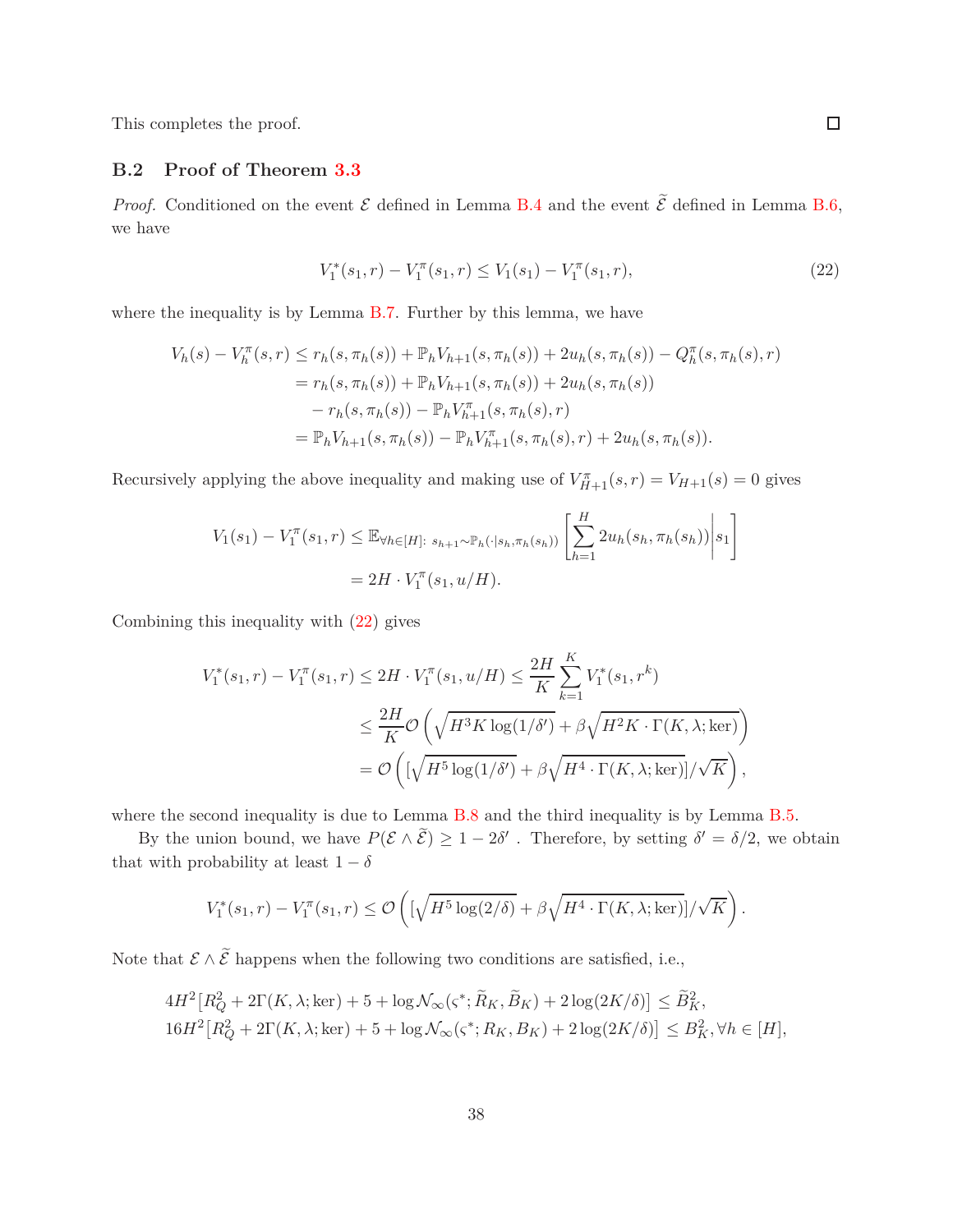This completes the proof. □

### B.2 Proof of Theorem 3.3

*Proof.* Conditioned on the event $\mathcal{E}$ defined in Lemma B.4 and the event $\widetilde{\mathcal{E}}$ defined in Lemma B.6, we have

$$V_1^*(s_1, r) - V_1^\pi(s_1, r) \leq V_1(s_1) - V_1^\pi(s_1, r), \tag{22}$$

where the inequality is by Lemma B.7. Further by this lemma, we have

$$\begin{aligned}
V_h(s) - V_h^\pi(s, r) &\leq r_h(s, \pi_h(s)) + \mathbb{P}_h V_{h+1}(s, \pi_h(s)) + 2u_h(s, \pi_h(s)) - Q_h^\pi(s, \pi_h(s), r) \\
&= r_h(s, \pi_h(s)) + \mathbb{P}_h V_{h+1}(s, \pi_h(s)) + 2u_h(s, \pi_h(s)) \\
&\quad - r_h(s, \pi_h(s)) - \mathbb{P}_h V_{h+1}^\pi(s, \pi_h(s), r) \\
&= \mathbb{P}_h V_{h+1}(s, \pi_h(s)) - \mathbb{P}_h V_{h+1}^\pi(s, \pi_h(s), r) + 2u_h(s, \pi_h(s)).
\end{aligned}$$

Recursively applying the above inequality and making use of $V_{H+1}^\pi(s, r) = V_{H+1}(s) = 0$ gives

$$\begin{aligned}
V_1(s_1) - V_1^\pi(s_1, r) &\leq \mathbb{E}_{\forall h \in [H]:\, s_{h+1} \sim \mathbb{P}_h(\cdot | s_h, \pi_h(s_h))} \left[ \sum_{h=1}^H 2u_h(s_h, \pi_h(s_h)) \middle| s_1 \right] \\
&= 2H \cdot V_1^\pi(s_1, u/H).
\end{aligned}$$

Combining this inequality with (22) gives

$$\begin{aligned}
V_1^*(s_1, r) - V_1^\pi(s_1, r) &\leq 2H \cdot V_1^\pi(s_1, u/H) \leq \frac{2H}{K} \sum_{k=1}^K V_1^*(s_1, r^k) \\
&\leq \frac{2H}{K} \mathcal{O}\left( \sqrt{H^3 K \log(1/\delta')} + \beta \sqrt{H^2 K \cdot \Gamma(K, \lambda; \ker)} \right) \\
&= \mathcal{O}\left( [\sqrt{H^5 \log(1/\delta')} + \beta \sqrt{H^4 \cdot \Gamma(K, \lambda; \ker)}] / \sqrt{K} \right),
\end{aligned}$$

where the second inequality is due to Lemma B.8 and the third inequality is by Lemma B.5.

By the union bound, we have $P(\mathcal{E} \wedge \widetilde{\mathcal{E}}) \geq 1 - 2\delta'$ . Therefore, by setting $\delta' = \delta/2$, we obtain that with probability at least $1 - \delta$

$$V_1^*(s_1, r) - V_1^\pi(s_1, r) \leq \mathcal{O}\left( [\sqrt{H^5 \log(2/\delta)} + \beta \sqrt{H^4 \cdot \Gamma(K, \lambda; \ker)}] / \sqrt{K} \right).$$

Note that $\mathcal{E} \wedge \widetilde{\mathcal{E}}$ happens when the following two conditions are satisfied, i.e.,

$$\begin{aligned}
&4H^2 [R_Q^2 + 2\Gamma(K, \lambda; \ker) + 5 + \log \mathcal{N}_\infty(\varsigma^*; \widetilde{R}_K, \widetilde{B}_K) + 2\log(2K/\delta)] \leq \widetilde{B}_K^2, \\
&16H^2 [R_Q^2 + 2\Gamma(K, \lambda; \ker) + 5 + \log \mathcal{N}_\infty(\varsigma^*; R_K, B_K) + 2\log(2K/\delta)] \leq B_K^2, \forall h \in [H],
\end{aligned}$$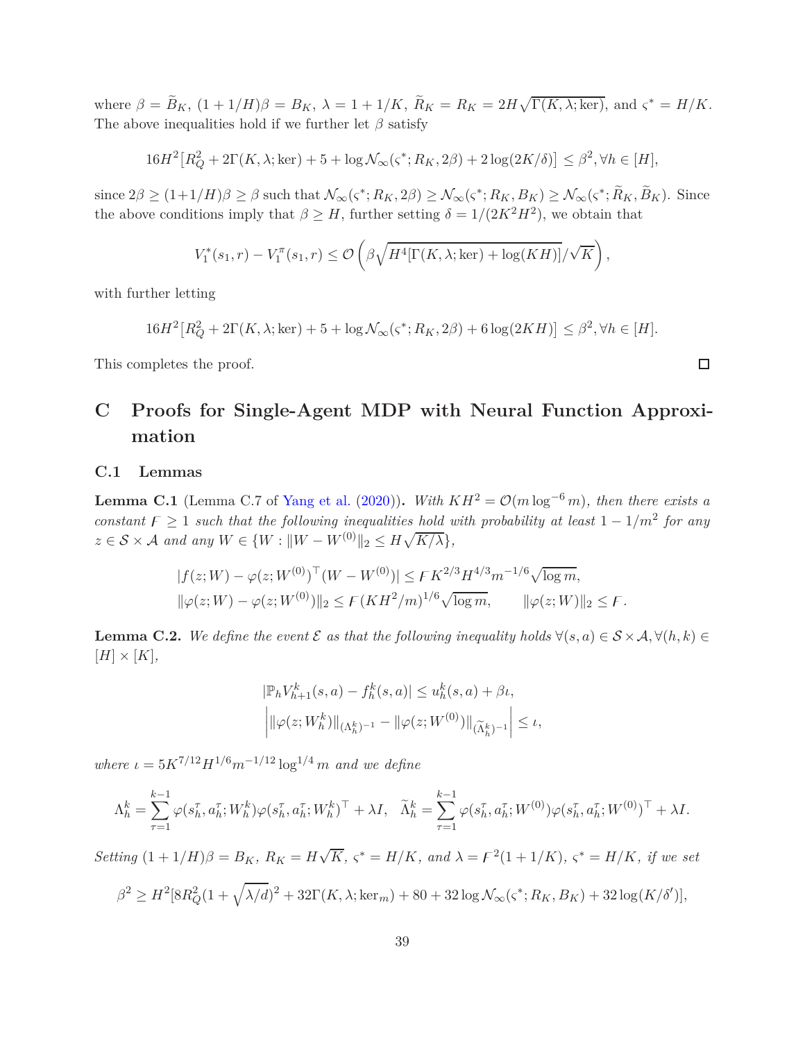where $\beta = \widetilde{B}_K$, $(1+1/H)\beta = B_K$, $\lambda = 1 + 1/K$, $\widetilde{R}_K = R_K = 2H\sqrt{\Gamma(K, \lambda; \ker)}$, and $\varsigma^* = H/K$. The above inequalities hold if we further let $\beta$ satisfy

$$16H^2\big[R_Q^2 + 2\Gamma(K, \lambda; \ker) + 5 + \log \mathcal{N}_\infty(\varsigma^*; R_K, 2\beta) + 2\log(2K/\delta)\big] \le \beta^2, \forall h \in [H],$$

since $2\beta \ge (1+1/H)\beta \ge \beta$ such that $\mathcal{N}_\infty(\varsigma^*; R_K, 2\beta) \ge \mathcal{N}_\infty(\varsigma^*; R_K, B_K) \ge \mathcal{N}_\infty(\varsigma^*; \widetilde{R}_K, \widetilde{B}_K)$. Since the above conditions imply that $\beta \ge H$, further setting $\delta = 1/(2K^2H^2)$, we obtain that

$$V_1^*(s_1, r) - V_1^\pi(s_1, r) \le \mathcal{O}\left(\beta\sqrt{H^4[\Gamma(K, \lambda; \ker) + \log(KH)]}/\sqrt{K}\right),$$

with further letting

$$16H^2\big[R_Q^2 + 2\Gamma(K, \lambda; \ker) + 5 + \log \mathcal{N}_\infty(\varsigma^*; R_K, 2\beta) + 6\log(2KH)\big] \le \beta^2, \forall h \in [H].$$

This completes the proof. $\square$

# C Proofs for Single-Agent MDP with Neural Function Approximation

## C.1 Lemmas

**Lemma C.1** (Lemma C.7 of Yang et al. (2020)). *With $KH^2 = \mathcal{O}(m \log^{-6} m)$, then there exists a constant $\digamma \ge 1$ such that the following inequalities hold with probability at least $1 - 1/m^2$ for any $z \in \mathcal{S} \times \mathcal{A}$ and any $W \in \{W : \|W - W^{(0)}\|_2 \le H\sqrt{K/\lambda}\}$,*

$$|f(z; W) - \varphi(z; W^{(0)})^\top (W - W^{(0)})| \le \digamma K^{2/3} H^{4/3} m^{-1/6} \sqrt{\log m},$$
$$\|\varphi(z; W) - \varphi(z; W^{(0)})\|_2 \le \digamma (KH^2/m)^{1/6} \sqrt{\log m}, \qquad \|\varphi(z; W)\|_2 \le \digamma.$$

**Lemma C.2.** *We define the event $\mathcal{E}$ as that the following inequality holds $\forall (s, a) \in \mathcal{S} \times \mathcal{A}, \forall (h, k) \in [H] \times [K]$,*

$$|\mathbb{P}_h V_{h+1}^k(s, a) - f_h^k(s, a)| \le u_h^k(s, a) + \beta\iota,$$
$$\left| \|\varphi(z; W_h^k)\|_{(\Lambda_h^k)^{-1}} - \|\varphi(z; W^{(0)})\|_{(\widetilde{\Lambda}_h^k)^{-1}} \right| \le \iota,$$

*where $\iota = 5K^{7/12} H^{1/6} m^{-1/12} \log^{1/4} m$ and we define*

$$\Lambda_h^k = \sum_{\tau=1}^{k-1} \varphi(s_h^\tau, a_h^\tau; W_h^k)\varphi(s_h^\tau, a_h^\tau; W_h^k)^\top + \lambda I, \quad \widetilde{\Lambda}_h^k = \sum_{\tau=1}^{k-1} \varphi(s_h^\tau, a_h^\tau; W^{(0)})\varphi(s_h^\tau, a_h^\tau; W^{(0)})^\top + \lambda I.$$

*Setting $(1 + 1/H)\beta = B_K$, $R_K = H\sqrt{K}$, $\varsigma^* = H/K$, and $\lambda = \digamma^2(1 + 1/K)$, $\varsigma^* = H/K$, if we set*

$$\beta^2 \ge H^2[8R_Q^2(1 + \sqrt{\lambda/d})^2 + 32\Gamma(K, \lambda; \ker_m) + 80 + 32\log \mathcal{N}_\infty(\varsigma^*; R_K, B_K) + 32\log(K/\delta')],$$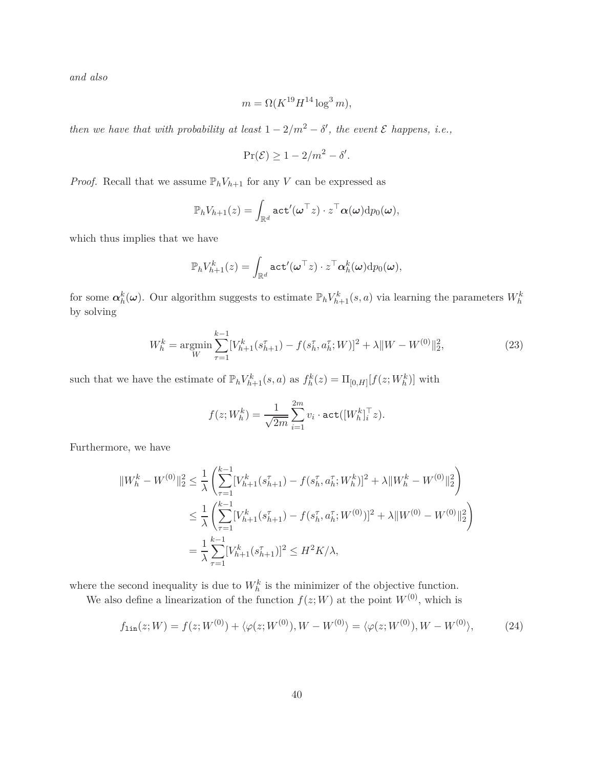*and also*

$$m = \Omega(K^{19} H^{14} \log^3 m),$$

*then we have that with probability at least $1 - 2/m^2 - \delta'$, the event $\mathcal{E}$ happens, i.e.,*

$$\Pr(\mathcal{E}) \geq 1 - 2/m^2 - \delta'.$$

*Proof.* Recall that we assume $\mathbb{P}_h V_{h+1}$ for any $V$ can be expressed as

$$\mathbb{P}_h V_{h+1}(z) = \int_{\mathbb{R}^d} \mathtt{act}'(\boldsymbol{\omega}^\top z) \cdot z^\top \boldsymbol{\alpha}(\boldsymbol{\omega}) \mathrm{d}p_0(\boldsymbol{\omega}),$$

which thus implies that we have

$$\mathbb{P}_h V_{h+1}^k(z) = \int_{\mathbb{R}^d} \mathtt{act}'(\boldsymbol{\omega}^\top z) \cdot z^\top \boldsymbol{\alpha}_h^k(\boldsymbol{\omega}) \mathrm{d}p_0(\boldsymbol{\omega}),$$

for some $\boldsymbol{\alpha}_h^k(\boldsymbol{\omega})$. Our algorithm suggests to estimate $\mathbb{P}_h V_{h+1}^k(s,a)$ via learning the parameters $W_h^k$ by solving

$$W_h^k = \operatorname*{argmin}_{W} \sum_{\tau=1}^{k-1} [V_{h+1}^k(s_{h+1}^\tau) - f(s_h^\tau, a_h^\tau; W)]^2 + \lambda \|W - W^{(0)}\|_2^2, \tag{23}$$

such that we have the estimate of $\mathbb{P}_h V_{h+1}^k(s,a)$ as $f_h^k(z) = \Pi_{[0,H]}[f(z; W_h^k)]$ with

$$f(z; W_h^k) = \frac{1}{\sqrt{2m}} \sum_{i=1}^{2m} v_i \cdot \mathtt{act}([W_h^k]_i^\top z).$$

Furthermore, we have

$$\begin{aligned}
\|W_h^k - W^{(0)}\|_2^2 &\leq \frac{1}{\lambda} \left( \sum_{\tau=1}^{k-1} [V_{h+1}^k(s_{h+1}^\tau) - f(s_h^\tau, a_h^\tau; W_h^k)]^2 + \lambda \|W_h^k - W^{(0)}\|_2^2 \right) \\
&\leq \frac{1}{\lambda} \left( \sum_{\tau=1}^{k-1} [V_{h+1}^k(s_{h+1}^\tau) - f(s_h^\tau, a_h^\tau; W^{(0)})]^2 + \lambda \|W^{(0)} - W^{(0)}\|_2^2 \right) \\
&= \frac{1}{\lambda} \sum_{\tau=1}^{k-1} [V_{h+1}^k(s_{h+1}^\tau)]^2 \leq H^2 K / \lambda,
\end{aligned}$$

where the second inequality is due to $W_h^k$ is the minimizer of the objective function.

We also define a linearization of the function $f(z; W)$ at the point $W^{(0)}$, which is

$$f_{\mathtt{lin}}(z; W) = f(z; W^{(0)}) + \langle \varphi(z; W^{(0)}), W - W^{(0)} \rangle = \langle \varphi(z; W^{(0)}), W - W^{(0)} \rangle, \tag{24}$$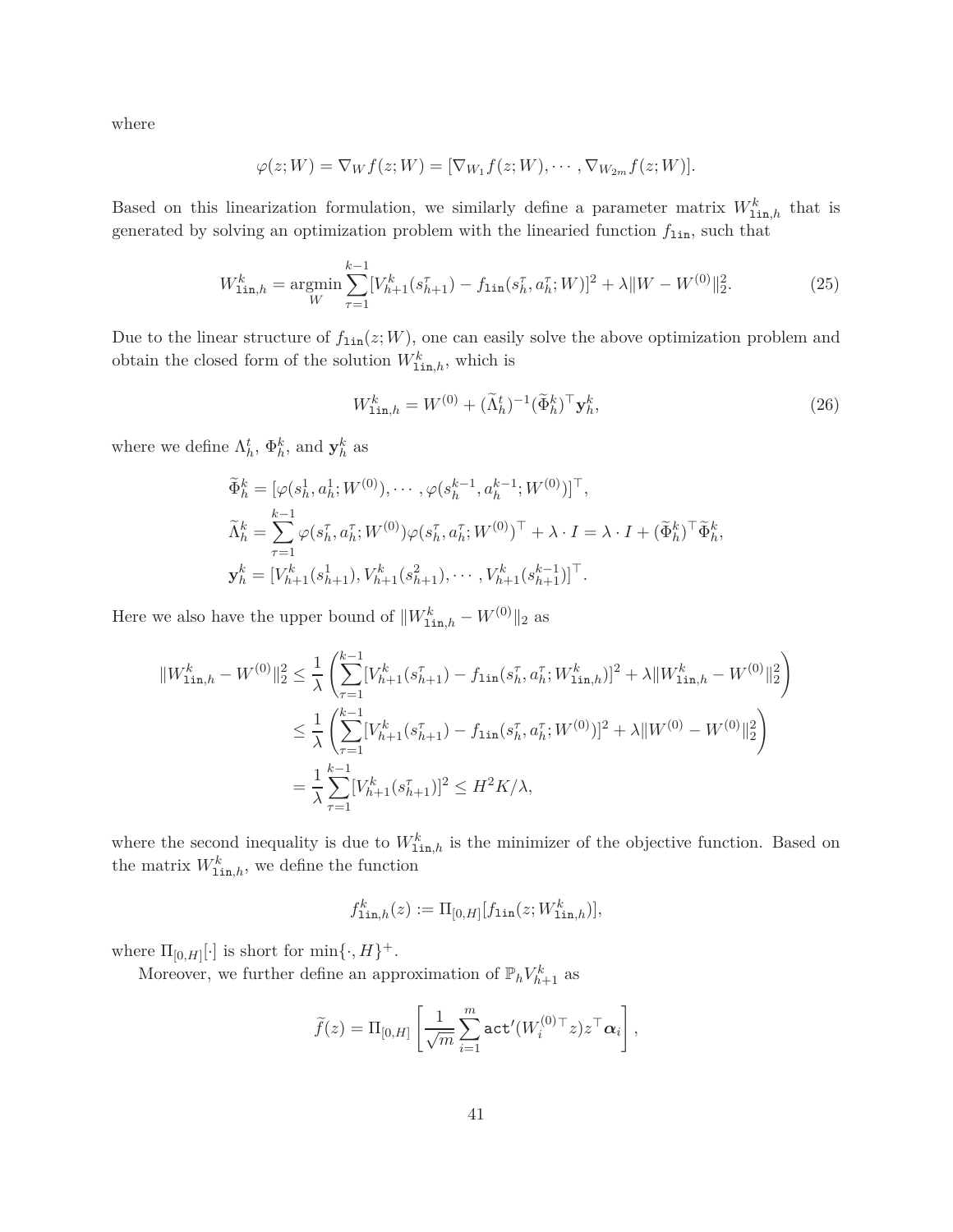where

$$\varphi(z; W) = \nabla_W f(z; W) = [\nabla_{W_1} f(z; W), \cdots, \nabla_{W_{2m}} f(z; W)].$$

Based on this linearization formulation, we similarly define a parameter matrix $W^k_{\mathtt{lin},h}$ that is generated by solving an optimization problem with the linearied function $f_{\mathtt{lin}}$, such that

$$W^k_{\mathtt{lin},h} = \operatorname*{argmin}_W \sum_{\tau=1}^{k-1} [V^k_{h+1}(s^\tau_{h+1}) - f_{\mathtt{lin}}(s^\tau_h, a^\tau_h; W)]^2 + \lambda \|W - W^{(0)}\|_2^2. \tag{25}$$

Due to the linear structure of $f_{\mathtt{lin}}(z; W)$, one can easily solve the above optimization problem and obtain the closed form of the solution $W^k_{\mathtt{lin},h}$, which is

$$W^k_{\mathtt{lin},h} = W^{(0)} + (\widetilde{\Lambda}^t_h)^{-1} (\widetilde{\Phi}^k_h)^\top \mathbf{y}^k_h, \tag{26}$$

where we define $\Lambda^t_h$, $\Phi^k_h$, and $\mathbf{y}^k_h$ as

$$\begin{aligned}
\widetilde{\Phi}^k_h &= [\varphi(s^1_h, a^1_h; W^{(0)}), \cdots, \varphi(s^{k-1}_h, a^{k-1}_h; W^{(0)})]^\top, \\
\widetilde{\Lambda}^k_h &= \sum_{\tau=1}^{k-1} \varphi(s^\tau_h, a^\tau_h; W^{(0)}) \varphi(s^\tau_h, a^\tau_h; W^{(0)})^\top + \lambda \cdot I = \lambda \cdot I + (\widetilde{\Phi}^k_h)^\top \widetilde{\Phi}^k_h, \\
\mathbf{y}^k_h &= [V^k_{h+1}(s^1_{h+1}), V^k_{h+1}(s^2_{h+1}), \cdots, V^k_{h+1}(s^{k-1}_{h+1})]^\top.
\end{aligned}$$

Here we also have the upper bound of $\|W^k_{\mathtt{lin},h} - W^{(0)}\|_2$ as

$$\begin{aligned}
\|W^k_{\mathtt{lin},h} - W^{(0)}\|_2^2 &\leq \frac{1}{\lambda} \left( \sum_{\tau=1}^{k-1} [V^k_{h+1}(s^\tau_{h+1}) - f_{\mathtt{lin}}(s^\tau_h, a^\tau_h; W^k_{\mathtt{lin},h})]^2 + \lambda \|W^k_{\mathtt{lin},h} - W^{(0)}\|_2^2 \right) \\
&\leq \frac{1}{\lambda} \left( \sum_{\tau=1}^{k-1} [V^k_{h+1}(s^\tau_{h+1}) - f_{\mathtt{lin}}(s^\tau_h, a^\tau_h; W^{(0)})]^2 + \lambda \|W^{(0)} - W^{(0)}\|_2^2 \right) \\
&= \frac{1}{\lambda} \sum_{\tau=1}^{k-1} [V^k_{h+1}(s^\tau_{h+1})]^2 \leq H^2 K / \lambda,
\end{aligned}$$

where the second inequality is due to $W^k_{\mathtt{lin},h}$ is the minimizer of the objective function. Based on the matrix $W^k_{\mathtt{lin},h}$, we define the function

$$f^k_{\mathtt{lin},h}(z) := \Pi_{[0,H]}[f_{\mathtt{lin}}(z; W^k_{\mathtt{lin},h})],$$

where $\Pi_{[0,H]}[\cdot]$ is short for $\min\{\cdot, H\}^+$.

Moreover, we further define an approximation of $\mathbb{P}_h V^k_{h+1}$ as

$$\widetilde{f}(z) = \Pi_{[0,H]} \left[ \frac{1}{\sqrt{m}} \sum_{i=1}^m \mathtt{act}'(W_i^{(0)\top} z) z^\top \boldsymbol{\alpha}_i \right],$$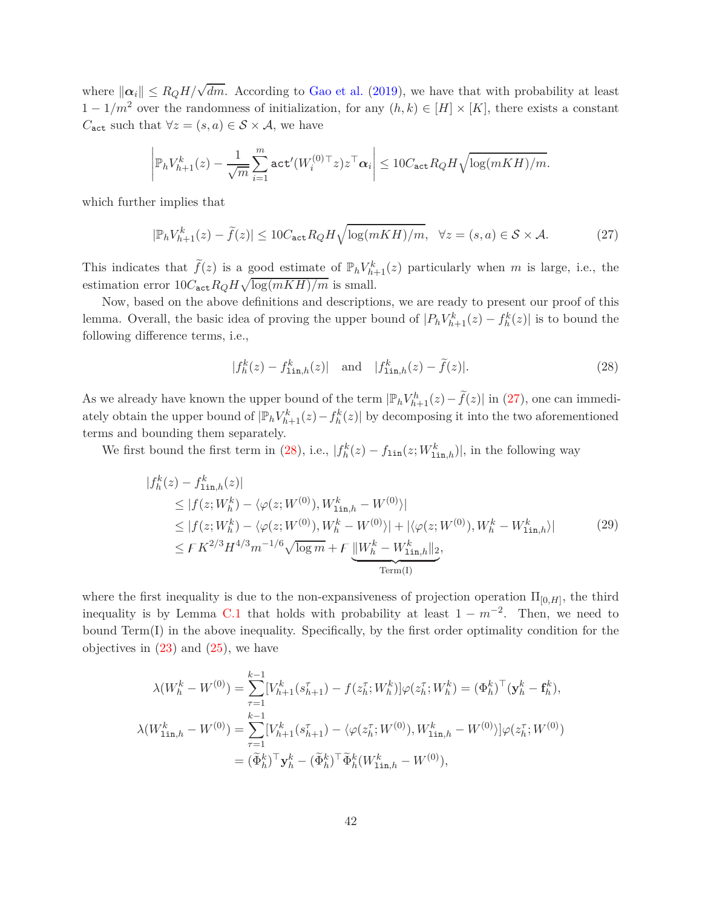where $\|\boldsymbol{\alpha}_i\| \leq R_Q H/\sqrt{dm}$. According to Gao et al. (2019), we have that with probability at least $1 - 1/m^2$ over the randomness of initialization, for any $(h, k) \in [H] \times [K]$, there exists a constant $C_{\mathtt{act}}$ such that $\forall z = (s, a) \in \mathcal{S} \times \mathcal{A}$, we have

$$\left| \mathbb{P}_h V_{h+1}^k(z) - \frac{1}{\sqrt{m}} \sum_{i=1}^{m} \mathtt{act}'(W_i^{(0)\top} z) z^\top \boldsymbol{\alpha}_i \right| \leq 10 C_{\mathtt{act}} R_Q H \sqrt{\log(mKH)/m}.$$

which further implies that

$$|\mathbb{P}_h V_{h+1}^k(z) - \widetilde{f}(z)| \leq 10 C_{\mathtt{act}} R_Q H \sqrt{\log(mKH)/m}, \quad \forall z = (s, a) \in \mathcal{S} \times \mathcal{A}. \tag{27}$$

This indicates that $\widetilde{f}(z)$ is a good estimate of $\mathbb{P}_h V_{h+1}^k(z)$ particularly when $m$ is large, i.e., the estimation error $10 C_{\mathtt{act}} R_Q H \sqrt{\log(mKH)/m}$ is small.

Now, based on the above definitions and descriptions, we are ready to present our proof of this lemma. Overall, the basic idea of proving the upper bound of $|P_h V_{h+1}^k(z) - f_h^k(z)|$ is to bound the following difference terms, i.e.,

$$|f_h^k(z) - f_{\mathtt{lin},h}^k(z)| \quad \text{and} \quad |f_{\mathtt{lin},h}^k(z) - \widetilde{f}(z)|. \tag{28}$$

As we already have known the upper bound of the term $|\mathbb{P}_h V_{h+1}^h(z) - \widetilde{f}(z)|$ in (27), one can immediately obtain the upper bound of $|\mathbb{P}_h V_{h+1}^k(z) - f_h^k(z)|$ by decomposing it into the two aforementioned terms and bounding them separately.

We first bound the first term in (28), i.e., $|f_h^k(z) - f_{\mathtt{lin}}(z; W_{\mathtt{lin},h}^k)|$, in the following way

$$\begin{aligned}
|f_h^k(z) - f_{\mathtt{lin},h}^k(z)| &\leq |f(z; W_h^k) - \langle \varphi(z; W^{(0)}), W_{\mathtt{lin},h}^k - W^{(0)} \rangle| \\
&\leq |f(z; W_h^k) - \langle \varphi(z; W^{(0)}), W_h^k - W^{(0)} \rangle| + |\langle \varphi(z; W^{(0)}), W_h^k - W_{\mathtt{lin},h}^k \rangle| \\
&\leq \digamma K^{2/3} H^{4/3} m^{-1/6} \sqrt{\log m} + \digamma \underbrace{\|W_h^k - W_{\mathtt{lin},h}^k\|_2}_{\text{Term(I)}},
\end{aligned} \tag{29}$$

where the first inequality is due to the non-expansiveness of projection operation $\Pi_{[0,H]}$, the third inequality is by Lemma C.1 that holds with probability at least $1 - m^{-2}$. Then, we need to bound Term(I) in the above inequality. Specifically, by the first order optimality condition for the objectives in (23) and (25), we have

$$\begin{aligned}
\lambda(W_h^k - W^{(0)}) &= \sum_{\tau=1}^{k-1} [V_{h+1}^k(s_{h+1}^\tau) - f(z_h^\tau; W_h^k)] \varphi(z_h^\tau; W_h^k) = (\Phi_h^k)^\top (\mathbf{y}_h^k - \mathbf{f}_h^k), \\
\lambda(W_{\mathtt{lin},h}^k - W^{(0)}) &= \sum_{\tau=1}^{k-1} [V_{h+1}^k(s_{h+1}^\tau) - \langle \varphi(z_h^\tau; W^{(0)}), W_{\mathtt{lin},h}^k - W^{(0)} \rangle] \varphi(z_h^\tau; W^{(0)}) \\
&= (\widetilde{\Phi}_h^k)^\top \mathbf{y}_h^k - (\widetilde{\Phi}_h^k)^\top \widetilde{\Phi}_h^k (W_{\mathtt{lin},h}^k - W^{(0)}),
\end{aligned}$$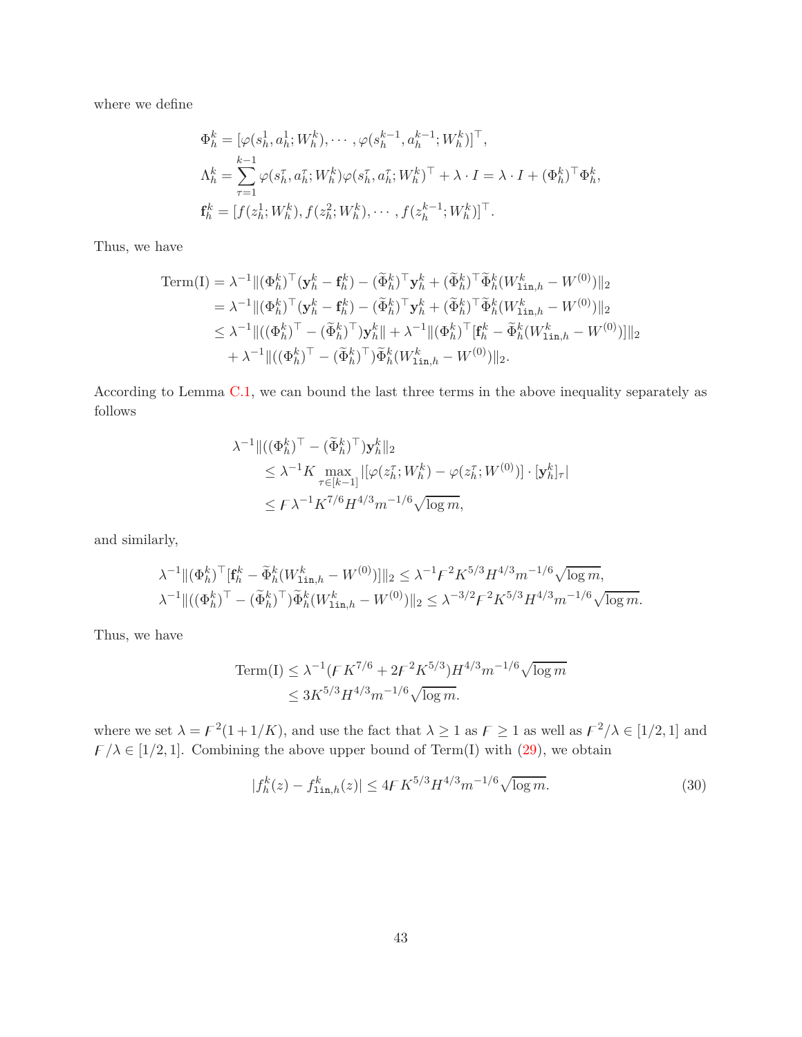where we define

$$
\begin{aligned}
\Phi_h^k &= [\varphi(s_h^1, a_h^1; W_h^k), \cdots, \varphi(s_h^{k-1}, a_h^{k-1}; W_h^k)]^\top, \\
\Lambda_h^k &= \sum_{\tau=1}^{k-1} \varphi(s_h^\tau, a_h^\tau; W_h^k)\varphi(s_h^\tau, a_h^\tau; W_h^k)^\top + \lambda \cdot I = \lambda \cdot I + (\Phi_h^k)^\top \Phi_h^k, \\
\mathbf{f}_h^k &= [f(z_h^1; W_h^k), f(z_h^2; W_h^k), \cdots, f(z_h^{k-1}; W_h^k)]^\top.
\end{aligned}
$$

Thus, we have

$$
\begin{aligned}
\mathrm{Term(I)} &= \lambda^{-1} \|(\Phi_h^k)^\top (\mathbf{y}_h^k - \mathbf{f}_h^k) - (\widetilde{\Phi}_h^k)^\top \mathbf{y}_h^k + (\widetilde{\Phi}_h^k)^\top \widetilde{\Phi}_h^k (W_{\mathtt{lin},h}^k - W^{(0)})\|_2 \\
&= \lambda^{-1} \|(\Phi_h^k)^\top (\mathbf{y}_h^k - \mathbf{f}_h^k) - (\widetilde{\Phi}_h^k)^\top \mathbf{y}_h^k + (\widetilde{\Phi}_h^k)^\top \widetilde{\Phi}_h^k (W_{\mathtt{lin},h}^k - W^{(0)})\|_2 \\
&\le \lambda^{-1} \|((\Phi_h^k)^\top - (\widetilde{\Phi}_h^k)^\top) \mathbf{y}_h^k\| + \lambda^{-1} \|(\Phi_h^k)^\top [\mathbf{f}_h^k - \widetilde{\Phi}_h^k (W_{\mathtt{lin},h}^k - W^{(0)})]\|_2 \\
&\quad + \lambda^{-1} \|((\Phi_h^k)^\top - (\widetilde{\Phi}_h^k)^\top) \widetilde{\Phi}_h^k (W_{\mathtt{lin},h}^k - W^{(0)})\|_2.
\end{aligned}
$$

According to Lemma C.1, we can bound the last three terms in the above inequality separately as follows

$$
\begin{aligned}
&\lambda^{-1} \|((\Phi_h^k)^\top - (\widetilde{\Phi}_h^k)^\top) \mathbf{y}_h^k\|_2 \\
&\qquad \le \lambda^{-1} K \max_{\tau \in [k-1]} |[\varphi(z_h^\tau; W_h^k) - \varphi(z_h^\tau; W^{(0)})] \cdot [\mathbf{y}_h^k]_\tau| \\
&\qquad \le \digamma \lambda^{-1} K^{7/6} H^{4/3} m^{-1/6} \sqrt{\log m},
\end{aligned}
$$

and similarly,

$$
\begin{aligned}
\lambda^{-1} \|(\Phi_h^k)^\top [\mathbf{f}_h^k - \widetilde{\Phi}_h^k (W_{\mathtt{lin},h}^k - W^{(0)})]\|_2 &\le \lambda^{-1} \digamma^2 K^{5/3} H^{4/3} m^{-1/6} \sqrt{\log m}, \\
\lambda^{-1} \|((\Phi_h^k)^\top - (\widetilde{\Phi}_h^k)^\top) \widetilde{\Phi}_h^k (W_{\mathtt{lin},h}^k - W^{(0)})\|_2 &\le \lambda^{-3/2} \digamma^2 K^{5/3} H^{4/3} m^{-1/6} \sqrt{\log m}.
\end{aligned}
$$

Thus, we have

$$
\begin{aligned}
\mathrm{Term(I)} &\le \lambda^{-1} (\digamma K^{7/6} + 2\digamma^2 K^{5/3}) H^{4/3} m^{-1/6} \sqrt{\log m} \\
&\le 3 K^{5/3} H^{4/3} m^{-1/6} \sqrt{\log m}.
\end{aligned}
$$

where we set $\lambda = \digamma^2(1 + 1/K)$, and use the fact that $\lambda \ge 1$ as $\digamma \ge 1$ as well as $\digamma^2/\lambda \in [1/2, 1]$ and $\digamma/\lambda \in [1/2, 1]$. Combining the above upper bound of Term(I) with (29), we obtain

$$
|f_h^k(z) - f_{\mathtt{lin},h}^k(z)| \le 4 \digamma K^{5/3} H^{4/3} m^{-1/6} \sqrt{\log m}. \tag{30}
$$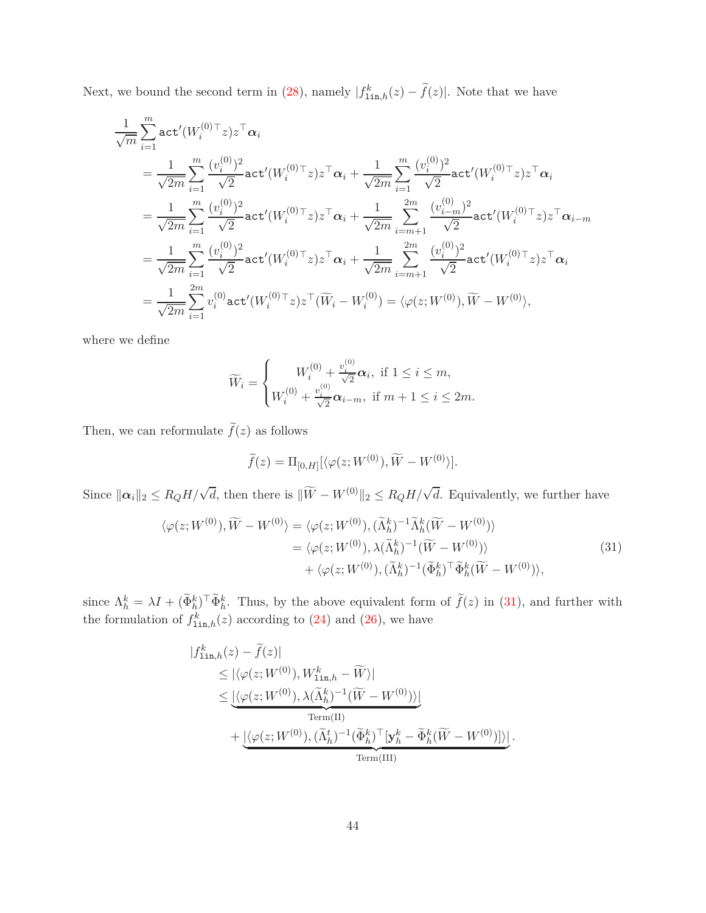Next, we bound the second term in (28), namely $|f^k_{\mathtt{lin},h}(z) - \widetilde{f}(z)|$. Note that we have

$$
\begin{aligned}
&\frac{1}{\sqrt{m}}\sum_{i=1}^{m} \mathtt{act}'(W_i^{(0)\top} z) z^\top \boldsymbol{\alpha}_i \\
&= \frac{1}{\sqrt{2m}}\sum_{i=1}^{m} \frac{(v_i^{(0)})^2}{\sqrt{2}} \mathtt{act}'(W_i^{(0)\top} z) z^\top \boldsymbol{\alpha}_i + \frac{1}{\sqrt{2m}}\sum_{i=1}^{m} \frac{(v_i^{(0)})^2}{\sqrt{2}} \mathtt{act}'(W_i^{(0)\top} z) z^\top \boldsymbol{\alpha}_i \\
&= \frac{1}{\sqrt{2m}}\sum_{i=1}^{m} \frac{(v_i^{(0)})^2}{\sqrt{2}} \mathtt{act}'(W_i^{(0)\top} z) z^\top \boldsymbol{\alpha}_i + \frac{1}{\sqrt{2m}}\sum_{i=m+1}^{2m} \frac{(v_{i-m}^{(0)})^2}{\sqrt{2}} \mathtt{act}'(W_i^{(0)\top} z) z^\top \boldsymbol{\alpha}_{i-m} \\
&= \frac{1}{\sqrt{2m}}\sum_{i=1}^{m} \frac{(v_i^{(0)})^2}{\sqrt{2}} \mathtt{act}'(W_i^{(0)\top} z) z^\top \boldsymbol{\alpha}_i + \frac{1}{\sqrt{2m}}\sum_{i=m+1}^{2m} \frac{(v_{i}^{(0)})^2}{\sqrt{2}} \mathtt{act}'(W_i^{(0)\top} z) z^\top \boldsymbol{\alpha}_{i} \\
&= \frac{1}{\sqrt{2m}}\sum_{i=1}^{2m} v_i^{(0)} \mathtt{act}'(W_i^{(0)\top} z) z^\top (\widetilde{W}_i - W_i^{(0)}) = \langle \varphi(z; W^{(0)}), \widetilde{W} - W^{(0)}\rangle,
\end{aligned}
$$

where we define

$$
\widetilde{W}_i = \begin{cases} W_i^{(0)} + \frac{v_i^{(0)}}{\sqrt{2}}\boldsymbol{\alpha}_i, \text{ if } 1 \le i \le m, \\ W_i^{(0)} + \frac{v_i^{(0)}}{\sqrt{2}}\boldsymbol{\alpha}_{i-m}, \text{ if } m+1 \le i \le 2m. \end{cases}
$$

Then, we can reformulate $\widetilde{f}(z)$ as follows

$$
\widetilde{f}(z) = \Pi_{[0,H]}[\langle \varphi(z; W^{(0)}), \widetilde{W} - W^{(0)}\rangle].
$$

Since $\|\boldsymbol{\alpha}_i\|_2 \le R_Q H/\sqrt{d}$, then there is $\|\widetilde{W} - W^{(0)}\|_2 \le R_Q H/\sqrt{d}$. Equivalently, we further have

$$
\begin{aligned}
\langle \varphi(z; W^{(0)}), \widetilde{W} - W^{(0)}\rangle &= \langle \varphi(z; W^{(0)}), (\widetilde{\Lambda}^k_h)^{-1}\widetilde{\Lambda}^k_h(\widetilde{W} - W^{(0)})\rangle \\
&= \langle \varphi(z; W^{(0)}), \lambda(\widetilde{\Lambda}^k_h)^{-1}(\widetilde{W} - W^{(0)})\rangle \\
&\quad + \langle \varphi(z; W^{(0)}), (\widetilde{\Lambda}^k_h)^{-1}(\widetilde{\Phi}^k_h)^\top \widetilde{\Phi}^k_h(\widetilde{W} - W^{(0)})\rangle,
\end{aligned} \tag{31}
$$

since $\Lambda^k_h = \lambda I + (\widetilde{\Phi}^k_h)^\top \widetilde{\Phi}^k_h$. Thus, by the above equivalent form of $\widetilde{f}(z)$ in (31), and further with the formulation of $f^k_{\mathtt{lin},h}(z)$ according to (24) and (26), we have

$$
\begin{aligned}
&|f^k_{\mathtt{lin},h}(z) - \widetilde{f}(z)| \\
&\quad \le |\langle \varphi(z; W^{(0)}), W^k_{\mathtt{lin},h} - \widetilde{W}\rangle| \\
&\quad \le \underbrace{|\langle \varphi(z; W^{(0)}), \lambda(\widetilde{\Lambda}^k_h)^{-1}(\widetilde{W} - W^{(0)})\rangle|}_{\text{Term(II)}} \\
&\qquad + \underbrace{|\langle \varphi(z; W^{(0)}), (\widetilde{\Lambda}^t_h)^{-1}(\widetilde{\Phi}^k_h)^\top [\mathbf{y}^k_h - \widetilde{\Phi}^k_h(\widetilde{W} - W^{(0)})]\rangle|}_{\text{Term(III)}}.
\end{aligned}
$$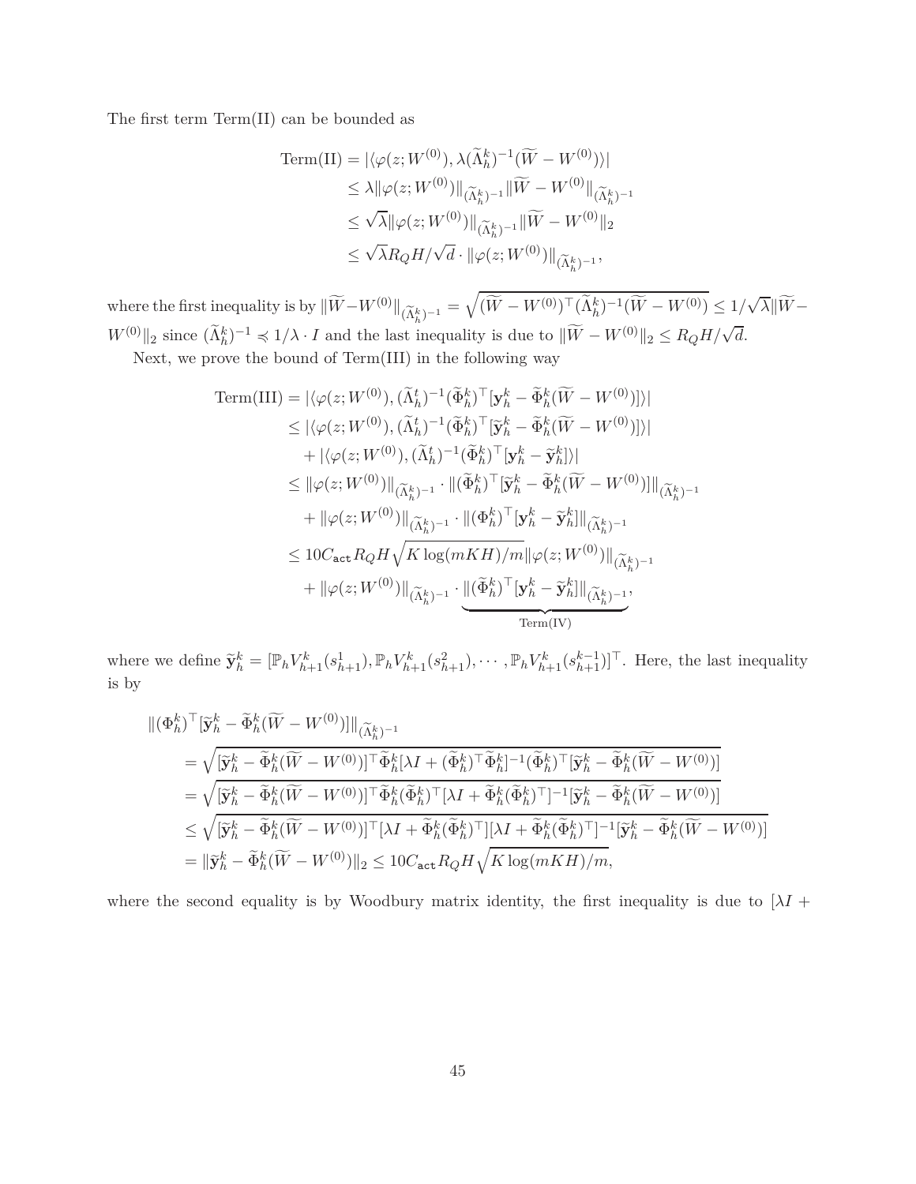The first term Term(II) can be bounded as

$$
\begin{aligned}
\mathrm{Term(II)} &= |\langle \varphi(z; W^{(0)}), \lambda(\widetilde{\Lambda}_h^k)^{-1}(\widetilde{W} - W^{(0)})\rangle| \\
&\leq \lambda \|\varphi(z; W^{(0)})\|_{(\widetilde{\Lambda}_h^k)^{-1}} \|\widetilde{W} - W^{(0)}\|_{(\widetilde{\Lambda}_h^k)^{-1}} \\
&\leq \sqrt{\lambda} \|\varphi(z; W^{(0)})\|_{(\widetilde{\Lambda}_h^k)^{-1}} \|\widetilde{W} - W^{(0)}\|_2 \\
&\leq \sqrt{\lambda} R_Q H/\sqrt{d} \cdot \|\varphi(z; W^{(0)})\|_{(\widetilde{\Lambda}_h^k)^{-1}},
\end{aligned}
$$

where the first inequality is by $\|\widetilde{W} - W^{(0)}\|_{(\widetilde{\Lambda}_h^k)^{-1}} = \sqrt{(\widetilde{W} - W^{(0)})^\top (\widetilde{\Lambda}_h^k)^{-1} (\widetilde{W} - W^{(0)})} \leq 1/\sqrt{\lambda} \|\widetilde{W} - W^{(0)}\|_2$ since $(\widetilde{\Lambda}_h^k)^{-1} \preccurlyeq 1/\lambda \cdot I$ and the last inequality is due to $\|\widetilde{W} - W^{(0)}\|_2 \leq R_Q H/\sqrt{d}$.

Next, we prove the bound of Term(III) in the following way

$$
\begin{aligned}
\mathrm{Term(III)} &= |\langle \varphi(z; W^{(0)}), (\widetilde{\Lambda}_h^t)^{-1} (\widetilde{\Phi}_h^k)^\top [\mathbf{y}_h^k - \widetilde{\Phi}_h^k (\widetilde{W} - W^{(0)})]\rangle| \\
&\leq |\langle \varphi(z; W^{(0)}), (\widetilde{\Lambda}_h^t)^{-1} (\widetilde{\Phi}_h^k)^\top [\widetilde{\mathbf{y}}_h^k - \widetilde{\Phi}_h^k (\widetilde{W} - W^{(0)})]\rangle| \\
&\quad + |\langle \varphi(z; W^{(0)}), (\widetilde{\Lambda}_h^t)^{-1} (\widetilde{\Phi}_h^k)^\top [\mathbf{y}_h^k - \widetilde{\mathbf{y}}_h^k]\rangle| \\
&\leq \|\varphi(z; W^{(0)})\|_{(\widetilde{\Lambda}_h^k)^{-1}} \cdot \|(\widetilde{\Phi}_h^k)^\top [\widetilde{\mathbf{y}}_h^k - \widetilde{\Phi}_h^k (\widetilde{W} - W^{(0)})]\|_{(\widetilde{\Lambda}_h^k)^{-1}} \\
&\quad + \|\varphi(z; W^{(0)})\|_{(\widetilde{\Lambda}_h^k)^{-1}} \cdot \|(\Phi_h^k)^\top [\mathbf{y}_h^k - \widetilde{\mathbf{y}}_h^k]\|_{(\widetilde{\Lambda}_h^k)^{-1}} \\
&\leq 10 C_{\mathtt{act}} R_Q H \sqrt{K \log(mKH)/m} \|\varphi(z; W^{(0)})\|_{(\widetilde{\Lambda}_h^k)^{-1}} \\
&\quad + \|\varphi(z; W^{(0)})\|_{(\widetilde{\Lambda}_h^k)^{-1}} \cdot \underbrace{\|(\widetilde{\Phi}_h^k)^\top [\mathbf{y}_h^k - \widetilde{\mathbf{y}}_h^k]\|_{(\widetilde{\Lambda}_h^k)^{-1}}}_{\mathrm{Term(IV)}},
\end{aligned}
$$

where we define $\widetilde{\mathbf{y}}_h^k = [\mathbb{P}_h V_{h+1}^k(s_{h+1}^1), \mathbb{P}_h V_{h+1}^k(s_{h+1}^2), \cdots, \mathbb{P}_h V_{h+1}^k(s_{h+1}^{k-1})]^\top$. Here, the last inequality is by

$$
\begin{aligned}
&\|(\Phi_h^k)^\top [\widetilde{\mathbf{y}}_h^k - \widetilde{\Phi}_h^k (\widetilde{W} - W^{(0)})]\|_{(\widetilde{\Lambda}_h^k)^{-1}} \\
&= \sqrt{[\widetilde{\mathbf{y}}_h^k - \widetilde{\Phi}_h^k (\widetilde{W} - W^{(0)})]^\top \widetilde{\Phi}_h^k [\lambda I + (\widetilde{\Phi}_h^k)^\top \widetilde{\Phi}_h^k]^{-1} (\widetilde{\Phi}_h^k)^\top [\widetilde{\mathbf{y}}_h^k - \widetilde{\Phi}_h^k (\widetilde{W} - W^{(0)})]} \\
&= \sqrt{[\widetilde{\mathbf{y}}_h^k - \widetilde{\Phi}_h^k (\widetilde{W} - W^{(0)})]^\top \widetilde{\Phi}_h^k (\widetilde{\Phi}_h^k)^\top [\lambda I + \widetilde{\Phi}_h^k (\widetilde{\Phi}_h^k)^\top]^{-1} [\widetilde{\mathbf{y}}_h^k - \widetilde{\Phi}_h^k (\widetilde{W} - W^{(0)})]} \\
&\leq \sqrt{[\widetilde{\mathbf{y}}_h^k - \widetilde{\Phi}_h^k (\widetilde{W} - W^{(0)})]^\top [\lambda I + \widetilde{\Phi}_h^k (\widetilde{\Phi}_h^k)^\top] [\lambda I + \widetilde{\Phi}_h^k (\widetilde{\Phi}_h^k)^\top]^{-1} [\widetilde{\mathbf{y}}_h^k - \widetilde{\Phi}_h^k (\widetilde{W} - W^{(0)})]} \\
&= \|\widetilde{\mathbf{y}}_h^k - \widetilde{\Phi}_h^k (\widetilde{W} - W^{(0)})\|_2 \leq 10 C_{\mathtt{act}} R_Q H \sqrt{K \log(mKH)/m},
\end{aligned}
$$

where the second equality is by Woodbury matrix identity, the first inequality is due to $[\lambda I +$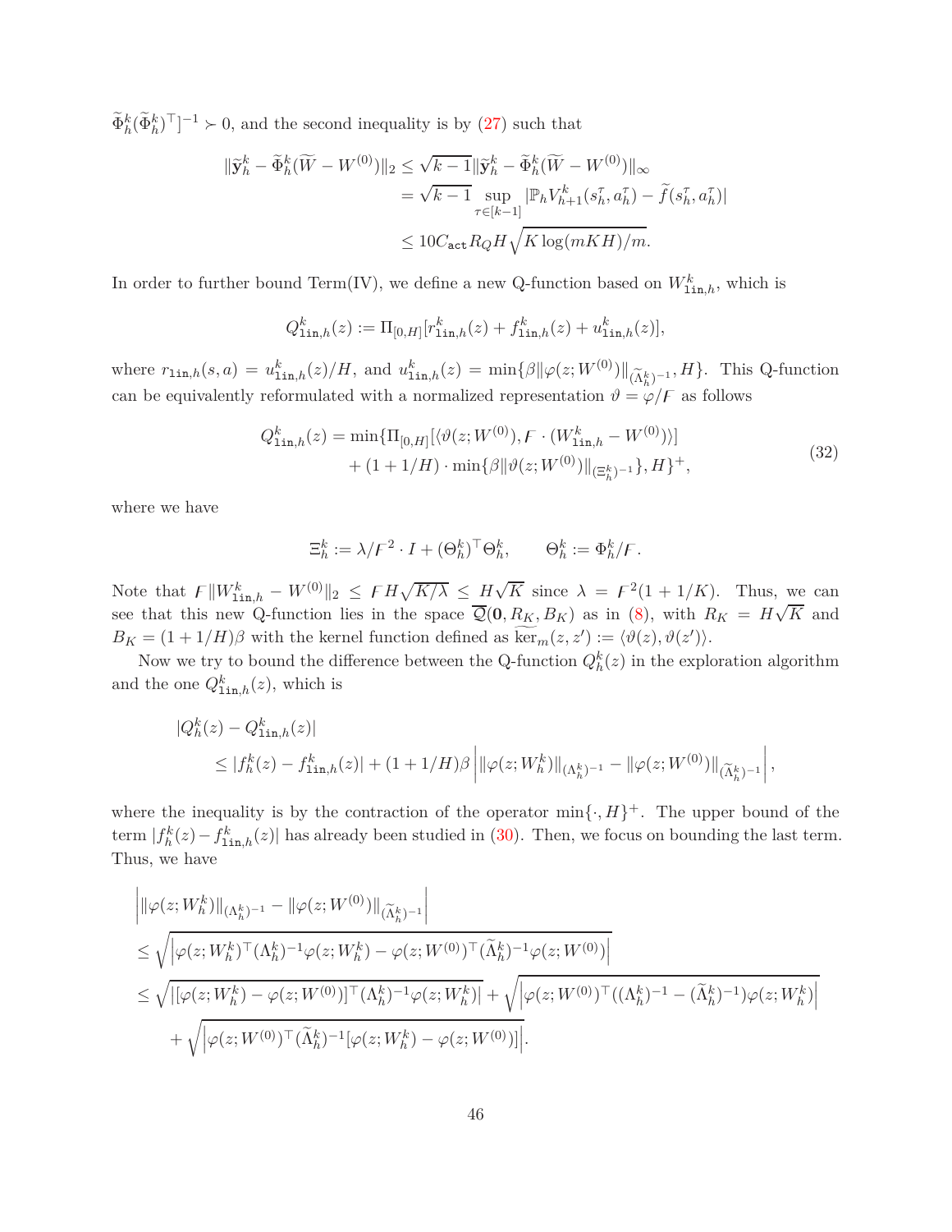$\widetilde{\Phi}_h^k(\widetilde{\Phi}_h^k)^\top]^{-1} \succ 0$, and the second inequality is by (27) such that

$$
\begin{aligned}
\|\widetilde{\mathbf{y}}_h^k - \widetilde{\Phi}_h^k(\widetilde{W} - W^{(0)})\|_2 &\leq \sqrt{k-1}\|\widetilde{\mathbf{y}}_h^k - \widetilde{\Phi}_h^k(\widetilde{W} - W^{(0)})\|_\infty \\
&= \sqrt{k-1} \sup_{\tau \in [k-1]} |\mathbb{P}_h V_{h+1}^k(s_h^\tau, a_h^\tau) - \widetilde{f}(s_h^\tau, a_h^\tau)| \\
&\leq 10 C_{\mathtt{act}} R_Q H \sqrt{K \log(mKH)/m}.
\end{aligned}
$$

In order to further bound Term(IV), we define a new Q-function based on $W_{\mathtt{lin},h}^k$, which is

$$
Q_{\mathtt{lin},h}^k(z) := \Pi_{[0,H]}[r_{\mathtt{lin},h}^k(z) + f_{\mathtt{lin},h}^k(z) + u_{\mathtt{lin},h}^k(z)],
$$

where $r_{\mathtt{lin},h}(s,a) = u_{\mathtt{lin},h}^k(z)/H$, and $u_{\mathtt{lin},h}^k(z) = \min\{\beta\|\varphi(z; W^{(0)})\|_{(\widetilde{\Lambda}_h^k)^{-1}}, H\}$. This Q-function can be equivalently reformulated with a normalized representation $\vartheta = \varphi/\digamma$ as follows

$$
\begin{aligned}
Q_{\mathtt{lin},h}^k(z) = \min\{&\Pi_{[0,H]}[\langle \vartheta(z; W^{(0)}), \digamma \cdot (W_{\mathtt{lin},h}^k - W^{(0)}) \rangle] \\
&+ (1 + 1/H) \cdot \min\{\beta\|\vartheta(z; W^{(0)})\|_{(\Xi_h^k)^{-1}}\}, H\}^+,
\end{aligned} \tag{32}
$$

where we have

$$
\Xi_h^k := \lambda/\digamma^2 \cdot I + (\Theta_h^k)^\top \Theta_h^k, \qquad \Theta_h^k := \Phi_h^k/\digamma.
$$

Note that $\digamma\|W_{\mathtt{lin},h}^k - W^{(0)}\|_2 \leq \digamma H\sqrt{K/\lambda} \leq H\sqrt{K}$ since $\lambda = \digamma^2(1 + 1/K)$. Thus, we can see that this new Q-function lies in the space $\overline{\mathcal{Q}}(\mathbf{0}, R_K, B_K)$ as in (8), with $R_K = H\sqrt{K}$ and $B_K = (1 + 1/H)\beta$ with the kernel function defined as $\widetilde{\ker}_m(z, z') := \langle \vartheta(z), \vartheta(z') \rangle$.

Now we try to bound the difference between the Q-function $Q_h^k(z)$ in the exploration algorithm and the one $Q_{\mathtt{lin},h}^k(z)$, which is

$$
\begin{aligned}
&|Q_h^k(z) - Q_{\mathtt{lin},h}^k(z)| \\
&\quad \leq |f_h^k(z) - f_{\mathtt{lin},h}^k(z)| + (1 + 1/H)\beta \left| \|\varphi(z; W_h^k)\|_{(\Lambda_h^k)^{-1}} - \|\varphi(z; W^{(0)})\|_{(\widetilde{\Lambda}_h^k)^{-1}} \right|,
\end{aligned}
$$

where the inequality is by the contraction of the operator $\min\{\cdot, H\}^+$. The upper bound of the term $|f_h^k(z) - f_{\mathtt{lin},h}^k(z)|$ has already been studied in (30). Then, we focus on bounding the last term. Thus, we have

$$
\begin{aligned}
&\left| \|\varphi(z; W_h^k)\|_{(\Lambda_h^k)^{-1}} - \|\varphi(z; W^{(0)})\|_{(\widetilde{\Lambda}_h^k)^{-1}} \right| \\
&\leq \sqrt{\left| \varphi(z; W_h^k)^\top (\Lambda_h^k)^{-1} \varphi(z; W_h^k) - \varphi(z; W^{(0)})^\top (\widetilde{\Lambda}_h^k)^{-1} \varphi(z; W^{(0)}) \right|} \\
&\leq \sqrt{|[\varphi(z; W_h^k) - \varphi(z; W^{(0)})]^\top (\Lambda_h^k)^{-1} \varphi(z; W_h^k)|} + \sqrt{\left| \varphi(z; W^{(0)})^\top ((\Lambda_h^k)^{-1} - (\widetilde{\Lambda}_h^k)^{-1}) \varphi(z; W_h^k) \right|} \\
&\quad + \sqrt{\left| \varphi(z; W^{(0)})^\top (\widetilde{\Lambda}_h^k)^{-1} [\varphi(z; W_h^k) - \varphi(z; W^{(0)})] \right|}.
\end{aligned}
$$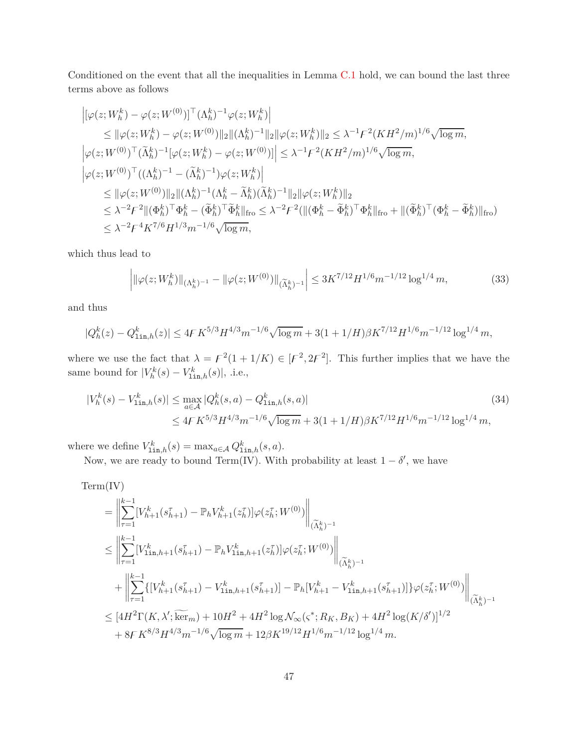Conditioned on the event that all the inequalities in Lemma C.1 hold, we can bound the last three terms above as follows

$$
\begin{aligned}
&\left|[\varphi(z;W_h^k)-\varphi(z;W^{(0)})]^\top(\Lambda_h^k)^{-1}\varphi(z;W_h^k)\right| \\
&\qquad \le \|\varphi(z;W_h^k)-\varphi(z;W^{(0)})\|_2\|(\Lambda_h^k)^{-1}\|_2\|\varphi(z;W_h^k)\|_2 \le \lambda^{-1}F^2(KH^2/m)^{1/6}\sqrt{\log m}, \\
&\left|\varphi(z;W^{(0)})^\top(\widetilde{\Lambda}_h^k)^{-1}[\varphi(z;W_h^k)-\varphi(z;W^{(0)})]\right| \le \lambda^{-1}F^2(KH^2/m)^{1/6}\sqrt{\log m}, \\
&\left|\varphi(z;W^{(0)})^\top((\Lambda_h^k)^{-1}-(\widetilde{\Lambda}_h^k)^{-1})\varphi(z;W_h^k)\right| \\
&\qquad \le \|\varphi(z;W^{(0)})\|_2\|(\Lambda_h^k)^{-1}(\Lambda_h^k-\widetilde{\Lambda}_h^k)(\widetilde{\Lambda}_h^k)^{-1}\|_2\|\varphi(z;W_h^k)\|_2 \\
&\qquad \le \lambda^{-2}F^2\|(\Phi_h^k)^\top\Phi_h^k-(\widetilde{\Phi}_h^k)^\top\widetilde{\Phi}_h^k\|_{\mathrm{fro}} \le \lambda^{-2}F^2(\|(\Phi_h^k-\widetilde{\Phi}_h^k)^\top\Phi_h^k\|_{\mathrm{fro}}+\|(\widetilde{\Phi}_h^k)^\top(\Phi_h^k-\widetilde{\Phi}_h^k)\|_{\mathrm{fro}}) \\
&\qquad \le \lambda^{-2}F^4K^{7/6}H^{1/3}m^{-1/6}\sqrt{\log m},
\end{aligned}
$$

which thus lead to

$$
\left|\|\varphi(z;W_h^k)\|_{(\Lambda_h^k)^{-1}}-\|\varphi(z;W^{(0)})\|_{(\widetilde{\Lambda}_h^k)^{-1}}\right| \le 3K^{7/12}H^{1/6}m^{-1/12}\log^{1/4}m, \tag{33}
$$

and thus

$$
|Q_h^k(z)-Q_{\mathtt{lin},h}^k(z)| \le 4FK^{5/3}H^{4/3}m^{-1/6}\sqrt{\log m}+3(1+1/H)\beta K^{7/12}H^{1/6}m^{-1/12}\log^{1/4}m,
$$

where we use the fact that $\lambda = F^2(1+1/K)\in[F^2,2F^2]$. This further implies that we have the same bound for $|V_h^k(s)-V_{\mathtt{lin},h}^k(s)|$, .i.e.,

$$
\begin{aligned}
|V_h^k(s)-V_{\mathtt{lin},h}^k(s)| &\le \max_{a\in\mathcal{A}}|Q_h^k(s,a)-Q_{\mathtt{lin},h}^k(s,a)| \\
&\le 4FK^{5/3}H^{4/3}m^{-1/6}\sqrt{\log m}+3(1+1/H)\beta K^{7/12}H^{1/6}m^{-1/12}\log^{1/4}m,
\end{aligned} \tag{34}
$$

where we define $V_{\mathtt{lin},h}^k(s)=\max_{a\in\mathcal{A}}Q_{\mathtt{lin},h}^k(s,a)$.

Now, we are ready to bound Term(IV). With probability at least $1-\delta'$, we have

$$
\begin{aligned}
&\mathrm{Term(IV)} \\
&\quad = \left\|\sum_{\tau=1}^{k-1}[V_{h+1}^k(s_{h+1}^\tau)-\mathbb{P}_hV_{h+1}^k(z_h^\tau)]\varphi(z_h^\tau;W^{(0)})\right\|_{(\widetilde{\Lambda}_h^k)^{-1}} \\
&\quad \le \left\|\sum_{\tau=1}^{k-1}[V_{\mathtt{lin},h+1}^k(s_{h+1}^\tau)-\mathbb{P}_hV_{\mathtt{lin},h+1}^k(z_h^\tau)]\varphi(z_h^\tau;W^{(0)})\right\|_{(\widetilde{\Lambda}_h^k)^{-1}} \\
&\qquad + \left\|\sum_{\tau=1}^{k-1}\{[V_{h+1}^k(s_{h+1}^\tau)-V_{\mathtt{lin},h+1}^k(s_{h+1}^\tau)]-\mathbb{P}_h[V_{h+1}^k-V_{\mathtt{lin},h+1}^k(s_{h+1}^\tau)]\}\varphi(z_h^\tau;W^{(0)})\right\|_{(\widetilde{\Lambda}_h^k)^{-1}} \\
&\quad \le [4H^2\Gamma(K,\lambda';\widetilde{\ker}_m)+10H^2+4H^2\log\mathcal{N}_\infty(\varsigma^*;R_K,B_K)+4H^2\log(K/\delta')]^{1/2} \\
&\qquad + 8FK^{8/3}H^{4/3}m^{-1/6}\sqrt{\log m}+12\beta K^{19/12}H^{1/6}m^{-1/12}\log^{1/4}m.
\end{aligned}
$$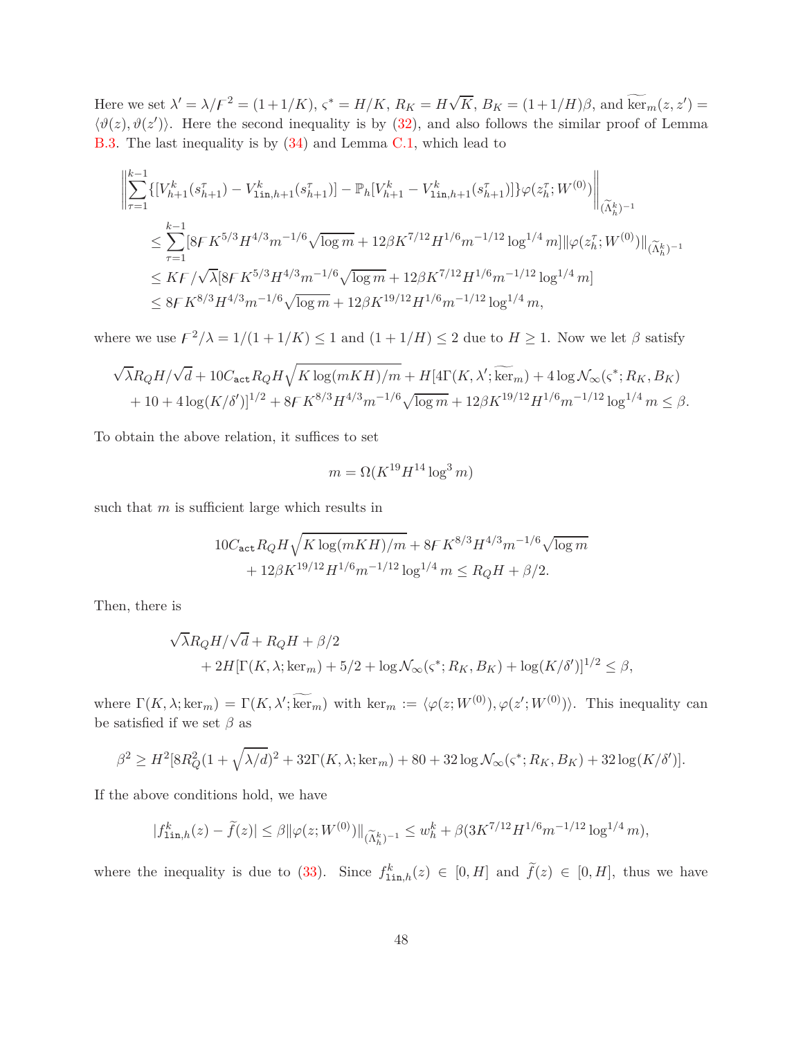Here we set $\lambda' = \lambda/\digamma^2 = (1+1/K)$, $\varsigma^* = H/K$, $R_K = H\sqrt{K}$, $B_K = (1+1/H)\beta$, and $\widetilde{\ker}_m(z,z') = \langle \vartheta(z), \vartheta(z')\rangle$. Here the second inequality is by (32), and also follows the similar proof of Lemma B.3. The last inequality is by (34) and Lemma C.1, which lead to

$$
\begin{aligned}
&\left\| \sum_{\tau=1}^{k-1} \{[V_{h+1}^k(s_{h+1}^\tau) - V_{\mathtt{lin},h+1}^k(s_{h+1}^\tau)] - \mathbb{P}_h[V_{h+1}^k - V_{\mathtt{lin},h+1}^k(s_{h+1}^\tau)]\}\varphi(z_h^\tau; W^{(0)}) \right\|_{(\widetilde{\Lambda}_h^k)^{-1}} \\
&\quad \le \sum_{\tau=1}^{k-1} [8\digamma K^{5/3} H^{4/3} m^{-1/6}\sqrt{\log m} + 12\beta K^{7/12} H^{1/6} m^{-1/12}\log^{1/4} m] \|\varphi(z_h^\tau; W^{(0)})\|_{(\widetilde{\Lambda}_h^k)^{-1}} \\
&\quad \le K\digamma/\sqrt{\lambda}[8\digamma K^{5/3} H^{4/3} m^{-1/6}\sqrt{\log m} + 12\beta K^{7/12} H^{1/6} m^{-1/12}\log^{1/4} m] \\
&\quad \le 8\digamma K^{8/3} H^{4/3} m^{-1/6}\sqrt{\log m} + 12\beta K^{19/12} H^{1/6} m^{-1/12}\log^{1/4} m,
\end{aligned}
$$

where we use $\digamma^2/\lambda = 1/(1+1/K) \le 1$ and $(1+1/H) \le 2$ due to $H \ge 1$. Now we let $\beta$ satisfy

$$
\begin{aligned}
&\sqrt{\lambda} R_Q H/\sqrt{d} + 10 C_{\mathtt{act}} R_Q H\sqrt{K\log(mKH)/m} + H[4\Gamma(K,\lambda'; \widetilde{\ker}_m) + 4\log \mathcal{N}_\infty(\varsigma^*; R_K, B_K) \\
&\quad + 10 + 4\log(K/\delta')]^{1/2} + 8\digamma K^{8/3} H^{4/3} m^{-1/6}\sqrt{\log m} + 12\beta K^{19/12} H^{1/6} m^{-1/12}\log^{1/4} m \le \beta.
\end{aligned}
$$

To obtain the above relation, it suffices to set

$$
m = \Omega(K^{19} H^{14}\log^3 m)
$$

such that $m$ is sufficient large which results in

$$
\begin{aligned}
&10 C_{\mathtt{act}} R_Q H\sqrt{K\log(mKH)/m} + 8\digamma K^{8/3} H^{4/3} m^{-1/6}\sqrt{\log m} \\
&\quad + 12\beta K^{19/12} H^{1/6} m^{-1/12}\log^{1/4} m \le R_Q H + \beta/2.
\end{aligned}
$$

Then, there is

$$
\begin{aligned}
&\sqrt{\lambda} R_Q H/\sqrt{d} + R_Q H + \beta/2 \\
&\quad + 2H[\Gamma(K,\lambda; \ker_m) + 5/2 + \log \mathcal{N}_\infty(\varsigma^*; R_K, B_K) + \log(K/\delta')]^{1/2} \le \beta,
\end{aligned}
$$

where $\Gamma(K,\lambda;\ker_m) = \Gamma(K,\lambda';\widetilde{\ker}_m)$ with $\ker_m := \langle \varphi(z; W^{(0)}), \varphi(z'; W^{(0)})\rangle$. This inequality can be satisfied if we set $\beta$ as

$$
\beta^2 \ge H^2[8R_Q^2(1+\sqrt{\lambda/d})^2 + 32\Gamma(K,\lambda;\ker_m) + 80 + 32\log \mathcal{N}_\infty(\varsigma^*; R_K, B_K) + 32\log(K/\delta')].
$$

If the above conditions hold, we have

$$
|f_{\mathtt{lin},h}^k(z) - \widetilde{f}(z)| \le \beta\|\varphi(z; W^{(0)})\|_{(\widetilde{\Lambda}_h^k)^{-1}} \le w_h^k + \beta(3K^{7/12} H^{1/6} m^{-1/12}\log^{1/4} m),
$$

where the inequality is due to (33). Since $f_{\mathtt{lin},h}^k(z) \in [0,H]$ and $\widetilde{f}(z) \in [0,H]$, thus we have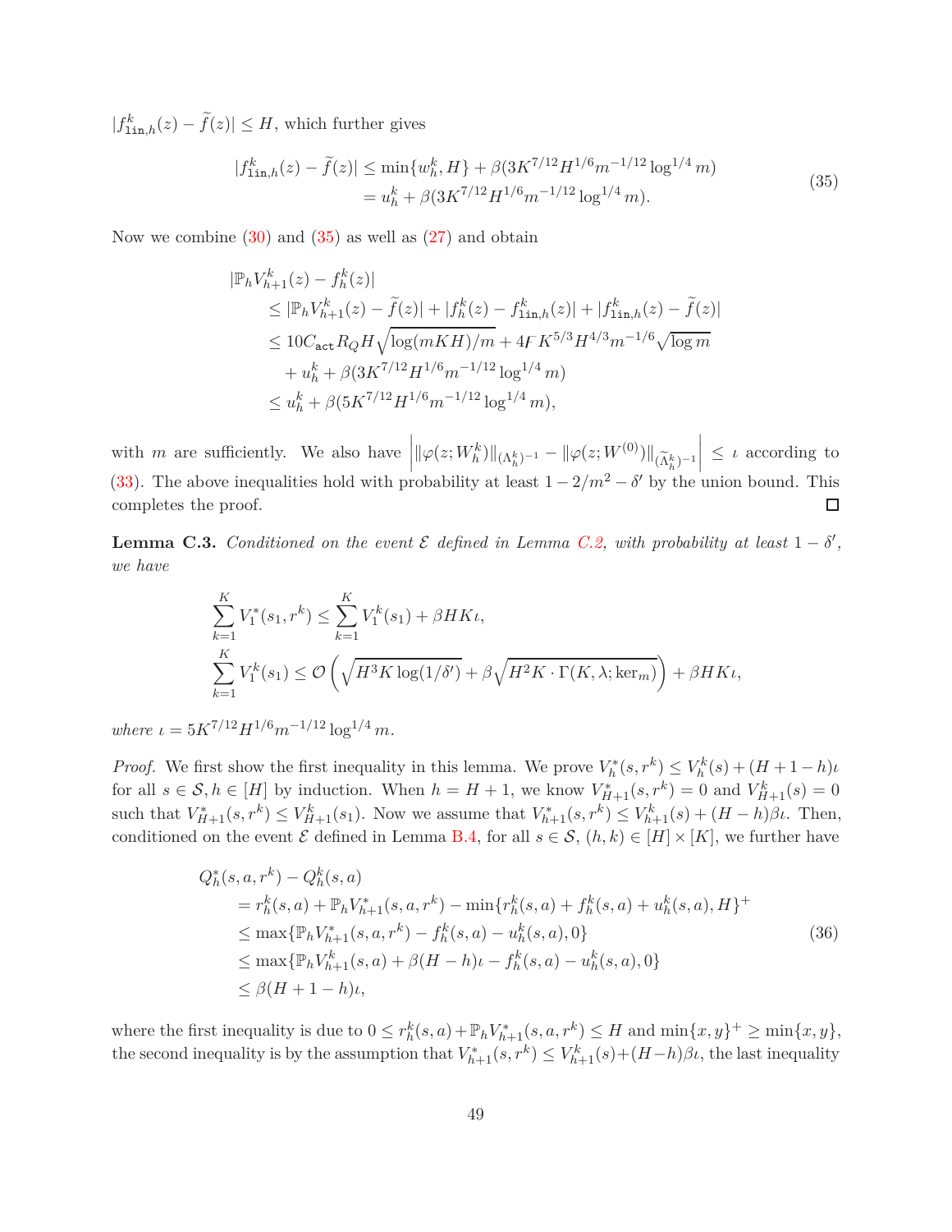$|f^k_{\mathtt{lin},h}(z) - \widetilde{f}(z)| \leq H$, which further gives

$$
\begin{aligned}
|f^k_{\mathtt{lin},h}(z) - \widetilde{f}(z)| &\leq \min\{w^k_h, H\} + \beta(3K^{7/12}H^{1/6}m^{-1/12}\log^{1/4} m) \\
&= u^k_h + \beta(3K^{7/12}H^{1/6}m^{-1/12}\log^{1/4} m).
\end{aligned}
\tag{35}
$$

Now we combine (30) and (35) as well as (27) and obtain

$$
\begin{aligned}
&|\mathbb{P}_h V^k_{h+1}(z) - f^k_h(z)| \\
&\quad\leq |\mathbb{P}_h V^k_{h+1}(z) - \widetilde{f}(z)| + |f^k_h(z) - f^k_{\mathtt{lin},h}(z)| + |f^k_{\mathtt{lin},h}(z) - \widetilde{f}(z)| \\
&\quad\leq 10C_{\mathtt{act}}R_Q H\sqrt{\log(mKH)/m} + 4\digamma K^{5/3}H^{4/3}m^{-1/6}\sqrt{\log m} \\
&\qquad + u^k_h + \beta(3K^{7/12}H^{1/6}m^{-1/12}\log^{1/4} m) \\
&\quad\leq u^k_h + \beta(5K^{7/12}H^{1/6}m^{-1/12}\log^{1/4} m),
\end{aligned}
$$

with $m$ are sufficiently. We also have $\left|\|\varphi(z; W^k_h)\|_{(\Lambda^k_h)^{-1}} - \|\varphi(z; W^{(0)})\|_{(\widetilde{\Lambda}^k_h)^{-1}}\right| \leq \iota$ according to (33). The above inequalities hold with probability at least $1 - 2/m^2 - \delta'$ by the union bound. This completes the proof. $\square$

**Lemma C.3.** *Conditioned on the event $\mathcal{E}$ defined in Lemma C.2, with probability at least $1-\delta'$, we have*

$$
\begin{aligned}
&\sum_{k=1}^K V^*_1(s_1, r^k) \leq \sum_{k=1}^K V^k_1(s_1) + \beta H K \iota, \\
&\sum_{k=1}^K V^k_1(s_1) \leq \mathcal{O}\left(\sqrt{H^3 K \log(1/\delta')} + \beta\sqrt{H^2 K \cdot \Gamma(K, \lambda; \mathrm{ker}_m)}\right) + \beta H K \iota,
\end{aligned}
$$

*where $\iota = 5K^{7/12}H^{1/6}m^{-1/12}\log^{1/4} m$.*

*Proof.* We first show the first inequality in this lemma. We prove $V^*_h(s, r^k) \leq V^k_h(s) + (H+1-h)\iota$ for all $s \in \mathcal{S}, h \in [H]$ by induction. When $h = H+1$, we know $V^*_{H+1}(s, r^k) = 0$ and $V^k_{H+1}(s) = 0$ such that $V^*_{H+1}(s, r^k) \leq V^k_{H+1}(s_1)$. Now we assume that $V^*_{h+1}(s, r^k) \leq V^k_{h+1}(s) + (H-h)\beta\iota$. Then, conditioned on the event $\mathcal{E}$ defined in Lemma B.4, for all $s \in \mathcal{S}$, $(h,k) \in [H] \times [K]$, we further have

$$
\begin{aligned}
&Q^*_h(s, a, r^k) - Q^k_h(s, a) \\
&\quad= r^k_h(s,a) + \mathbb{P}_h V^*_{h+1}(s, a, r^k) - \min\{r^k_h(s,a) + f^k_h(s,a) + u^k_h(s,a), H\}^+ \\
&\quad\leq \max\{\mathbb{P}_h V^*_{h+1}(s, a, r^k) - f^k_h(s,a) - u^k_h(s,a), 0\} \\
&\quad\leq \max\{\mathbb{P}_h V^k_{h+1}(s, a) + \beta(H-h)\iota - f^k_h(s,a) - u^k_h(s,a), 0\} \\
&\quad\leq \beta(H+1-h)\iota,
\end{aligned}
\tag{36}
$$

where the first inequality is due to $0 \leq r^k_h(s,a) + \mathbb{P}_h V^*_{h+1}(s, a, r^k) \leq H$ and $\min\{x, y\}^+ \geq \min\{x, y\}$, the second inequality is by the assumption that $V^*_{h+1}(s, r^k) \leq V^k_{h+1}(s) + (H-h)\beta\iota$, the last inequality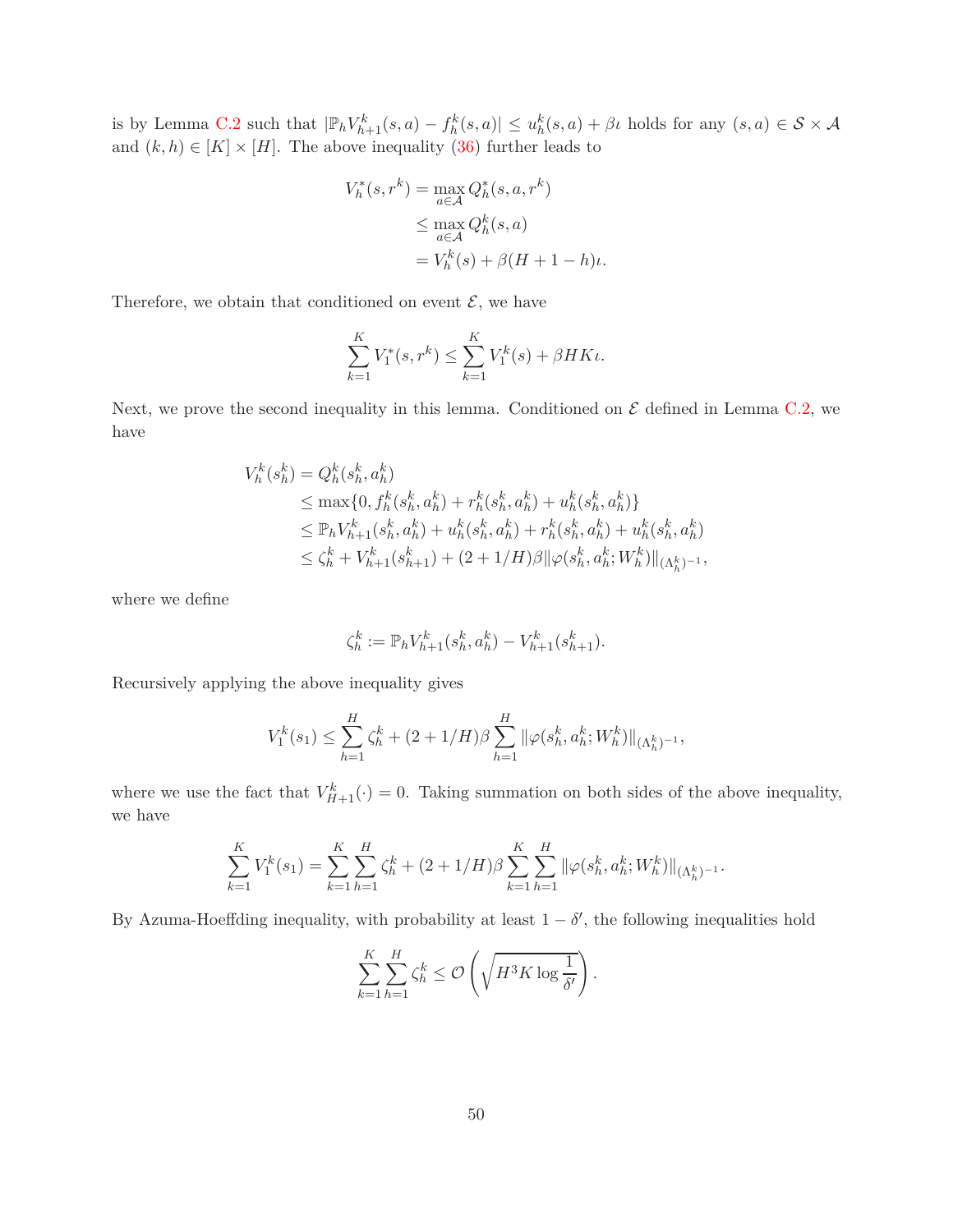is by Lemma C.2 such that $|\mathbb{P}_h V_{h+1}^k(s,a) - f_h^k(s,a)| \leq u_h^k(s,a) + \beta\iota$ holds for any $(s,a) \in \mathcal{S} \times \mathcal{A}$ and $(k,h) \in [K] \times [H]$. The above inequality (36) further leads to

$$
\begin{aligned}
V_h^*(s, r^k) &= \max_{a \in \mathcal{A}} Q_h^*(s, a, r^k) \\
&\leq \max_{a \in \mathcal{A}} Q_h^k(s, a) \\
&= V_h^k(s) + \beta(H + 1 - h)\iota.
\end{aligned}
$$

Therefore, we obtain that conditioned on event $\mathcal{E}$, we have

$$
\sum_{k=1}^K V_1^*(s, r^k) \leq \sum_{k=1}^K V_1^k(s) + \beta H K \iota.
$$

Next, we prove the second inequality in this lemma. Conditioned on $\mathcal{E}$ defined in Lemma C.2, we have

$$
\begin{aligned}
V_h^k(s_h^k) &= Q_h^k(s_h^k, a_h^k) \\
&\leq \max\{0, f_h^k(s_h^k, a_h^k) + r_h^k(s_h^k, a_h^k) + u_h^k(s_h^k, a_h^k)\} \\
&\leq \mathbb{P}_h V_{h+1}^k(s_h^k, a_h^k) + u_h^k(s_h^k, a_h^k) + r_h^k(s_h^k, a_h^k) + u_h^k(s_h^k, a_h^k) \\
&\leq \zeta_h^k + V_{h+1}^k(s_{h+1}^k) + (2 + 1/H)\beta \|\varphi(s_h^k, a_h^k; W_h^k)\|_{(\Lambda_h^k)^{-1}},
\end{aligned}
$$

where we define

$$
\zeta_h^k := \mathbb{P}_h V_{h+1}^k(s_h^k, a_h^k) - V_{h+1}^k(s_{h+1}^k).
$$

Recursively applying the above inequality gives

$$
V_1^k(s_1) \leq \sum_{h=1}^H \zeta_h^k + (2 + 1/H)\beta \sum_{h=1}^H \|\varphi(s_h^k, a_h^k; W_h^k)\|_{(\Lambda_h^k)^{-1}},
$$

where we use the fact that $V_{H+1}^k(\cdot) = 0$. Taking summation on both sides of the above inequality, we have

$$
\sum_{k=1}^K V_1^k(s_1) = \sum_{k=1}^K \sum_{h=1}^H \zeta_h^k + (2 + 1/H)\beta \sum_{k=1}^K \sum_{h=1}^H \|\varphi(s_h^k, a_h^k; W_h^k)\|_{(\Lambda_h^k)^{-1}}.
$$

By Azuma-Hoeffding inequality, with probability at least $1 - \delta'$, the following inequalities hold

$$
\sum_{k=1}^K \sum_{h=1}^H \zeta_h^k \leq \mathcal{O}\left(\sqrt{H^3 K \log \frac{1}{\delta'}}\right).
$$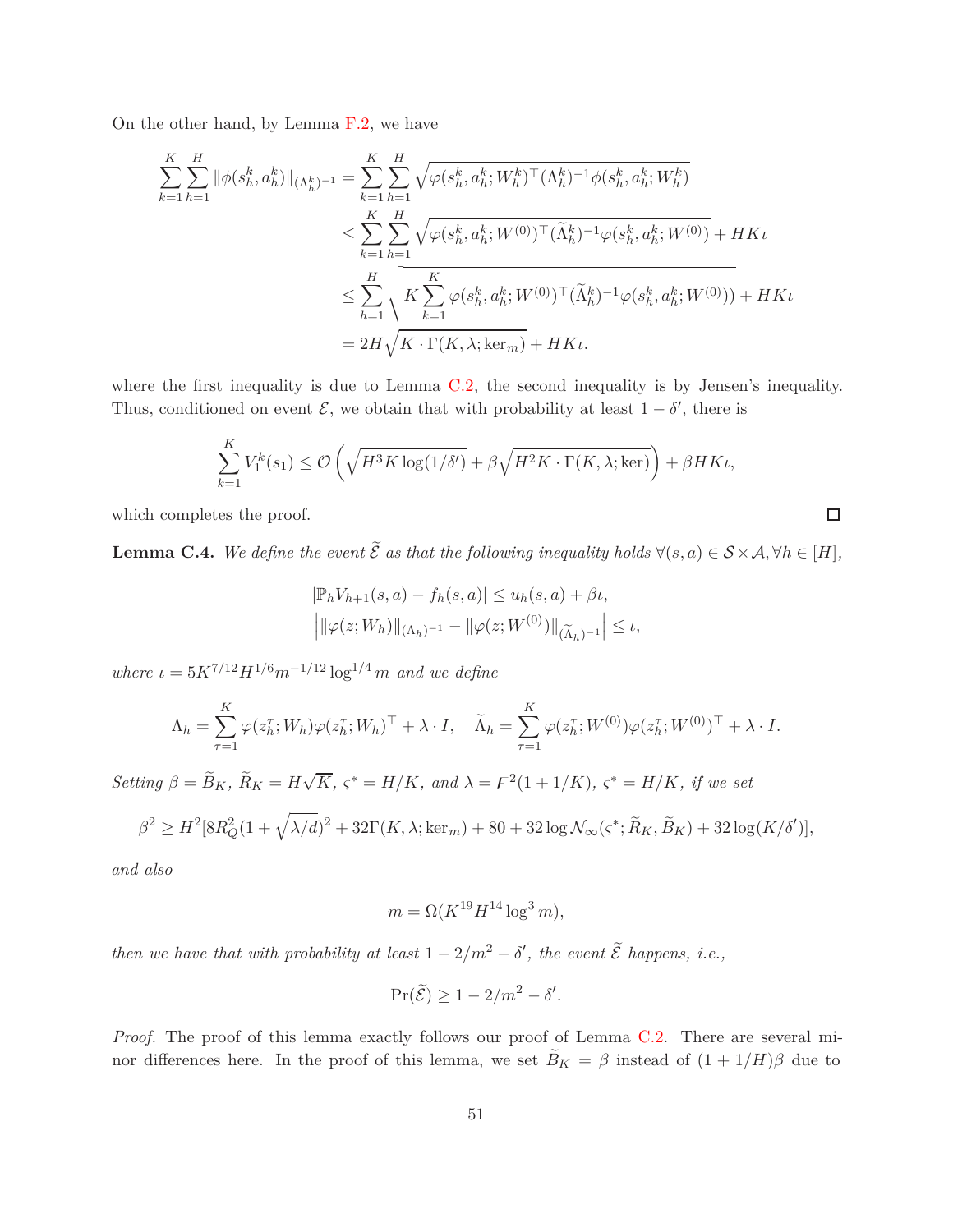On the other hand, by Lemma F.2, we have

$$
\begin{aligned}
\sum_{k=1}^{K}\sum_{h=1}^{H}\|\phi(s_h^k,a_h^k)\|_{(\Lambda_h^k)^{-1}} &= \sum_{k=1}^{K}\sum_{h=1}^{H}\sqrt{\varphi(s_h^k,a_h^k;W_h^k)^\top(\Lambda_h^k)^{-1}\phi(s_h^k,a_h^k;W_h^k)} \\
&\le \sum_{k=1}^{K}\sum_{h=1}^{H}\sqrt{\varphi(s_h^k,a_h^k;W^{(0)})^\top(\widetilde{\Lambda}_h^k)^{-1}\varphi(s_h^k,a_h^k;W^{(0)})} + HK\iota \\
&\le \sum_{h=1}^{H}\sqrt{K\sum_{k=1}^{K}\varphi(s_h^k,a_h^k;W^{(0)})^\top(\widetilde{\Lambda}_h^k)^{-1}\varphi(s_h^k,a_h^k;W^{(0)}))} + HK\iota \\
&= 2H\sqrt{K\cdot\Gamma(K,\lambda;\ker_m)} + HK\iota.
\end{aligned}
$$

where the first inequality is due to Lemma C.2, the second inequality is by Jensen's inequality. Thus, conditioned on event $\mathcal{E}$, we obtain that with probability at least $1-\delta'$, there is

$$
\sum_{k=1}^{K}V_1^k(s_1) \le \mathcal{O}\left(\sqrt{H^3K\log(1/\delta')} + \beta\sqrt{H^2K\cdot\Gamma(K,\lambda;\ker)}\right) + \beta HK\iota,
$$

which completes the proof. $\square$

**Lemma C.4.** *We define the event $\widetilde{\mathcal{E}}$ as that the following inequality holds $\forall(s,a)\in\mathcal{S}\times\mathcal{A},\forall h\in[H]$,*

$$
\begin{aligned}
&|\mathbb{P}_hV_{h+1}(s,a) - f_h(s,a)| \le u_h(s,a) + \beta\iota, \\
&\left|\|\varphi(z;W_h)\|_{(\Lambda_h)^{-1}} - \|\varphi(z;W^{(0)})\|_{(\widetilde{\Lambda}_h)^{-1}}\right| \le \iota,
\end{aligned}
$$

*where $\iota = 5K^{7/12}H^{1/6}m^{-1/12}\log^{1/4}m$ and we define*

$$
\Lambda_h = \sum_{\tau=1}^{K}\varphi(z_h^\tau;W_h)\varphi(z_h^\tau;W_h)^\top + \lambda\cdot I, \quad \widetilde{\Lambda}_h = \sum_{\tau=1}^{K}\varphi(z_h^\tau;W^{(0)})\varphi(z_h^\tau;W^{(0)})^\top + \lambda\cdot I.
$$

*Setting $\beta = \widetilde{B}_K$, $\widetilde{R}_K = H\sqrt{K}$, $\varsigma^* = H/K$, and $\lambda = \digamma^2(1+1/K)$, $\varsigma^* = H/K$, if we set*

$$
\beta^2 \ge H^2[8R_Q^2(1+\sqrt{\lambda/d})^2 + 32\Gamma(K,\lambda;\ker_m) + 80 + 32\log\mathcal{N}_\infty(\varsigma^*;\widetilde{R}_K,\widetilde{B}_K) + 32\log(K/\delta')],
$$

*and also*

$$
m = \Omega(K^{19}H^{14}\log^3 m),
$$

*then we have that with probability at least $1-2/m^2-\delta'$, the event $\widetilde{\mathcal{E}}$ happens, i.e.,*

$$
\Pr(\widetilde{\mathcal{E}}) \ge 1 - 2/m^2 - \delta'.
$$

*Proof.* The proof of this lemma exactly follows our proof of Lemma C.2. There are several minor differences here. In the proof of this lemma, we set $\widetilde{B}_K = \beta$ instead of $(1+1/H)\beta$ due to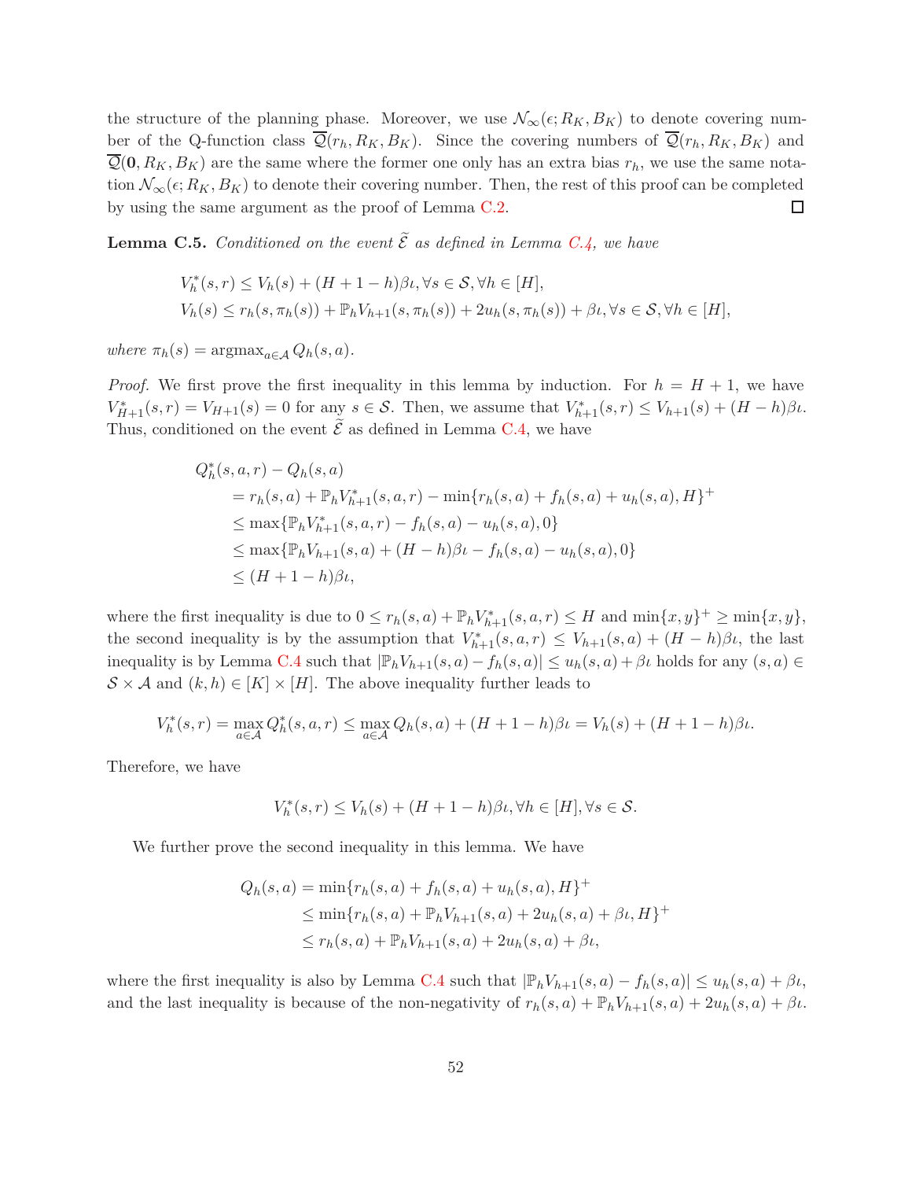the structure of the planning phase. Moreover, we use $\mathcal{N}_\infty(\epsilon; R_K, B_K)$ to denote covering number of the Q-function class $\overline{\mathcal{Q}}(r_h, R_K, B_K)$. Since the covering numbers of $\overline{\mathcal{Q}}(r_h, R_K, B_K)$ and $\overline{\mathcal{Q}}(\mathbf{0}, R_K, B_K)$ are the same where the former one only has an extra bias $r_h$, we use the same notation $\mathcal{N}_\infty(\epsilon; R_K, B_K)$ to denote their covering number. Then, the rest of this proof can be completed by using the same argument as the proof of Lemma C.2. ☐

**Lemma C.5.** *Conditioned on the event $\widetilde{\mathcal{E}}$ as defined in Lemma C.4, we have*

$$
\begin{aligned}
&V_h^*(s,r) \le V_h(s) + (H+1-h)\beta\iota, \forall s \in \mathcal{S}, \forall h \in [H],\\
&V_h(s) \le r_h(s,\pi_h(s)) + \mathbb{P}_h V_{h+1}(s,\pi_h(s)) + 2u_h(s,\pi_h(s)) + \beta\iota, \forall s \in \mathcal{S}, \forall h \in [H],
\end{aligned}
$$

*where $\pi_h(s) = \operatorname{argmax}_{a\in\mathcal{A}} Q_h(s,a)$.*

*Proof.* We first prove the first inequality in this lemma by induction. For $h = H+1$, we have $V_{H+1}^*(s,r) = V_{H+1}(s) = 0$ for any $s \in \mathcal{S}$. Then, we assume that $V_{h+1}^*(s,r) \le V_{h+1}(s) + (H-h)\beta\iota$. Thus, conditioned on the event $\widetilde{\mathcal{E}}$ as defined in Lemma C.4, we have

$$
\begin{aligned}
&Q_h^*(s,a,r) - Q_h(s,a)\\
&\quad = r_h(s,a) + \mathbb{P}_h V_{h+1}^*(s,a,r) - \min\{r_h(s,a) + f_h(s,a) + u_h(s,a), H\}^+\\
&\quad \le \max\{\mathbb{P}_h V_{h+1}^*(s,a,r) - f_h(s,a) - u_h(s,a), 0\}\\
&\quad \le \max\{\mathbb{P}_h V_{h+1}(s,a) + (H-h)\beta\iota - f_h(s,a) - u_h(s,a), 0\}\\
&\quad \le (H+1-h)\beta\iota,
\end{aligned}
$$

where the first inequality is due to $0 \le r_h(s,a) + \mathbb{P}_h V_{h+1}^*(s,a,r) \le H$ and $\min\{x,y\}^+ \ge \min\{x,y\}$, the second inequality is by the assumption that $V_{h+1}^*(s,a,r) \le V_{h+1}(s,a) + (H-h)\beta\iota$, the last inequality is by Lemma C.4 such that $|\mathbb{P}_h V_{h+1}(s,a) - f_h(s,a)| \le u_h(s,a) + \beta\iota$ holds for any $(s,a) \in \mathcal{S}\times\mathcal{A}$ and $(k,h) \in [K]\times[H]$. The above inequality further leads to

$$
V_h^*(s,r) = \max_{a\in\mathcal{A}} Q_h^*(s,a,r) \le \max_{a\in\mathcal{A}} Q_h(s,a) + (H+1-h)\beta\iota = V_h(s) + (H+1-h)\beta\iota.
$$

Therefore, we have

$$
V_h^*(s,r) \le V_h(s) + (H+1-h)\beta\iota, \forall h \in [H], \forall s \in \mathcal{S}.
$$

We further prove the second inequality in this lemma. We have

$$
\begin{aligned}
Q_h(s,a) &= \min\{r_h(s,a) + f_h(s,a) + u_h(s,a), H\}^+\\
&\le \min\{r_h(s,a) + \mathbb{P}_h V_{h+1}(s,a) + 2u_h(s,a) + \beta\iota, H\}^+\\
&\le r_h(s,a) + \mathbb{P}_h V_{h+1}(s,a) + 2u_h(s,a) + \beta\iota,
\end{aligned}
$$

where the first inequality is also by Lemma C.4 such that $|\mathbb{P}_h V_{h+1}(s,a) - f_h(s,a)| \le u_h(s,a) + \beta\iota$, and the last inequality is because of the non-negativity of $r_h(s,a) + \mathbb{P}_h V_{h+1}(s,a) + 2u_h(s,a) + \beta\iota$.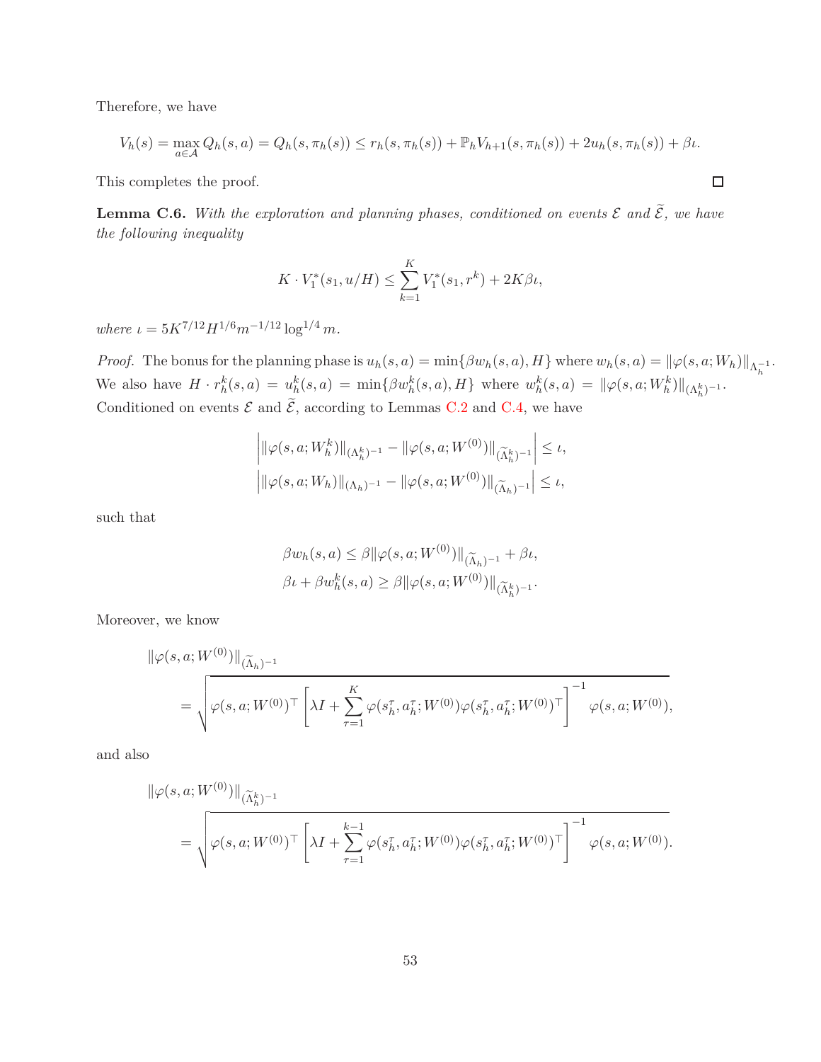Therefore, we have

$$V_h(s) = \max_{a \in \mathcal{A}} Q_h(s,a) = Q_h(s, \pi_h(s)) \leq r_h(s, \pi_h(s)) + \mathbb{P}_h V_{h+1}(s, \pi_h(s)) + 2u_h(s, \pi_h(s)) + \beta\iota.$$

This completes the proof. $\square$

**Lemma C.6.** *With the exploration and planning phases, conditioned on events $\mathcal{E}$ and $\widetilde{\mathcal{E}}$, we have the following inequality*

$$K \cdot V_1^*(s_1, u/H) \leq \sum_{k=1}^{K} V_1^*(s_1, r^k) + 2K\beta\iota,$$

*where $\iota = 5K^{7/12}H^{1/6}m^{-1/12}\log^{1/4} m$.*

*Proof.* The bonus for the planning phase is $u_h(s,a) = \min\{\beta w_h(s,a), H\}$ where $w_h(s,a) = \|\varphi(s,a;W_h)\|_{\Lambda_h^{-1}}$. We also have $H \cdot r_h^k(s,a) = u_h^k(s,a) = \min\{\beta w_h^k(s,a), H\}$ where $w_h^k(s,a) = \|\varphi(s,a;W_h^k)\|_{(\Lambda_h^k)^{-1}}$. Conditioned on events $\mathcal{E}$ and $\widetilde{\mathcal{E}}$, according to Lemmas C.2 and C.4, we have

$$\left| \|\varphi(s,a;W_h^k)\|_{(\Lambda_h^k)^{-1}} - \|\varphi(s,a;W^{(0)})\|_{(\widetilde{\Lambda}_h^k)^{-1}} \right| \leq \iota,$$
$$\left| \|\varphi(s,a;W_h)\|_{(\Lambda_h)^{-1}} - \|\varphi(s,a;W^{(0)})\|_{(\widetilde{\Lambda}_h)^{-1}} \right| \leq \iota,$$

such that

$$\beta w_h(s,a) \leq \beta \|\varphi(s,a;W^{(0)})\|_{(\widetilde{\Lambda}_h)^{-1}} + \beta\iota,$$
$$\beta\iota + \beta w_h^k(s,a) \geq \beta \|\varphi(s,a;W^{(0)})\|_{(\widetilde{\Lambda}_h^k)^{-1}}.$$

Moreover, we know

$$\|\varphi(s,a;W^{(0)})\|_{(\widetilde{\Lambda}_h)^{-1}} = \sqrt{\varphi(s,a;W^{(0)})^\top \left[\lambda I + \sum_{\tau=1}^{K} \varphi(s_h^\tau, a_h^\tau; W^{(0)}) \varphi(s_h^\tau, a_h^\tau; W^{(0)})^\top \right]^{-1} \varphi(s,a;W^{(0)})},$$

and also

$$\|\varphi(s,a;W^{(0)})\|_{(\widetilde{\Lambda}_h^k)^{-1}} = \sqrt{\varphi(s,a;W^{(0)})^\top \left[\lambda I + \sum_{\tau=1}^{k-1} \varphi(s_h^\tau, a_h^\tau; W^{(0)}) \varphi(s_h^\tau, a_h^\tau; W^{(0)})^\top \right]^{-1} \varphi(s,a;W^{(0)})}.$$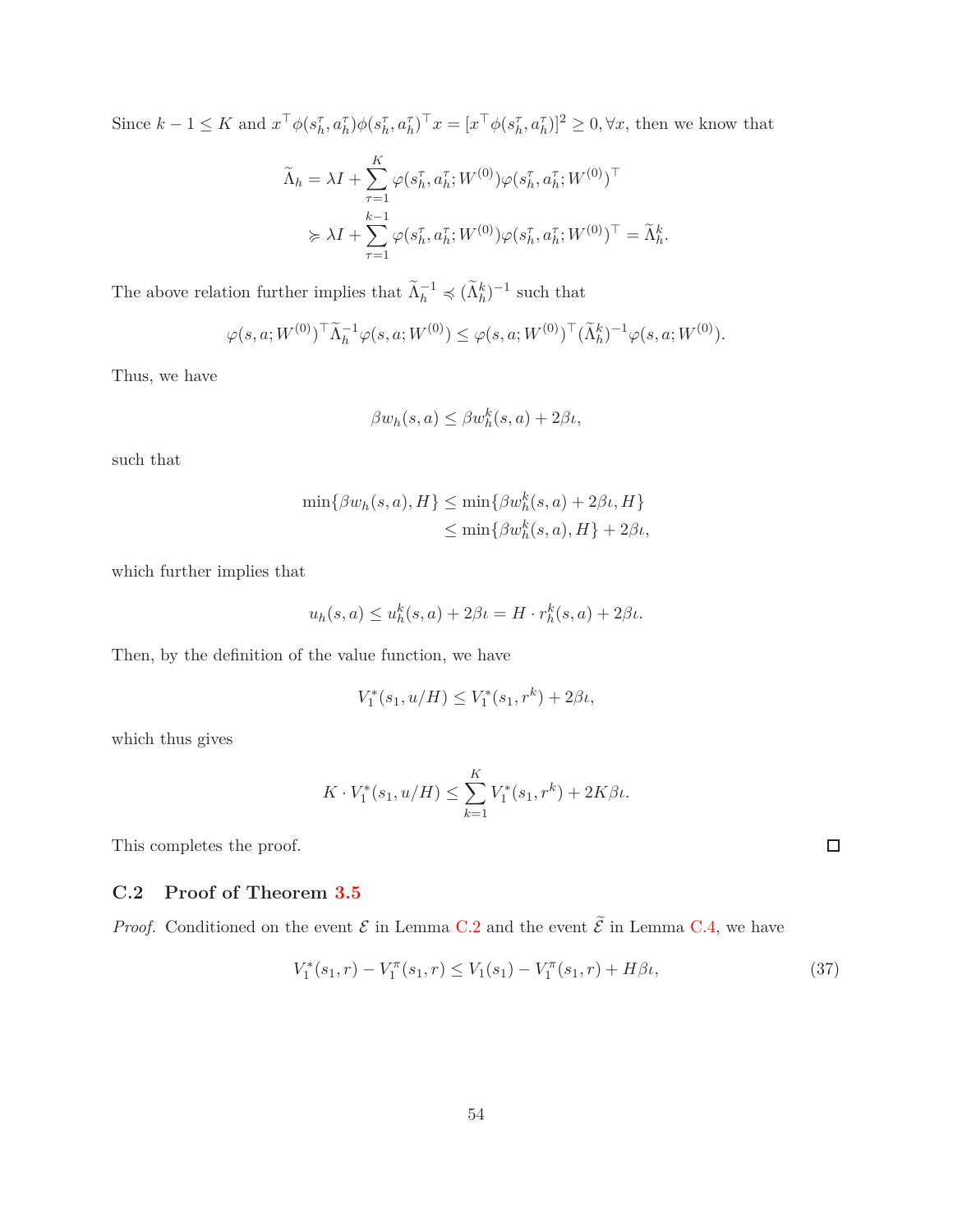Since $k-1 \leq K$ and $x^\top \phi(s_h^\tau, a_h^\tau)\phi(s_h^\tau, a_h^\tau)^\top x = [x^\top \phi(s_h^\tau, a_h^\tau)]^2 \geq 0, \forall x$, then we know that

$$
\begin{aligned}
\widetilde{\Lambda}_h &= \lambda I + \sum_{\tau=1}^{K} \varphi(s_h^\tau, a_h^\tau; W^{(0)})\varphi(s_h^\tau, a_h^\tau; W^{(0)})^\top \\
&\succcurlyeq \lambda I + \sum_{\tau=1}^{k-1} \varphi(s_h^\tau, a_h^\tau; W^{(0)})\varphi(s_h^\tau, a_h^\tau; W^{(0)})^\top = \widetilde{\Lambda}_h^k.
\end{aligned}
$$

The above relation further implies that $\widetilde{\Lambda}_h^{-1} \preccurlyeq (\widetilde{\Lambda}_h^k)^{-1}$ such that

$$
\varphi(s,a;W^{(0)})^\top \widetilde{\Lambda}_h^{-1} \varphi(s,a;W^{(0)}) \leq \varphi(s,a;W^{(0)})^\top (\widetilde{\Lambda}_h^k)^{-1} \varphi(s,a;W^{(0)}).
$$

Thus, we have

$$
\beta w_h(s,a) \leq \beta w_h^k(s,a) + 2\beta\iota,
$$

such that

$$
\begin{aligned}
\min\{\beta w_h(s,a), H\} &\leq \min\{\beta w_h^k(s,a) + 2\beta\iota, H\} \\
&\leq \min\{\beta w_h^k(s,a), H\} + 2\beta\iota,
\end{aligned}
$$

which further implies that

$$
u_h(s,a) \leq u_h^k(s,a) + 2\beta\iota = H \cdot r_h^k(s,a) + 2\beta\iota.
$$

Then, by the definition of the value function, we have

$$
V_1^*(s_1, u/H) \leq V_1^*(s_1, r^k) + 2\beta\iota,
$$

which thus gives

$$
K \cdot V_1^*(s_1, u/H) \leq \sum_{k=1}^{K} V_1^*(s_1, r^k) + 2K\beta\iota.
$$

This completes the proof. $\square$

### C.2 Proof of Theorem 3.5

*Proof.* Conditioned on the event $\mathcal{E}$ in Lemma C.2 and the event $\widetilde{\mathcal{E}}$ in Lemma C.4, we have

$$
V_1^*(s_1, r) - V_1^\pi(s_1, r) \leq V_1(s_1) - V_1^\pi(s_1, r) + H\beta\iota, \tag{37}
$$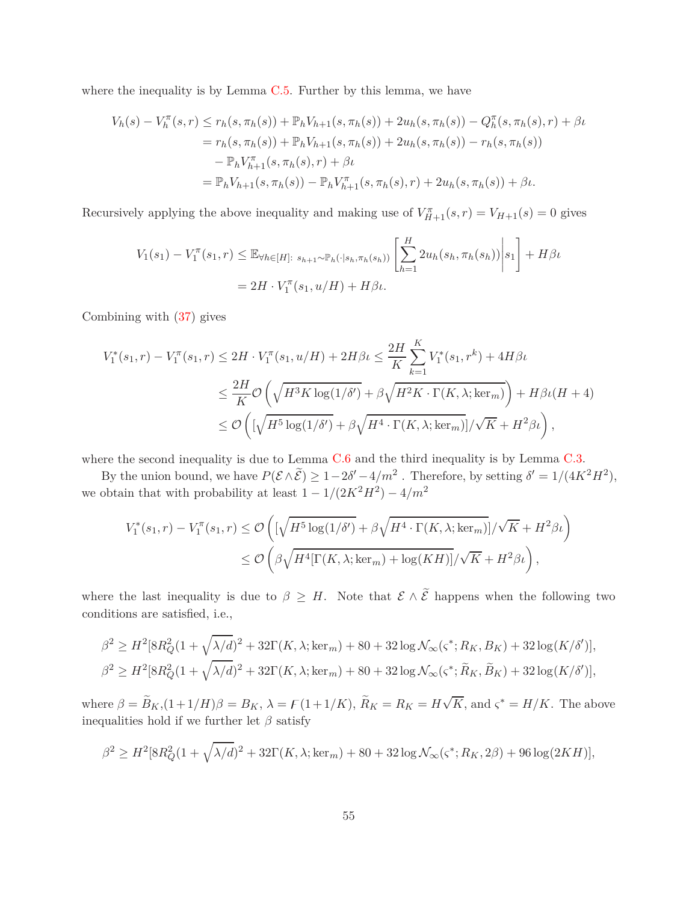where the inequality is by Lemma C.5. Further by this lemma, we have

$$
\begin{aligned}
V_h(s) - V_h^\pi(s,r) &\le r_h(s,\pi_h(s)) + \mathbb{P}_h V_{h+1}(s,\pi_h(s)) + 2u_h(s,\pi_h(s)) - Q_h^\pi(s,\pi_h(s),r) + \beta\iota \\
&= r_h(s,\pi_h(s)) + \mathbb{P}_h V_{h+1}(s,\pi_h(s)) + 2u_h(s,\pi_h(s)) - r_h(s,\pi_h(s)) \\
&\quad - \mathbb{P}_h V_{h+1}^\pi(s,\pi_h(s),r) + \beta\iota \\
&= \mathbb{P}_h V_{h+1}(s,\pi_h(s)) - \mathbb{P}_h V_{h+1}^\pi(s,\pi_h(s),r) + 2u_h(s,\pi_h(s)) + \beta\iota.
\end{aligned}
$$

Recursively applying the above inequality and making use of $V_{H+1}^\pi(s,r) = V_{H+1}(s) = 0$ gives

$$
\begin{aligned}
V_1(s_1) - V_1^\pi(s_1,r) &\le \mathbb{E}_{\forall h\in[H]:\ s_{h+1}\sim\mathbb{P}_h(\cdot|s_h,\pi_h(s_h))}\left[\sum_{h=1}^H 2u_h(s_h,\pi_h(s_h))\middle| s_1\right] + H\beta\iota \\
&= 2H\cdot V_1^\pi(s_1, u/H) + H\beta\iota.
\end{aligned}
$$

Combining with (37) gives

$$
\begin{aligned}
V_1^*(s_1,r) - V_1^\pi(s_1,r) &\le 2H\cdot V_1^\pi(s_1,u/H) + 2H\beta\iota \le \frac{2H}{K}\sum_{k=1}^K V_1^*(s_1,r^k) + 4H\beta\iota \\
&\le \frac{2H}{K}\mathcal{O}\left(\sqrt{H^3K\log(1/\delta')} + \beta\sqrt{H^2K\cdot\Gamma(K,\lambda;\ker_m)}\right) + H\beta\iota(H+4) \\
&\le \mathcal{O}\left([\sqrt{H^5\log(1/\delta')} + \beta\sqrt{H^4\cdot\Gamma(K,\lambda;\ker_m)}]/\sqrt{K} + H^2\beta\iota\right),
\end{aligned}
$$

where the second inequality is due to Lemma C.6 and the third inequality is by Lemma C.3.

By the union bound, we have $P(\mathcal{E}\wedge\widetilde{\mathcal{E}}) \ge 1 - 2\delta' - 4/m^2$ . Therefore, by setting $\delta' = 1/(4K^2H^2)$, we obtain that with probability at least $1 - 1/(2K^2H^2) - 4/m^2$

$$
\begin{aligned}
V_1^*(s_1,r) - V_1^\pi(s_1,r) &\le \mathcal{O}\left([\sqrt{H^5\log(1/\delta')} + \beta\sqrt{H^4\cdot\Gamma(K,\lambda;\ker_m)}]/\sqrt{K} + H^2\beta\iota\right) \\
&\le \mathcal{O}\left(\beta\sqrt{H^4[\Gamma(K,\lambda;\ker_m) + \log(KH)]}/\sqrt{K} + H^2\beta\iota\right),
\end{aligned}
$$

where the last inequality is due to $\beta \ge H$. Note that $\mathcal{E}\wedge\widetilde{\mathcal{E}}$ happens when the following two conditions are satisfied, i.e.,

$$
\begin{aligned}
\beta^2 &\ge H^2[8R_Q^2(1+\sqrt{\lambda/d})^2 + 32\Gamma(K,\lambda;\ker_m) + 80 + 32\log\mathcal{N}_\infty(\varsigma^*;R_K,B_K) + 32\log(K/\delta')], \\
\beta^2 &\ge H^2[8R_Q^2(1+\sqrt{\lambda/d})^2 + 32\Gamma(K,\lambda;\ker_m) + 80 + 32\log\mathcal{N}_\infty(\varsigma^*;\widetilde{R}_K,\widetilde{B}_K) + 32\log(K/\delta')],
\end{aligned}
$$

where $\beta = \widetilde{B}_K$,$(1+1/H)\beta = B_K$, $\lambda = \digamma(1+1/K)$, $\widetilde{R}_K = R_K = H\sqrt{K}$, and $\varsigma^* = H/K$. The above inequalities hold if we further let $\beta$ satisfy

$$
\beta^2 \ge H^2[8R_Q^2(1+\sqrt{\lambda/d})^2 + 32\Gamma(K,\lambda;\ker_m) + 80 + 32\log\mathcal{N}_\infty(\varsigma^*;R_K,2\beta) + 96\log(2KH)],
$$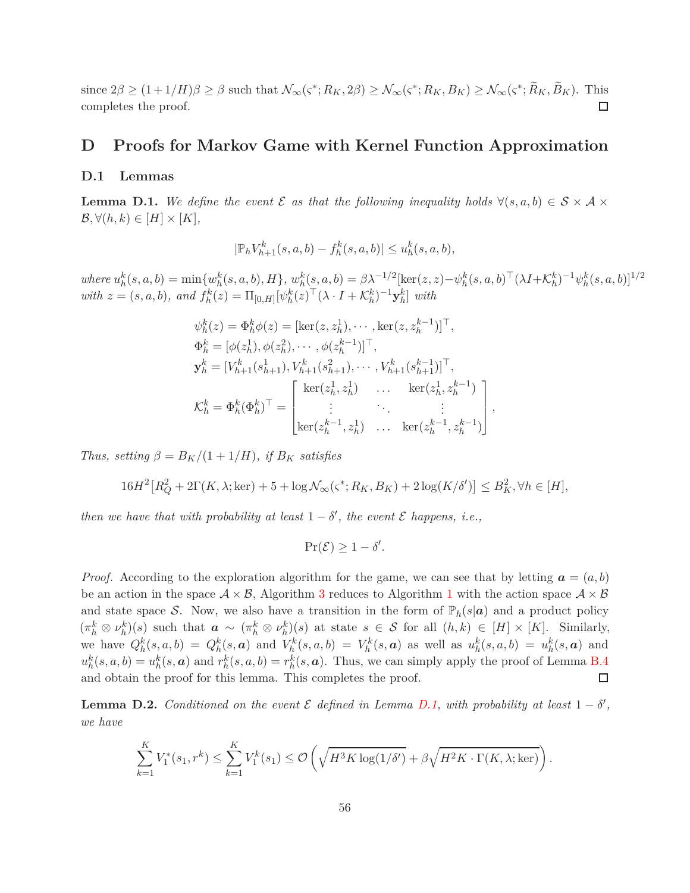since $2\beta \geq (1+1/H)\beta \geq \beta$ such that $\mathcal{N}_\infty(\varsigma^*; R_K, 2\beta) \geq \mathcal{N}_\infty(\varsigma^*; R_K, B_K) \geq \mathcal{N}_\infty(\varsigma^*; \widetilde{R}_K, \widetilde{B}_K)$. This completes the proof. ☐

# D Proofs for Markov Game with Kernel Function Approximation

## D.1 Lemmas

**Lemma D.1.** *We define the event $\mathcal{E}$ as that the following inequality holds $\forall (s,a,b) \in \mathcal{S} \times \mathcal{A} \times \mathcal{B}, \forall (h,k) \in [H] \times [K]$,*

$$|\mathbb{P}_h V_{h+1}^k(s,a,b) - f_h^k(s,a,b)| \leq u_h^k(s,a,b),$$

*where $u_h^k(s,a,b) = \min\{w_h^k(s,a,b), H\}$, $w_h^k(s,a,b) = \beta\lambda^{-1/2}[\ker(z,z) - \psi_h^k(s,a,b)^\top(\lambda I + \mathcal{K}_h^k)^{-1}\psi_h^k(s,a,b)]^{1/2}$ with $z = (s,a,b)$, and $f_h^k(z) = \Pi_{[0,H]}[\psi_h^k(z)^\top(\lambda \cdot I + \mathcal{K}_h^k)^{-1}\mathbf{y}_h^k]$ with*

$$\begin{aligned}
&\psi_h^k(z) = \Phi_h^k\phi(z) = [\ker(z, z_h^1), \cdots, \ker(z, z_h^{k-1})]^\top, \\
&\Phi_h^k = [\phi(z_h^1), \phi(z_h^2), \cdots, \phi(z_h^{k-1})]^\top, \\
&\mathbf{y}_h^k = [V_{h+1}^k(s_{h+1}^1), V_{h+1}^k(s_{h+1}^2), \cdots, V_{h+1}^k(s_{h+1}^{k-1})]^\top, \\
&\mathcal{K}_h^k = \Phi_h^k(\Phi_h^k)^\top = \begin{bmatrix} \ker(z_h^1, z_h^1) & \dots & \ker(z_h^1, z_h^{k-1}) \\ \vdots & \ddots & \vdots \\ \ker(z_h^{k-1}, z_h^1) & \dots & \ker(z_h^{k-1}, z_h^{k-1}) \end{bmatrix},
\end{aligned}$$

*Thus, setting $\beta = B_K/(1+1/H)$, if $B_K$ satisfies*

$$16H^2\left[R_Q^2 + 2\Gamma(K,\lambda;\ker) + 5 + \log\mathcal{N}_\infty(\varsigma^*; R_K, B_K) + 2\log(K/\delta')\right] \leq B_K^2, \forall h \in [H],$$

*then we have that with probability at least $1-\delta'$, the event $\mathcal{E}$ happens, i.e.,*

$$\Pr(\mathcal{E}) \geq 1-\delta'.$$

*Proof.* According to the exploration algorithm for the game, we can see that by letting $\boldsymbol{a} = (a,b)$ be an action in the space $\mathcal{A} \times \mathcal{B}$, Algorithm 3 reduces to Algorithm 1 with the action space $\mathcal{A} \times \mathcal{B}$ and state space $\mathcal{S}$. Now, we also have a transition in the form of $\mathbb{P}_h(s|\boldsymbol{a})$ and a product policy $(\pi_h^k \otimes \nu_h^k)(s)$ such that $\boldsymbol{a} \sim (\pi_h^k \otimes \nu_h^k)(s)$ at state $s \in \mathcal{S}$ for all $(h,k) \in [H] \times [K]$. Similarly, we have $Q_h^k(s,a,b) = Q_h^k(s,\boldsymbol{a})$ and $V_h^k(s,a,b) = V_h^k(s,\boldsymbol{a})$ as well as $u_h^k(s,a,b) = u_h^k(s,\boldsymbol{a})$ and $u_h^k(s,a,b) = u_h^k(s,\boldsymbol{a})$ and $r_h^k(s,a,b) = r_h^k(s,\boldsymbol{a})$. Thus, we can simply apply the proof of Lemma B.4 and obtain the proof for this lemma. This completes the proof. ☐

**Lemma D.2.** *Conditioned on the event $\mathcal{E}$ defined in Lemma D.1, with probability at least $1-\delta'$, we have*

$$\sum_{k=1}^K V_1^*(s_1, r^k) \leq \sum_{k=1}^K V_1^k(s_1) \leq \mathcal{O}\left(\sqrt{H^3K\log(1/\delta')} + \beta\sqrt{H^2K \cdot \Gamma(K,\lambda;\ker)}\right).$$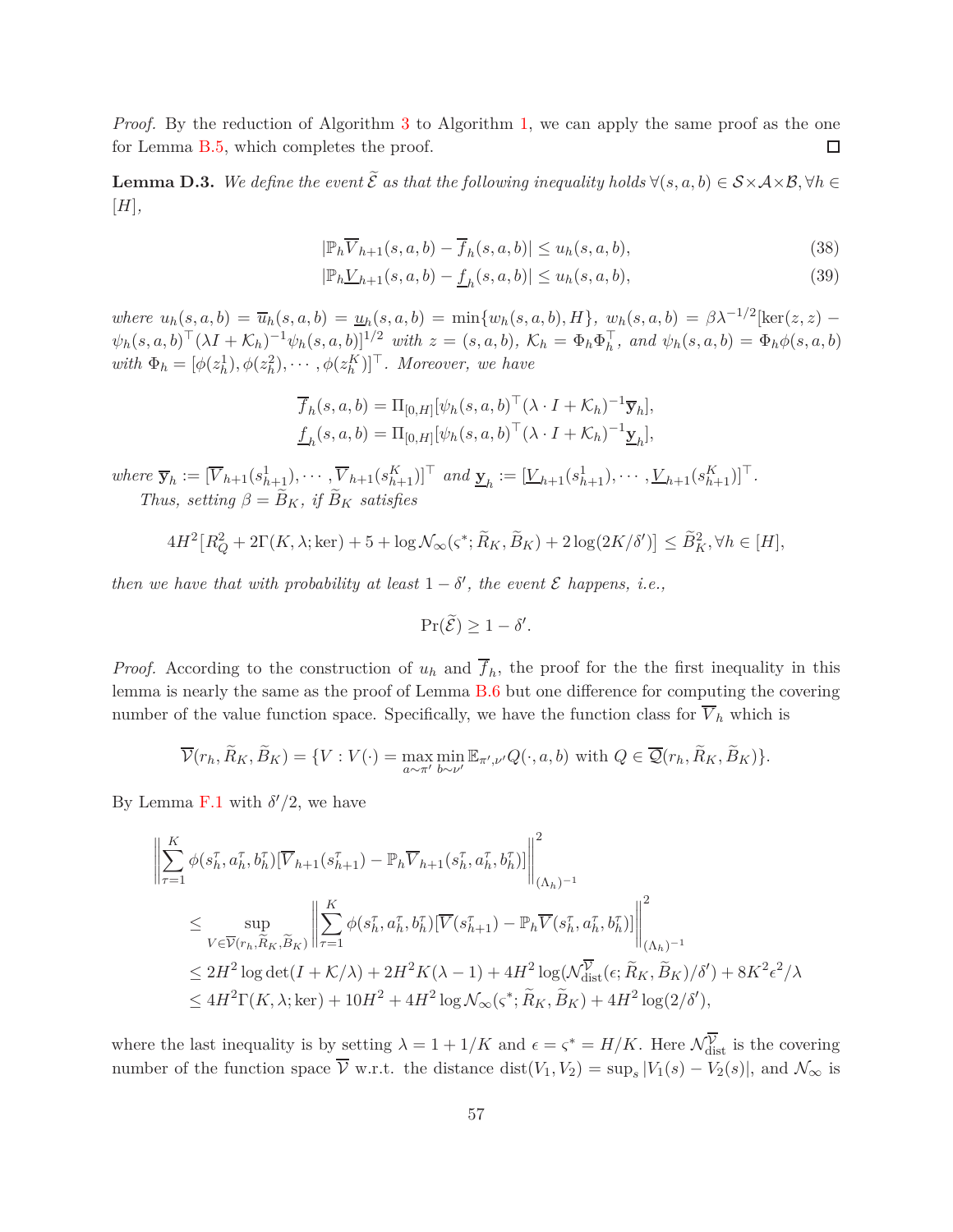*Proof.* By the reduction of Algorithm 3 to Algorithm 1, we can apply the same proof as the one for Lemma B.5, which completes the proof. ∎

**Lemma D.3.** *We define the event $\widetilde{\mathcal{E}}$ as that the following inequality holds $\forall (s,a,b) \in \mathcal{S}\times\mathcal{A}\times\mathcal{B}, \forall h \in [H]$,*

$$|\mathbb{P}_h \overline{V}_{h+1}(s,a,b) - \overline{f}_h(s,a,b)| \le u_h(s,a,b), \tag{38}$$

$$|\mathbb{P}_h \underline{V}_{h+1}(s,a,b) - \underline{f}_h(s,a,b)| \le u_h(s,a,b), \tag{39}$$

*where $u_h(s,a,b) = \overline{u}_h(s,a,b) = \underline{u}_h(s,a,b) = \min\{w_h(s,a,b), H\}$, $w_h(s,a,b) = \beta\lambda^{-1/2}[\ker(z,z) - \psi_h(s,a,b)^\top(\lambda I + \mathcal{K}_h)^{-1}\psi_h(s,a,b)]^{1/2}$ with $z = (s,a,b)$, $\mathcal{K}_h = \Phi_h\Phi_h^\top$, and $\psi_h(s,a,b) = \Phi_h\phi(s,a,b)$ with $\Phi_h = [\phi(z_h^1), \phi(z_h^2), \cdots, \phi(z_h^K)]^\top$. Moreover, we have*

$$\overline{f}_h(s,a,b) = \Pi_{[0,H]}[\psi_h(s,a,b)^\top(\lambda \cdot I + \mathcal{K}_h)^{-1}\overline{\mathbf{y}}_h],$$
$$\underline{f}_h(s,a,b) = \Pi_{[0,H]}[\psi_h(s,a,b)^\top(\lambda \cdot I + \mathcal{K}_h)^{-1}\underline{\mathbf{y}}_h],$$

*where $\overline{\mathbf{y}}_h := [\overline{V}_{h+1}(s_{h+1}^1), \cdots, \overline{V}_{h+1}(s_{h+1}^K)]^\top$ and $\underline{\mathbf{y}}_h := [\underline{V}_{h+1}(s_{h+1}^1), \cdots, \underline{V}_{h+1}(s_{h+1}^K)]^\top$.*

*Thus, setting $\beta = \widetilde{B}_K$, if $\widetilde{B}_K$ satisfies*

$$4H^2[R_Q^2 + 2\Gamma(K,\lambda;\ker) + 5 + \log\mathcal{N}_\infty(\varsigma^*; \widetilde{R}_K, \widetilde{B}_K) + 2\log(2K/\delta')] \le \widetilde{B}_K^2, \forall h \in [H],$$

*then we have that with probability at least $1-\delta'$, the event $\mathcal{E}$ happens, i.e.,*

$$\Pr(\widetilde{\mathcal{E}}) \ge 1 - \delta'.$$

*Proof.* According to the construction of $u_h$ and $\overline{f}_h$, the proof for the the first inequality in this lemma is nearly the same as the proof of Lemma B.6 but one difference for computing the covering number of the value function space. Specifically, we have the function class for $\overline{V}_h$ which is

$$\overline{\mathcal{V}}(r_h, \widetilde{R}_K, \widetilde{B}_K) = \{V : V(\cdot) = \max_{a\sim\pi'}\min_{b\sim\nu'} \mathbb{E}_{\pi',\nu'}Q(\cdot,a,b) \text{ with } Q \in \overline{\mathcal{Q}}(r_h, \widetilde{R}_K, \widetilde{B}_K)\}.$$

By Lemma F.1 with $\delta'/2$, we have

$$\begin{aligned}
&\left\|\sum_{\tau=1}^K \phi(s_h^\tau, a_h^\tau, b_h^\tau)[\overline{V}_{h+1}(s_{h+1}^\tau) - \mathbb{P}_h\overline{V}_{h+1}(s_h^\tau, a_h^\tau, b_h^\tau)]\right\|_{(\Lambda_h)^{-1}}^2 \\
&\quad\le \sup_{V\in\overline{\mathcal{V}}(r_h,\widetilde{R}_K,\widetilde{B}_K)} \left\|\sum_{\tau=1}^K \phi(s_h^\tau, a_h^\tau, b_h^\tau)[\overline{V}(s_{h+1}^\tau) - \mathbb{P}_h\overline{V}(s_h^\tau, a_h^\tau, b_h^\tau)]\right\|_{(\Lambda_h)^{-1}}^2 \\
&\quad\le 2H^2\log\det(I + \mathcal{K}/\lambda) + 2H^2K(\lambda - 1) + 4H^2\log(\mathcal{N}_{\mathrm{dist}}^{\overline{\mathcal{V}}}(\epsilon; \widetilde{R}_K, \widetilde{B}_K)/\delta') + 8K^2\epsilon^2/\lambda \\
&\quad\le 4H^2\Gamma(K,\lambda;\ker) + 10H^2 + 4H^2\log\mathcal{N}_\infty(\varsigma^*; \widetilde{R}_K, \widetilde{B}_K) + 4H^2\log(2/\delta'),
\end{aligned}$$

where the last inequality is by setting $\lambda = 1 + 1/K$ and $\epsilon = \varsigma^* = H/K$. Here $\mathcal{N}_{\mathrm{dist}}^{\overline{\mathcal{V}}}$ is the covering number of the function space $\overline{\mathcal{V}}$ w.r.t. the distance $\mathrm{dist}(V_1, V_2) = \sup_s |V_1(s) - V_2(s)|$, and $\mathcal{N}_\infty$ is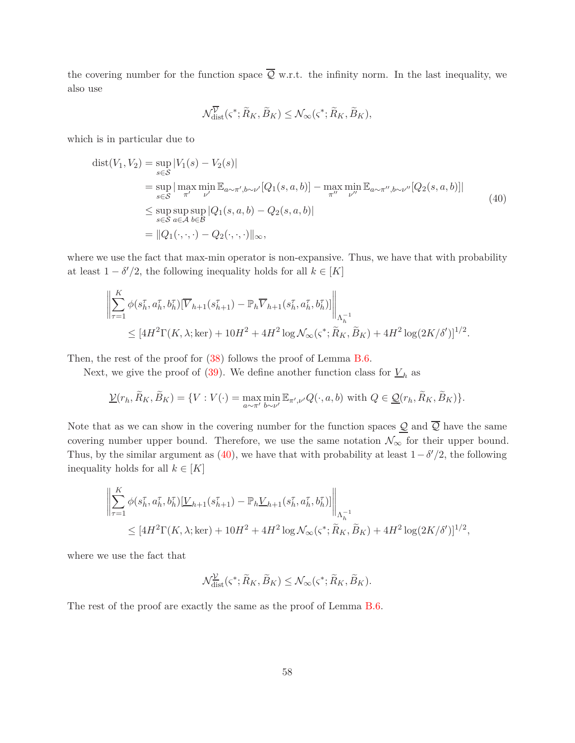the covering number for the function space $\overline{\mathcal{Q}}$ w.r.t. the infinity norm. In the last inequality, we also use

$$\mathcal{N}_{\mathrm{dist}}^{\overline{\mathcal{V}}}(\varsigma^*; \widetilde{R}_K, \widetilde{B}_K) \le \mathcal{N}_\infty(\varsigma^*; \widetilde{R}_K, \widetilde{B}_K),$$

which is in particular due to

$$\begin{aligned}
\mathrm{dist}(V_1, V_2) &= \sup_{s\in\mathcal{S}} |V_1(s) - V_2(s)| \\
&= \sup_{s\in\mathcal{S}} |\max_{\pi'} \min_{\nu'} \mathbb{E}_{a\sim\pi', b\sim\nu'}[Q_1(s,a,b)] - \max_{\pi''} \min_{\nu''} \mathbb{E}_{a\sim\pi'', b\sim\nu''}[Q_2(s,a,b)]| \\
&\le \sup_{s\in\mathcal{S}} \sup_{a\in\mathcal{A}} \sup_{b\in\mathcal{B}} |Q_1(s,a,b) - Q_2(s,a,b)| \\
&= \|Q_1(\cdot,\cdot,\cdot) - Q_2(\cdot,\cdot,\cdot)\|_\infty,
\end{aligned} \tag{40}$$

where we use the fact that max-min operator is non-expansive. Thus, we have that with probability at least $1-\delta'/2$, the following inequality holds for all $k \in [K]$

$$\begin{aligned}
&\left\| \sum_{\tau=1}^K \phi(s_h^\tau, a_h^\tau, b_h^\tau)[\overline{V}_{h+1}(s_{h+1}^\tau) - \mathbb{P}_h \overline{V}_{h+1}(s_h^\tau, a_h^\tau, b_h^\tau)] \right\|_{\Lambda_h^{-1}} \\
&\quad \le [4H^2\Gamma(K, \lambda; \mathrm{ker}) + 10H^2 + 4H^2 \log \mathcal{N}_\infty(\varsigma^*; \widetilde{R}_K, \widetilde{B}_K) + 4H^2 \log(2K/\delta')]^{1/2}.
\end{aligned}$$

Then, the rest of the proof for (38) follows the proof of Lemma B.6.

Next, we give the proof of (39). We define another function class for $\underline{V}_h$ as

$$\underline{\mathcal{V}}(r_h, \widetilde{R}_K, \widetilde{B}_K) = \{V : V(\cdot) = \max_{a\sim\pi'} \min_{b\sim\nu'} \mathbb{E}_{\pi',\nu'} Q(\cdot, a, b) \text{ with } Q \in \underline{\mathcal{Q}}(r_h, \widetilde{R}_K, \widetilde{B}_K)\}.$$

Note that as we can show in the covering number for the function spaces $\underline{\mathcal{Q}}$ and $\overline{\mathcal{Q}}$ have the same covering number upper bound. Therefore, we use the same notation $\mathcal{N}_\infty$ for their upper bound. Thus, by the similar argument as (40), we have that with probability at least $1-\delta'/2$, the following inequality holds for all $k \in [K]$

$$\begin{aligned}
&\left\| \sum_{\tau=1}^K \phi(s_h^\tau, a_h^\tau, b_h^\tau)[\underline{V}_{h+1}(s_{h+1}^\tau) - \mathbb{P}_h \underline{V}_{h+1}(s_h^\tau, a_h^\tau, b_h^\tau)] \right\|_{\Lambda_h^{-1}} \\
&\quad \le [4H^2\Gamma(K, \lambda; \mathrm{ker}) + 10H^2 + 4H^2 \log \mathcal{N}_\infty(\varsigma^*; \widetilde{R}_K, \widetilde{B}_K) + 4H^2 \log(2K/\delta')]^{1/2},
\end{aligned}$$

where we use the fact that

$$\mathcal{N}_{\mathrm{dist}}^{\underline{\mathcal{V}}}(\varsigma^*; \widetilde{R}_K, \widetilde{B}_K) \le \mathcal{N}_\infty(\varsigma^*; \widetilde{R}_K, \widetilde{B}_K).$$

The rest of the proof are exactly the same as the proof of Lemma B.6.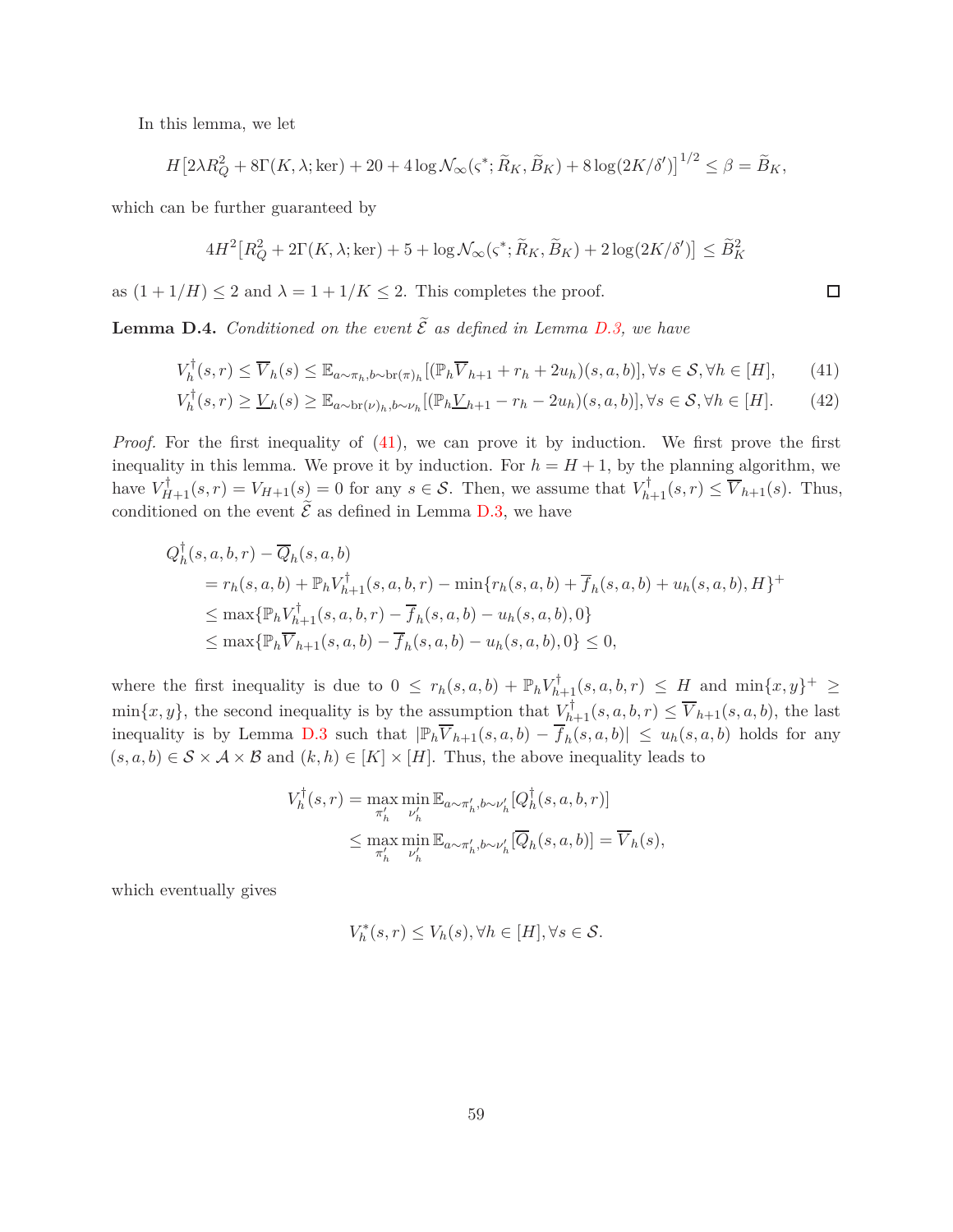In this lemma, we let

$$H\big[2\lambda R_Q^2 + 8\Gamma(K,\lambda;\mathrm{ker}) + 20 + 4\log \mathcal{N}_\infty(\varsigma^*; \widetilde{R}_K, \widetilde{B}_K) + 8\log(2K/\delta')\big]^{1/2} \leq \beta = \widetilde{B}_K,$$

which can be further guaranteed by

$$4H^2\big[R_Q^2 + 2\Gamma(K,\lambda;\mathrm{ker}) + 5 + \log \mathcal{N}_\infty(\varsigma^*; \widetilde{R}_K, \widetilde{B}_K) + 2\log(2K/\delta')\big] \leq \widetilde{B}_K^2$$

as $(1+1/H) \leq 2$ and $\lambda = 1 + 1/K \leq 2$. This completes the proof. ∎

**Lemma D.4.** *Conditioned on the event $\widetilde{\mathcal{E}}$ as defined in Lemma D.3, we have*

$$V_h^\dagger(s,r) \leq \overline{V}_h(s) \leq \mathbb{E}_{a\sim\pi_h, b\sim \mathrm{br}(\pi)_h}[(\mathbb{P}_h \overline{V}_{h+1} + r_h + 2u_h)(s,a,b)], \forall s \in \mathcal{S}, \forall h \in [H], \tag{41}$$

$$V_h^\dagger(s,r) \geq \underline{V}_h(s) \geq \mathbb{E}_{a\sim \mathrm{br}(\nu)_h, b\sim\nu_h}[(\mathbb{P}_h \underline{V}_{h+1} - r_h - 2u_h)(s,a,b)], \forall s \in \mathcal{S}, \forall h \in [H]. \tag{42}$$

*Proof.* For the first inequality of (41), we can prove it by induction. We first prove the first inequality in this lemma. We prove it by induction. For $h = H+1$, by the planning algorithm, we have $V_{H+1}^\dagger(s,r) = V_{H+1}(s) = 0$ for any $s \in \mathcal{S}$. Then, we assume that $V_{h+1}^\dagger(s,r) \leq \overline{V}_{h+1}(s)$. Thus, conditioned on the event $\widetilde{\mathcal{E}}$ as defined in Lemma D.3, we have

$$\begin{aligned}
&Q_h^\dagger(s,a,b,r) - \overline{Q}_h(s,a,b) \\
&\quad = r_h(s,a,b) + \mathbb{P}_h V_{h+1}^\dagger(s,a,b,r) - \min\{r_h(s,a,b) + \overline{f}_h(s,a,b) + u_h(s,a,b), H\}^+ \\
&\quad \leq \max\{\mathbb{P}_h V_{h+1}^\dagger(s,a,b,r) - \overline{f}_h(s,a,b) - u_h(s,a,b), 0\} \\
&\quad \leq \max\{\mathbb{P}_h \overline{V}_{h+1}(s,a,b) - \overline{f}_h(s,a,b) - u_h(s,a,b), 0\} \leq 0,
\end{aligned}$$

where the first inequality is due to $0 \leq r_h(s,a,b) + \mathbb{P}_h V_{h+1}^\dagger(s,a,b,r) \leq H$ and $\min\{x,y\}^+ \geq \min\{x,y\}$, the second inequality is by the assumption that $V_{h+1}^\dagger(s,a,b,r) \leq \overline{V}_{h+1}(s,a,b)$, the last inequality is by Lemma D.3 such that $|\mathbb{P}_h \overline{V}_{h+1}(s,a,b) - \overline{f}_h(s,a,b)| \leq u_h(s,a,b)$ holds for any $(s,a,b) \in \mathcal{S} \times \mathcal{A} \times \mathcal{B}$ and $(k,h) \in [K] \times [H]$. Thus, the above inequality leads to

$$\begin{aligned}
V_h^\dagger(s,r) &= \max_{\pi_h'} \min_{\nu_h'} \mathbb{E}_{a\sim\pi_h', b\sim\nu_h'}[Q_h^\dagger(s,a,b,r)] \\
&\leq \max_{\pi_h'} \min_{\nu_h'} \mathbb{E}_{a\sim\pi_h', b\sim\nu_h'}[\overline{Q}_h(s,a,b)] = \overline{V}_h(s),
\end{aligned}$$

which eventually gives

$$V_h^*(s,r) \leq V_h(s), \forall h \in [H], \forall s \in \mathcal{S}.$$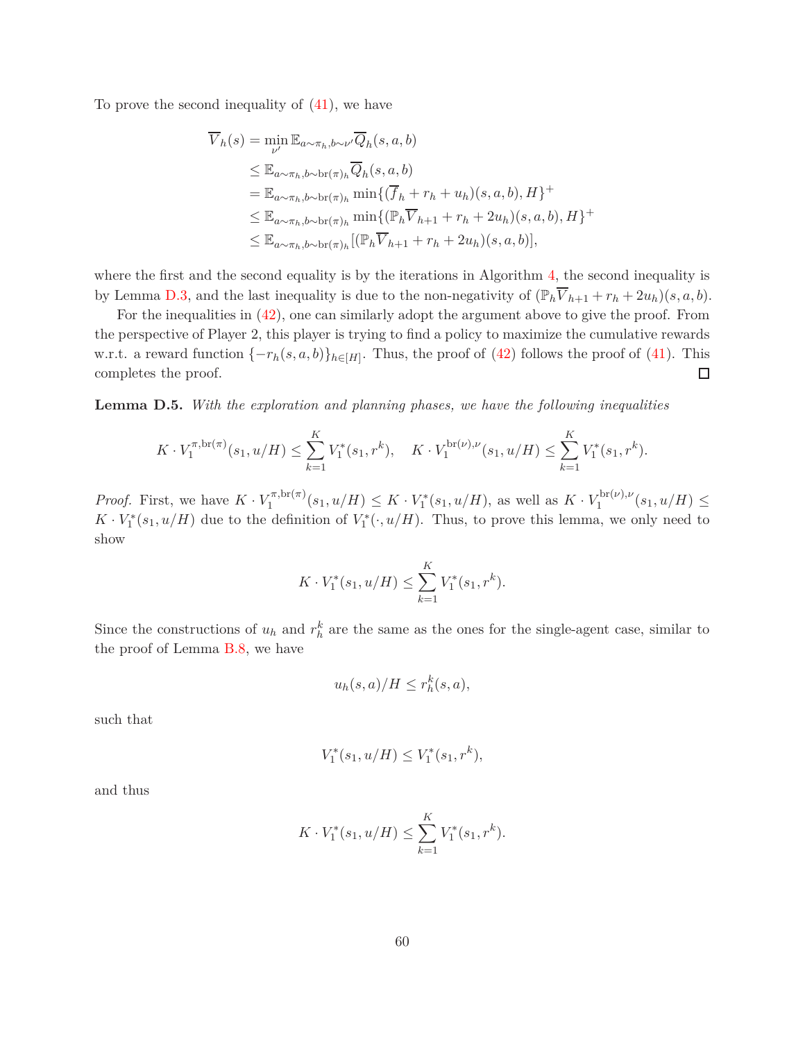To prove the second inequality of (41), we have

$$
\begin{aligned}
\overline{V}_h(s) &= \min_{\nu'} \mathbb{E}_{a\sim\pi_h, b\sim\nu'} \overline{Q}_h(s,a,b) \\
&\le \mathbb{E}_{a\sim\pi_h, b\sim \mathrm{br}(\pi)_h} \overline{Q}_h(s,a,b) \\
&= \mathbb{E}_{a\sim\pi_h, b\sim \mathrm{br}(\pi)_h} \min\{(\overline{f}_h + r_h + u_h)(s,a,b), H\}^+ \\
&\le \mathbb{E}_{a\sim\pi_h, b\sim \mathrm{br}(\pi)_h} \min\{(\mathbb{P}_h \overline{V}_{h+1} + r_h + 2u_h)(s,a,b), H\}^+ \\
&\le \mathbb{E}_{a\sim\pi_h, b\sim \mathrm{br}(\pi)_h} [(\mathbb{P}_h \overline{V}_{h+1} + r_h + 2u_h)(s,a,b)],
\end{aligned}
$$

where the first and the second equality is by the iterations in Algorithm 4, the second inequality is by Lemma D.3, and the last inequality is due to the non-negativity of $(\mathbb{P}_h \overline{V}_{h+1} + r_h + 2u_h)(s,a,b)$.

For the inequalities in (42), one can similarly adopt the argument above to give the proof. From the perspective of Player 2, this player is trying to find a policy to maximize the cumulative rewards w.r.t. a reward function $\{-r_h(s,a,b)\}_{h\in[H]}$. Thus, the proof of (42) follows the proof of (41). This completes the proof. ◻

**Lemma D.5.** *With the exploration and planning phases, we have the following inequalities*

$$
K \cdot V_1^{\pi,\mathrm{br}(\pi)}(s_1, u/H) \le \sum_{k=1}^K V_1^*(s_1, r^k), \quad K \cdot V_1^{\mathrm{br}(\nu),\nu}(s_1, u/H) \le \sum_{k=1}^K V_1^*(s_1, r^k).
$$

*Proof.* First, we have $K \cdot V_1^{\pi,\mathrm{br}(\pi)}(s_1, u/H) \le K \cdot V_1^*(s_1, u/H)$, as well as $K \cdot V_1^{\mathrm{br}(\nu),\nu}(s_1, u/H) \le K \cdot V_1^*(s_1, u/H)$ due to the definition of $V_1^*(\cdot, u/H)$. Thus, to prove this lemma, we only need to show

$$
K \cdot V_1^*(s_1, u/H) \le \sum_{k=1}^K V_1^*(s_1, r^k).
$$

Since the constructions of $u_h$ and $r_h^k$ are the same as the ones for the single-agent case, similar to the proof of Lemma B.8, we have

$$
u_h(s,a)/H \le r_h^k(s,a),
$$

such that

$$
V_1^*(s_1, u/H) \le V_1^*(s_1, r^k),
$$

and thus

$$
K \cdot V_1^*(s_1, u/H) \le \sum_{k=1}^K V_1^*(s_1, r^k).
$$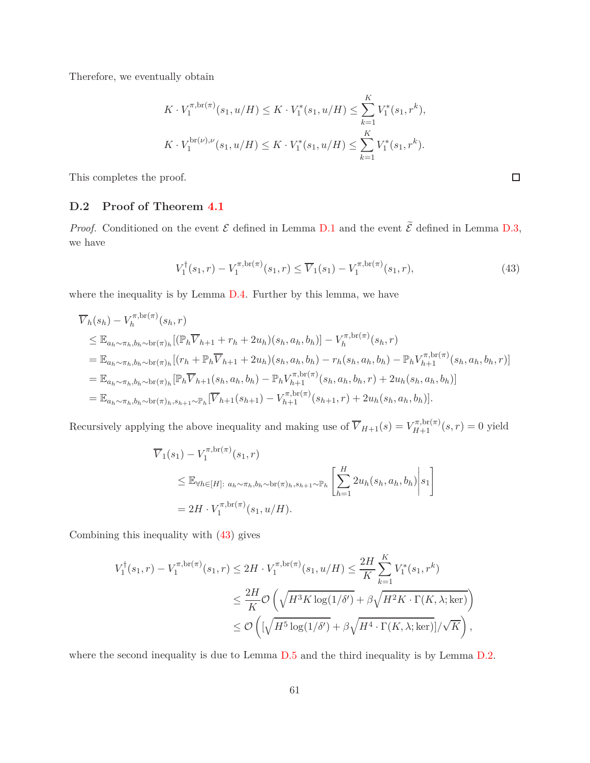Therefore, we eventually obtain

$$
K \cdot V_1^{\pi,\mathrm{br}(\pi)}(s_1, u/H) \le K \cdot V_1^*(s_1, u/H) \le \sum_{k=1}^K V_1^*(s_1, r^k),
$$

$$
K \cdot V_1^{\mathrm{br}(\nu),\nu}(s_1, u/H) \le K \cdot V_1^*(s_1, u/H) \le \sum_{k=1}^K V_1^*(s_1, r^k).
$$

This completes the proof. □

## D.2 Proof of Theorem 4.1

*Proof.* Conditioned on the event $\mathcal{E}$ defined in Lemma D.1 and the event $\widetilde{\mathcal{E}}$ defined in Lemma D.3, we have

$$
V_1^\dagger(s_1, r) - V_1^{\pi,\mathrm{br}(\pi)}(s_1, r) \le \overline{V}_1(s_1) - V_1^{\pi,\mathrm{br}(\pi)}(s_1, r), \tag{43}
$$

where the inequality is by Lemma D.4. Further by this lemma, we have

$$
\begin{aligned}
&\overline{V}_h(s_h) - V_h^{\pi,\mathrm{br}(\pi)}(s_h, r) \\
&\le \mathbb{E}_{a_h\sim\pi_h, b_h\sim\mathrm{br}(\pi)_h}[(\mathbb{P}_h\overline{V}_{h+1} + r_h + 2u_h)(s_h, a_h, b_h)] - V_h^{\pi,\mathrm{br}(\pi)}(s_h, r) \\
&= \mathbb{E}_{a_h\sim\pi_h, b_h\sim\mathrm{br}(\pi)_h}[(r_h + \mathbb{P}_h\overline{V}_{h+1} + 2u_h)(s_h, a_h, b_h) - r_h(s_h, a_h, b_h) - \mathbb{P}_h V_{h+1}^{\pi,\mathrm{br}(\pi)}(s_h, a_h, b_h, r)] \\
&= \mathbb{E}_{a_h\sim\pi_h, b_h\sim\mathrm{br}(\pi)_h}[\mathbb{P}_h\overline{V}_{h+1}(s_h, a_h, b_h) - \mathbb{P}_h V_{h+1}^{\pi,\mathrm{br}(\pi)}(s_h, a_h, b_h, r) + 2u_h(s_h, a_h, b_h)] \\
&= \mathbb{E}_{a_h\sim\pi_h, b_h\sim\mathrm{br}(\pi)_h, s_{h+1}\sim\mathbb{P}_h}[\overline{V}_{h+1}(s_{h+1}) - V_{h+1}^{\pi,\mathrm{br}(\pi)}(s_{h+1}, r) + 2u_h(s_h, a_h, b_h)].
\end{aligned}
$$

Recursively applying the above inequality and making use of $\overline{V}_{H+1}(s) = V_{H+1}^{\pi,\mathrm{br}(\pi)}(s, r) = 0$ yield

$$
\begin{aligned}
&\overline{V}_1(s_1) - V_1^{\pi,\mathrm{br}(\pi)}(s_1, r) \\
&\quad\le \mathbb{E}_{\forall h\in[H]:\ a_h\sim\pi_h, b_h\sim\mathrm{br}(\pi)_h, s_{h+1}\sim\mathbb{P}_h}\left[\sum_{h=1}^H 2u_h(s_h, a_h, b_h)\middle| s_1\right] \\
&\quad= 2H \cdot V_1^{\pi,\mathrm{br}(\pi)}(s_1, u/H).
\end{aligned}
$$

Combining this inequality with (43) gives

$$
\begin{aligned}
V_1^\dagger(s_1, r) - V_1^{\pi,\mathrm{br}(\pi)}(s_1, r) &\le 2H \cdot V_1^{\pi,\mathrm{br}(\pi)}(s_1, u/H) \le \frac{2H}{K}\sum_{k=1}^K V_1^*(s_1, r^k) \\
&\le \frac{2H}{K}\mathcal{O}\left(\sqrt{H^3 K \log(1/\delta')} + \beta\sqrt{H^2 K \cdot \Gamma(K, \lambda; \ker)}\right) \\
&\le \mathcal{O}\left([\sqrt{H^5 \log(1/\delta')} + \beta\sqrt{H^4 \cdot \Gamma(K, \lambda; \ker)}]/\sqrt{K}\right),
\end{aligned}
$$

where the second inequality is due to Lemma D.5 and the third inequality is by Lemma D.2.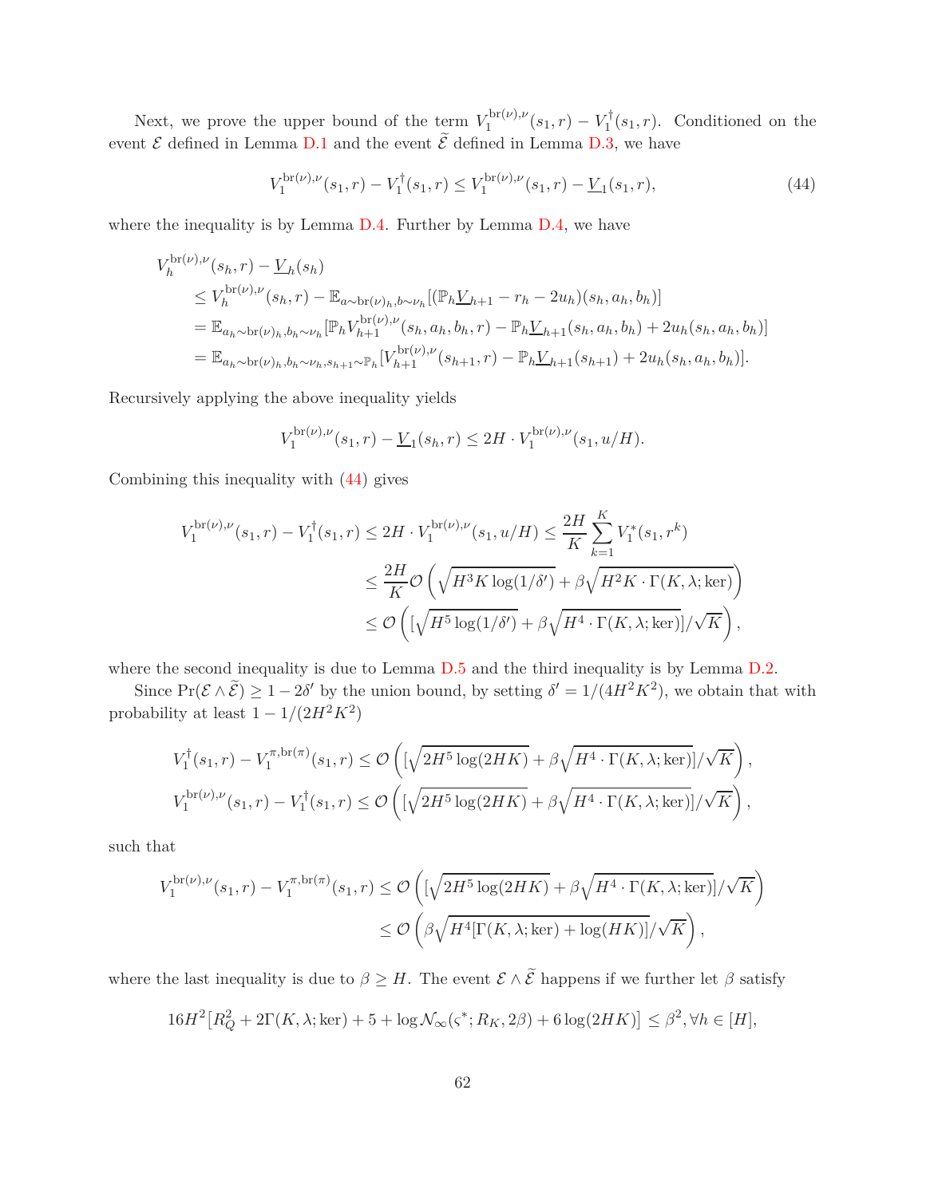Next, we prove the upper bound of the term $V_1^{\mathrm{br}(\nu),\nu}(s_1, r) - V_1^\dagger(s_1, r)$. Conditioned on the event $\mathcal{E}$ defined in Lemma D.1 and the event $\widetilde{\mathcal{E}}$ defined in Lemma D.3, we have

$$V_1^{\mathrm{br}(\nu),\nu}(s_1, r) - V_1^\dagger(s_1, r) \le V_1^{\mathrm{br}(\nu),\nu}(s_1, r) - \underline{V}_1(s_1, r), \tag{44}$$

where the inequality is by Lemma D.4. Further by Lemma D.4, we have

$$\begin{aligned}
V_h^{\mathrm{br}(\nu),\nu}&(s_h, r) - \underline{V}_h(s_h) \\
&\le V_h^{\mathrm{br}(\nu),\nu}(s_h, r) - \mathbb{E}_{a\sim \mathrm{br}(\nu)_h, b\sim\nu_h}[(\mathbb{P}_h \underline{V}_{h+1} - r_h - 2u_h)(s_h, a_h, b_h)] \\
&= \mathbb{E}_{a_h\sim \mathrm{br}(\nu)_h, b_h\sim\nu_h}[\mathbb{P}_h V_{h+1}^{\mathrm{br}(\nu),\nu}(s_h, a_h, b_h, r) - \mathbb{P}_h \underline{V}_{h+1}(s_h, a_h, b_h) + 2u_h(s_h, a_h, b_h)] \\
&= \mathbb{E}_{a_h\sim \mathrm{br}(\nu)_h, b_h\sim\nu_h, s_{h+1}\sim\mathbb{P}_h}[V_{h+1}^{\mathrm{br}(\nu),\nu}(s_{h+1}, r) - \mathbb{P}_h \underline{V}_{h+1}(s_{h+1}) + 2u_h(s_h, a_h, b_h)].
\end{aligned}$$

Recursively applying the above inequality yields

$$V_1^{\mathrm{br}(\nu),\nu}(s_1, r) - \underline{V}_1(s_h, r) \le 2H \cdot V_1^{\mathrm{br}(\nu),\nu}(s_1, u/H).$$

Combining this inequality with (44) gives

$$\begin{aligned}
V_1^{\mathrm{br}(\nu),\nu}(s_1, r) - V_1^\dagger(s_1, r) &\le 2H \cdot V_1^{\mathrm{br}(\nu),\nu}(s_1, u/H) \le \frac{2H}{K}\sum_{k=1}^K V_1^*(s_1, r^k) \\
&\le \frac{2H}{K}\mathcal{O}\left(\sqrt{H^3 K \log(1/\delta')} + \beta\sqrt{H^2 K \cdot \Gamma(K, \lambda; \mathrm{ker})}\right) \\
&\le \mathcal{O}\left([\sqrt{H^5 \log(1/\delta')} + \beta\sqrt{H^4 \cdot \Gamma(K, \lambda; \mathrm{ker})}]/\sqrt{K}\right),
\end{aligned}$$

where the second inequality is due to Lemma D.5 and the third inequality is by Lemma D.2.

Since $\Pr(\mathcal{E} \wedge \widetilde{\mathcal{E}}) \ge 1 - 2\delta'$ by the union bound, by setting $\delta' = 1/(4H^2K^2)$, we obtain that with probability at least $1 - 1/(2H^2K^2)$

$$\begin{aligned}
V_1^\dagger(s_1, r) - V_1^{\pi,\mathrm{br}(\pi)}(s_1, r) &\le \mathcal{O}\left([\sqrt{2H^5 \log(2HK)} + \beta\sqrt{H^4 \cdot \Gamma(K, \lambda; \mathrm{ker})}]/\sqrt{K}\right), \\
V_1^{\mathrm{br}(\nu),\nu}(s_1, r) - V_1^\dagger(s_1, r) &\le \mathcal{O}\left([\sqrt{2H^5 \log(2HK)} + \beta\sqrt{H^4 \cdot \Gamma(K, \lambda; \mathrm{ker})}]/\sqrt{K}\right),
\end{aligned}$$

such that

$$\begin{aligned}
V_1^{\mathrm{br}(\nu),\nu}(s_1, r) - V_1^{\pi,\mathrm{br}(\pi)}(s_1, r) &\le \mathcal{O}\left([\sqrt{2H^5 \log(2HK)} + \beta\sqrt{H^4 \cdot \Gamma(K, \lambda; \mathrm{ker})}]/\sqrt{K}\right) \\
&\le \mathcal{O}\left(\beta\sqrt{H^4[\Gamma(K, \lambda; \mathrm{ker}) + \log(HK)]}/\sqrt{K}\right),
\end{aligned}$$

where the last inequality is due to $\beta \ge H$. The event $\mathcal{E} \wedge \widetilde{\mathcal{E}}$ happens if we further let $\beta$ satisfy

$$16H^2\left[R_Q^2 + 2\Gamma(K, \lambda; \mathrm{ker}) + 5 + \log \mathcal{N}_\infty(\varsigma^*; R_K, 2\beta) + 6\log(2HK)\right] \le \beta^2, \forall h \in [H],$$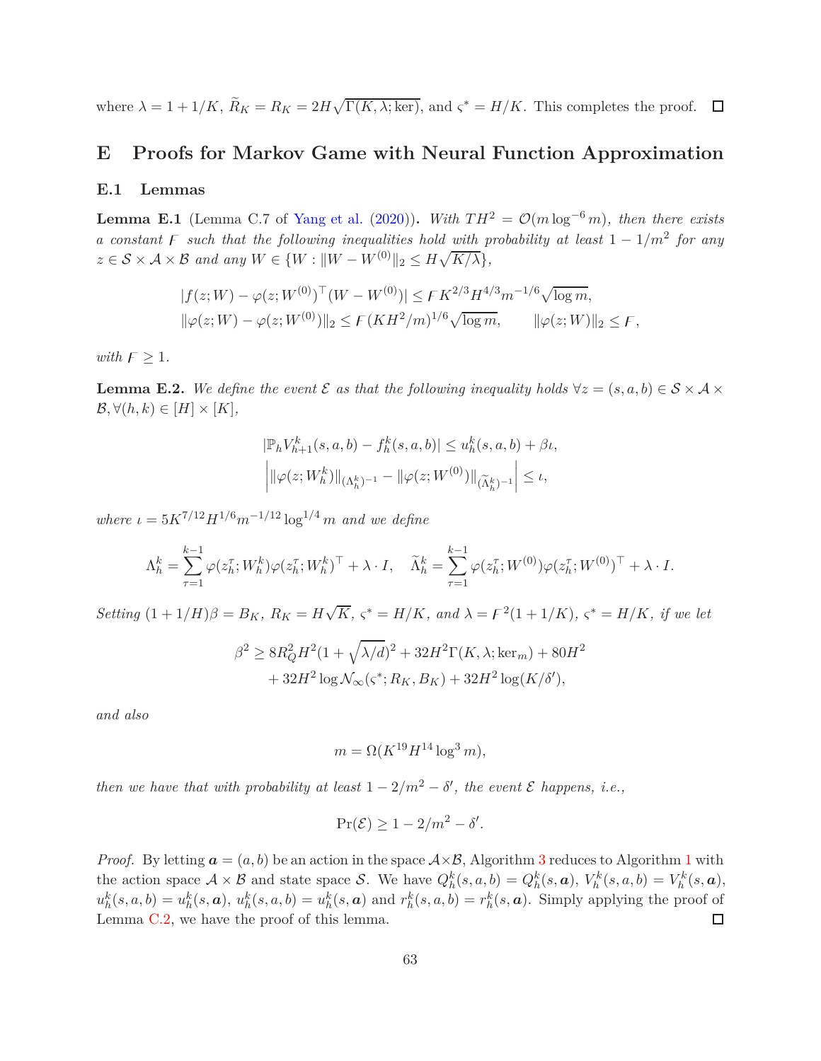where $\lambda = 1 + 1/K$, $\widetilde{R}_K = R_K = 2H\sqrt{\Gamma(K, \lambda; \mathrm{ker})}$, and $\varsigma^* = H/K$. This completes the proof. $\square$

## E Proofs for Markov Game with Neural Function Approximation

### E.1 Lemmas

**Lemma E.1** (Lemma C.7 of Yang et al. (2020)). *With $TH^2 = \mathcal{O}(m \log^{-6} m)$, then there exists a constant $\digamma$ such that the following inequalities hold with probability at least $1 - 1/m^2$ for any $z \in \mathcal{S} \times \mathcal{A} \times \mathcal{B}$ and any $W \in \{W : \|W - W^{(0)}\|_2 \leq H\sqrt{K/\lambda}\}$,*

$$
\begin{aligned}
&|f(z; W) - \varphi(z; W^{(0)})^\top (W - W^{(0)})| \leq \digamma K^{2/3} H^{4/3} m^{-1/6} \sqrt{\log m}, \\
&\|\varphi(z; W) - \varphi(z; W^{(0)})\|_2 \leq \digamma (KH^2/m)^{1/6} \sqrt{\log m}, \qquad \|\varphi(z; W)\|_2 \leq \digamma,
\end{aligned}
$$

*with $\digamma \geq 1$.*

**Lemma E.2.** *We define the event $\mathcal{E}$ as that the following inequality holds $\forall z = (s, a, b) \in \mathcal{S} \times \mathcal{A} \times \mathcal{B}, \forall (h, k) \in [H] \times [K]$,*

$$
\begin{aligned}
&|\mathbb{P}_h V_{h+1}^k(s, a, b) - f_h^k(s, a, b)| \leq u_h^k(s, a, b) + \beta\iota, \\
&\left| \|\varphi(z; W_h^k)\|_{(\Lambda_h^k)^{-1}} - \|\varphi(z; W^{(0)})\|_{(\widetilde{\Lambda}_h^k)^{-1}} \right| \leq \iota,
\end{aligned}
$$

*where $\iota = 5K^{7/12} H^{1/6} m^{-1/12} \log^{1/4} m$ and we define*

$$
\Lambda_h^k = \sum_{\tau=1}^{k-1} \varphi(z_h^\tau; W_h^k)\varphi(z_h^\tau; W_h^k)^\top + \lambda \cdot I, \quad \widetilde{\Lambda}_h^k = \sum_{\tau=1}^{k-1} \varphi(z_h^\tau; W^{(0)})\varphi(z_h^\tau; W^{(0)})^\top + \lambda \cdot I.
$$

*Setting $(1 + 1/H)\beta = B_K$, $R_K = H\sqrt{K}$, $\varsigma^* = H/K$, and $\lambda = \digamma^2(1 + 1/K)$, $\varsigma^* = H/K$, if we let*

$$
\begin{aligned}
\beta^2 \geq\ & 8R_Q^2 H^2 (1 + \sqrt{\lambda/d})^2 + 32H^2\Gamma(K, \lambda; \mathrm{ker}_m) + 80H^2 \\
&+ 32H^2 \log \mathcal{N}_\infty(\varsigma^*; R_K, B_K) + 32H^2 \log(K/\delta'),
\end{aligned}
$$

*and also*

$$
m = \Omega(K^{19} H^{14} \log^3 m),
$$

*then we have that with probability at least $1 - 2/m^2 - \delta'$, the event $\mathcal{E}$ happens, i.e.,*

$$
\Pr(\mathcal{E}) \geq 1 - 2/m^2 - \delta'.
$$

*Proof.* By letting $\boldsymbol{a} = (a, b)$ be an action in the space $\mathcal{A} \times \mathcal{B}$, Algorithm 3 reduces to Algorithm 1 with the action space $\mathcal{A} \times \mathcal{B}$ and state space $\mathcal{S}$. We have $Q_h^k(s, a, b) = Q_h^k(s, \boldsymbol{a})$, $V_h^k(s, a, b) = V_h^k(s, \boldsymbol{a})$, $u_h^k(s, a, b) = u_h^k(s, \boldsymbol{a})$, $u_h^k(s, a, b) = u_h^k(s, \boldsymbol{a})$ and $r_h^k(s, a, b) = r_h^k(s, \boldsymbol{a})$. Simply applying the proof of Lemma C.2, we have the proof of this lemma. $\square$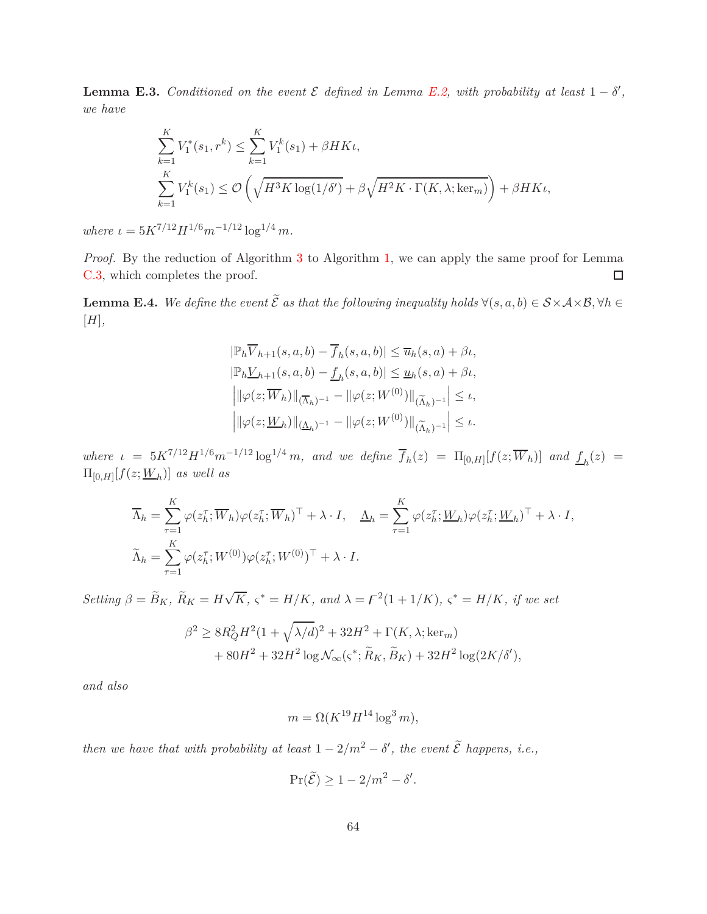**Lemma E.3.** *Conditioned on the event $\mathcal{E}$ defined in Lemma E.2, with probability at least $1-\delta'$, we have*

$$
\sum_{k=1}^K V_1^*(s_1, r^k) \le \sum_{k=1}^K V_1^k(s_1) + \beta H K \iota,
$$

$$
\sum_{k=1}^K V_1^k(s_1) \le \mathcal{O}\left(\sqrt{H^3 K \log(1/\delta')} + \beta \sqrt{H^2 K \cdot \Gamma(K, \lambda; \ker_m)}\right) + \beta H K \iota,
$$

*where $\iota = 5K^{7/12} H^{1/6} m^{-1/12} \log^{1/4} m$.*

*Proof.* By the reduction of Algorithm 3 to Algorithm 1, we can apply the same proof for Lemma C.3, which completes the proof. $\square$

**Lemma E.4.** *We define the event $\widetilde{\mathcal{E}}$ as that the following inequality holds $\forall (s,a,b) \in \mathcal{S}\times\mathcal{A}\times\mathcal{B}, \forall h \in [H]$,*

$$
\begin{aligned}
&|\mathbb{P}_h \overline{V}_{h+1}(s,a,b) - \overline{f}_h(s,a,b)| \le \overline{u}_h(s,a) + \beta\iota,\\
&|\mathbb{P}_h \underline{V}_{h+1}(s,a,b) - \underline{f}_h(s,a,b)| \le \underline{u}_h(s,a) + \beta\iota,\\
&\left| \|\varphi(z; \overline{W}_h)\|_{(\overline{\Lambda}_h)^{-1}} - \|\varphi(z; W^{(0)})\|_{(\widetilde{\Lambda}_h)^{-1}} \right| \le \iota,\\
&\left| \|\varphi(z; \underline{W}_h)\|_{(\underline{\Lambda}_h)^{-1}} - \|\varphi(z; W^{(0)})\|_{(\widetilde{\Lambda}_h)^{-1}} \right| \le \iota.
\end{aligned}
$$

*where $\iota = 5K^{7/12} H^{1/6} m^{-1/12} \log^{1/4} m$, and we define $\overline{f}_h(z) = \Pi_{[0,H]}[f(z; \overline{W}_h)]$ and $\underline{f}_h(z) = \Pi_{[0,H]}[f(z; \underline{W}_h)]$ as well as*

$$
\overline{\Lambda}_h = \sum_{\tau=1}^K \varphi(z_h^\tau; \overline{W}_h)\varphi(z_h^\tau; \overline{W}_h)^\top + \lambda \cdot I, \quad \underline{\Lambda}_h = \sum_{\tau=1}^K \varphi(z_h^\tau; \underline{W}_h)\varphi(z_h^\tau; \underline{W}_h)^\top + \lambda \cdot I,
$$

$$
\widetilde{\Lambda}_h = \sum_{\tau=1}^K \varphi(z_h^\tau; W^{(0)})\varphi(z_h^\tau; W^{(0)})^\top + \lambda \cdot I.
$$

*Setting $\beta = \widetilde{B}_K$, $\widetilde{R}_K = H\sqrt{K}$, $\varsigma^* = H/K$, and $\lambda = \digamma^2(1+1/K)$, $\varsigma^* = H/K$, if we set*

$$
\begin{aligned}
\beta^2 \ge\ & 8R_Q^2 H^2 (1+\sqrt{\lambda/d})^2 + 32H^2 + \Gamma(K,\lambda;\ker_m)\\
& + 80H^2 + 32H^2 \log \mathcal{N}_\infty(\varsigma^*; \widetilde{R}_K, \widetilde{B}_K) + 32H^2 \log(2K/\delta'),
\end{aligned}
$$

*and also*

$$
m = \Omega(K^{19} H^{14} \log^3 m),
$$

*then we have that with probability at least $1 - 2/m^2 - \delta'$, the event $\widetilde{\mathcal{E}}$ happens, i.e.,*

$$
\Pr(\widetilde{\mathcal{E}}) \ge 1 - 2/m^2 - \delta'.
$$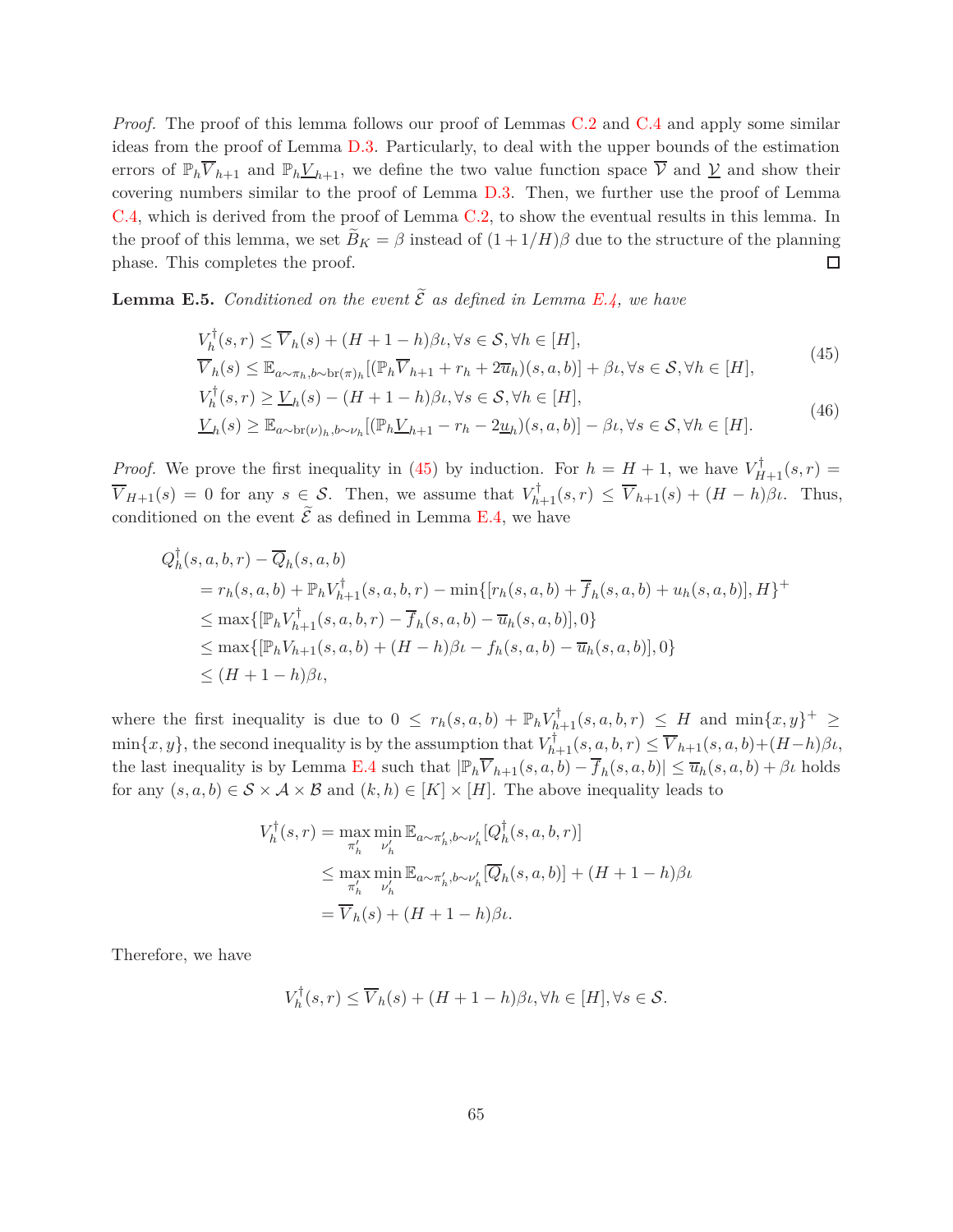*Proof.* The proof of this lemma follows our proof of Lemmas C.2 and C.4 and apply some similar ideas from the proof of Lemma D.3. Particularly, to deal with the upper bounds of the estimation errors of $\mathbb{P}_h\overline{V}_{h+1}$ and $\mathbb{P}_h\underline{V}_{h+1}$, we define the two value function space $\overline{\mathcal{V}}$ and $\underline{\mathcal{V}}$ and show their covering numbers similar to the proof of Lemma D.3. Then, we further use the proof of Lemma C.4, which is derived from the proof of Lemma C.2, to show the eventual results in this lemma. In the proof of this lemma, we set $\widetilde{B}_K = \beta$ instead of $(1+1/H)\beta$ due to the structure of the planning phase. This completes the proof. ◻

**Lemma E.5.** *Conditioned on the event $\widetilde{\mathcal{E}}$ as defined in Lemma E.4, we have*

$$
\begin{aligned}
&V_h^\dagger(s,r) \le \overline{V}_h(s) + (H+1-h)\beta\iota, \forall s\in\mathcal{S}, \forall h\in[H],\\
&\overline{V}_h(s) \le \mathbb{E}_{a\sim\pi_h, b\sim \mathrm{br}(\pi)_h}[(\mathbb{P}_h\overline{V}_{h+1} + r_h + 2\overline{u}_h)(s,a,b)] + \beta\iota, \forall s\in\mathcal{S}, \forall h\in[H],
\end{aligned}
\tag{45}
$$

$$
\begin{aligned}
&V_h^\dagger(s,r) \ge \underline{V}_h(s) - (H+1-h)\beta\iota, \forall s\in\mathcal{S}, \forall h\in[H],\\
&\underline{V}_h(s) \ge \mathbb{E}_{a\sim \mathrm{br}(\nu)_h, b\sim\nu_h}[(\mathbb{P}_h\underline{V}_{h+1} - r_h - 2\underline{u}_h)(s,a,b)] - \beta\iota, \forall s\in\mathcal{S}, \forall h\in[H].
\end{aligned}
\tag{46}
$$

*Proof.* We prove the first inequality in (45) by induction. For $h = H+1$, we have $V_{H+1}^\dagger(s,r) = \overline{V}_{H+1}(s) = 0$ for any $s\in\mathcal{S}$. Then, we assume that $V_{h+1}^\dagger(s,r) \le \overline{V}_{h+1}(s) + (H-h)\beta\iota$. Thus, conditioned on the event $\widetilde{\mathcal{E}}$ as defined in Lemma E.4, we have

$$
\begin{aligned}
&Q_h^\dagger(s,a,b,r) - \overline{Q}_h(s,a,b)\\
&\quad = r_h(s,a,b) + \mathbb{P}_h V_{h+1}^\dagger(s,a,b,r) - \min\{[r_h(s,a,b) + \overline{f}_h(s,a,b) + u_h(s,a,b)], H\}^+\\
&\quad \le \max\{[\mathbb{P}_h V_{h+1}^\dagger(s,a,b,r) - \overline{f}_h(s,a,b) - \overline{u}_h(s,a,b)], 0\}\\
&\quad \le \max\{[\mathbb{P}_h V_{h+1}(s,a,b) + (H-h)\beta\iota - f_h(s,a,b) - \overline{u}_h(s,a,b)], 0\}\\
&\quad \le (H+1-h)\beta\iota,
\end{aligned}
$$

where the first inequality is due to $0 \le r_h(s,a,b) + \mathbb{P}_h V_{h+1}^\dagger(s,a,b,r) \le H$ and $\min\{x,y\}^+ \ge \min\{x,y\}$, the second inequality is by the assumption that $V_{h+1}^\dagger(s,a,b,r) \le \overline{V}_{h+1}(s,a,b) + (H-h)\beta\iota$, the last inequality is by Lemma E.4 such that $|\mathbb{P}_h\overline{V}_{h+1}(s,a,b) - \overline{f}_h(s,a,b)| \le \overline{u}_h(s,a,b) + \beta\iota$ holds for any $(s,a,b)\in\mathcal{S}\times\mathcal{A}\times\mathcal{B}$ and $(k,h)\in[K]\times[H]$. The above inequality leads to

$$
\begin{aligned}
V_h^\dagger(s,r) &= \max_{\pi_h'}\min_{\nu_h'} \mathbb{E}_{a\sim\pi_h', b\sim\nu_h'}[Q_h^\dagger(s,a,b,r)]\\
&\le \max_{\pi_h'}\min_{\nu_h'} \mathbb{E}_{a\sim\pi_h', b\sim\nu_h'}[\overline{Q}_h(s,a,b)] + (H+1-h)\beta\iota\\
&= \overline{V}_h(s) + (H+1-h)\beta\iota.
\end{aligned}
$$

Therefore, we have

$$
V_h^\dagger(s,r) \le \overline{V}_h(s) + (H+1-h)\beta\iota, \forall h\in[H], \forall s\in\mathcal{S}.
$$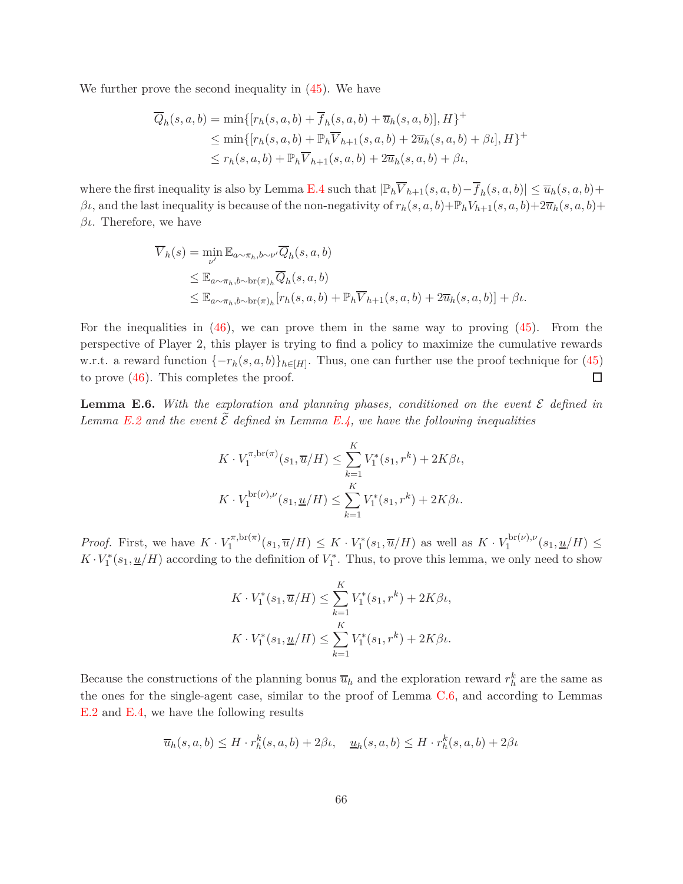We further prove the second inequality in (45). We have

$$
\begin{aligned}
\overline{Q}_h(s,a,b) &= \min\{[r_h(s,a,b) + \overline{f}_h(s,a,b) + \overline{u}_h(s,a,b)], H\}^+ \\
&\le \min\{[r_h(s,a,b) + \mathbb{P}_h\overline{V}_{h+1}(s,a,b) + 2\overline{u}_h(s,a,b) + \beta\iota], H\}^+ \\
&\le r_h(s,a,b) + \mathbb{P}_h\overline{V}_{h+1}(s,a,b) + 2\overline{u}_h(s,a,b) + \beta\iota,
\end{aligned}
$$

where the first inequality is also by Lemma E.4 such that $|\mathbb{P}_h\overline{V}_{h+1}(s,a,b) - \overline{f}_h(s,a,b)| \le \overline{u}_h(s,a,b) + \beta\iota$, and the last inequality is because of the non-negativity of $r_h(s,a,b) + \mathbb{P}_h V_{h+1}(s,a,b) + 2\overline{u}_h(s,a,b) + \beta\iota$. Therefore, we have

$$
\begin{aligned}
\overline{V}_h(s) &= \min_{\nu'} \mathbb{E}_{a\sim\pi_h, b\sim\nu'}\overline{Q}_h(s,a,b) \\
&\le \mathbb{E}_{a\sim\pi_h, b\sim \mathrm{br}(\pi)_h}\overline{Q}_h(s,a,b) \\
&\le \mathbb{E}_{a\sim\pi_h, b\sim \mathrm{br}(\pi)_h}[r_h(s,a,b) + \mathbb{P}_h\overline{V}_{h+1}(s,a,b) + 2\overline{u}_h(s,a,b)] + \beta\iota.
\end{aligned}
$$

For the inequalities in (46), we can prove them in the same way to proving (45). From the perspective of Player 2, this player is trying to find a policy to maximize the cumulative rewards w.r.t. a reward function $\{-r_h(s,a,b)\}_{h\in[H]}$. Thus, one can further use the proof technique for (45) to prove (46). This completes the proof. $\square$

**Lemma E.6.** *With the exploration and planning phases, conditioned on the event $\mathcal{E}$ defined in Lemma E.2 and the event $\widetilde{\mathcal{E}}$ defined in Lemma E.4, we have the following inequalities*

$$
\begin{aligned}
K \cdot V_1^{\pi,\mathrm{br}(\pi)}(s_1, \overline{u}/H) &\le \sum_{k=1}^K V_1^*(s_1, r^k) + 2K\beta\iota, \\
K \cdot V_1^{\mathrm{br}(\nu),\nu}(s_1, \underline{u}/H) &\le \sum_{k=1}^K V_1^*(s_1, r^k) + 2K\beta\iota.
\end{aligned}
$$

*Proof.* First, we have $K \cdot V_1^{\pi,\mathrm{br}(\pi)}(s_1, \overline{u}/H) \le K \cdot V_1^*(s_1, \overline{u}/H)$ as well as $K \cdot V_1^{\mathrm{br}(\nu),\nu}(s_1, \underline{u}/H) \le K \cdot V_1^*(s_1, \underline{u}/H)$ according to the definition of $V_1^*$. Thus, to prove this lemma, we only need to show

$$
\begin{aligned}
K \cdot V_1^*(s_1, \overline{u}/H) &\le \sum_{k=1}^K V_1^*(s_1, r^k) + 2K\beta\iota, \\
K \cdot V_1^*(s_1, \underline{u}/H) &\le \sum_{k=1}^K V_1^*(s_1, r^k) + 2K\beta\iota.
\end{aligned}
$$

Because the constructions of the planning bonus $\overline{u}_h$ and the exploration reward $r_h^k$ are the same as the ones for the single-agent case, similar to the proof of Lemma C.6, and according to Lemmas E.2 and E.4, we have the following results

$$
\overline{u}_h(s,a,b) \le H \cdot r_h^k(s,a,b) + 2\beta\iota, \quad \underline{u}_h(s,a,b) \le H \cdot r_h^k(s,a,b) + 2\beta\iota
$$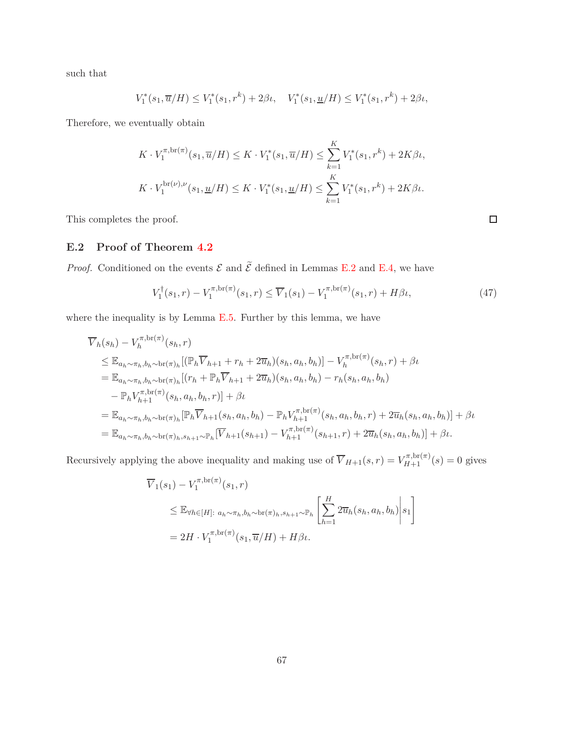such that

$$V_1^*(s_1, \overline{u}/H) \le V_1^*(s_1, r^k) + 2\beta\iota, \quad V_1^*(s_1, \underline{u}/H) \le V_1^*(s_1, r^k) + 2\beta\iota,$$

Therefore, we eventually obtain

$$K \cdot V_1^{\pi, \mathrm{br}(\pi)}(s_1, \overline{u}/H) \le K \cdot V_1^*(s_1, \overline{u}/H) \le \sum_{k=1}^{K} V_1^*(s_1, r^k) + 2K\beta\iota,$$

$$K \cdot V_1^{\mathrm{br}(\nu), \nu}(s_1, \underline{u}/H) \le K \cdot V_1^*(s_1, \underline{u}/H) \le \sum_{k=1}^{K} V_1^*(s_1, r^k) + 2K\beta\iota.$$

This completes the proof. $\square$

## E.2 Proof of Theorem 4.2

*Proof.* Conditioned on the events $\mathcal{E}$ and $\widetilde{\mathcal{E}}$ defined in Lemmas E.2 and E.4, we have

$$V_1^\dagger(s_1, r) - V_1^{\pi, \mathrm{br}(\pi)}(s_1, r) \le \overline{V}_1(s_1) - V_1^{\pi, \mathrm{br}(\pi)}(s_1, r) + H\beta\iota, \tag{47}$$

where the inequality is by Lemma E.5. Further by this lemma, we have

$$\begin{aligned}
&\overline{V}_h(s_h) - V_h^{\pi, \mathrm{br}(\pi)}(s_h, r) \\
&\quad \le \mathbb{E}_{a_h \sim \pi_h, b_h \sim \mathrm{br}(\pi)_h}[(\mathbb{P}_h \overline{V}_{h+1} + r_h + 2\overline{u}_h)(s_h, a_h, b_h)] - V_h^{\pi, \mathrm{br}(\pi)}(s_h, r) + \beta\iota \\
&\quad = \mathbb{E}_{a_h \sim \pi_h, b_h \sim \mathrm{br}(\pi)_h}[(r_h + \mathbb{P}_h \overline{V}_{h+1} + 2\overline{u}_h)(s_h, a_h, b_h) - r_h(s_h, a_h, b_h) \\
&\qquad - \mathbb{P}_h V_{h+1}^{\pi, \mathrm{br}(\pi)}(s_h, a_h, b_h, r)] + \beta\iota \\
&\quad = \mathbb{E}_{a_h \sim \pi_h, b_h \sim \mathrm{br}(\pi)_h}[\mathbb{P}_h \overline{V}_{h+1}(s_h, a_h, b_h) - \mathbb{P}_h V_{h+1}^{\pi, \mathrm{br}(\pi)}(s_h, a_h, b_h, r) + 2\overline{u}_h(s_h, a_h, b_h)] + \beta\iota \\
&\quad = \mathbb{E}_{a_h \sim \pi_h, b_h \sim \mathrm{br}(\pi)_h, s_{h+1} \sim \mathbb{P}_h}[\overline{V}_{h+1}(s_{h+1}) - V_{h+1}^{\pi, \mathrm{br}(\pi)}(s_{h+1}, r) + 2\overline{u}_h(s_h, a_h, b_h)] + \beta\iota.
\end{aligned}$$

Recursively applying the above inequality and making use of $\overline{V}_{H+1}(s, r) = V_{H+1}^{\pi, \mathrm{br}(\pi)}(s) = 0$ gives

$$\begin{aligned}
&\overline{V}_1(s_1) - V_1^{\pi, \mathrm{br}(\pi)}(s_1, r) \\
&\quad \le \mathbb{E}_{\forall h \in [H]:\ a_h \sim \pi_h, b_h \sim \mathrm{br}(\pi)_h, s_{h+1} \sim \mathbb{P}_h} \left[ \sum_{h=1}^{H} 2\overline{u}_h(s_h, a_h, b_h) \middle| s_1 \right] \\
&\quad = 2H \cdot V_1^{\pi, \mathrm{br}(\pi)}(s_1, \overline{u}/H) + H\beta\iota.
\end{aligned}$$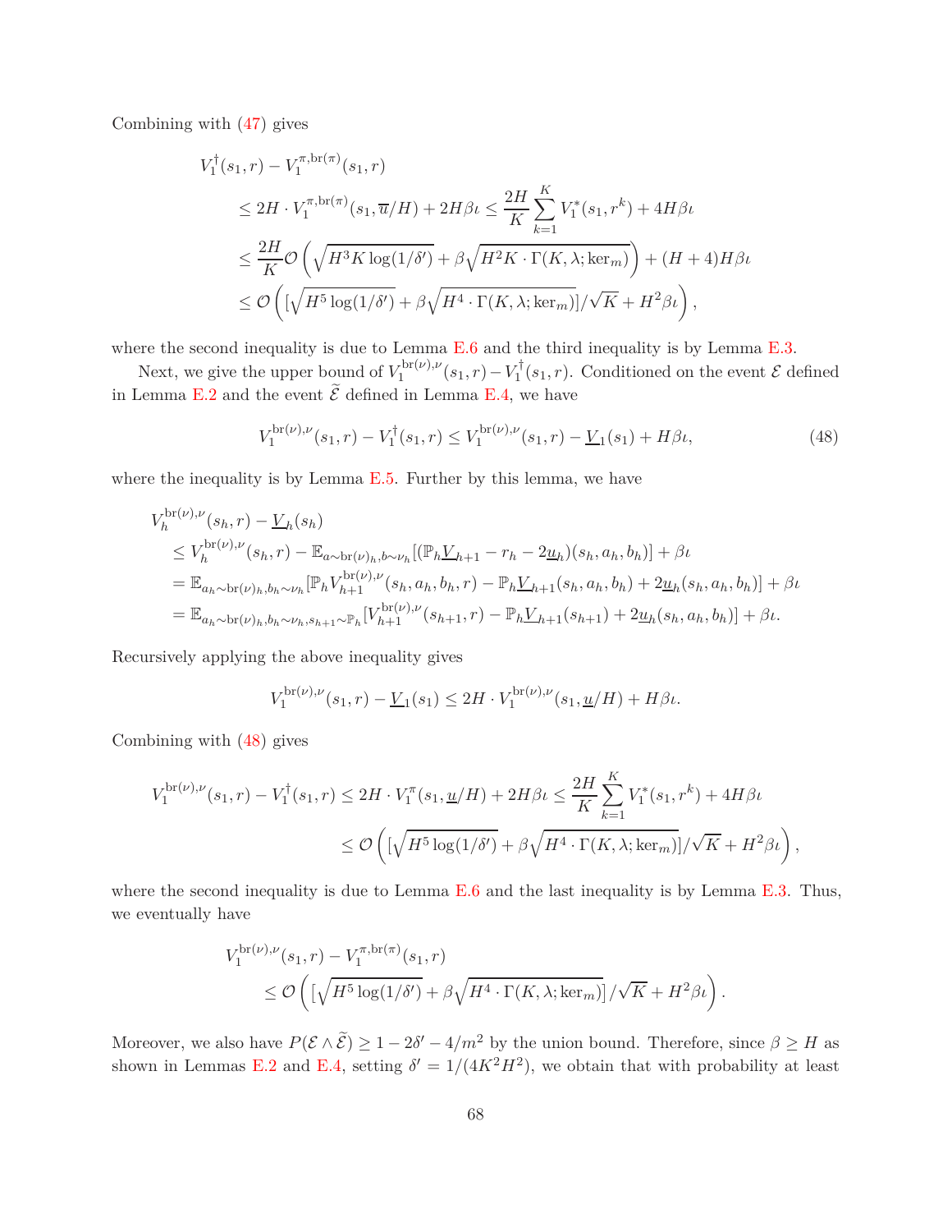Combining with (47) gives

$$
\begin{aligned}
&V_1^{\dagger}(s_1, r) - V_1^{\pi, \mathrm{br}(\pi)}(s_1, r) \\
&\quad \leq 2H \cdot V_1^{\pi, \mathrm{br}(\pi)}(s_1, \overline{u}/H) + 2H\beta\iota \leq \frac{2H}{K}\sum_{k=1}^{K} V_1^{*}(s_1, r^k) + 4H\beta\iota \\
&\quad \leq \frac{2H}{K}\mathcal{O}\left(\sqrt{H^3 K \log(1/\delta')} + \beta\sqrt{H^2 K \cdot \Gamma(K, \lambda; \mathrm{ker}_m)}\right) + (H+4)H\beta\iota \\
&\quad \leq \mathcal{O}\left([\sqrt{H^5 \log(1/\delta')} + \beta\sqrt{H^4 \cdot \Gamma(K, \lambda; \mathrm{ker}_m)}]/\sqrt{K} + H^2\beta\iota\right),
\end{aligned}
$$

where the second inequality is due to Lemma E.6 and the third inequality is by Lemma E.3.

Next, we give the upper bound of $V_1^{\mathrm{br}(\nu), \nu}(s_1, r) - V_1^{\dagger}(s_1, r)$. Conditioned on the event $\mathcal{E}$ defined in Lemma E.2 and the event $\widetilde{\mathcal{E}}$ defined in Lemma E.4, we have

$$
V_1^{\mathrm{br}(\nu), \nu}(s_1, r) - V_1^{\dagger}(s_1, r) \leq V_1^{\mathrm{br}(\nu), \nu}(s_1, r) - \underline{V}_1(s_1) + H\beta\iota, \tag{48}
$$

where the inequality is by Lemma E.5. Further by this lemma, we have

$$
\begin{aligned}
&V_h^{\mathrm{br}(\nu), \nu}(s_h, r) - \underline{V}_h(s_h) \\
&\quad \leq V_h^{\mathrm{br}(\nu), \nu}(s_h, r) - \mathbb{E}_{a \sim \mathrm{br}(\nu)_h, b \sim \nu_h}[(\mathbb{P}_h \underline{V}_{h+1} - r_h - 2\underline{u}_h)(s_h, a_h, b_h)] + \beta\iota \\
&\quad = \mathbb{E}_{a_h \sim \mathrm{br}(\nu)_h, b_h \sim \nu_h}[\mathbb{P}_h V_{h+1}^{\mathrm{br}(\nu), \nu}(s_h, a_h, b_h, r) - \mathbb{P}_h \underline{V}_{h+1}(s_h, a_h, b_h) + 2\underline{u}_h(s_h, a_h, b_h)] + \beta\iota \\
&\quad = \mathbb{E}_{a_h \sim \mathrm{br}(\nu)_h, b_h \sim \nu_h, s_{h+1} \sim \mathbb{P}_h}[V_{h+1}^{\mathrm{br}(\nu), \nu}(s_{h+1}, r) - \mathbb{P}_h \underline{V}_{h+1}(s_{h+1}) + 2\underline{u}_h(s_h, a_h, b_h)] + \beta\iota.
\end{aligned}
$$

Recursively applying the above inequality gives

$$
V_1^{\mathrm{br}(\nu), \nu}(s_1, r) - \underline{V}_1(s_1) \leq 2H \cdot V_1^{\mathrm{br}(\nu), \nu}(s_1, \underline{u}/H) + H\beta\iota.
$$

Combining with (48) gives

$$
\begin{aligned}
V_1^{\mathrm{br}(\nu), \nu}(s_1, r) - V_1^{\dagger}(s_1, r) &\leq 2H \cdot V_1^{\pi}(s_1, \underline{u}/H) + 2H\beta\iota \leq \frac{2H}{K}\sum_{k=1}^{K} V_1^{*}(s_1, r^k) + 4H\beta\iota \\
&\leq \mathcal{O}\left([\sqrt{H^5 \log(1/\delta')} + \beta\sqrt{H^4 \cdot \Gamma(K, \lambda; \mathrm{ker}_m)}]/\sqrt{K} + H^2\beta\iota\right),
\end{aligned}
$$

where the second inequality is due to Lemma E.6 and the last inequality is by Lemma E.3. Thus, we eventually have

$$
\begin{aligned}
&V_1^{\mathrm{br}(\nu), \nu}(s_1, r) - V_1^{\pi, \mathrm{br}(\pi)}(s_1, r) \\
&\quad \leq \mathcal{O}\left([\sqrt{H^5 \log(1/\delta')} + \beta\sqrt{H^4 \cdot \Gamma(K, \lambda; \mathrm{ker}_m)}]/\sqrt{K} + H^2\beta\iota\right).
\end{aligned}
$$

Moreover, we also have $P(\mathcal{E} \wedge \widetilde{\mathcal{E}}) \geq 1 - 2\delta' - 4/m^2$ by the union bound. Therefore, since $\beta \geq H$ as shown in Lemmas E.2 and E.4, setting $\delta' = 1/(4K^2H^2)$, we obtain that with probability at least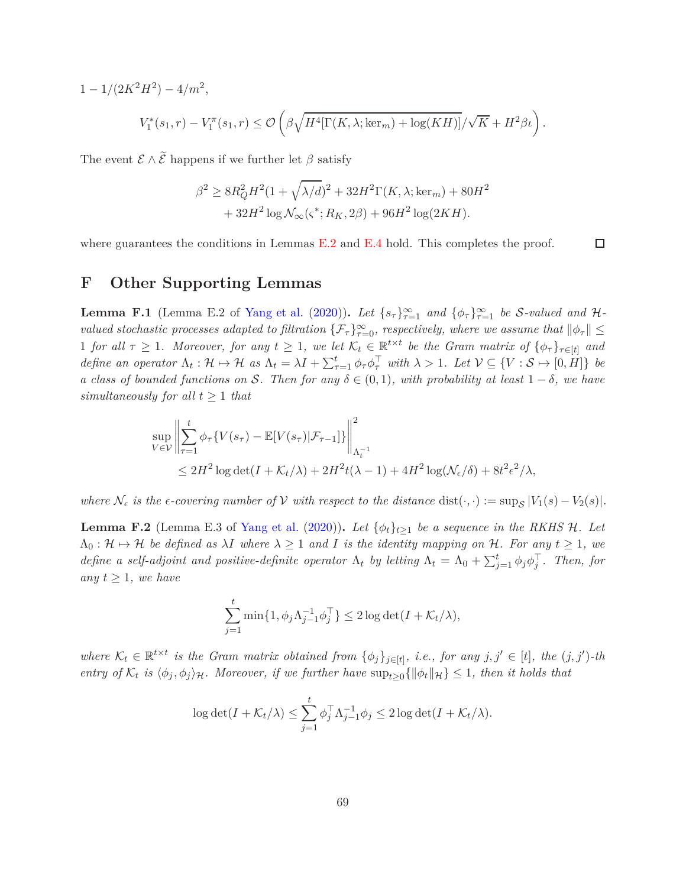$1 - 1/(2K^2H^2) - 4/m^2$,

$$V_1^*(s_1, r) - V_1^\pi(s_1, r) \leq \mathcal{O}\left(\beta\sqrt{H^4[\Gamma(K, \lambda; \ker_m) + \log(KH)]}/\sqrt{K} + H^2\beta\iota\right).$$

The event $\mathcal{E} \wedge \widetilde{\mathcal{E}}$ happens if we further let $\beta$ satisfy

$$\beta^2 \geq 8R_Q^2H^2(1 + \sqrt{\lambda/d})^2 + 32H^2\Gamma(K, \lambda; \ker_m) + 80H^2 \\ + 32H^2\log\mathcal{N}_\infty(\varsigma^*; R_K, 2\beta) + 96H^2\log(2KH).$$

where guarantees the conditions in Lemmas E.2 and E.4 hold. This completes the proof. $\square$

# F Other Supporting Lemmas

**Lemma F.1** (Lemma E.2 of Yang et al. (2020)). *Let $\{s_\tau\}_{\tau=1}^\infty$ and $\{\phi_\tau\}_{\tau=1}^\infty$ be $\mathcal{S}$-valued and $\mathcal{H}$-valued stochastic processes adapted to filtration $\{\mathcal{F}_\tau\}_{\tau=0}^\infty$, respectively, where we assume that $\|\phi_\tau\| \leq 1$ for all $\tau \geq 1$. Moreover, for any $t \geq 1$, we let $\mathcal{K}_t \in \mathbb{R}^{t\times t}$ be the Gram matrix of $\{\phi_\tau\}_{\tau\in[t]}$ and define an operator $\Lambda_t : \mathcal{H} \mapsto \mathcal{H}$ as $\Lambda_t = \lambda I + \sum_{\tau=1}^t \phi_\tau\phi_\tau^\top$ with $\lambda > 1$. Let $\mathcal{V} \subseteq \{V : \mathcal{S} \mapsto [0, H]\}$ be a class of bounded functions on $\mathcal{S}$. Then for any $\delta \in (0, 1)$, with probability at least $1 - \delta$, we have simultaneously for all $t \geq 1$ that*

$$\sup_{V\in\mathcal{V}}\left\|\sum_{\tau=1}^t \phi_\tau\{V(s_\tau) - \mathbb{E}[V(s_\tau)|\mathcal{F}_{\tau-1}]\}\right\|_{\Lambda_t^{-1}}^2 \\ \leq 2H^2\log\det(I + \mathcal{K}_t/\lambda) + 2H^2t(\lambda - 1) + 4H^2\log(\mathcal{N}_\epsilon/\delta) + 8t^2\epsilon^2/\lambda,$$

*where $\mathcal{N}_\epsilon$ is the $\epsilon$-covering number of $\mathcal{V}$ with respect to the distance $\mathrm{dist}(\cdot, \cdot) := \sup_{\mathcal{S}}|V_1(s) - V_2(s)|$.*

**Lemma F.2** (Lemma E.3 of Yang et al. (2020)). *Let $\{\phi_t\}_{t\geq 1}$ be a sequence in the RKHS $\mathcal{H}$. Let $\Lambda_0 : \mathcal{H} \mapsto \mathcal{H}$ be defined as $\lambda I$ where $\lambda \geq 1$ and $I$ is the identity mapping on $\mathcal{H}$. For any $t \geq 1$, we define a self-adjoint and positive-definite operator $\Lambda_t$ by letting $\Lambda_t = \Lambda_0 + \sum_{j=1}^t \phi_j\phi_j^\top$. Then, for any $t \geq 1$, we have*

$$\sum_{j=1}^t \min\{1, \phi_j\Lambda_{j-1}^{-1}\phi_j^\top\} \leq 2\log\det(I + \mathcal{K}_t/\lambda),$$

*where $\mathcal{K}_t \in \mathbb{R}^{t\times t}$ is the Gram matrix obtained from $\{\phi_j\}_{j\in[t]}$, i.e., for any $j, j' \in [t]$, the $(j, j')$-th entry of $\mathcal{K}_t$ is $\langle\phi_j, \phi_j\rangle_\mathcal{H}$. Moreover, if we further have $\sup_{t\geq 0}\{\|\phi_t\|_\mathcal{H}\} \leq 1$, then it holds that*

$$\log\det(I + \mathcal{K}_t/\lambda) \leq \sum_{j=1}^t \phi_j^\top\Lambda_{j-1}^{-1}\phi_j \leq 2\log\det(I + \mathcal{K}_t/\lambda).$$